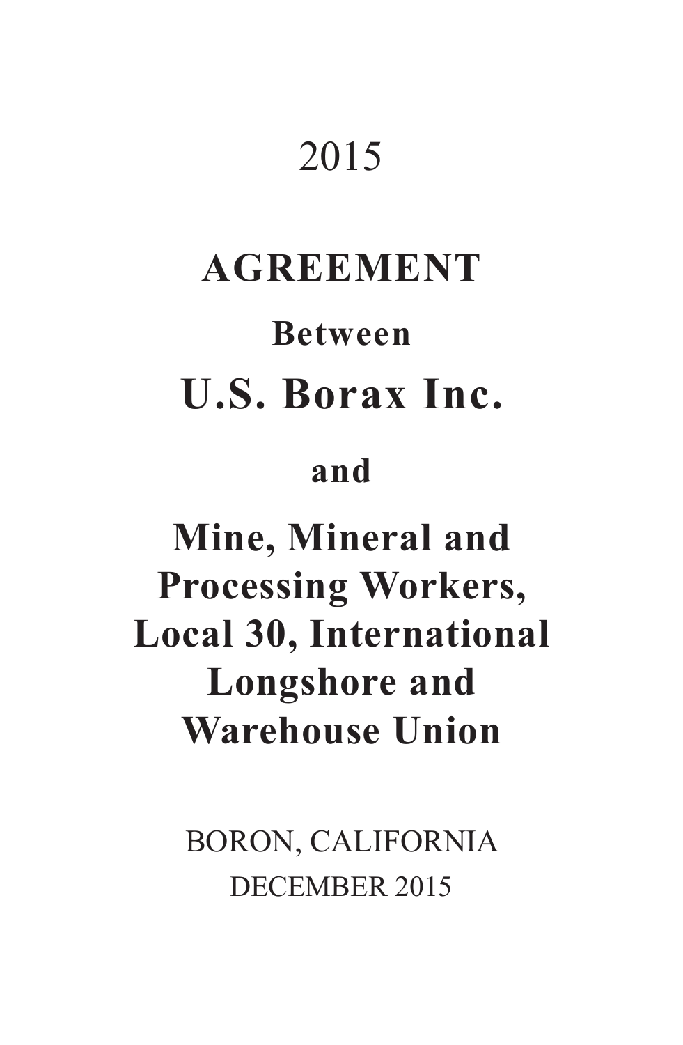2015

# AGREEMENT

**Between**

# U.S. Borax Inc.

**and**

# Mine, Mineral and Processing Workers, Local 30, International Longshore and Warehouse Union

BORON, CALIFORNIA
DECEMBER 2015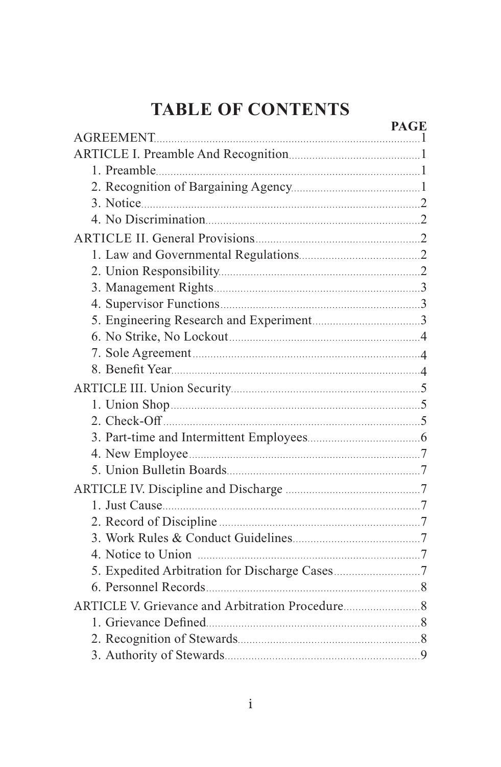# TABLE OF CONTENTS

| | PAGE |
|---|---|
| AGREEMENT | 1 |
| ARTICLE I. Preamble And Recognition | 1 |
| 1. Preamble | 1 |
| 2. Recognition of Bargaining Agency | 1 |
| 3. Notice | 2 |
| 4. No Discrimination | 2 |
| ARTICLE II. General Provisions | 2 |
| 1. Law and Governmental Regulations | 2 |
| 2. Union Responsibility | 2 |
| 3. Management Rights | 3 |
| 4. Supervisor Functions | 3 |
| 5. Engineering Research and Experiment | 3 |
| 6. No Strike, No Lockout | 4 |
| 7. Sole Agreement | 4 |
| 8. Benefit Year | 4 |
| ARTICLE III. Union Security | 5 |
| 1. Union Shop | 5 |
| 2. Check-Off | 5 |
| 3. Part-time and Intermittent Employees | 6 |
| 4. New Employee | 7 |
| 5. Union Bulletin Boards | 7 |
| ARTICLE IV. Discipline and Discharge | 7 |
| 1. Just Cause | 7 |
| 2. Record of Discipline | 7 |
| 3. Work Rules & Conduct Guidelines | 7 |
| 4. Notice to Union | 7 |
| 5. Expedited Arbitration for Discharge Cases | 7 |
| 6. Personnel Records | 8 |
| ARTICLE V. Grievance and Arbitration Procedure | 8 |
| 1. Grievance Defined | 8 |
| 2. Recognition of Stewards | 8 |
| 3. Authority of Stewards | 9 |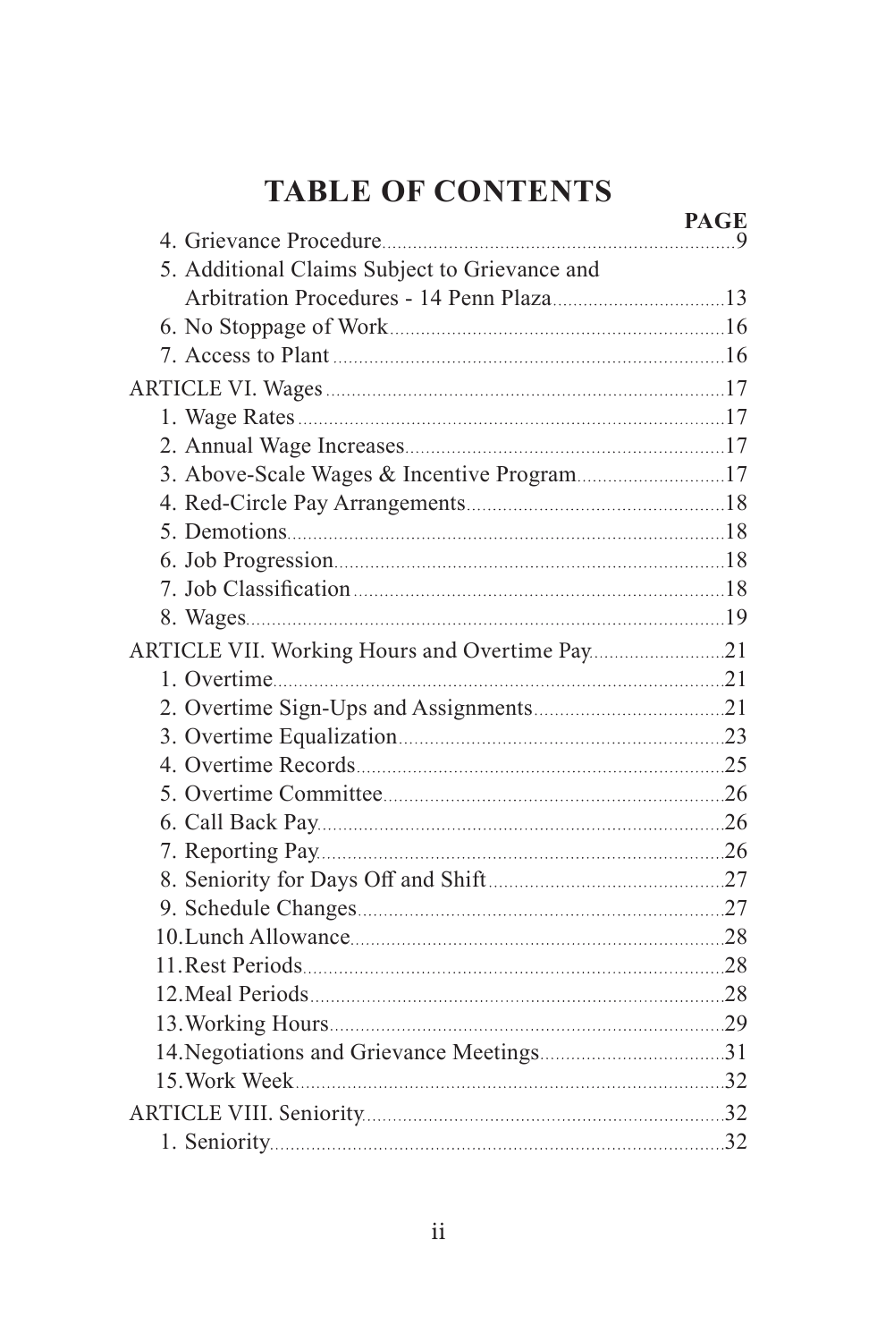# TABLE OF CONTENTS

| | PAGE |
|---|---|
| 4. Grievance Procedure | 9 |
| 5. Additional Claims Subject to Grievance and Arbitration Procedures - 14 Penn Plaza | 13 |
| 6. No Stoppage of Work | 16 |
| 7. Access to Plant | 16 |
| ARTICLE VI. Wages | 17 |
| 1. Wage Rates | 17 |
| 2. Annual Wage Increases | 17 |
| 3. Above-Scale Wages & Incentive Program | 17 |
| 4. Red-Circle Pay Arrangements | 18 |
| 5. Demotions | 18 |
| 6. Job Progression | 18 |
| 7. Job Classification | 18 |
| 8. Wages | 19 |
| ARTICLE VII. Working Hours and Overtime Pay | 21 |
| 1. Overtime | 21 |
| 2. Overtime Sign-Ups and Assignments | 21 |
| 3. Overtime Equalization | 23 |
| 4. Overtime Records | 25 |
| 5. Overtime Committee | 26 |
| 6. Call Back Pay | 26 |
| 7. Reporting Pay | 26 |
| 8. Seniority for Days Off and Shift | 27 |
| 9. Schedule Changes | 27 |
| 10. Lunch Allowance | 28 |
| 11. Rest Periods | 28 |
| 12. Meal Periods | 28 |
| 13. Working Hours | 29 |
| 14. Negotiations and Grievance Meetings | 31 |
| 15. Work Week | 32 |
| ARTICLE VIII. Seniority | 32 |
| 1. Seniority | 32 |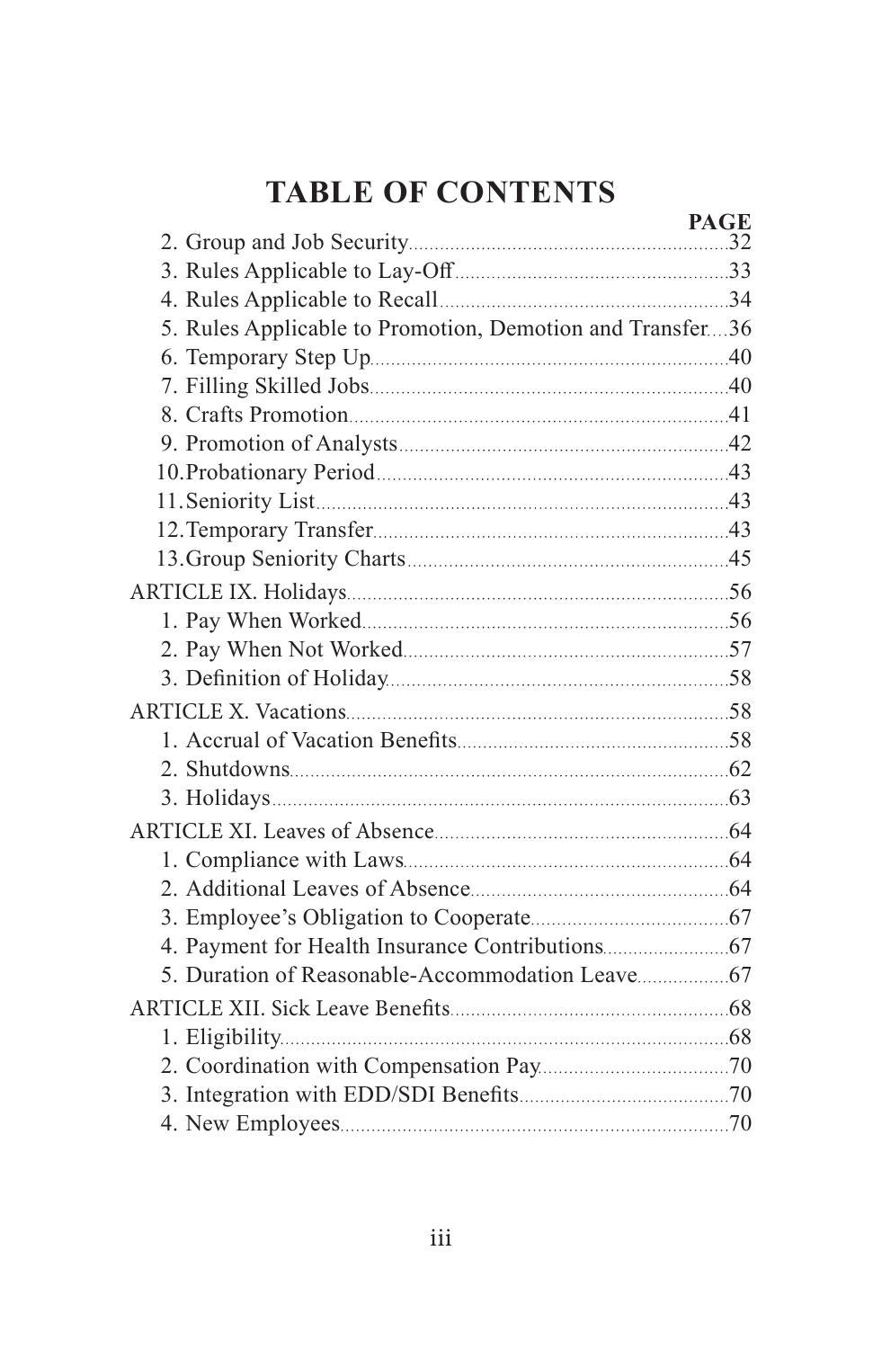# TABLE OF CONTENTS

| | PAGE |
|---|---|
| 2. Group and Job Security | 32 |
| 3. Rules Applicable to Lay-Off | 33 |
| 4. Rules Applicable to Recall | 34 |
| 5. Rules Applicable to Promotion, Demotion and Transfer | 36 |
| 6. Temporary Step Up | 40 |
| 7. Filling Skilled Jobs | 40 |
| 8. Crafts Promotion | 41 |
| 9. Promotion of Analysts | 42 |
| 10. Probationary Period | 43 |
| 11. Seniority List | 43 |
| 12. Temporary Transfer | 43 |
| 13. Group Seniority Charts | 45 |
| ARTICLE IX. Holidays | 56 |
| 1. Pay When Worked | 56 |
| 2. Pay When Not Worked | 57 |
| 3. Definition of Holiday | 58 |
| ARTICLE X. Vacations | 58 |
| 1. Accrual of Vacation Benefits | 58 |
| 2. Shutdowns | 62 |
| 3. Holidays | 63 |
| ARTICLE XI. Leaves of Absence | 64 |
| 1. Compliance with Laws | 64 |
| 2. Additional Leaves of Absence | 64 |
| 3. Employee's Obligation to Cooperate | 67 |
| 4. Payment for Health Insurance Contributions | 67 |
| 5. Duration of Reasonable-Accommodation Leave | 67 |
| ARTICLE XII. Sick Leave Benefits | 68 |
| 1. Eligibility | 68 |
| 2. Coordination with Compensation Pay | 70 |
| 3. Integration with EDD/SDI Benefits | 70 |
| 4. New Employees | 70 |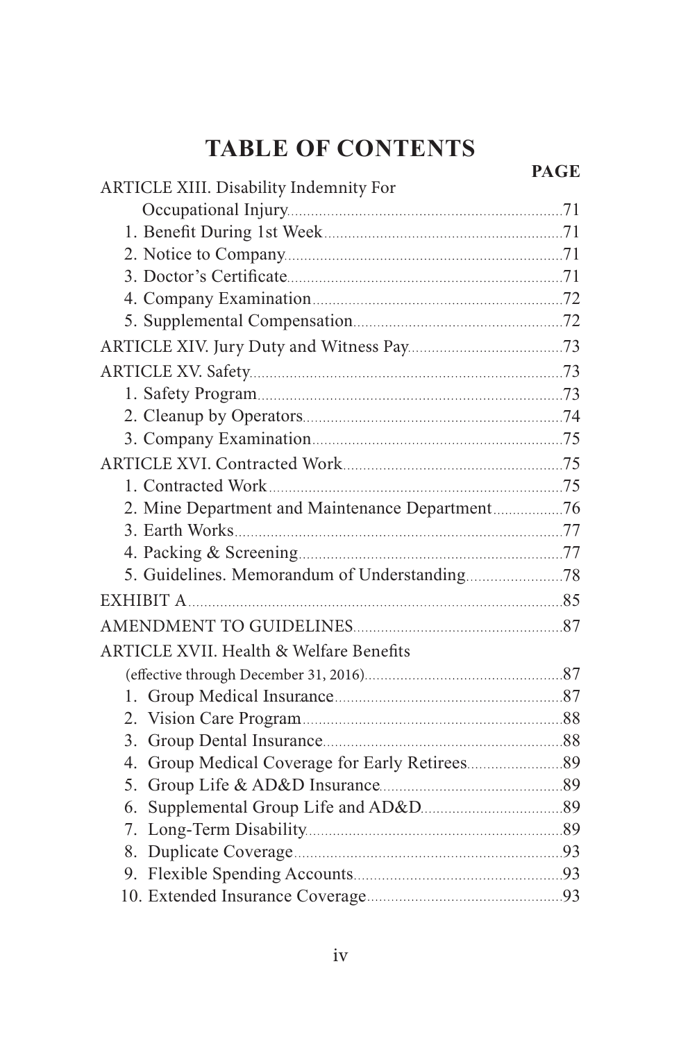# TABLE OF CONTENTS

| | PAGE |
|---|---|
| ARTICLE XIII. Disability Indemnity For Occupational Injury | 71 |
| 1. Benefit During 1st Week | 71 |
| 2. Notice to Company | 71 |
| 3. Doctor's Certificate | 71 |
| 4. Company Examination | 72 |
| 5. Supplemental Compensation | 72 |
| ARTICLE XIV. Jury Duty and Witness Pay | 73 |
| ARTICLE XV. Safety | 73 |
| 1. Safety Program | 73 |
| 2. Cleanup by Operators | 74 |
| 3. Company Examination | 75 |
| ARTICLE XVI. Contracted Work | 75 |
| 1. Contracted Work | 75 |
| 2. Mine Department and Maintenance Department | 76 |
| 3. Earth Works | 77 |
| 4. Packing & Screening | 77 |
| 5. Guidelines. Memorandum of Understanding | 78 |
| EXHIBIT A | 85 |
| AMENDMENT TO GUIDELINES | 87 |
| ARTICLE XVII. Health & Welfare Benefits (effective through December 31, 2016) | 87 |
| 1. Group Medical Insurance | 87 |
| 2. Vision Care Program | 88 |
| 3. Group Dental Insurance | 88 |
| 4. Group Medical Coverage for Early Retirees | 89 |
| 5. Group Life & AD&D Insurance | 89 |
| 6. Supplemental Group Life and AD&D | 89 |
| 7. Long-Term Disability | 89 |
| 8. Duplicate Coverage | 93 |
| 9. Flexible Spending Accounts | 93 |
| 10. Extended Insurance Coverage | 93 |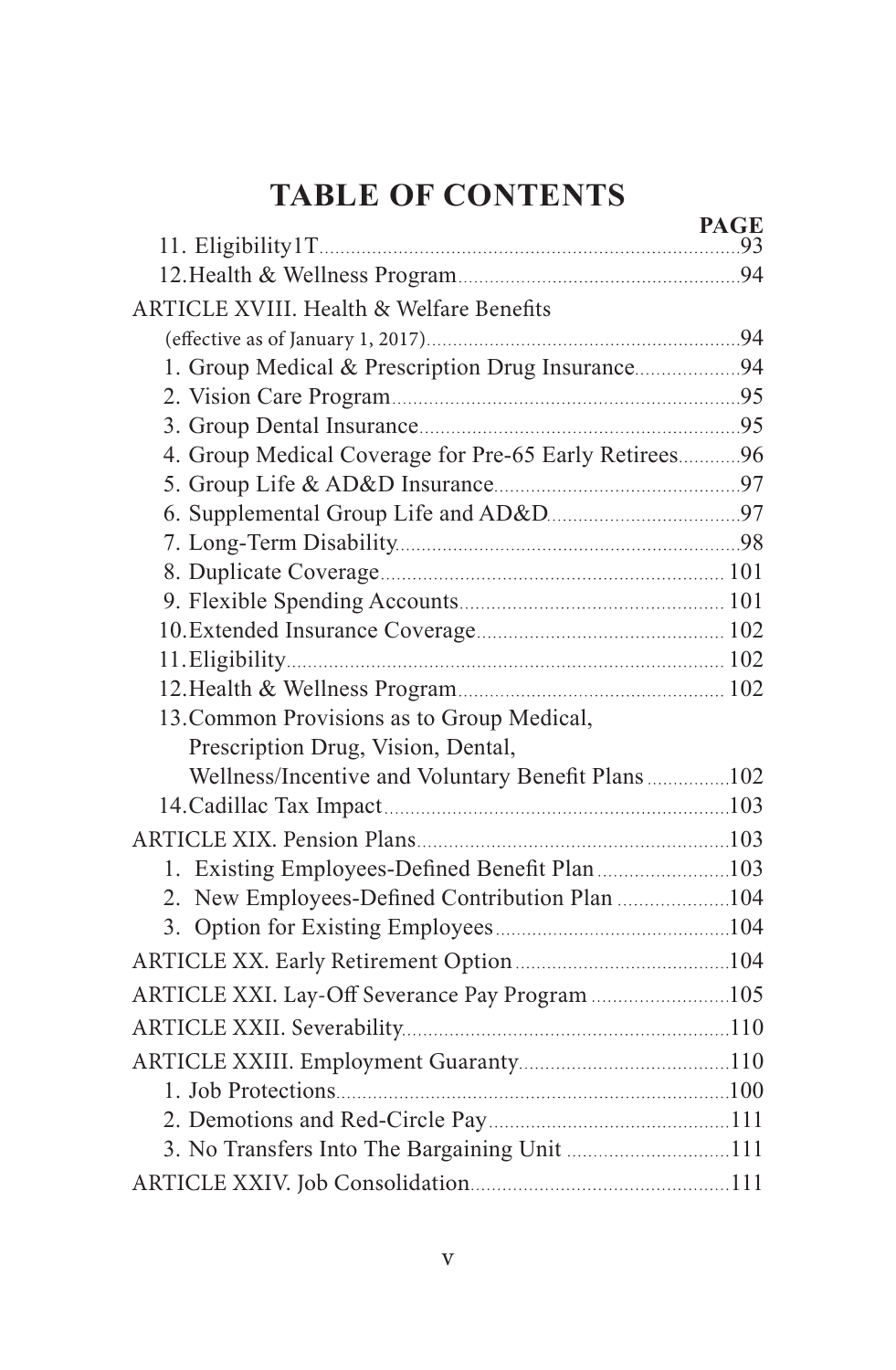# TABLE OF CONTENTS

| | PAGE |
|---|---|
| 11. Eligibility1T | 93 |
| 12. Health & Wellness Program | 94 |
| ARTICLE XVIII. Health & Welfare Benefits (effective as of January 1, 2017) | 94 |
| 1. Group Medical & Prescription Drug Insurance | 94 |
| 2. Vision Care Program | 95 |
| 3. Group Dental Insurance | 95 |
| 4. Group Medical Coverage for Pre-65 Early Retirees | 96 |
| 5. Group Life & AD&D Insurance | 97 |
| 6. Supplemental Group Life and AD&D | 97 |
| 7. Long-Term Disability | 98 |
| 8. Duplicate Coverage | 101 |
| 9. Flexible Spending Accounts | 101 |
| 10. Extended Insurance Coverage | 102 |
| 11. Eligibility | 102 |
| 12. Health & Wellness Program | 102 |
| 13. Common Provisions as to Group Medical, Prescription Drug, Vision, Dental, Wellness/Incentive and Voluntary Benefit Plans | 102 |
| 14. Cadillac Tax Impact | 103 |
| ARTICLE XIX. Pension Plans | 103 |
| 1. Existing Employees-Defined Benefit Plan | 103 |
| 2. New Employees-Defined Contribution Plan | 104 |
| 3. Option for Existing Employees | 104 |
| ARTICLE XX. Early Retirement Option | 104 |
| ARTICLE XXI. Lay-Off Severance Pay Program | 105 |
| ARTICLE XXII. Severability | 110 |
| ARTICLE XXIII. Employment Guaranty | 110 |
| 1. Job Protections | 100 |
| 2. Demotions and Red-Circle Pay | 111 |
| 3. No Transfers Into The Bargaining Unit | 111 |
| ARTICLE XXIV. Job Consolidation | 111 |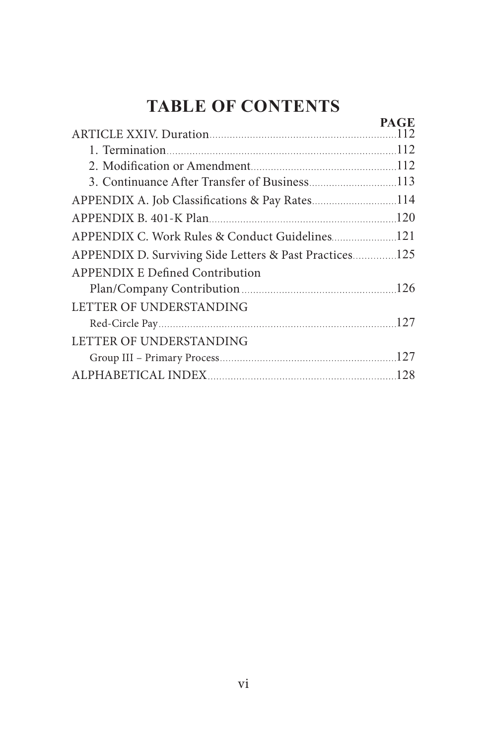# TABLE OF CONTENTS

| | PAGE |
|---|---|
| ARTICLE XXIV. Duration | 112 |
| 1. Termination | 112 |
| 2. Modification or Amendment | 112 |
| 3. Continuance After Transfer of Business | 113 |
| APPENDIX A. Job Classifications & Pay Rates | 114 |
| APPENDIX B. 401-K Plan | 120 |
| APPENDIX C. Work Rules & Conduct Guidelines | 121 |
| APPENDIX D. Surviving Side Letters & Past Practices | 125 |
| APPENDIX E Defined Contribution Plan/Company Contribution | 126 |
| LETTER OF UNDERSTANDING Red-Circle Pay | 127 |
| LETTER OF UNDERSTANDING Group III – Primary Process | 127 |
| ALPHABETICAL INDEX | 128 |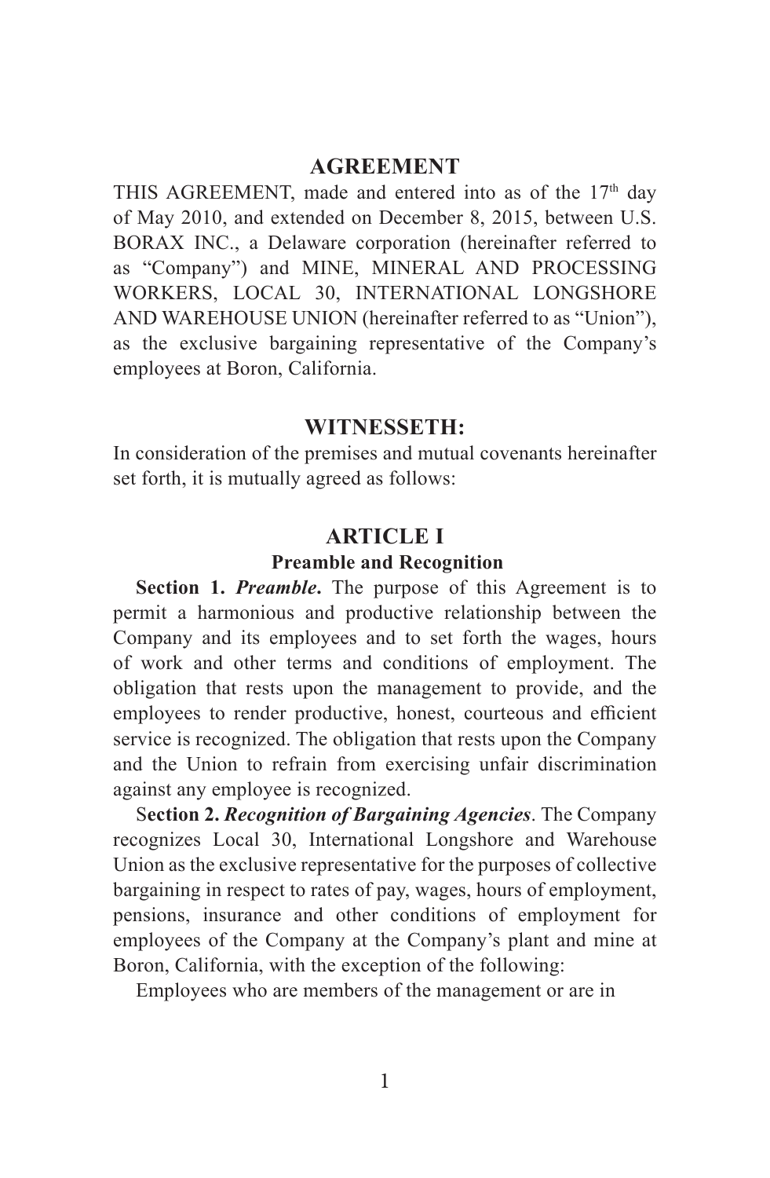# AGREEMENT

THIS AGREEMENT, made and entered into as of the 17th day of May 2010, and extended on December 8, 2015, between U.S. BORAX INC., a Delaware corporation (hereinafter referred to as "Company") and MINE, MINERAL AND PROCESSING WORKERS, LOCAL 30, INTERNATIONAL LONGSHORE AND WAREHOUSE UNION (hereinafter referred to as "Union"), as the exclusive bargaining representative of the Company's employees at Boron, California.

# WITNESSETH:

In consideration of the premises and mutual covenants hereinafter set forth, it is mutually agreed as follows:

## ARTICLE I

### Preamble and Recognition

**Section 1.** ***Preamble.*** The purpose of this Agreement is to permit a harmonious and productive relationship between the Company and its employees and to set forth the wages, hours of work and other terms and conditions of employment. The obligation that rests upon the management to provide, and the employees to render productive, honest, courteous and efficient service is recognized. The obligation that rests upon the Company and the Union to refrain from exercising unfair discrimination against any employee is recognized.

**Section 2.** ***Recognition of Bargaining Agencies***. The Company recognizes Local 30, International Longshore and Warehouse Union as the exclusive representative for the purposes of collective bargaining in respect to rates of pay, wages, hours of employment, pensions, insurance and other conditions of employment for employees of the Company at the Company's plant and mine at Boron, California, with the exception of the following:

Employees who are members of the management or are in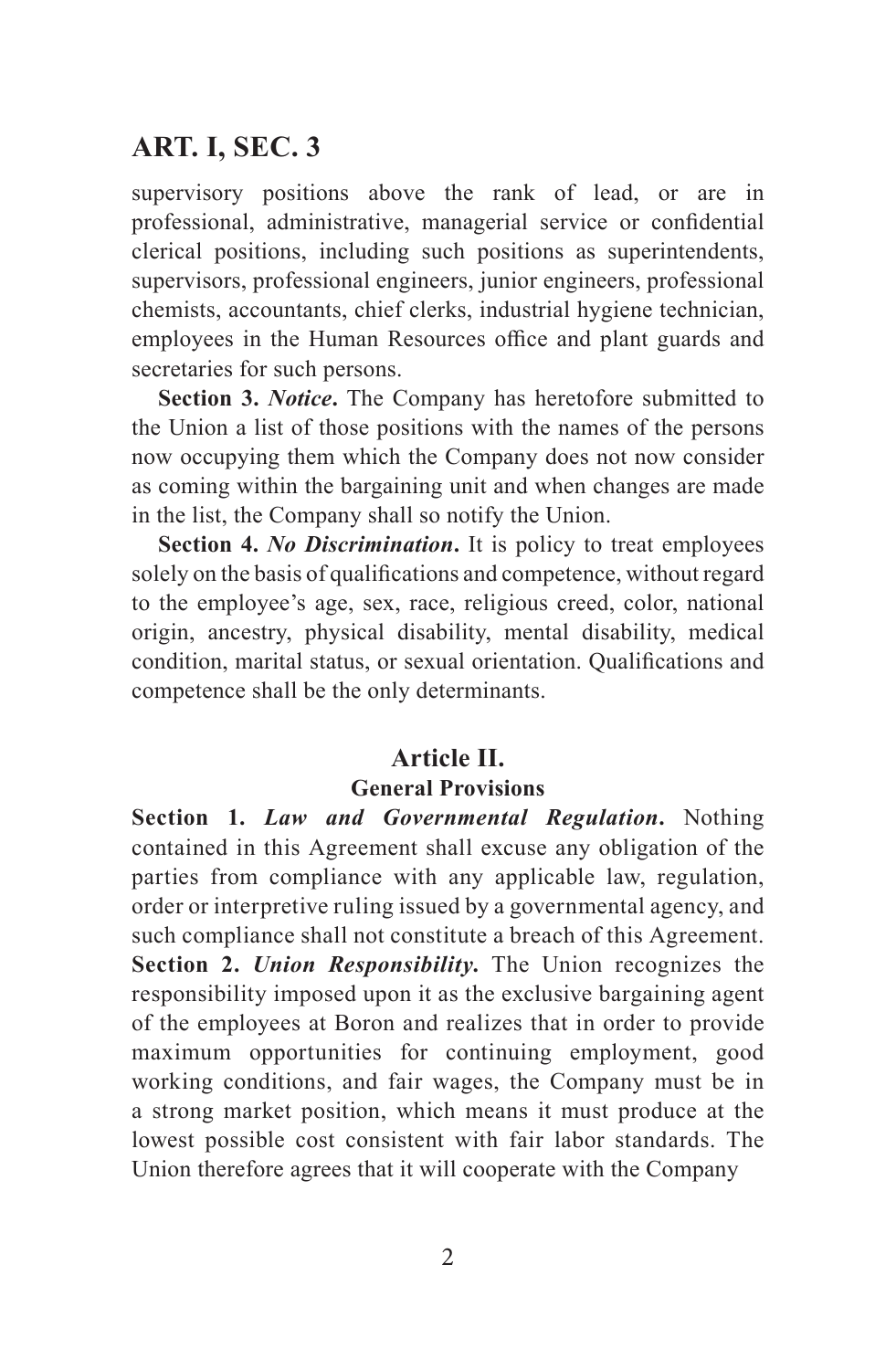supervisory positions above the rank of lead, or are in professional, administrative, managerial service or confidential clerical positions, including such positions as superintendents, supervisors, professional engineers, junior engineers, professional chemists, accountants, chief clerks, industrial hygiene technician, employees in the Human Resources office and plant guards and secretaries for such persons.

**Section 3.** ***Notice*****.** The Company has heretofore submitted to the Union a list of those positions with the names of the persons now occupying them which the Company does not now consider as coming within the bargaining unit and when changes are made in the list, the Company shall so notify the Union.

**Section 4.** ***No Discrimination*****.** It is policy to treat employees solely on the basis of qualifications and competence, without regard to the employee's age, sex, race, religious creed, color, national origin, ancestry, physical disability, mental disability, medical condition, marital status, or sexual orientation. Qualifications and competence shall be the only determinants.

## Article II.
### General Provisions

**Section 1.** ***Law and Governmental Regulation*****.** Nothing contained in this Agreement shall excuse any obligation of the parties from compliance with any applicable law, regulation, order or interpretive ruling issued by a governmental agency, and such compliance shall not constitute a breach of this Agreement.

**Section 2.** ***Union Responsibility.*** The Union recognizes the responsibility imposed upon it as the exclusive bargaining agent of the employees at Boron and realizes that in order to provide maximum opportunities for continuing employment, good working conditions, and fair wages, the Company must be in a strong market position, which means it must produce at the lowest possible cost consistent with fair labor standards. The Union therefore agrees that it will cooperate with the Company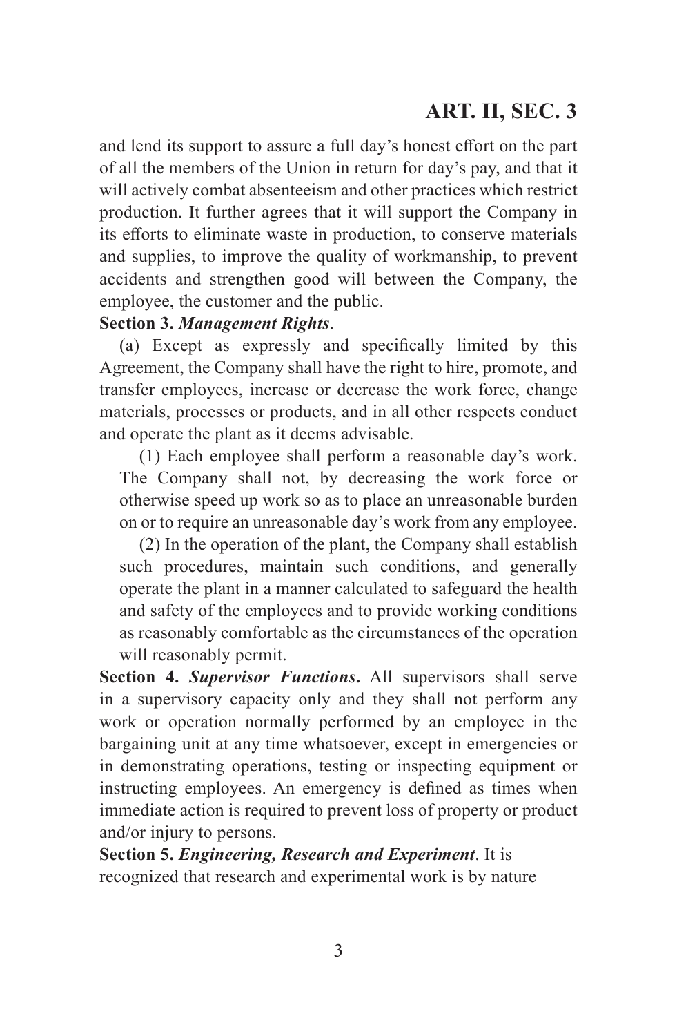and lend its support to assure a full day's honest effort on the part of all the members of the Union in return for day's pay, and that it will actively combat absenteeism and other practices which restrict production. It further agrees that it will support the Company in its efforts to eliminate waste in production, to conserve materials and supplies, to improve the quality of workmanship, to prevent accidents and strengthen good will between the Company, the employee, the customer and the public.

**Section 3.** ***Management Rights***.

(a) Except as expressly and specifically limited by this Agreement, the Company shall have the right to hire, promote, and transfer employees, increase or decrease the work force, change materials, processes or products, and in all other respects conduct and operate the plant as it deems advisable.

(1) Each employee shall perform a reasonable day's work. The Company shall not, by decreasing the work force or otherwise speed up work so as to place an unreasonable burden on or to require an unreasonable day's work from any employee.

(2) In the operation of the plant, the Company shall establish such procedures, maintain such conditions, and generally operate the plant in a manner calculated to safeguard the health and safety of the employees and to provide working conditions as reasonably comfortable as the circumstances of the operation will reasonably permit.

**Section 4.** ***Supervisor Functions***. All supervisors shall serve in a supervisory capacity only and they shall not perform any work or operation normally performed by an employee in the bargaining unit at any time whatsoever, except in emergencies or in demonstrating operations, testing or inspecting equipment or instructing employees. An emergency is defined as times when immediate action is required to prevent loss of property or product and/or injury to persons.

**Section 5.** ***Engineering, Research and Experiment***. It is recognized that research and experimental work is by nature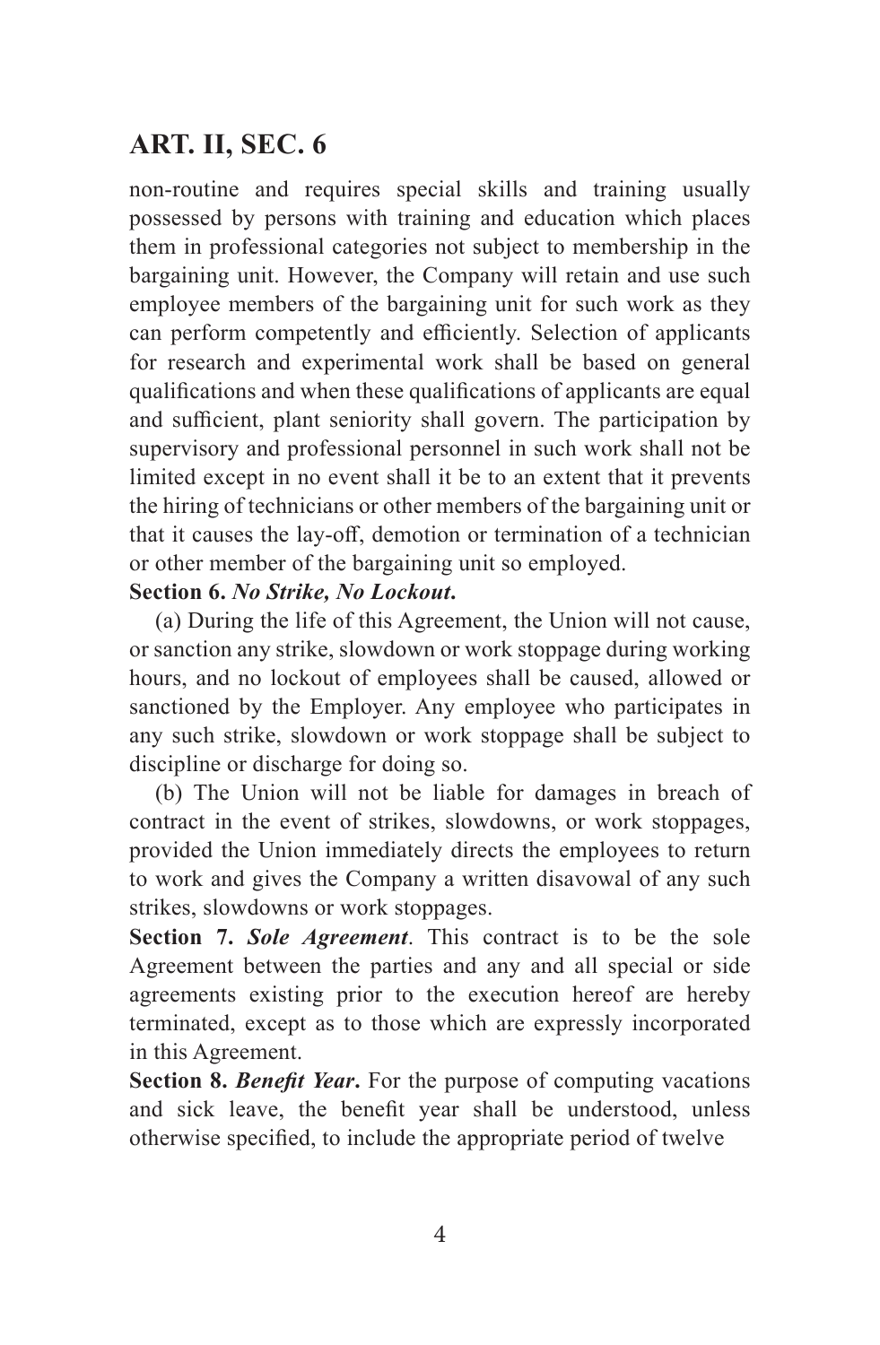non-routine and requires special skills and training usually possessed by persons with training and education which places them in professional categories not subject to membership in the bargaining unit. However, the Company will retain and use such employee members of the bargaining unit for such work as they can perform competently and efficiently. Selection of applicants for research and experimental work shall be based on general qualifications and when these qualifications of applicants are equal and sufficient, plant seniority shall govern. The participation by supervisory and professional personnel in such work shall not be limited except in no event shall it be to an extent that it prevents the hiring of technicians or other members of the bargaining unit or that it causes the lay-off, demotion or termination of a technician or other member of the bargaining unit so employed.

**Section 6.** ***No Strike, No Lockout*****.**

(a) During the life of this Agreement, the Union will not cause, or sanction any strike, slowdown or work stoppage during working hours, and no lockout of employees shall be caused, allowed or sanctioned by the Employer. Any employee who participates in any such strike, slowdown or work stoppage shall be subject to discipline or discharge for doing so.

(b) The Union will not be liable for damages in breach of contract in the event of strikes, slowdowns, or work stoppages, provided the Union immediately directs the employees to return to work and gives the Company a written disavowal of any such strikes, slowdowns or work stoppages.

**Section 7.** ***Sole Agreement***. This contract is to be the sole Agreement between the parties and any and all special or side agreements existing prior to the execution hereof are hereby terminated, except as to those which are expressly incorporated in this Agreement.

**Section 8.** ***Benefit Year*****.** For the purpose of computing vacations and sick leave, the benefit year shall be understood, unless otherwise specified, to include the appropriate period of twelve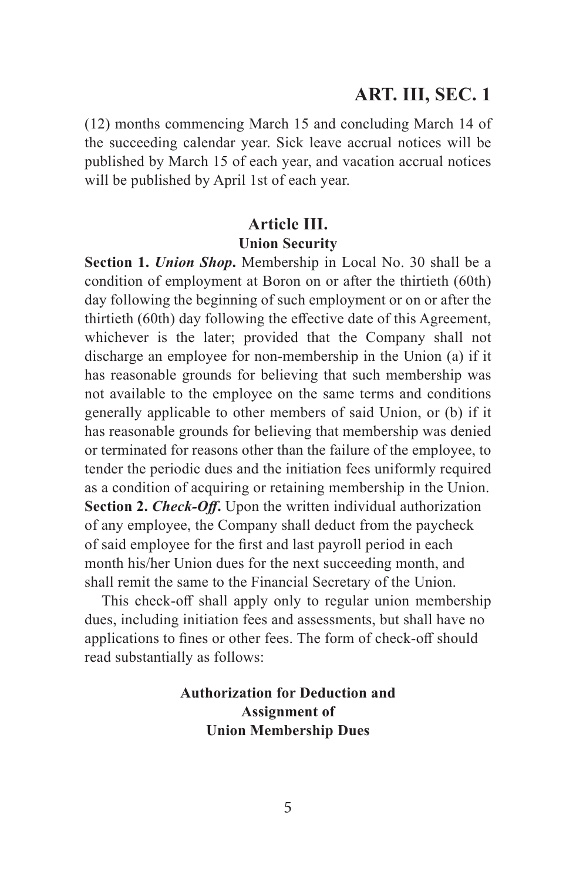(12) months commencing March 15 and concluding March 14 of the succeeding calendar year. Sick leave accrual notices will be published by March 15 of each year, and vacation accrual notices will be published by April 1st of each year.

## Article III.
### Union Security

**Section 1.** ***Union Shop.*** Membership in Local No. 30 shall be a condition of employment at Boron on or after the thirtieth (60th) day following the beginning of such employment or on or after the thirtieth (60th) day following the effective date of this Agreement, whichever is the later; provided that the Company shall not discharge an employee for non-membership in the Union (a) if it has reasonable grounds for believing that such membership was not available to the employee on the same terms and conditions generally applicable to other members of said Union, or (b) if it has reasonable grounds for believing that membership was denied or terminated for reasons other than the failure of the employee, to tender the periodic dues and the initiation fees uniformly required as a condition of acquiring or retaining membership in the Union.

**Section 2.** ***Check-Off.*** Upon the written individual authorization of any employee, the Company shall deduct from the paycheck of said employee for the first and last payroll period in each month his/her Union dues for the next succeeding month, and shall remit the same to the Financial Secretary of the Union.

This check-off shall apply only to regular union membership dues, including initiation fees and assessments, but shall have no applications to fines or other fees. The form of check-off should read substantially as follows:

**Authorization for Deduction and Assignment of Union Membership Dues**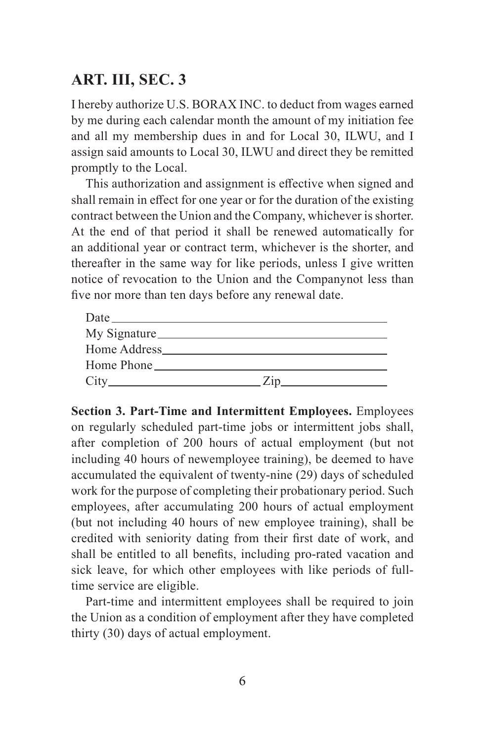## ART. III, SEC. 3

I hereby authorize U.S. BORAX INC. to deduct from wages earned by me during each calendar month the amount of my initiation fee and all my membership dues in and for Local 30, ILWU, and I assign said amounts to Local 30, ILWU and direct they be remitted promptly to the Local.

This authorization and assignment is effective when signed and shall remain in effect for one year or for the duration of the existing contract between the Union and the Company, whichever is shorter. At the end of that period it shall be renewed automatically for an additional year or contract term, whichever is the shorter, and thereafter in the same way for like periods, unless I give written notice of revocation to the Union and the Companynot less than five nor more than ten days before any renewal date.

Date \_\_\_\_\_\_\_\_\_\_\_\_\_\_\_\_\_\_\_\_\_\_\_\_\_\_\_\_\_\_\_\_\_\_\_\_\_\_\_\_

My Signature \_\_\_\_\_\_\_\_\_\_\_\_\_\_\_\_\_\_\_\_\_\_\_\_\_\_\_\_\_\_\_\_\_\_

Home Address \_\_\_\_\_\_\_\_\_\_\_\_\_\_\_\_\_\_\_\_\_\_\_\_\_\_\_\_\_\_\_\_\_

Home Phone \_\_\_\_\_\_\_\_\_\_\_\_\_\_\_\_\_\_\_\_\_\_\_\_\_\_\_\_\_\_\_\_\_\_

City \_\_\_\_\_\_\_\_\_\_\_\_\_\_\_\_\_\_\_\_\_\_ Zip \_\_\_\_\_\_\_\_\_\_\_\_\_\_\_

**Section 3. Part-Time and Intermittent Employees.** Employees on regularly scheduled part-time jobs or intermittent jobs shall, after completion of 200 hours of actual employment (but not including 40 hours of newemployee training), be deemed to have accumulated the equivalent of twenty-nine (29) days of scheduled work for the purpose of completing their probationary period. Such employees, after accumulating 200 hours of actual employment (but not including 40 hours of new employee training), shall be credited with seniority dating from their first date of work, and shall be entitled to all benefits, including pro-rated vacation and sick leave, for which other employees with like periods of full-time service are eligible.

Part-time and intermittent employees shall be required to join the Union as a condition of employment after they have completed thirty (30) days of actual employment.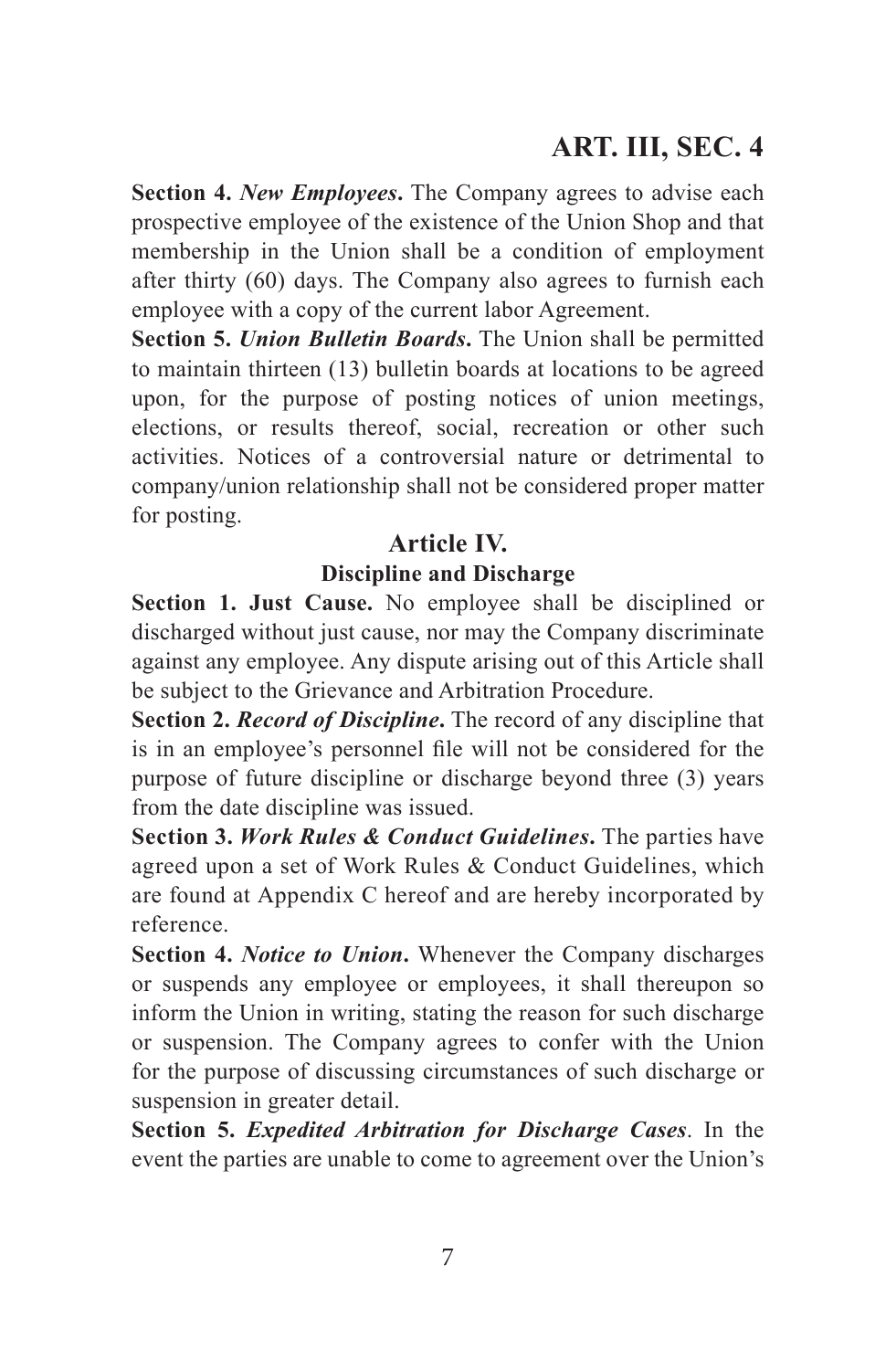**Section 4.** ***New Employees*****.** The Company agrees to advise each prospective employee of the existence of the Union Shop and that membership in the Union shall be a condition of employment after thirty (60) days. The Company also agrees to furnish each employee with a copy of the current labor Agreement.

**Section 5.** ***Union Bulletin Boards*****.** The Union shall be permitted to maintain thirteen (13) bulletin boards at locations to be agreed upon, for the purpose of posting notices of union meetings, elections, or results thereof, social, recreation or other such activities. Notices of a controversial nature or detrimental to company/union relationship shall not be considered proper matter for posting.

## Article IV.

### Discipline and Discharge

**Section 1. Just Cause.** No employee shall be disciplined or discharged without just cause, nor may the Company discriminate against any employee. Any dispute arising out of this Article shall be subject to the Grievance and Arbitration Procedure.

**Section 2.** ***Record of Discipline*****.** The record of any discipline that is in an employee's personnel file will not be considered for the purpose of future discipline or discharge beyond three (3) years from the date discipline was issued.

**Section 3.** ***Work Rules & Conduct Guidelines*****.** The parties have agreed upon a set of Work Rules & Conduct Guidelines, which are found at Appendix C hereof and are hereby incorporated by reference.

**Section 4.** ***Notice to Union*****.** Whenever the Company discharges or suspends any employee or employees, it shall thereupon so inform the Union in writing, stating the reason for such discharge or suspension. The Company agrees to confer with the Union for the purpose of discussing circumstances of such discharge or suspension in greater detail.

**Section 5.** ***Expedited Arbitration for Discharge Cases***. In the event the parties are unable to come to agreement over the Union's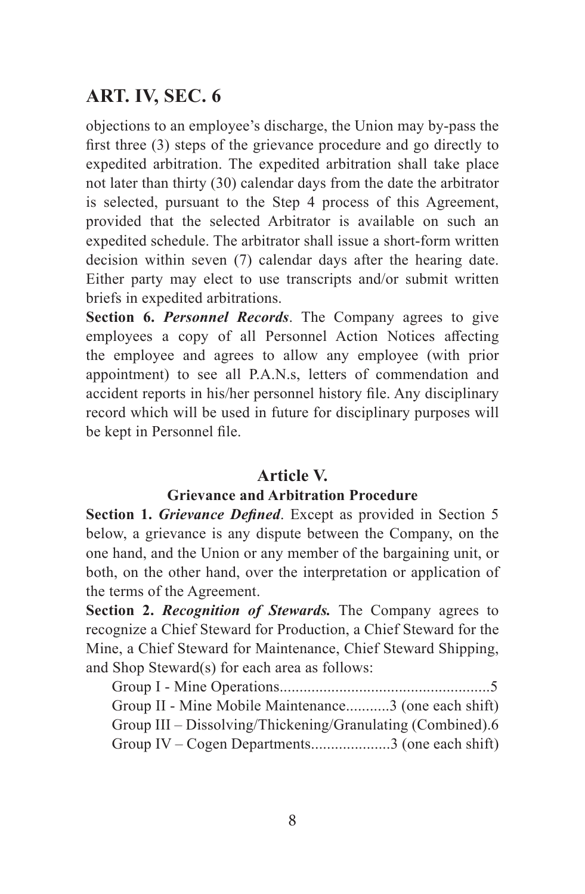objections to an employee's discharge, the Union may by-pass the first three (3) steps of the grievance procedure and go directly to expedited arbitration. The expedited arbitration shall take place not later than thirty (30) calendar days from the date the arbitrator is selected, pursuant to the Step 4 process of this Agreement, provided that the selected Arbitrator is available on such an expedited schedule. The arbitrator shall issue a short-form written decision within seven (7) calendar days after the hearing date. Either party may elect to use transcripts and/or submit written briefs in expedited arbitrations.

**Section 6.** ***Personnel Records***. The Company agrees to give employees a copy of all Personnel Action Notices affecting the employee and agrees to allow any employee (with prior appointment) to see all P.A.N.s, letters of commendation and accident reports in his/her personnel history file. Any disciplinary record which will be used in future for disciplinary purposes will be kept in Personnel file.

## Article V.

### Grievance and Arbitration Procedure

**Section 1.** ***Grievance Defined***. Except as provided in Section 5 below, a grievance is any dispute between the Company, on the one hand, and the Union or any member of the bargaining unit, or both, on the other hand, over the interpretation or application of the terms of the Agreement.

**Section 2.** ***Recognition of Stewards.*** The Company agrees to recognize a Chief Steward for Production, a Chief Steward for the Mine, a Chief Steward for Maintenance, Chief Steward Shipping, and Shop Steward(s) for each area as follows:

Group I - Mine Operations....................................................5
Group II - Mine Mobile Maintenance...........3 (one each shift)
Group III – Dissolving/Thickening/Granulating (Combined).6
Group IV – Cogen Departments....................3 (one each shift)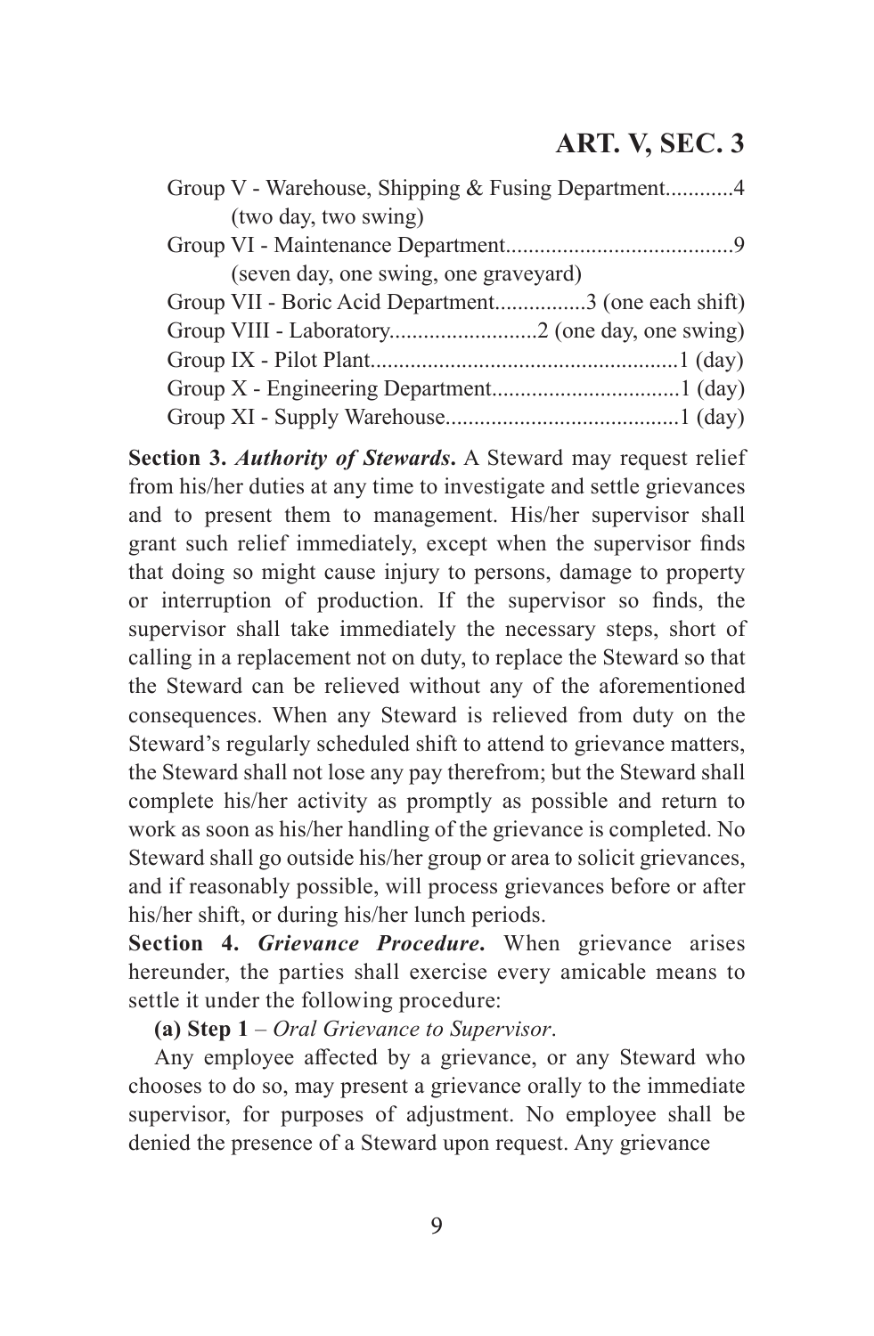Group V - Warehouse, Shipping & Fusing Department............4
(two day, two swing)
Group VI - Maintenance Department........................................9
(seven day, one swing, one graveyard)
Group VII - Boric Acid Department................3 (one each shift)
Group VIII - Laboratory..........................2 (one day, one swing)
Group IX - Pilot Plant......................................................1 (day)
Group X - Engineering Department.................................1 (day)
Group XI - Supply Warehouse.........................................1 (day)

**Section 3.** ***Authority of Stewards*****.** A Steward may request relief from his/her duties at any time to investigate and settle grievances and to present them to management. His/her supervisor shall grant such relief immediately, except when the supervisor finds that doing so might cause injury to persons, damage to property or interruption of production. If the supervisor so finds, the supervisor shall take immediately the necessary steps, short of calling in a replacement not on duty, to replace the Steward so that the Steward can be relieved without any of the aforementioned consequences. When any Steward is relieved from duty on the Steward's regularly scheduled shift to attend to grievance matters, the Steward shall not lose any pay therefrom; but the Steward shall complete his/her activity as promptly as possible and return to work as soon as his/her handling of the grievance is completed. No Steward shall go outside his/her group or area to solicit grievances, and if reasonably possible, will process grievances before or after his/her shift, or during his/her lunch periods.

**Section 4.** ***Grievance Procedure*****.** When grievance arises hereunder, the parties shall exercise every amicable means to settle it under the following procedure:

**(a) Step 1** – *Oral Grievance to Supervisor*.

Any employee affected by a grievance, or any Steward who chooses to do so, may present a grievance orally to the immediate supervisor, for purposes of adjustment. No employee shall be denied the presence of a Steward upon request. Any grievance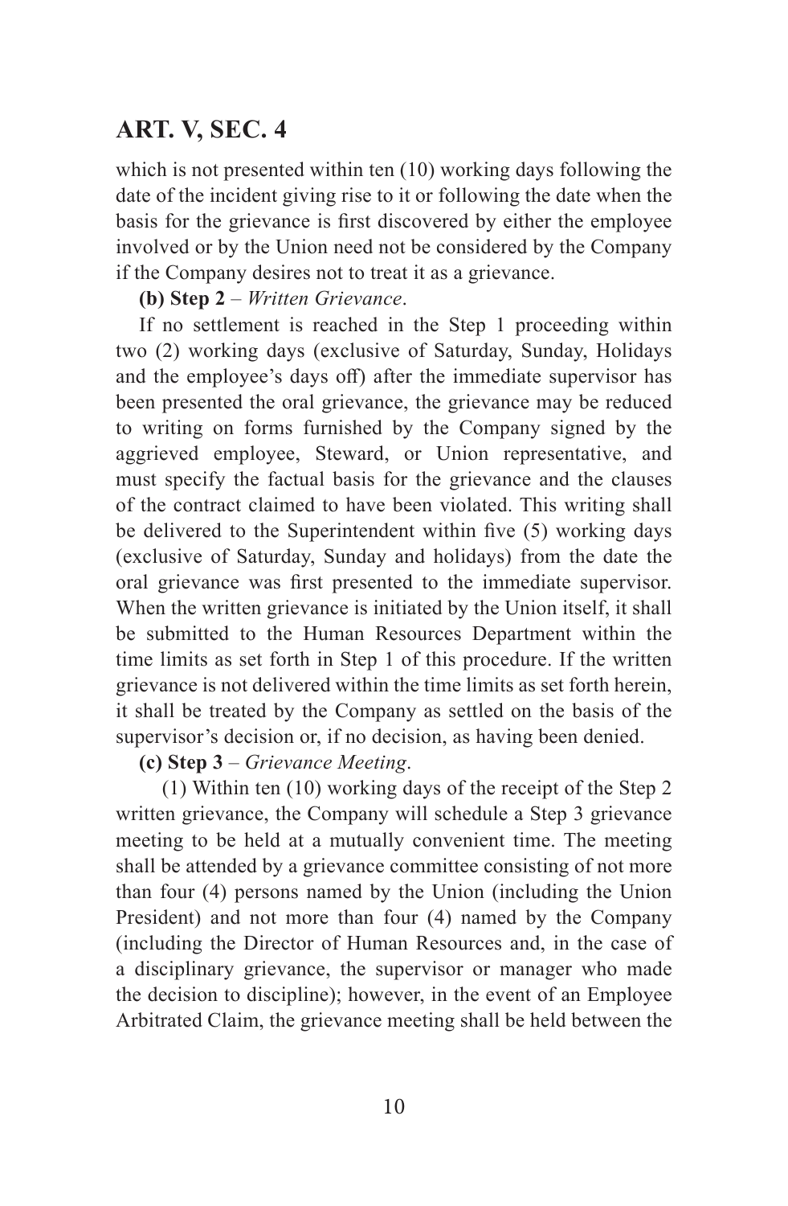which is not presented within ten (10) working days following the date of the incident giving rise to it or following the date when the basis for the grievance is first discovered by either the employee involved or by the Union need not be considered by the Company if the Company desires not to treat it as a grievance.

**(b) Step 2** – *Written Grievance*.

If no settlement is reached in the Step 1 proceeding within two (2) working days (exclusive of Saturday, Sunday, Holidays and the employee's days off) after the immediate supervisor has been presented the oral grievance, the grievance may be reduced to writing on forms furnished by the Company signed by the aggrieved employee, Steward, or Union representative, and must specify the factual basis for the grievance and the clauses of the contract claimed to have been violated. This writing shall be delivered to the Superintendent within five (5) working days (exclusive of Saturday, Sunday and holidays) from the date the oral grievance was first presented to the immediate supervisor. When the written grievance is initiated by the Union itself, it shall be submitted to the Human Resources Department within the time limits as set forth in Step 1 of this procedure. If the written grievance is not delivered within the time limits as set forth herein, it shall be treated by the Company as settled on the basis of the supervisor's decision or, if no decision, as having been denied.

**(c) Step 3** – *Grievance Meeting*.

(1) Within ten (10) working days of the receipt of the Step 2 written grievance, the Company will schedule a Step 3 grievance meeting to be held at a mutually convenient time. The meeting shall be attended by a grievance committee consisting of not more than four (4) persons named by the Union (including the Union President) and not more than four (4) named by the Company (including the Director of Human Resources and, in the case of a disciplinary grievance, the supervisor or manager who made the decision to discipline); however, in the event of an Employee Arbitrated Claim, the grievance meeting shall be held between the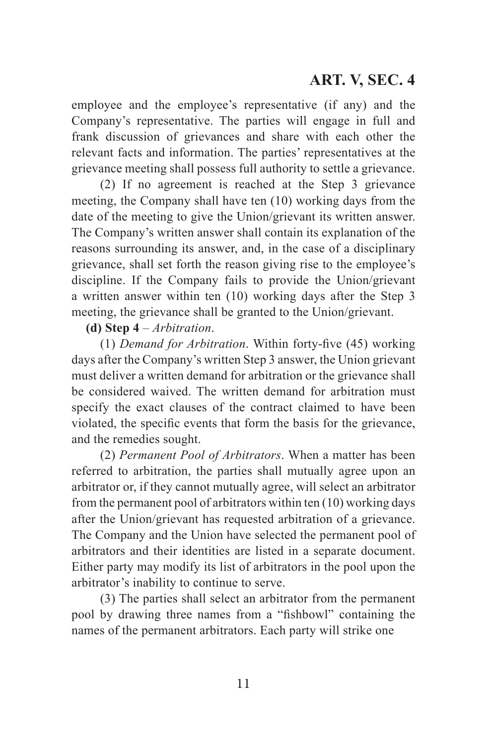employee and the employee's representative (if any) and the Company's representative. The parties will engage in full and frank discussion of grievances and share with each other the relevant facts and information. The parties' representatives at the grievance meeting shall possess full authority to settle a grievance.

(2) If no agreement is reached at the Step 3 grievance meeting, the Company shall have ten (10) working days from the date of the meeting to give the Union/grievant its written answer. The Company's written answer shall contain its explanation of the reasons surrounding its answer, and, in the case of a disciplinary grievance, shall set forth the reason giving rise to the employee's discipline. If the Company fails to provide the Union/grievant a written answer within ten (10) working days after the Step 3 meeting, the grievance shall be granted to the Union/grievant.

**(d) Step 4** – *Arbitration*.

(1) *Demand for Arbitration*. Within forty-five (45) working days after the Company's written Step 3 answer, the Union grievant must deliver a written demand for arbitration or the grievance shall be considered waived. The written demand for arbitration must specify the exact clauses of the contract claimed to have been violated, the specific events that form the basis for the grievance, and the remedies sought.

(2) *Permanent Pool of Arbitrators*. When a matter has been referred to arbitration, the parties shall mutually agree upon an arbitrator or, if they cannot mutually agree, will select an arbitrator from the permanent pool of arbitrators within ten (10) working days after the Union/grievant has requested arbitration of a grievance. The Company and the Union have selected the permanent pool of arbitrators and their identities are listed in a separate document. Either party may modify its list of arbitrators in the pool upon the arbitrator's inability to continue to serve.

(3) The parties shall select an arbitrator from the permanent pool by drawing three names from a "fishbowl" containing the names of the permanent arbitrators. Each party will strike one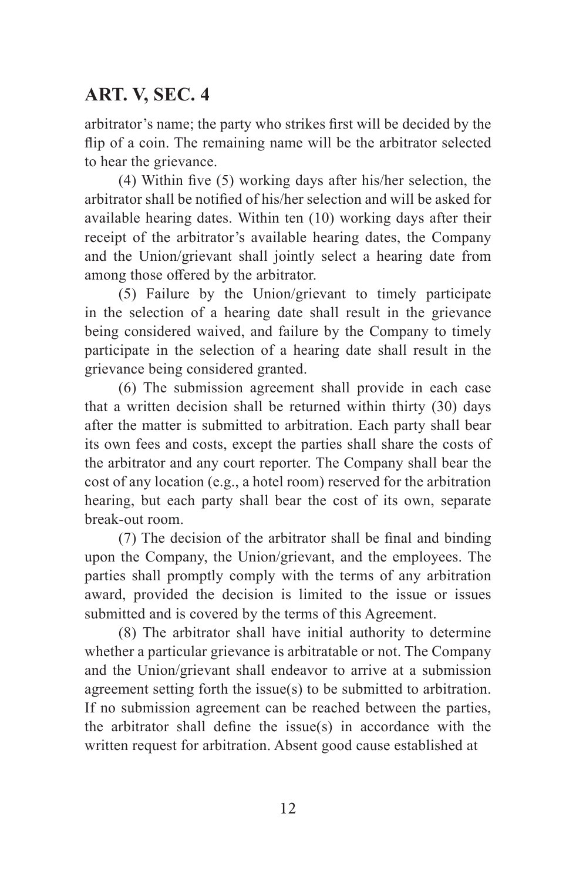arbitrator's name; the party who strikes first will be decided by the flip of a coin. The remaining name will be the arbitrator selected to hear the grievance.

(4) Within five (5) working days after his/her selection, the arbitrator shall be notified of his/her selection and will be asked for available hearing dates. Within ten (10) working days after their receipt of the arbitrator's available hearing dates, the Company and the Union/grievant shall jointly select a hearing date from among those offered by the arbitrator.

(5) Failure by the Union/grievant to timely participate in the selection of a hearing date shall result in the grievance being considered waived, and failure by the Company to timely participate in the selection of a hearing date shall result in the grievance being considered granted.

(6) The submission agreement shall provide in each case that a written decision shall be returned within thirty (30) days after the matter is submitted to arbitration. Each party shall bear its own fees and costs, except the parties shall share the costs of the arbitrator and any court reporter. The Company shall bear the cost of any location (e.g., a hotel room) reserved for the arbitration hearing, but each party shall bear the cost of its own, separate break-out room.

(7) The decision of the arbitrator shall be final and binding upon the Company, the Union/grievant, and the employees. The parties shall promptly comply with the terms of any arbitration award, provided the decision is limited to the issue or issues submitted and is covered by the terms of this Agreement.

(8) The arbitrator shall have initial authority to determine whether a particular grievance is arbitratable or not. The Company and the Union/grievant shall endeavor to arrive at a submission agreement setting forth the issue(s) to be submitted to arbitration. If no submission agreement can be reached between the parties, the arbitrator shall define the issue(s) in accordance with the written request for arbitration. Absent good cause established at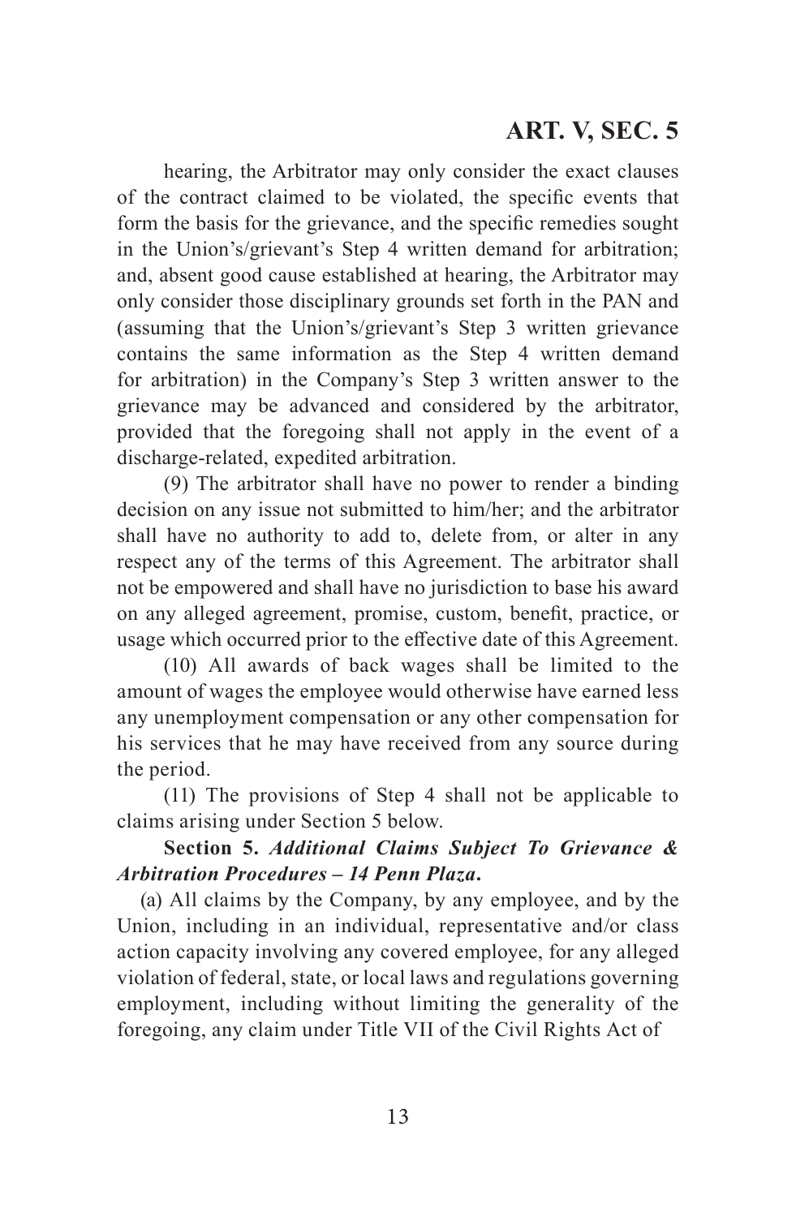hearing, the Arbitrator may only consider the exact clauses of the contract claimed to be violated, the specific events that form the basis for the grievance, and the specific remedies sought in the Union's/grievant's Step 4 written demand for arbitration; and, absent good cause established at hearing, the Arbitrator may only consider those disciplinary grounds set forth in the PAN and (assuming that the Union's/grievant's Step 3 written grievance contains the same information as the Step 4 written demand for arbitration) in the Company's Step 3 written answer to the grievance may be advanced and considered by the arbitrator, provided that the foregoing shall not apply in the event of a discharge-related, expedited arbitration.

(9) The arbitrator shall have no power to render a binding decision on any issue not submitted to him/her; and the arbitrator shall have no authority to add to, delete from, or alter in any respect any of the terms of this Agreement. The arbitrator shall not be empowered and shall have no jurisdiction to base his award on any alleged agreement, promise, custom, benefit, practice, or usage which occurred prior to the effective date of this Agreement.

(10) All awards of back wages shall be limited to the amount of wages the employee would otherwise have earned less any unemployment compensation or any other compensation for his services that he may have received from any source during the period.

(11) The provisions of Step 4 shall not be applicable to claims arising under Section 5 below.

**Section 5.** ***Additional Claims Subject To Grievance & Arbitration Procedures – 14 Penn Plaza*****.**

(a) All claims by the Company, by any employee, and by the Union, including in an individual, representative and/or class action capacity involving any covered employee, for any alleged violation of federal, state, or local laws and regulations governing employment, including without limiting the generality of the foregoing, any claim under Title VII of the Civil Rights Act of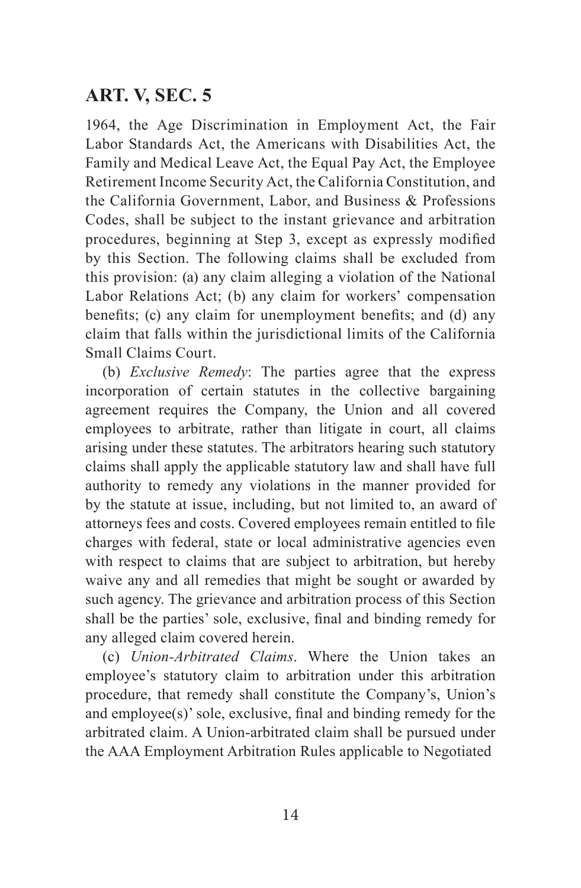1964, the Age Discrimination in Employment Act, the Fair Labor Standards Act, the Americans with Disabilities Act, the Family and Medical Leave Act, the Equal Pay Act, the Employee Retirement Income Security Act, the California Constitution, and the California Government, Labor, and Business & Professions Codes, shall be subject to the instant grievance and arbitration procedures, beginning at Step 3, except as expressly modified by this Section. The following claims shall be excluded from this provision: (a) any claim alleging a violation of the National Labor Relations Act; (b) any claim for workers' compensation benefits; (c) any claim for unemployment benefits; and (d) any claim that falls within the jurisdictional limits of the California Small Claims Court.

(b) *Exclusive Remedy*: The parties agree that the express incorporation of certain statutes in the collective bargaining agreement requires the Company, the Union and all covered employees to arbitrate, rather than litigate in court, all claims arising under these statutes. The arbitrators hearing such statutory claims shall apply the applicable statutory law and shall have full authority to remedy any violations in the manner provided for by the statute at issue, including, but not limited to, an award of attorneys fees and costs. Covered employees remain entitled to file charges with federal, state or local administrative agencies even with respect to claims that are subject to arbitration, but hereby waive any and all remedies that might be sought or awarded by such agency. The grievance and arbitration process of this Section shall be the parties' sole, exclusive, final and binding remedy for any alleged claim covered herein.

(c) *Union-Arbitrated Claims*. Where the Union takes an employee's statutory claim to arbitration under this arbitration procedure, that remedy shall constitute the Company's, Union's and employee(s)' sole, exclusive, final and binding remedy for the arbitrated claim. A Union-arbitrated claim shall be pursued under the AAA Employment Arbitration Rules applicable to Negotiated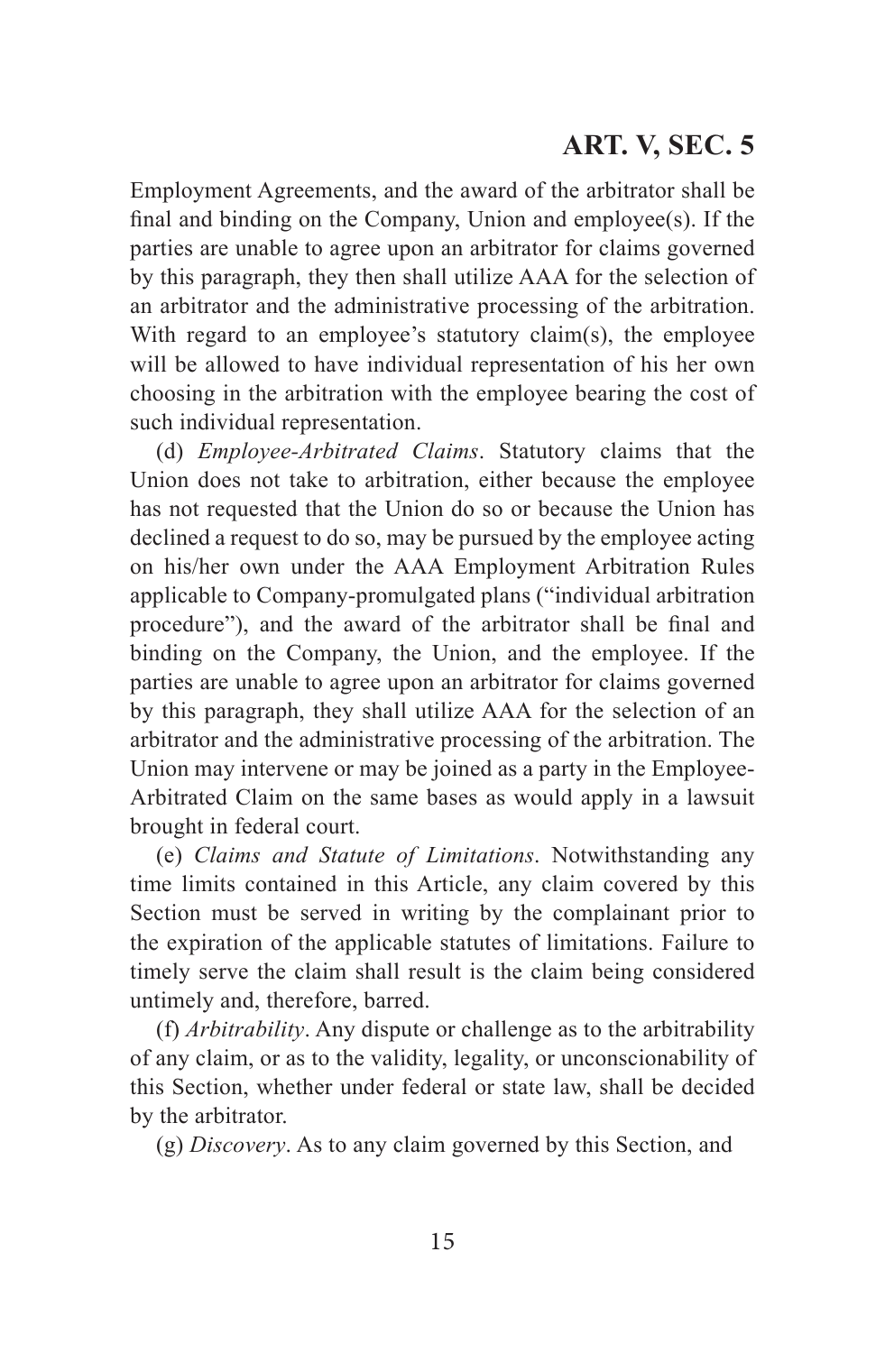Employment Agreements, and the award of the arbitrator shall be final and binding on the Company, Union and employee(s). If the parties are unable to agree upon an arbitrator for claims governed by this paragraph, they then shall utilize AAA for the selection of an arbitrator and the administrative processing of the arbitration. With regard to an employee's statutory claim(s), the employee will be allowed to have individual representation of his her own choosing in the arbitration with the employee bearing the cost of such individual representation.

(d) *Employee-Arbitrated Claims*. Statutory claims that the Union does not take to arbitration, either because the employee has not requested that the Union do so or because the Union has declined a request to do so, may be pursued by the employee acting on his/her own under the AAA Employment Arbitration Rules applicable to Company-promulgated plans ("individual arbitration procedure"), and the award of the arbitrator shall be final and binding on the Company, the Union, and the employee. If the parties are unable to agree upon an arbitrator for claims governed by this paragraph, they shall utilize AAA for the selection of an arbitrator and the administrative processing of the arbitration. The Union may intervene or may be joined as a party in the Employee-Arbitrated Claim on the same bases as would apply in a lawsuit brought in federal court.

(e) *Claims and Statute of Limitations*. Notwithstanding any time limits contained in this Article, any claim covered by this Section must be served in writing by the complainant prior to the expiration of the applicable statutes of limitations. Failure to timely serve the claim shall result is the claim being considered untimely and, therefore, barred.

(f) *Arbitrability*. Any dispute or challenge as to the arbitrability of any claim, or as to the validity, legality, or unconscionability of this Section, whether under federal or state law, shall be decided by the arbitrator.

(g) *Discovery*. As to any claim governed by this Section, and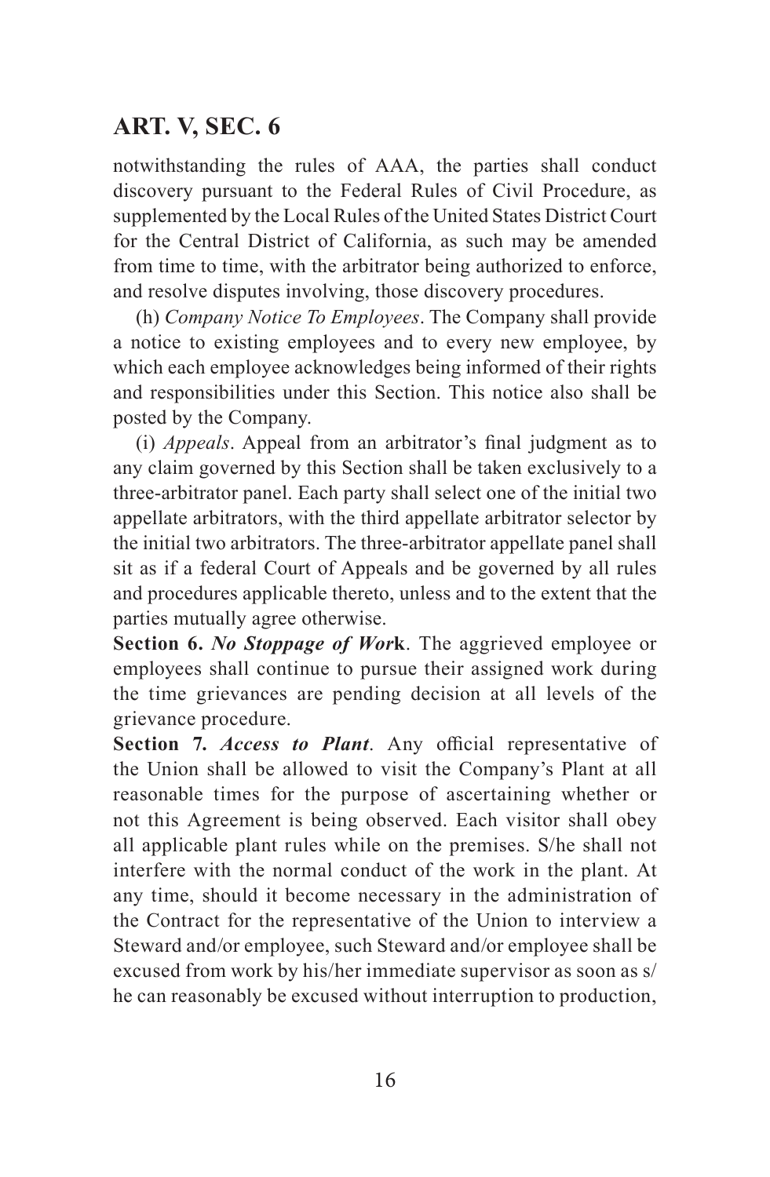notwithstanding the rules of AAA, the parties shall conduct discovery pursuant to the Federal Rules of Civil Procedure, as supplemented by the Local Rules of the United States District Court for the Central District of California, as such may be amended from time to time, with the arbitrator being authorized to enforce, and resolve disputes involving, those discovery procedures.

(h) *Company Notice To Employees*. The Company shall provide a notice to existing employees and to every new employee, by which each employee acknowledges being informed of their rights and responsibilities under this Section. This notice also shall be posted by the Company.

(i) *Appeals*. Appeal from an arbitrator's final judgment as to any claim governed by this Section shall be taken exclusively to a three-arbitrator panel. Each party shall select one of the initial two appellate arbitrators, with the third appellate arbitrator selector by the initial two arbitrators. The three-arbitrator appellate panel shall sit as if a federal Court of Appeals and be governed by all rules and procedures applicable thereto, unless and to the extent that the parties mutually agree otherwise.

**Section 6.** ***No Stoppage of Work***. The aggrieved employee or employees shall continue to pursue their assigned work during the time grievances are pending decision at all levels of the grievance procedure.

**Section 7.** ***Access to Plant***. Any official representative of the Union shall be allowed to visit the Company's Plant at all reasonable times for the purpose of ascertaining whether or not this Agreement is being observed. Each visitor shall obey all applicable plant rules while on the premises. S/he shall not interfere with the normal conduct of the work in the plant. At any time, should it become necessary in the administration of the Contract for the representative of the Union to interview a Steward and/or employee, such Steward and/or employee shall be excused from work by his/her immediate supervisor as soon as s/he can reasonably be excused without interruption to production,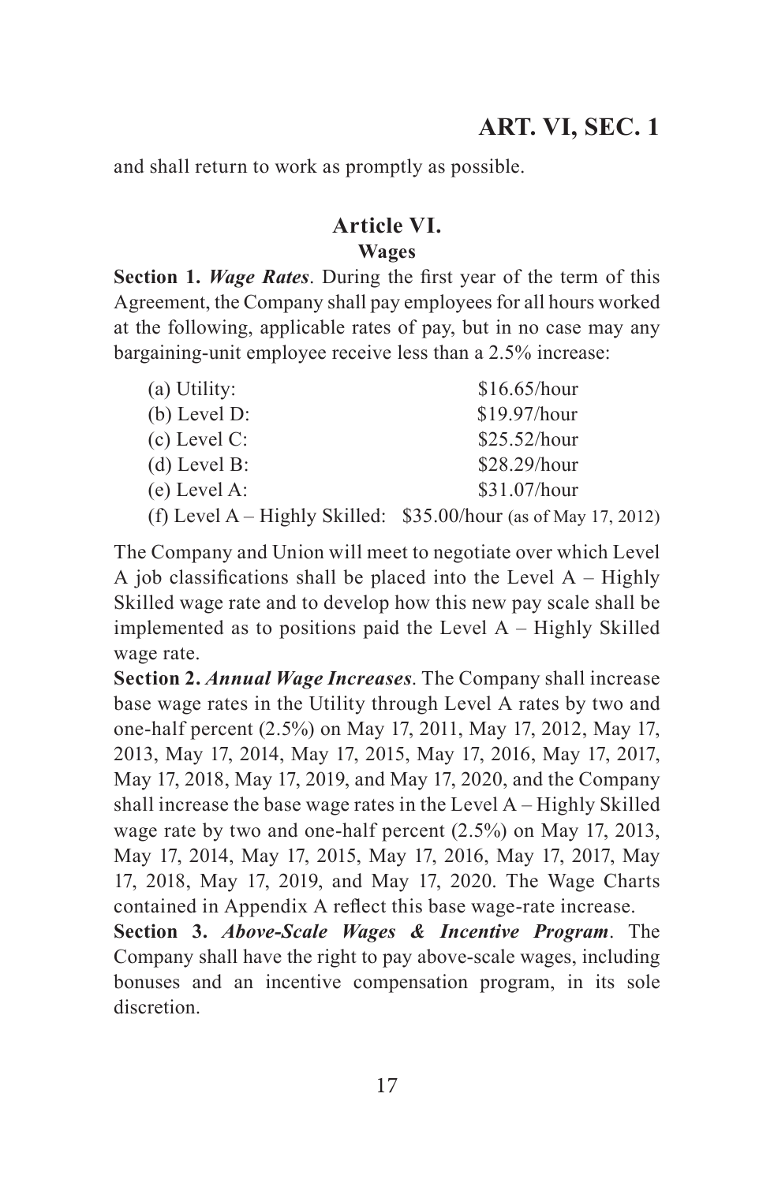and shall return to work as promptly as possible.

## Article VI.

### Wages

**Section 1.** ***Wage Rates***. During the first year of the term of this Agreement, the Company shall pay employees for all hours worked at the following, applicable rates of pay, but in no case may any bargaining-unit employee receive less than a 2.5% increase:

| | |
|---|---|
| (a) Utility: | \$16.65/hour |
| (b) Level D: | \$19.97/hour |
| (c) Level C: | \$25.52/hour |
| (d) Level B: | \$28.29/hour |
| (e) Level A: | \$31.07/hour |
| (f) Level A – Highly Skilled: | \$35.00/hour (as of May 17, 2012) |

The Company and Union will meet to negotiate over which Level A job classifications shall be placed into the Level A – Highly Skilled wage rate and to develop how this new pay scale shall be implemented as to positions paid the Level A – Highly Skilled wage rate.

**Section 2.** ***Annual Wage Increases***. The Company shall increase base wage rates in the Utility through Level A rates by two and one-half percent (2.5%) on May 17, 2011, May 17, 2012, May 17, 2013, May 17, 2014, May 17, 2015, May 17, 2016, May 17, 2017, May 17, 2018, May 17, 2019, and May 17, 2020, and the Company shall increase the base wage rates in the Level A – Highly Skilled wage rate by two and one-half percent (2.5%) on May 17, 2013, May 17, 2014, May 17, 2015, May 17, 2016, May 17, 2017, May 17, 2018, May 17, 2019, and May 17, 2020. The Wage Charts contained in Appendix A reflect this base wage-rate increase.

**Section 3.** ***Above-Scale Wages & Incentive Program***. The Company shall have the right to pay above-scale wages, including bonuses and an incentive compensation program, in its sole discretion.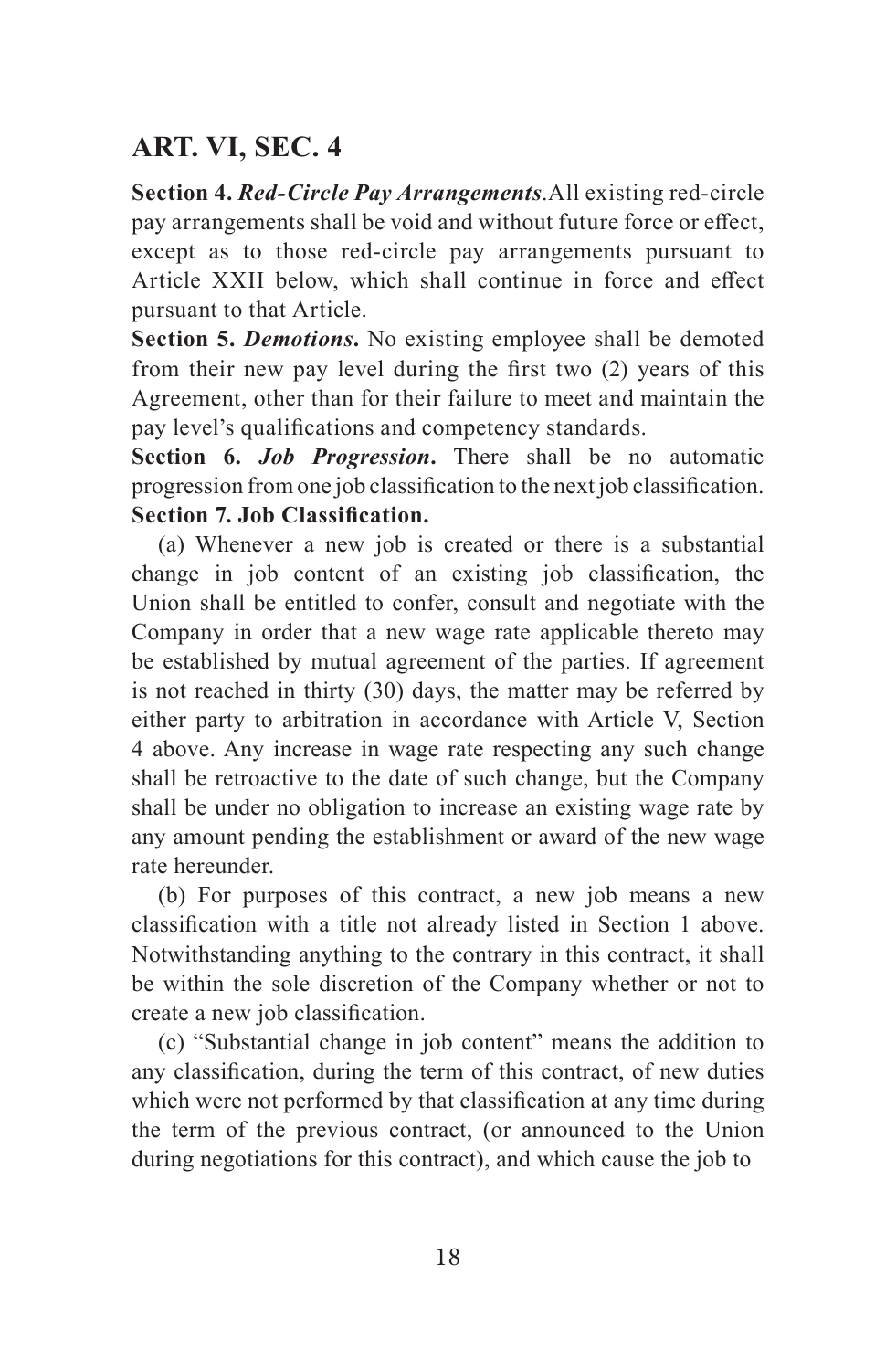## ART. VI, SEC. 4

**Section 4.** ***Red-Circle Pay Arrangements***.All existing red-circle pay arrangements shall be void and without future force or effect, except as to those red-circle pay arrangements pursuant to Article XXII below, which shall continue in force and effect pursuant to that Article.

**Section 5.** ***Demotions*****.** No existing employee shall be demoted from their new pay level during the first two (2) years of this Agreement, other than for their failure to meet and maintain the pay level's qualifications and competency standards.

**Section 6.** ***Job Progression*****.** There shall be no automatic progression from one job classification to the next job classification.

**Section 7. Job Classification.**

(a) Whenever a new job is created or there is a substantial change in job content of an existing job classification, the Union shall be entitled to confer, consult and negotiate with the Company in order that a new wage rate applicable thereto may be established by mutual agreement of the parties. If agreement is not reached in thirty (30) days, the matter may be referred by either party to arbitration in accordance with Article V, Section 4 above. Any increase in wage rate respecting any such change shall be retroactive to the date of such change, but the Company shall be under no obligation to increase an existing wage rate by any amount pending the establishment or award of the new wage rate hereunder.

(b) For purposes of this contract, a new job means a new classification with a title not already listed in Section 1 above. Notwithstanding anything to the contrary in this contract, it shall be within the sole discretion of the Company whether or not to create a new job classification.

(c) "Substantial change in job content" means the addition to any classification, during the term of this contract, of new duties which were not performed by that classification at any time during the term of the previous contract, (or announced to the Union during negotiations for this contract), and which cause the job to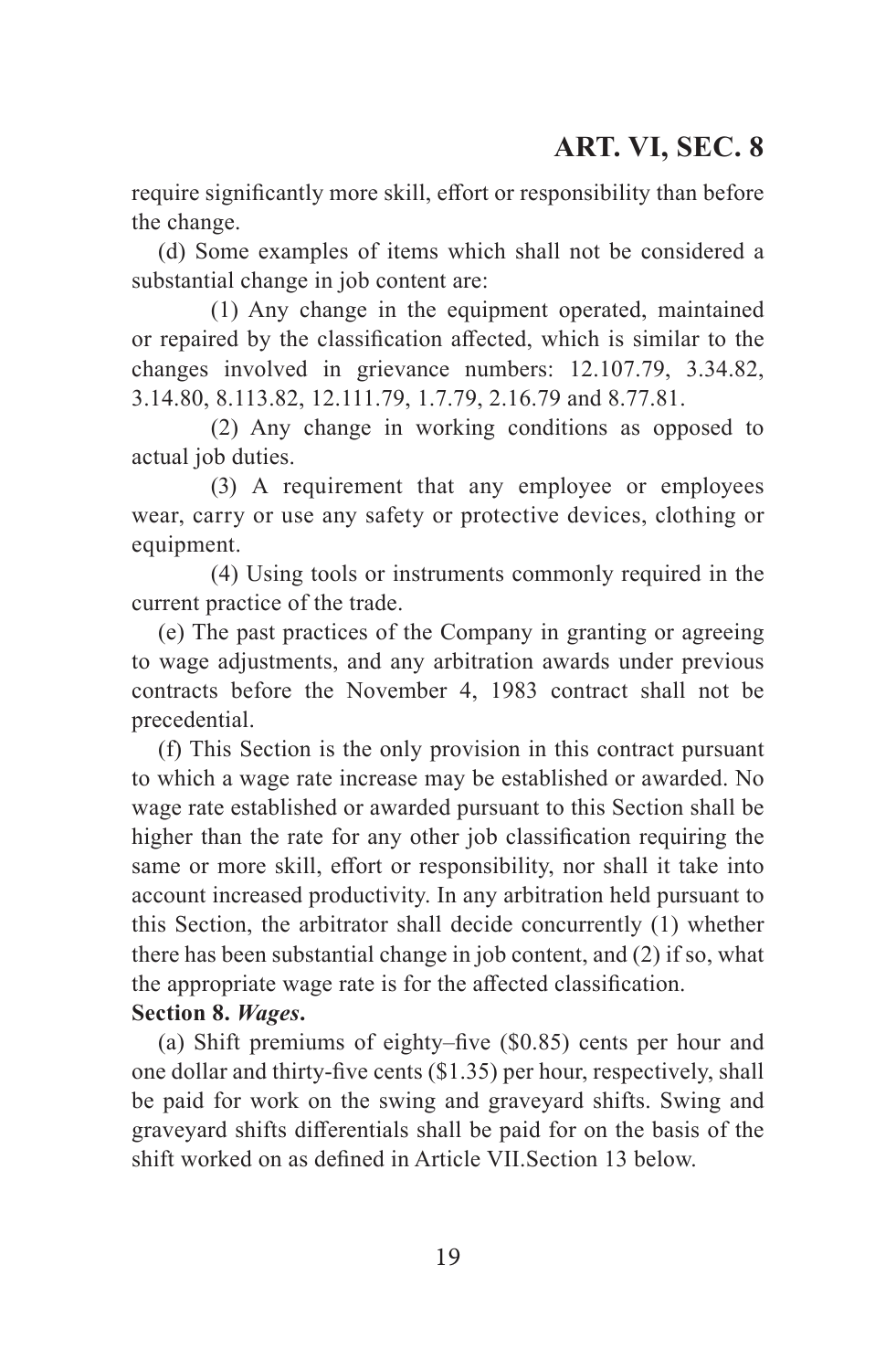require significantly more skill, effort or responsibility than before the change.

(d) Some examples of items which shall not be considered a substantial change in job content are:

(1) Any change in the equipment operated, maintained or repaired by the classification affected, which is similar to the changes involved in grievance numbers: 12.107.79, 3.34.82, 3.14.80, 8.113.82, 12.111.79, 1.7.79, 2.16.79 and 8.77.81.

(2) Any change in working conditions as opposed to actual job duties.

(3) A requirement that any employee or employees wear, carry or use any safety or protective devices, clothing or equipment.

(4) Using tools or instruments commonly required in the current practice of the trade.

(e) The past practices of the Company in granting or agreeing to wage adjustments, and any arbitration awards under previous contracts before the November 4, 1983 contract shall not be precedential.

(f) This Section is the only provision in this contract pursuant to which a wage rate increase may be established or awarded. No wage rate established or awarded pursuant to this Section shall be higher than the rate for any other job classification requiring the same or more skill, effort or responsibility, nor shall it take into account increased productivity. In any arbitration held pursuant to this Section, the arbitrator shall decide concurrently (1) whether there has been substantial change in job content, and (2) if so, what the appropriate wage rate is for the affected classification.

**Section 8.** ***Wages*****.**

(a) Shift premiums of eighty–five ($0.85) cents per hour and one dollar and thirty-five cents ($1.35) per hour, respectively, shall be paid for work on the swing and graveyard shifts. Swing and graveyard shifts differentials shall be paid for on the basis of the shift worked on as defined in Article VII.Section 13 below.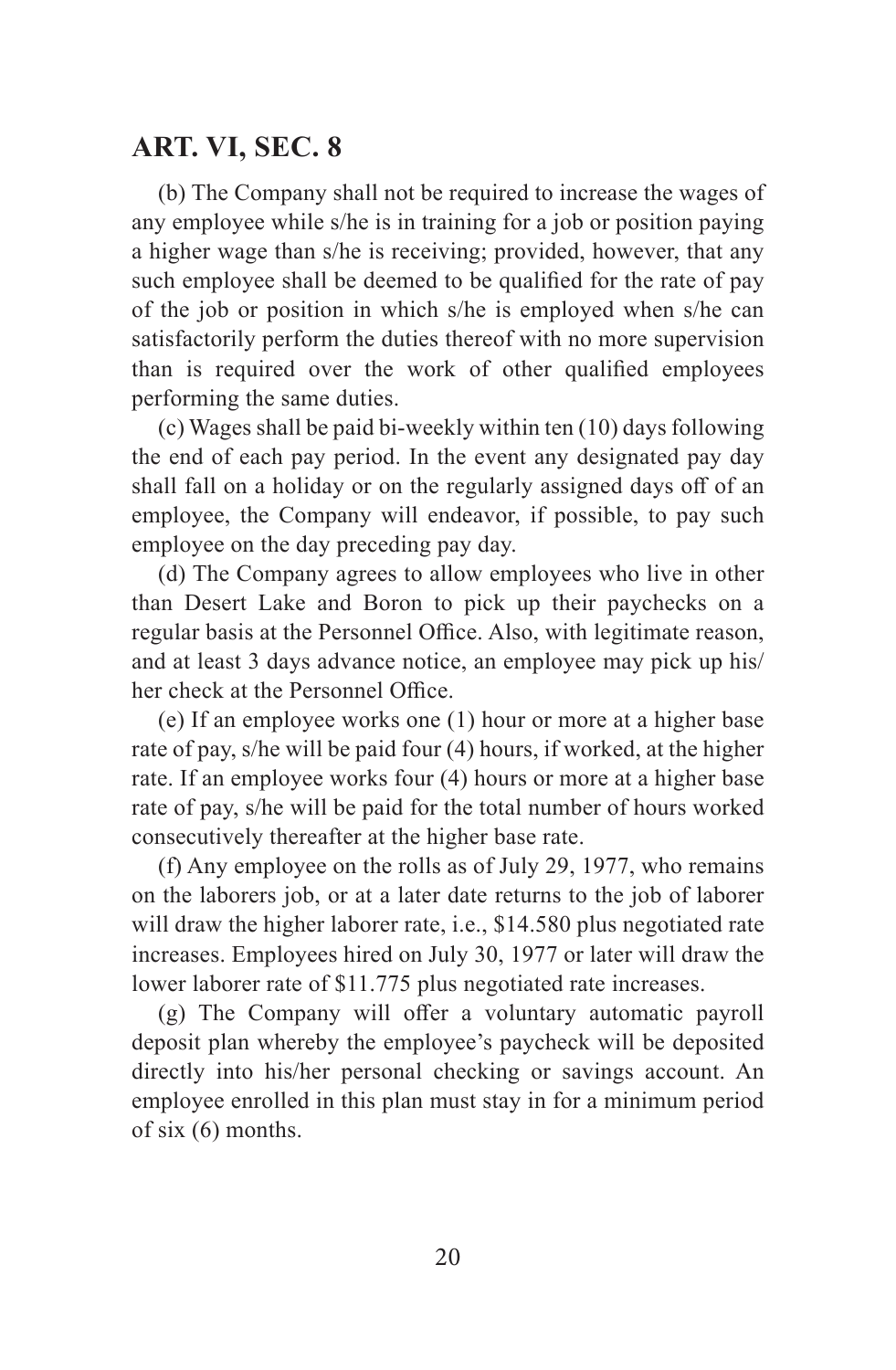## ART. VI, SEC. 8

(b) The Company shall not be required to increase the wages of any employee while s/he is in training for a job or position paying a higher wage than s/he is receiving; provided, however, that any such employee shall be deemed to be qualified for the rate of pay of the job or position in which s/he is employed when s/he can satisfactorily perform the duties thereof with no more supervision than is required over the work of other qualified employees performing the same duties.

(c) Wages shall be paid bi-weekly within ten (10) days following the end of each pay period. In the event any designated pay day shall fall on a holiday or on the regularly assigned days off of an employee, the Company will endeavor, if possible, to pay such employee on the day preceding pay day.

(d) The Company agrees to allow employees who live in other than Desert Lake and Boron to pick up their paychecks on a regular basis at the Personnel Office. Also, with legitimate reason, and at least 3 days advance notice, an employee may pick up his/her check at the Personnel Office.

(e) If an employee works one (1) hour or more at a higher base rate of pay, s/he will be paid four (4) hours, if worked, at the higher rate. If an employee works four (4) hours or more at a higher base rate of pay, s/he will be paid for the total number of hours worked consecutively thereafter at the higher base rate.

(f) Any employee on the rolls as of July 29, 1977, who remains on the laborers job, or at a later date returns to the job of laborer will draw the higher laborer rate, i.e., $14.580 plus negotiated rate increases. Employees hired on July 30, 1977 or later will draw the lower laborer rate of $11.775 plus negotiated rate increases.

(g) The Company will offer a voluntary automatic payroll deposit plan whereby the employee's paycheck will be deposited directly into his/her personal checking or savings account. An employee enrolled in this plan must stay in for a minimum period of six (6) months.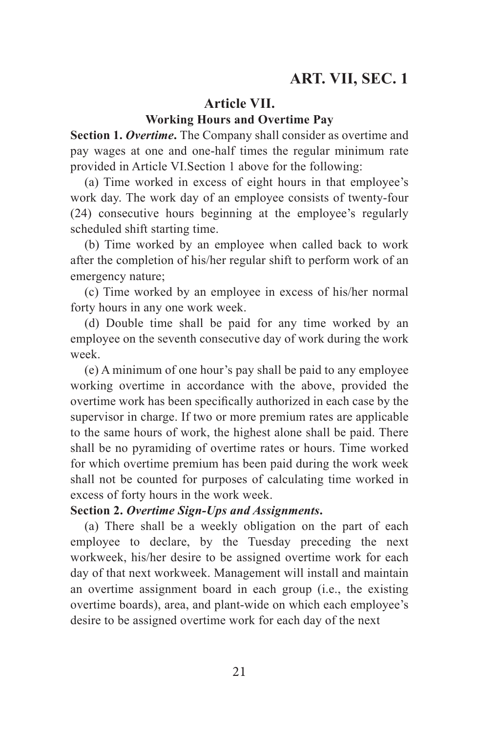## Article VII.

### Working Hours and Overtime Pay

**Section 1. *Overtime*.** The Company shall consider as overtime and pay wages at one and one-half times the regular minimum rate provided in Article VI.Section 1 above for the following:

(a) Time worked in excess of eight hours in that employee's work day. The work day of an employee consists of twenty-four (24) consecutive hours beginning at the employee's regularly scheduled shift starting time.

(b) Time worked by an employee when called back to work after the completion of his/her regular shift to perform work of an emergency nature;

(c) Time worked by an employee in excess of his/her normal forty hours in any one work week.

(d) Double time shall be paid for any time worked by an employee on the seventh consecutive day of work during the work week.

(e) A minimum of one hour's pay shall be paid to any employee working overtime in accordance with the above, provided the overtime work has been specifically authorized in each case by the supervisor in charge. If two or more premium rates are applicable to the same hours of work, the highest alone shall be paid. There shall be no pyramiding of overtime rates or hours. Time worked for which overtime premium has been paid during the work week shall not be counted for purposes of calculating time worked in excess of forty hours in the work week.

**Section 2. *Overtime Sign-Ups and Assignments*.**

(a) There shall be a weekly obligation on the part of each employee to declare, by the Tuesday preceding the next workweek, his/her desire to be assigned overtime work for each day of that next workweek. Management will install and maintain an overtime assignment board in each group (i.e., the existing overtime boards), area, and plant-wide on which each employee's desire to be assigned overtime work for each day of the next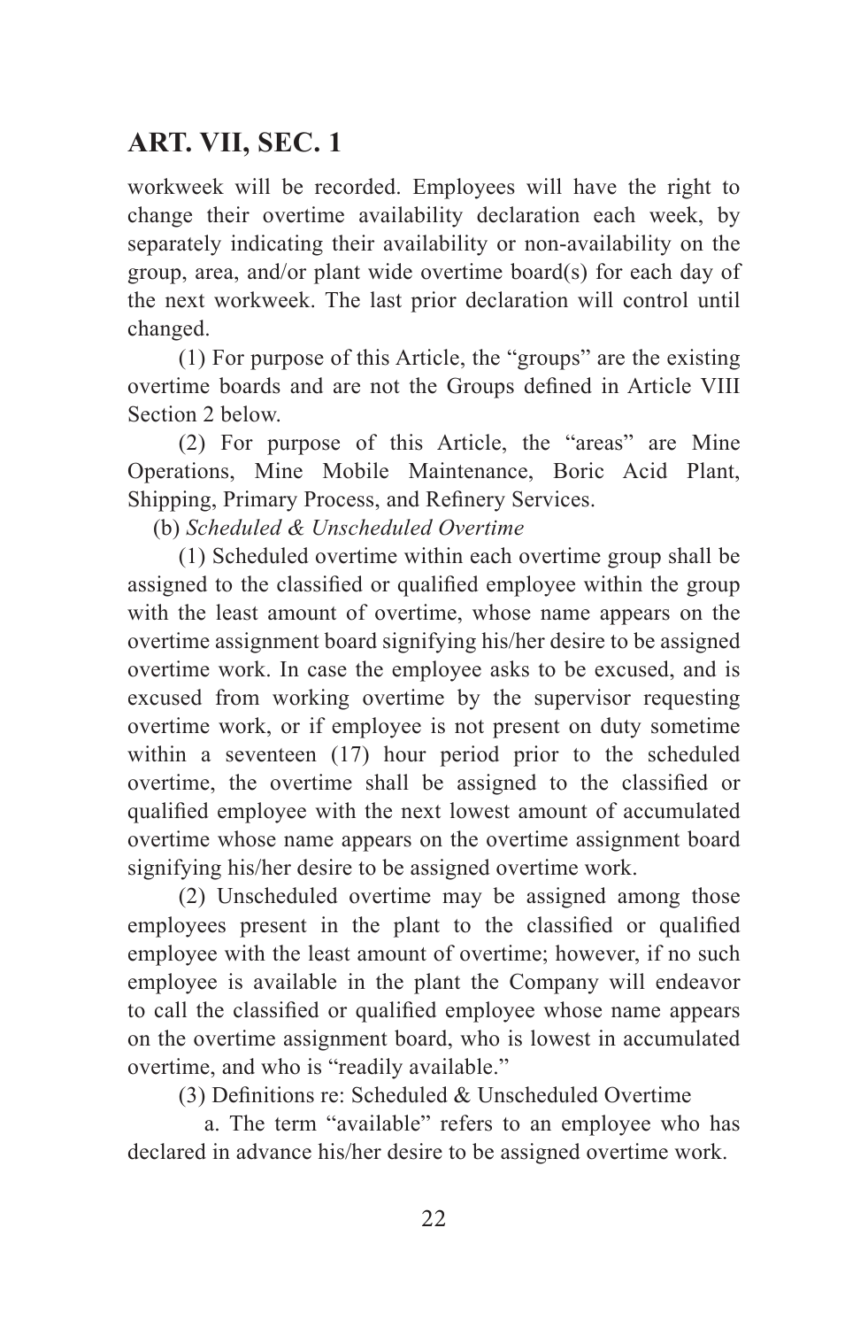workweek will be recorded. Employees will have the right to change their overtime availability declaration each week, by separately indicating their availability or non-availability on the group, area, and/or plant wide overtime board(s) for each day of the next workweek. The last prior declaration will control until changed.

(1) For purpose of this Article, the "groups" are the existing overtime boards and are not the Groups defined in Article VIII Section 2 below.

(2) For purpose of this Article, the "areas" are Mine Operations, Mine Mobile Maintenance, Boric Acid Plant, Shipping, Primary Process, and Refinery Services.

(b) *Scheduled & Unscheduled Overtime*

(1) Scheduled overtime within each overtime group shall be assigned to the classified or qualified employee within the group with the least amount of overtime, whose name appears on the overtime assignment board signifying his/her desire to be assigned overtime work. In case the employee asks to be excused, and is excused from working overtime by the supervisor requesting overtime work, or if employee is not present on duty sometime within a seventeen (17) hour period prior to the scheduled overtime, the overtime shall be assigned to the classified or qualified employee with the next lowest amount of accumulated overtime whose name appears on the overtime assignment board signifying his/her desire to be assigned overtime work.

(2) Unscheduled overtime may be assigned among those employees present in the plant to the classified or qualified employee with the least amount of overtime; however, if no such employee is available in the plant the Company will endeavor to call the classified or qualified employee whose name appears on the overtime assignment board, who is lowest in accumulated overtime, and who is "readily available."

(3) Definitions re: Scheduled & Unscheduled Overtime

a. The term "available" refers to an employee who has declared in advance his/her desire to be assigned overtime work.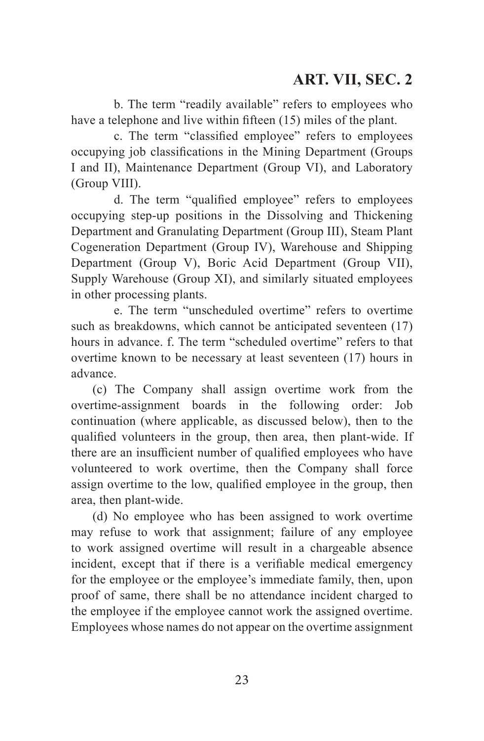b. The term "readily available" refers to employees who have a telephone and live within fifteen (15) miles of the plant.

c. The term "classified employee" refers to employees occupying job classifications in the Mining Department (Groups I and II), Maintenance Department (Group VI), and Laboratory (Group VIII).

d. The term "qualified employee" refers to employees occupying step-up positions in the Dissolving and Thickening Department and Granulating Department (Group III), Steam Plant Cogeneration Department (Group IV), Warehouse and Shipping Department (Group V), Boric Acid Department (Group VII), Supply Warehouse (Group XI), and similarly situated employees in other processing plants.

e. The term "unscheduled overtime" refers to overtime such as breakdowns, which cannot be anticipated seventeen (17) hours in advance. f. The term "scheduled overtime" refers to that overtime known to be necessary at least seventeen (17) hours in advance.

(c) The Company shall assign overtime work from the overtime-assignment boards in the following order: Job continuation (where applicable, as discussed below), then to the qualified volunteers in the group, then area, then plant-wide. If there are an insufficient number of qualified employees who have volunteered to work overtime, then the Company shall force assign overtime to the low, qualified employee in the group, then area, then plant-wide.

(d) No employee who has been assigned to work overtime may refuse to work that assignment; failure of any employee to work assigned overtime will result in a chargeable absence incident, except that if there is a verifiable medical emergency for the employee or the employee's immediate family, then, upon proof of same, there shall be no attendance incident charged to the employee if the employee cannot work the assigned overtime. Employees whose names do not appear on the overtime assignment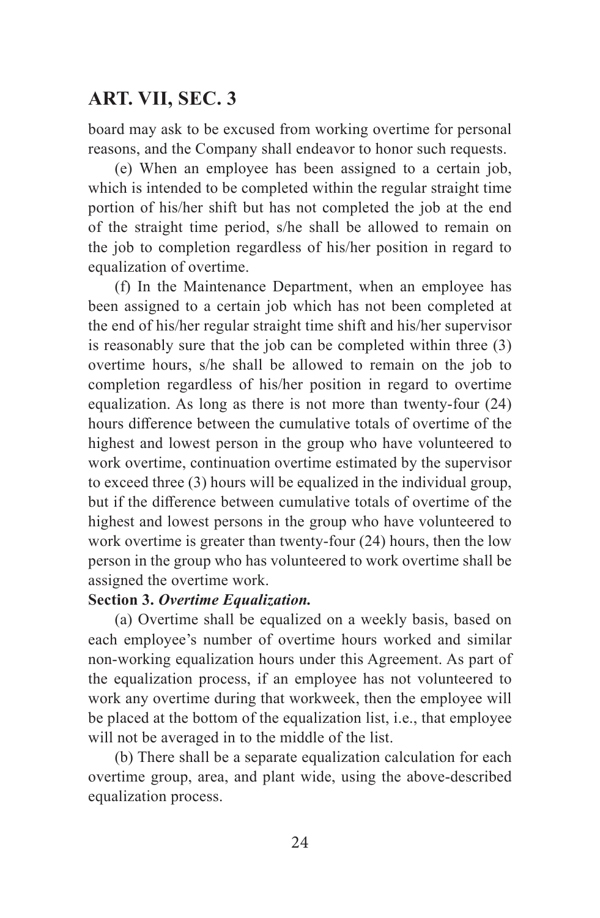board may ask to be excused from working overtime for personal reasons, and the Company shall endeavor to honor such requests.

(e) When an employee has been assigned to a certain job, which is intended to be completed within the regular straight time portion of his/her shift but has not completed the job at the end of the straight time period, s/he shall be allowed to remain on the job to completion regardless of his/her position in regard to equalization of overtime.

(f) In the Maintenance Department, when an employee has been assigned to a certain job which has not been completed at the end of his/her regular straight time shift and his/her supervisor is reasonably sure that the job can be completed within three (3) overtime hours, s/he shall be allowed to remain on the job to completion regardless of his/her position in regard to overtime equalization. As long as there is not more than twenty-four (24) hours difference between the cumulative totals of overtime of the highest and lowest person in the group who have volunteered to work overtime, continuation overtime estimated by the supervisor to exceed three (3) hours will be equalized in the individual group, but if the difference between cumulative totals of overtime of the highest and lowest persons in the group who have volunteered to work overtime is greater than twenty-four (24) hours, then the low person in the group who has volunteered to work overtime shall be assigned the overtime work.

**Section 3.** ***Overtime Equalization.***

(a) Overtime shall be equalized on a weekly basis, based on each employee's number of overtime hours worked and similar non-working equalization hours under this Agreement. As part of the equalization process, if an employee has not volunteered to work any overtime during that workweek, then the employee will be placed at the bottom of the equalization list, i.e., that employee will not be averaged in to the middle of the list.

(b) There shall be a separate equalization calculation for each overtime group, area, and plant wide, using the above-described equalization process.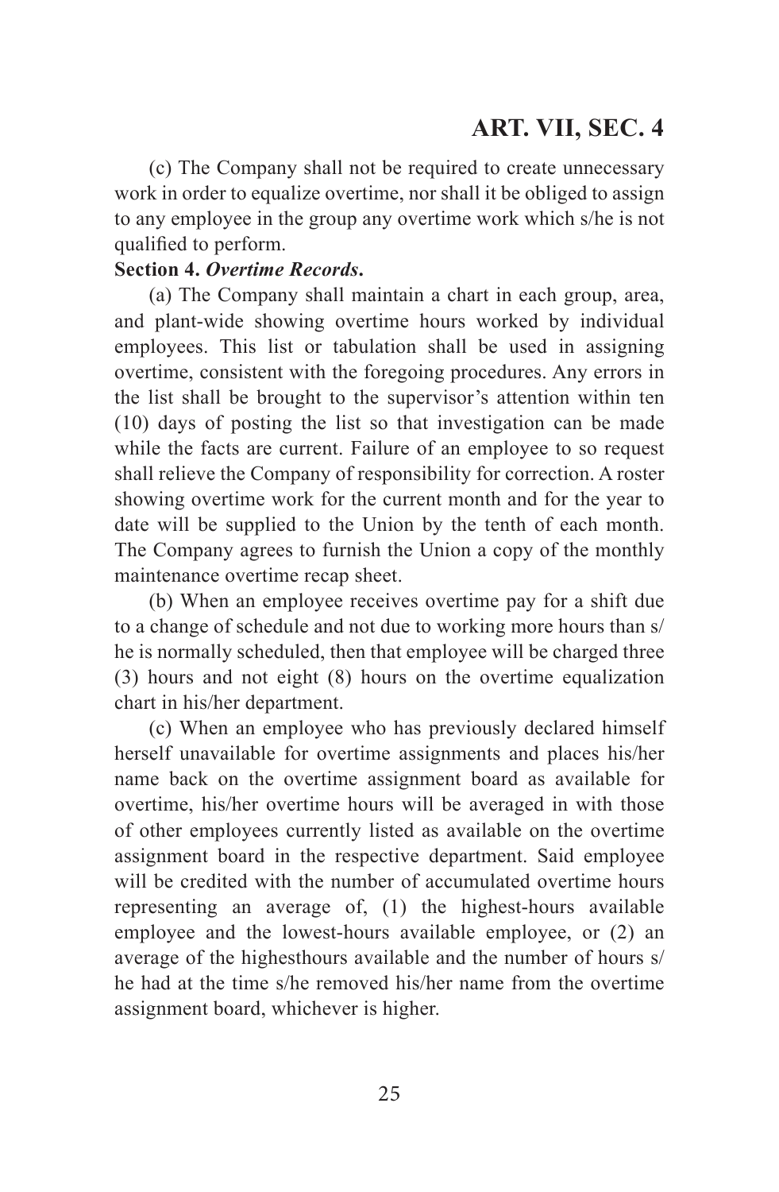(c) The Company shall not be required to create unnecessary work in order to equalize overtime, nor shall it be obliged to assign to any employee in the group any overtime work which s/he is not qualified to perform.

**Section 4.** ***Overtime Records*.**

(a) The Company shall maintain a chart in each group, area, and plant-wide showing overtime hours worked by individual employees. This list or tabulation shall be used in assigning overtime, consistent with the foregoing procedures. Any errors in the list shall be brought to the supervisor's attention within ten (10) days of posting the list so that investigation can be made while the facts are current. Failure of an employee to so request shall relieve the Company of responsibility for correction. A roster showing overtime work for the current month and for the year to date will be supplied to the Union by the tenth of each month. The Company agrees to furnish the Union a copy of the monthly maintenance overtime recap sheet.

(b) When an employee receives overtime pay for a shift due to a change of schedule and not due to working more hours than s/he is normally scheduled, then that employee will be charged three (3) hours and not eight (8) hours on the overtime equalization chart in his/her department.

(c) When an employee who has previously declared himself herself unavailable for overtime assignments and places his/her name back on the overtime assignment board as available for overtime, his/her overtime hours will be averaged in with those of other employees currently listed as available on the overtime assignment board in the respective department. Said employee will be credited with the number of accumulated overtime hours representing an average of, (1) the highest-hours available employee and the lowest-hours available employee, or (2) an average of the highesthours available and the number of hours s/he had at the time s/he removed his/her name from the overtime assignment board, whichever is higher.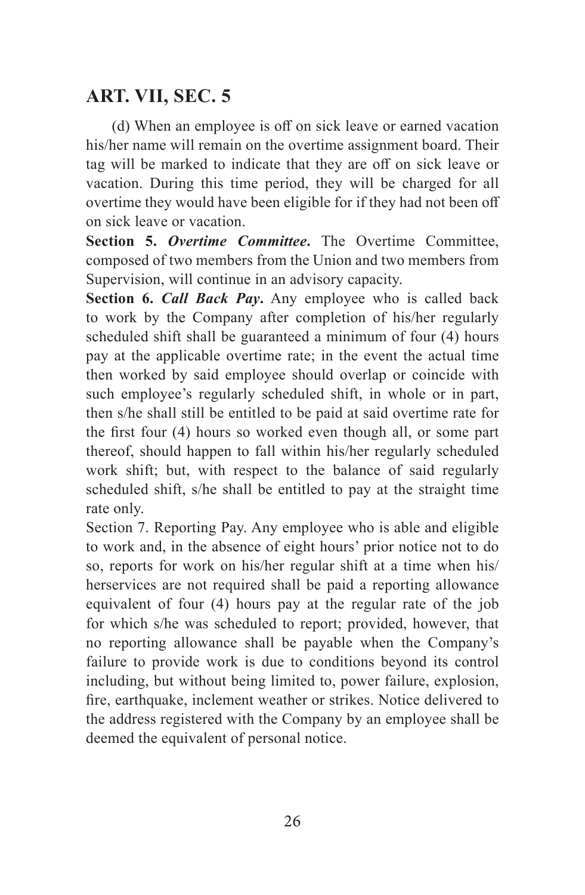## ART. VII, SEC. 5

(d) When an employee is off on sick leave or earned vacation his/her name will remain on the overtime assignment board. Their tag will be marked to indicate that they are off on sick leave or vacation. During this time period, they will be charged for all overtime they would have been eligible for if they had not been off on sick leave or vacation.

**Section 5.** ***Overtime Committee*****.** The Overtime Committee, composed of two members from the Union and two members from Supervision, will continue in an advisory capacity.

**Section 6.** ***Call Back Pay*****.** Any employee who is called back to work by the Company after completion of his/her regularly scheduled shift shall be guaranteed a minimum of four (4) hours pay at the applicable overtime rate; in the event the actual time then worked by said employee should overlap or coincide with such employee's regularly scheduled shift, in whole or in part, then s/he shall still be entitled to be paid at said overtime rate for the first four (4) hours so worked even though all, or some part thereof, should happen to fall within his/her regularly scheduled work shift; but, with respect to the balance of said regularly scheduled shift, s/he shall be entitled to pay at the straight time rate only.

Section 7. Reporting Pay. Any employee who is able and eligible to work and, in the absence of eight hours' prior notice not to do so, reports for work on his/her regular shift at a time when his/herservices are not required shall be paid a reporting allowance equivalent of four (4) hours pay at the regular rate of the job for which s/he was scheduled to report; provided, however, that no reporting allowance shall be payable when the Company's failure to provide work is due to conditions beyond its control including, but without being limited to, power failure, explosion, fire, earthquake, inclement weather or strikes. Notice delivered to the address registered with the Company by an employee shall be deemed the equivalent of personal notice.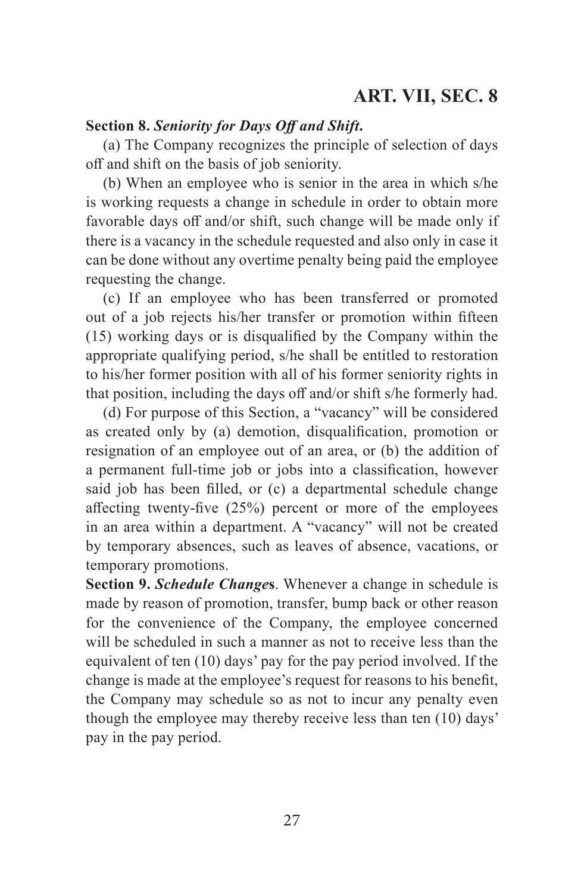**Section 8.** ***Seniority for Days Off and Shift.***

(a) The Company recognizes the principle of selection of days off and shift on the basis of job seniority.

(b) When an employee who is senior in the area in which s/he is working requests a change in schedule in order to obtain more favorable days off and/or shift, such change will be made only if there is a vacancy in the schedule requested and also only in case it can be done without any overtime penalty being paid the employee requesting the change.

(c) If an employee who has been transferred or promoted out of a job rejects his/her transfer or promotion within fifteen (15) working days or is disqualified by the Company within the appropriate qualifying period, s/he shall be entitled to restoration to his/her former position with all of his former seniority rights in that position, including the days off and/or shift s/he formerly had.

(d) For purpose of this Section, a "vacancy" will be considered as created only by (a) demotion, disqualification, promotion or resignation of an employee out of an area, or (b) the addition of a permanent full-time job or jobs into a classification, however said job has been filled, or (c) a departmental schedule change affecting twenty-five (25%) percent or more of the employees in an area within a department. A "vacancy" will not be created by temporary absences, such as leaves of absence, vacations, or temporary promotions.

**Section 9.** ***Schedule Change*****s**. Whenever a change in schedule is made by reason of promotion, transfer, bump back or other reason for the convenience of the Company, the employee concerned will be scheduled in such a manner as not to receive less than the equivalent of ten (10) days' pay for the pay period involved. If the change is made at the employee's request for reasons to his benefit, the Company may schedule so as not to incur any penalty even though the employee may thereby receive less than ten (10) days' pay in the pay period.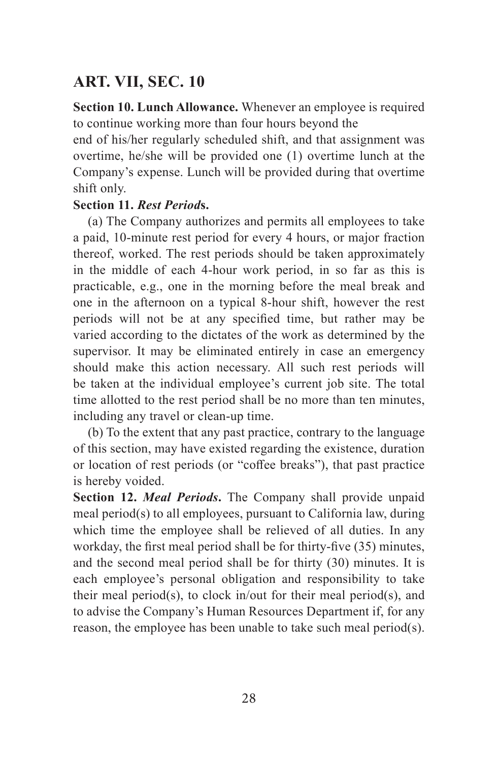## ART. VII, SEC. 10

**Section 10. Lunch Allowance.** Whenever an employee is required to continue working more than four hours beyond the end of his/her regularly scheduled shift, and that assignment was overtime, he/she will be provided one (1) overtime lunch at the Company's expense. Lunch will be provided during that overtime shift only.

**Section 11.** ***Rest Period*****s.**

(a) The Company authorizes and permits all employees to take a paid, 10-minute rest period for every 4 hours, or major fraction thereof, worked. The rest periods should be taken approximately in the middle of each 4-hour work period, in so far as this is practicable, e.g., one in the morning before the meal break and one in the afternoon on a typical 8-hour shift, however the rest periods will not be at any specified time, but rather may be varied according to the dictates of the work as determined by the supervisor. It may be eliminated entirely in case an emergency should make this action necessary. All such rest periods will be taken at the individual employee's current job site. The total time allotted to the rest period shall be no more than ten minutes, including any travel or clean-up time.

(b) To the extent that any past practice, contrary to the language of this section, may have existed regarding the existence, duration or location of rest periods (or "coffee breaks"), that past practice is hereby voided.

**Section 12.** ***Meal Periods*****.** The Company shall provide unpaid meal period(s) to all employees, pursuant to California law, during which time the employee shall be relieved of all duties. In any workday, the first meal period shall be for thirty-five (35) minutes, and the second meal period shall be for thirty (30) minutes. It is each employee's personal obligation and responsibility to take their meal period(s), to clock in/out for their meal period(s), and to advise the Company's Human Resources Department if, for any reason, the employee has been unable to take such meal period(s).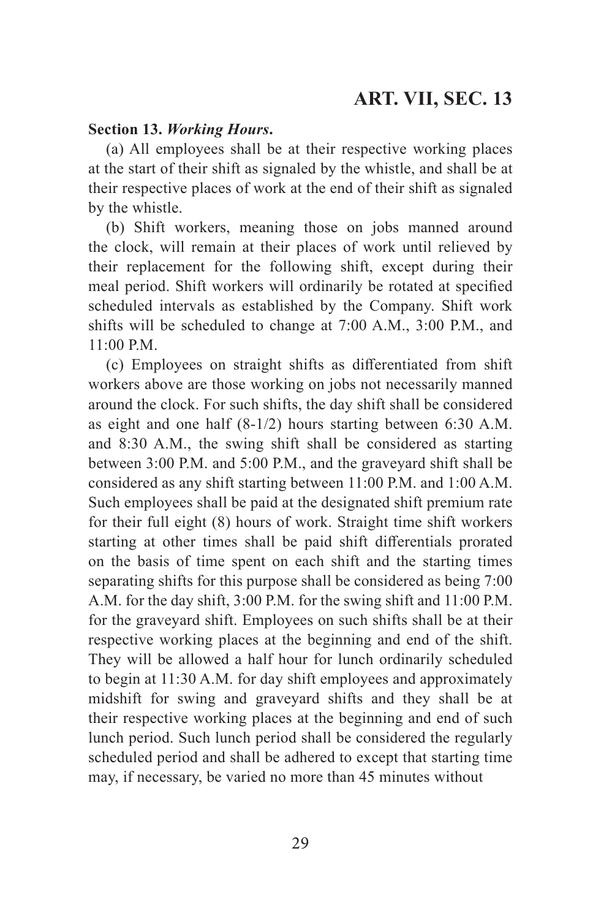**Section 13.** ***Working Hours.***

(a) All employees shall be at their respective working places at the start of their shift as signaled by the whistle, and shall be at their respective places of work at the end of their shift as signaled by the whistle.

(b) Shift workers, meaning those on jobs manned around the clock, will remain at their places of work until relieved by their replacement for the following shift, except during their meal period. Shift workers will ordinarily be rotated at specified scheduled intervals as established by the Company. Shift work shifts will be scheduled to change at 7:00 A.M., 3:00 P.M., and 11:00 P.M.

(c) Employees on straight shifts as differentiated from shift workers above are those working on jobs not necessarily manned around the clock. For such shifts, the day shift shall be considered as eight and one half (8-1/2) hours starting between 6:30 A.M. and 8:30 A.M., the swing shift shall be considered as starting between 3:00 P.M. and 5:00 P.M., and the graveyard shift shall be considered as any shift starting between 11:00 P.M. and 1:00 A.M. Such employees shall be paid at the designated shift premium rate for their full eight (8) hours of work. Straight time shift workers starting at other times shall be paid shift differentials prorated on the basis of time spent on each shift and the starting times separating shifts for this purpose shall be considered as being 7:00 A.M. for the day shift, 3:00 P.M. for the swing shift and 11:00 P.M. for the graveyard shift. Employees on such shifts shall be at their respective working places at the beginning and end of the shift. They will be allowed a half hour for lunch ordinarily scheduled to begin at 11:30 A.M. for day shift employees and approximately midshift for swing and graveyard shifts and they shall be at their respective working places at the beginning and end of such lunch period. Such lunch period shall be considered the regularly scheduled period and shall be adhered to except that starting time may, if necessary, be varied no more than 45 minutes without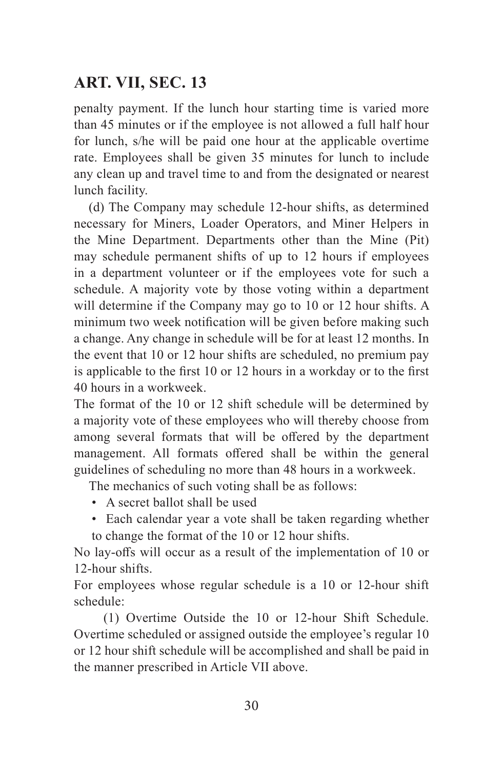penalty payment. If the lunch hour starting time is varied more than 45 minutes or if the employee is not allowed a full half hour for lunch, s/he will be paid one hour at the applicable overtime rate. Employees shall be given 35 minutes for lunch to include any clean up and travel time to and from the designated or nearest lunch facility.

(d) The Company may schedule 12-hour shifts, as determined necessary for Miners, Loader Operators, and Miner Helpers in the Mine Department. Departments other than the Mine (Pit) may schedule permanent shifts of up to 12 hours if employees in a department volunteer or if the employees vote for such a schedule. A majority vote by those voting within a department will determine if the Company may go to 10 or 12 hour shifts. A minimum two week notification will be given before making such a change. Any change in schedule will be for at least 12 months. In the event that 10 or 12 hour shifts are scheduled, no premium pay is applicable to the first 10 or 12 hours in a workday or to the first 40 hours in a workweek.

The format of the 10 or 12 shift schedule will be determined by a majority vote of these employees who will thereby choose from among several formats that will be offered by the department management. All formats offered shall be within the general guidelines of scheduling no more than 48 hours in a workweek.

The mechanics of such voting shall be as follows:

- A secret ballot shall be used
- Each calendar year a vote shall be taken regarding whether to change the format of the 10 or 12 hour shifts.

No lay-offs will occur as a result of the implementation of 10 or 12-hour shifts.

For employees whose regular schedule is a 10 or 12-hour shift schedule:

(1) Overtime Outside the 10 or 12-hour Shift Schedule. Overtime scheduled or assigned outside the employee's regular 10 or 12 hour shift schedule will be accomplished and shall be paid in the manner prescribed in Article VII above.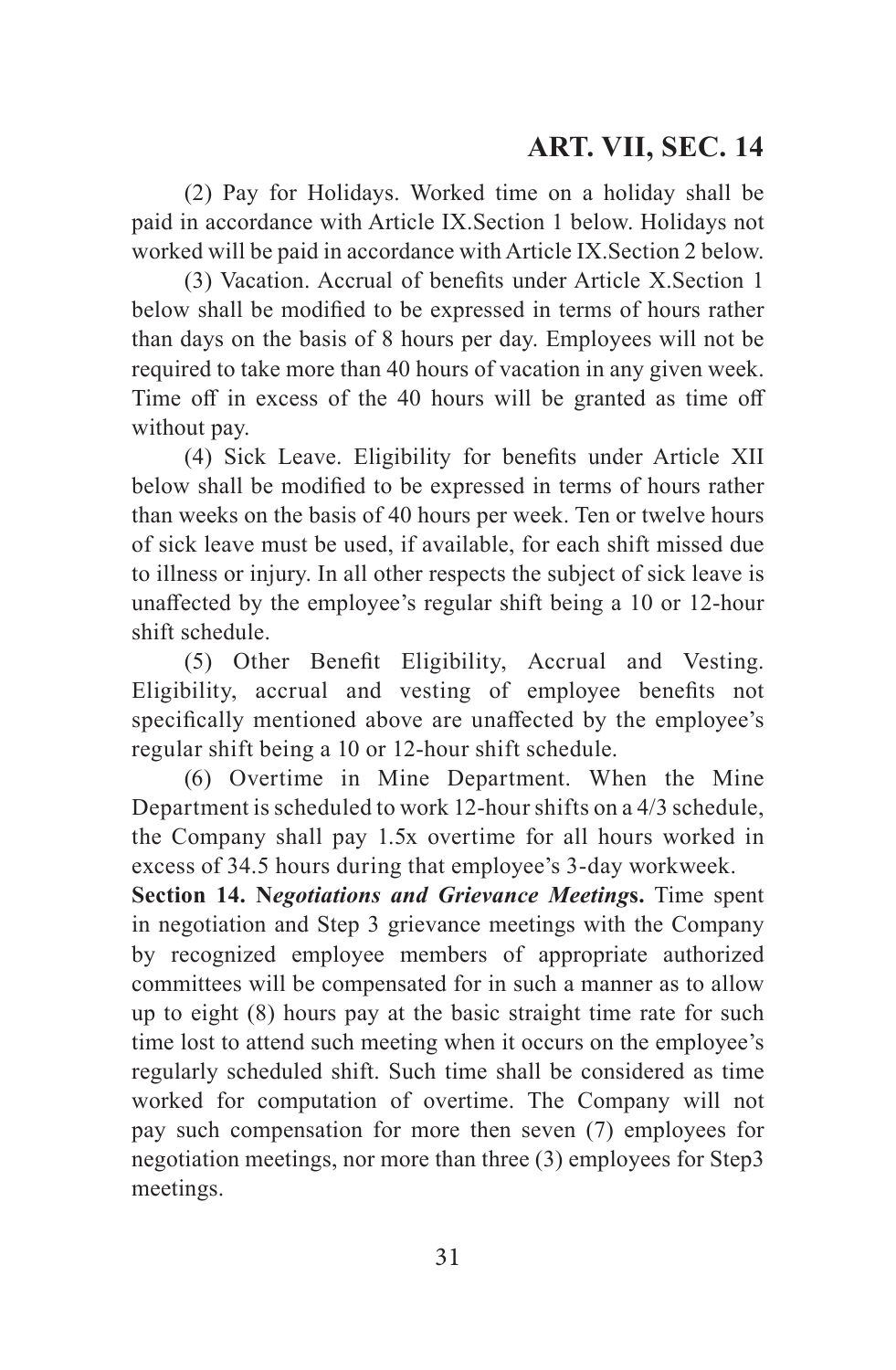(2) Pay for Holidays. Worked time on a holiday shall be paid in accordance with Article IX.Section 1 below. Holidays not worked will be paid in accordance with Article IX.Section 2 below.

(3) Vacation. Accrual of benefits under Article X.Section 1 below shall be modified to be expressed in terms of hours rather than days on the basis of 8 hours per day. Employees will not be required to take more than 40 hours of vacation in any given week. Time off in excess of the 40 hours will be granted as time off without pay.

(4) Sick Leave. Eligibility for benefits under Article XII below shall be modified to be expressed in terms of hours rather than weeks on the basis of 40 hours per week. Ten or twelve hours of sick leave must be used, if available, for each shift missed due to illness or injury. In all other respects the subject of sick leave is unaffected by the employee's regular shift being a 10 or 12-hour shift schedule.

(5) Other Benefit Eligibility, Accrual and Vesting. Eligibility, accrual and vesting of employee benefits not specifically mentioned above are unaffected by the employee's regular shift being a 10 or 12-hour shift schedule.

(6) Overtime in Mine Department. When the Mine Department is scheduled to work 12-hour shifts on a 4/3 schedule, the Company shall pay 1.5x overtime for all hours worked in excess of 34.5 hours during that employee's 3-day workweek.

**Section 14. N*egotiations and Grievance Meeting*s.** Time spent in negotiation and Step 3 grievance meetings with the Company by recognized employee members of appropriate authorized committees will be compensated for in such a manner as to allow up to eight (8) hours pay at the basic straight time rate for such time lost to attend such meeting when it occurs on the employee's regularly scheduled shift. Such time shall be considered as time worked for computation of overtime. The Company will not pay such compensation for more then seven (7) employees for negotiation meetings, nor more than three (3) employees for Step3 meetings.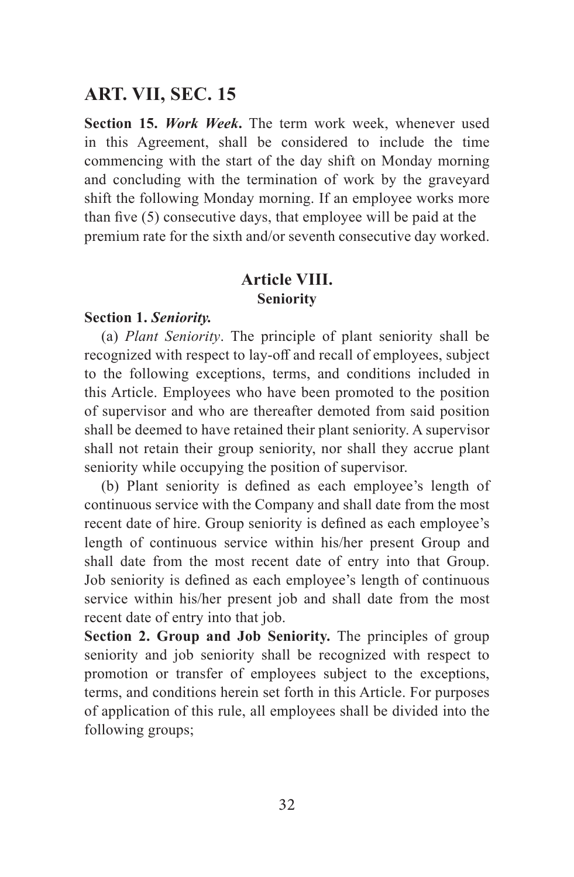## ART. VII, SEC. 15

**Section 15.** ***Work Week*****.** The term work week, whenever used in this Agreement, shall be considered to include the time commencing with the start of the day shift on Monday morning and concluding with the termination of work by the graveyard shift the following Monday morning. If an employee works more than five (5) consecutive days, that employee will be paid at the premium rate for the sixth and/or seventh consecutive day worked.

### Article VIII.
#### Seniority

**Section 1.** ***Seniority.***

(a) *Plant Seniority*. The principle of plant seniority shall be recognized with respect to lay-off and recall of employees, subject to the following exceptions, terms, and conditions included in this Article. Employees who have been promoted to the position of supervisor and who are thereafter demoted from said position shall be deemed to have retained their plant seniority. A supervisor shall not retain their group seniority, nor shall they accrue plant seniority while occupying the position of supervisor.

(b) Plant seniority is defined as each employee's length of continuous service with the Company and shall date from the most recent date of hire. Group seniority is defined as each employee's length of continuous service within his/her present Group and shall date from the most recent date of entry into that Group. Job seniority is defined as each employee's length of continuous service within his/her present job and shall date from the most recent date of entry into that job.

**Section 2. Group and Job Seniority.** The principles of group seniority and job seniority shall be recognized with respect to promotion or transfer of employees subject to the exceptions, terms, and conditions herein set forth in this Article. For purposes of application of this rule, all employees shall be divided into the following groups;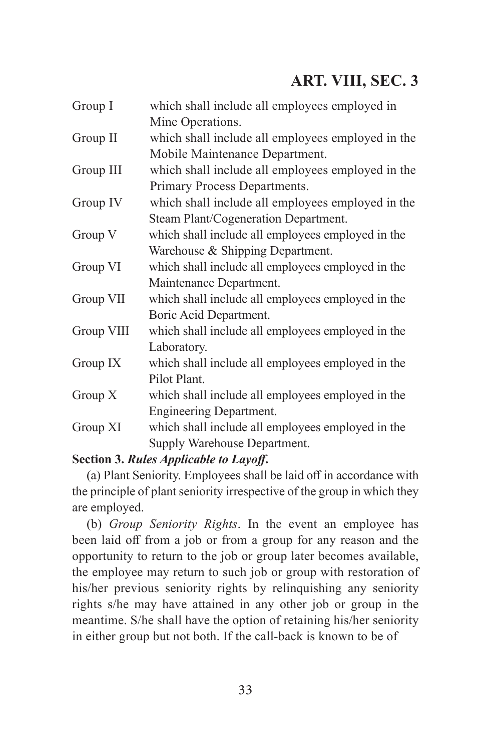| | |
|---|---|
| Group I | which shall include all employees employed in Mine Operations. |
| Group II | which shall include all employees employed in the Mobile Maintenance Department. |
| Group III | which shall include all employees employed in the Primary Process Departments. |
| Group IV | which shall include all employees employed in the Steam Plant/Cogeneration Department. |
| Group V | which shall include all employees employed in the Warehouse & Shipping Department. |
| Group VI | which shall include all employees employed in the Maintenance Department. |
| Group VII | which shall include all employees employed in the Boric Acid Department. |
| Group VIII | which shall include all employees employed in the Laboratory. |
| Group IX | which shall include all employees employed in the Pilot Plant. |
| Group X | which shall include all employees employed in the Engineering Department. |
| Group XI | which shall include all employees employed in the Supply Warehouse Department. |

**Section 3. *Rules Applicable to Layoff*.**

(a) Plant Seniority. Employees shall be laid off in accordance with the principle of plant seniority irrespective of the group in which they are employed.

(b) *Group Seniority Rights*. In the event an employee has been laid off from a job or from a group for any reason and the opportunity to return to the job or group later becomes available, the employee may return to such job or group with restoration of his/her previous seniority rights by relinquishing any seniority rights s/he may have attained in any other job or group in the meantime. S/he shall have the option of retaining his/her seniority in either group but not both. If the call-back is known to be of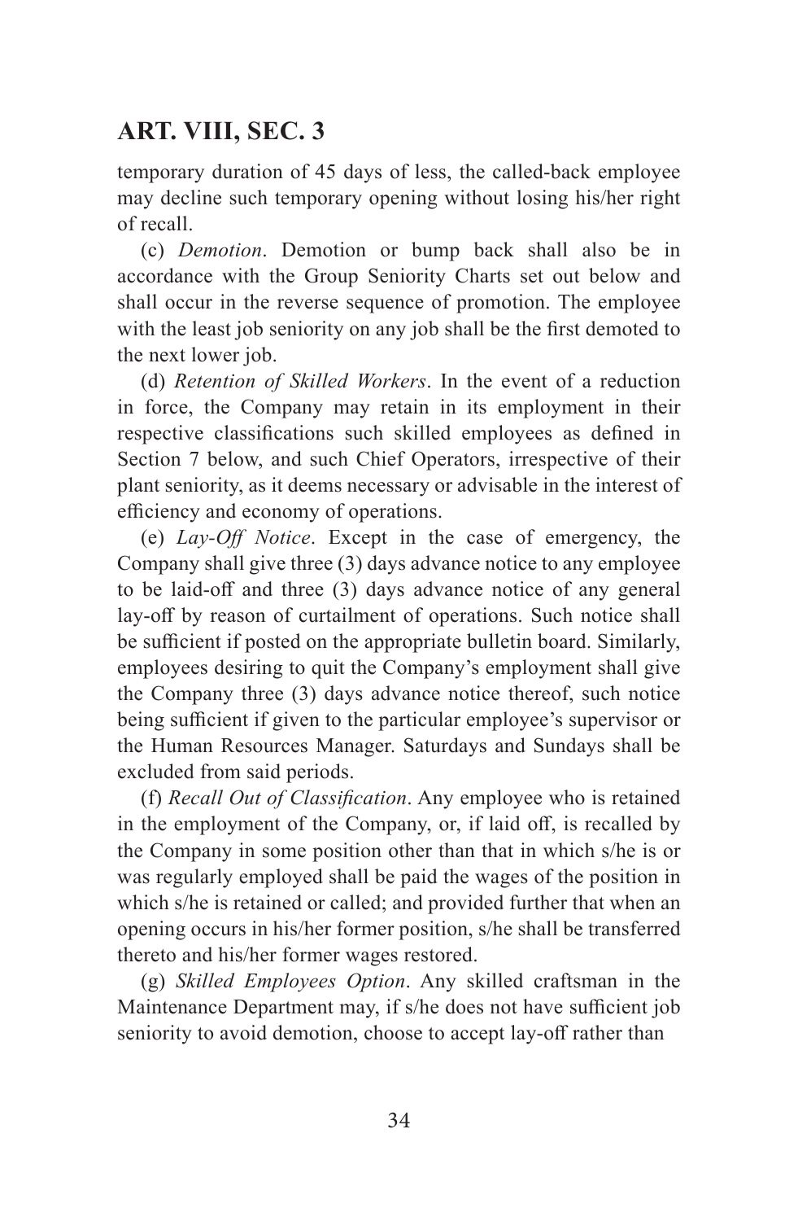temporary duration of 45 days of less, the called-back employee may decline such temporary opening without losing his/her right of recall.

(c) *Demotion*. Demotion or bump back shall also be in accordance with the Group Seniority Charts set out below and shall occur in the reverse sequence of promotion. The employee with the least job seniority on any job shall be the first demoted to the next lower job.

(d) *Retention of Skilled Workers*. In the event of a reduction in force, the Company may retain in its employment in their respective classifications such skilled employees as defined in Section 7 below, and such Chief Operators, irrespective of their plant seniority, as it deems necessary or advisable in the interest of efficiency and economy of operations.

(e) *Lay-Off Notice*. Except in the case of emergency, the Company shall give three (3) days advance notice to any employee to be laid-off and three (3) days advance notice of any general lay-off by reason of curtailment of operations. Such notice shall be sufficient if posted on the appropriate bulletin board. Similarly, employees desiring to quit the Company's employment shall give the Company three (3) days advance notice thereof, such notice being sufficient if given to the particular employee's supervisor or the Human Resources Manager. Saturdays and Sundays shall be excluded from said periods.

(f) *Recall Out of Classification*. Any employee who is retained in the employment of the Company, or, if laid off, is recalled by the Company in some position other than that in which s/he is or was regularly employed shall be paid the wages of the position in which s/he is retained or called; and provided further that when an opening occurs in his/her former position, s/he shall be transferred thereto and his/her former wages restored.

(g) *Skilled Employees Option*. Any skilled craftsman in the Maintenance Department may, if s/he does not have sufficient job seniority to avoid demotion, choose to accept lay-off rather than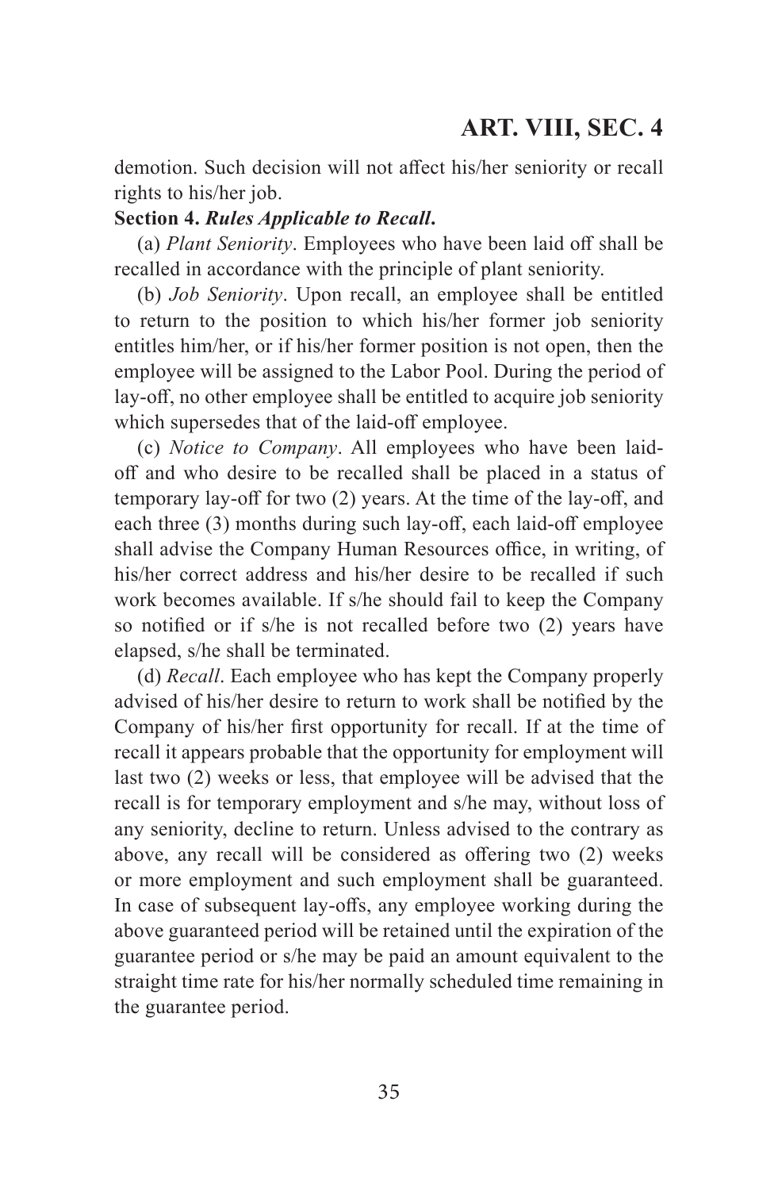demotion. Such decision will not affect his/her seniority or recall rights to his/her job.

**Section 4. *Rules Applicable to Recall*.**

(a) *Plant Seniority*. Employees who have been laid off shall be recalled in accordance with the principle of plant seniority.

(b) *Job Seniority*. Upon recall, an employee shall be entitled to return to the position to which his/her former job seniority entitles him/her, or if his/her former position is not open, then the employee will be assigned to the Labor Pool. During the period of lay-off, no other employee shall be entitled to acquire job seniority which supersedes that of the laid-off employee.

(c) *Notice to Company*. All employees who have been laid-off and who desire to be recalled shall be placed in a status of temporary lay-off for two (2) years. At the time of the lay-off, and each three (3) months during such lay-off, each laid-off employee shall advise the Company Human Resources office, in writing, of his/her correct address and his/her desire to be recalled if such work becomes available. If s/he should fail to keep the Company so notified or if s/he is not recalled before two (2) years have elapsed, s/he shall be terminated.

(d) *Recall*. Each employee who has kept the Company properly advised of his/her desire to return to work shall be notified by the Company of his/her first opportunity for recall. If at the time of recall it appears probable that the opportunity for employment will last two (2) weeks or less, that employee will be advised that the recall is for temporary employment and s/he may, without loss of any seniority, decline to return. Unless advised to the contrary as above, any recall will be considered as offering two (2) weeks or more employment and such employment shall be guaranteed. In case of subsequent lay-offs, any employee working during the above guaranteed period will be retained until the expiration of the guarantee period or s/he may be paid an amount equivalent to the straight time rate for his/her normally scheduled time remaining in the guarantee period.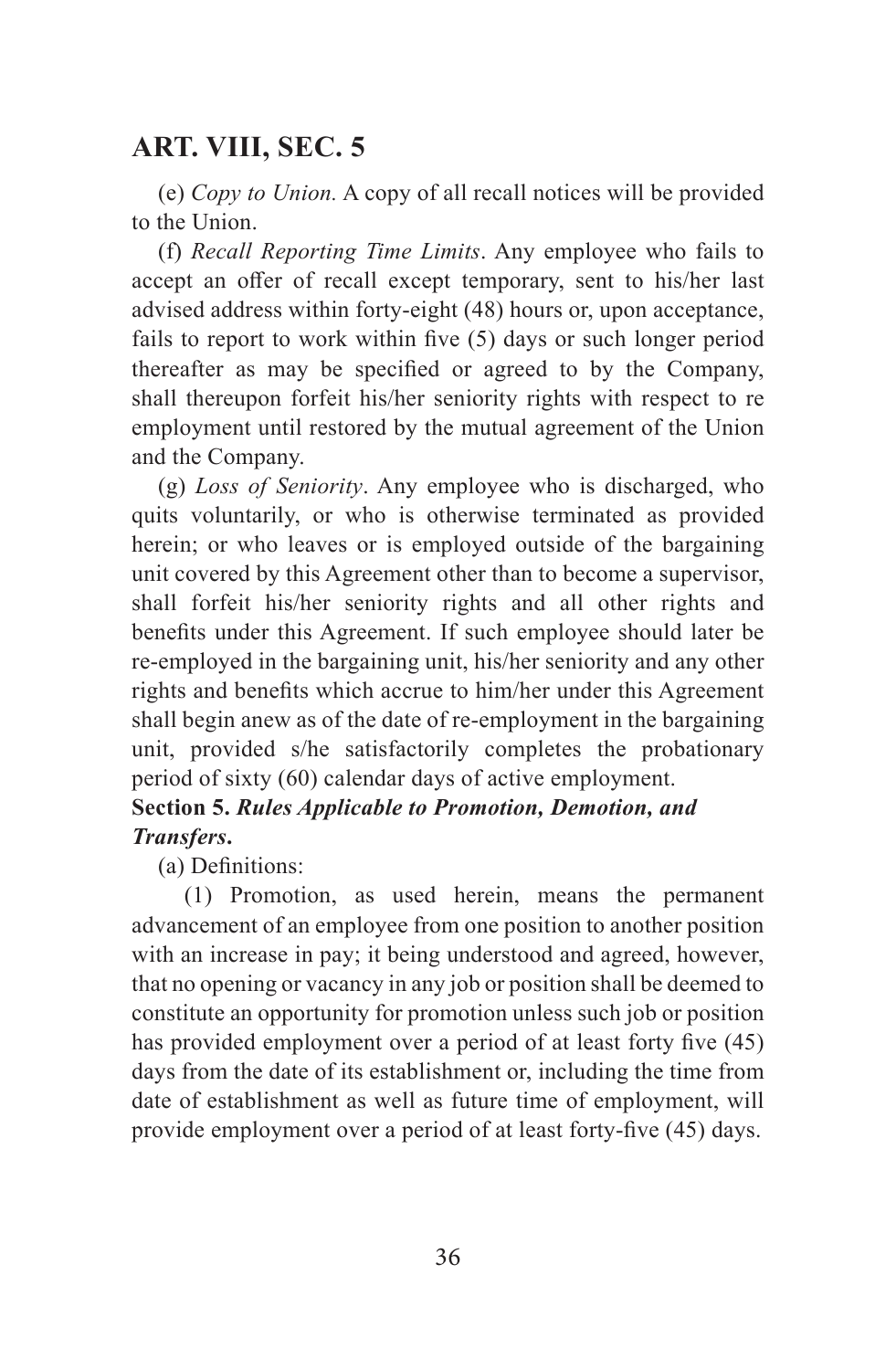(e) *Copy to Union.* A copy of all recall notices will be provided to the Union.

(f) *Recall Reporting Time Limits*. Any employee who fails to accept an offer of recall except temporary, sent to his/her last advised address within forty-eight (48) hours or, upon acceptance, fails to report to work within five (5) days or such longer period thereafter as may be specified or agreed to by the Company, shall thereupon forfeit his/her seniority rights with respect to re employment until restored by the mutual agreement of the Union and the Company.

(g) *Loss of Seniority*. Any employee who is discharged, who quits voluntarily, or who is otherwise terminated as provided herein; or who leaves or is employed outside of the bargaining unit covered by this Agreement other than to become a supervisor, shall forfeit his/her seniority rights and all other rights and benefits under this Agreement. If such employee should later be re-employed in the bargaining unit, his/her seniority and any other rights and benefits which accrue to him/her under this Agreement shall begin anew as of the date of re-employment in the bargaining unit, provided s/he satisfactorily completes the probationary period of sixty (60) calendar days of active employment.

**Section 5. *Rules Applicable to Promotion, Demotion, and Transfers*.**

(a) Definitions:

(1) Promotion, as used herein, means the permanent advancement of an employee from one position to another position with an increase in pay; it being understood and agreed, however, that no opening or vacancy in any job or position shall be deemed to constitute an opportunity for promotion unless such job or position has provided employment over a period of at least forty five (45) days from the date of its establishment or, including the time from date of establishment as well as future time of employment, will provide employment over a period of at least forty-five (45) days.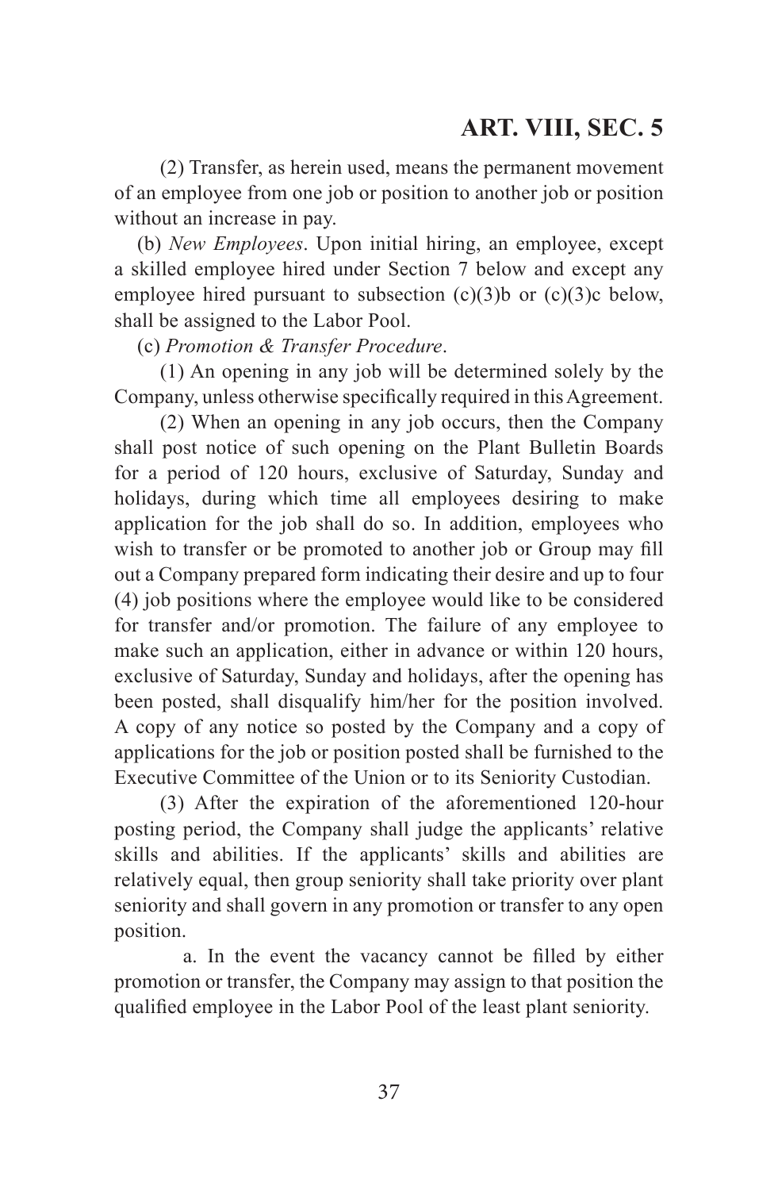(2) Transfer, as herein used, means the permanent movement of an employee from one job or position to another job or position without an increase in pay.

(b) *New Employees*. Upon initial hiring, an employee, except a skilled employee hired under Section 7 below and except any employee hired pursuant to subsection (c)(3)b or (c)(3)c below, shall be assigned to the Labor Pool.

(c) *Promotion & Transfer Procedure*.

(1) An opening in any job will be determined solely by the Company, unless otherwise specifically required in this Agreement.

(2) When an opening in any job occurs, then the Company shall post notice of such opening on the Plant Bulletin Boards for a period of 120 hours, exclusive of Saturday, Sunday and holidays, during which time all employees desiring to make application for the job shall do so. In addition, employees who wish to transfer or be promoted to another job or Group may fill out a Company prepared form indicating their desire and up to four (4) job positions where the employee would like to be considered for transfer and/or promotion. The failure of any employee to make such an application, either in advance or within 120 hours, exclusive of Saturday, Sunday and holidays, after the opening has been posted, shall disqualify him/her for the position involved. A copy of any notice so posted by the Company and a copy of applications for the job or position posted shall be furnished to the Executive Committee of the Union or to its Seniority Custodian.

(3) After the expiration of the aforementioned 120-hour posting period, the Company shall judge the applicants' relative skills and abilities. If the applicants' skills and abilities are relatively equal, then group seniority shall take priority over plant seniority and shall govern in any promotion or transfer to any open position.

a. In the event the vacancy cannot be filled by either promotion or transfer, the Company may assign to that position the qualified employee in the Labor Pool of the least plant seniority.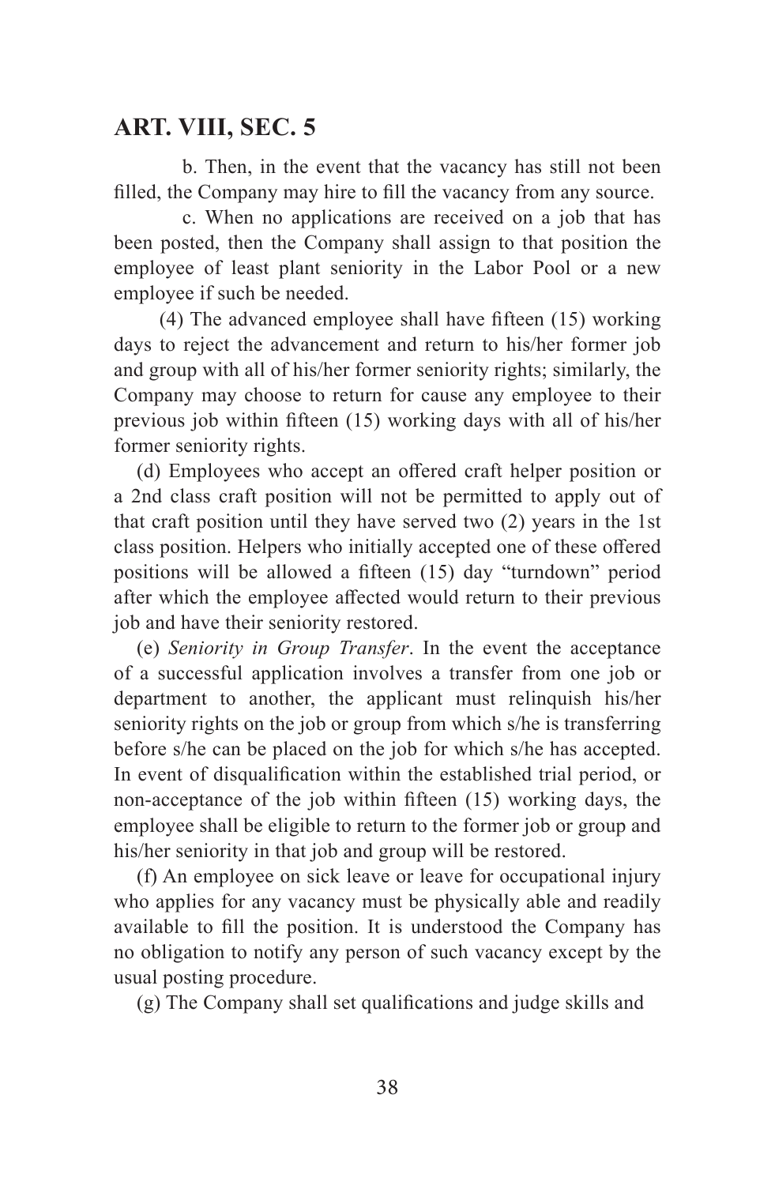## ART. VIII, SEC. 5

b. Then, in the event that the vacancy has still not been filled, the Company may hire to fill the vacancy from any source.

c. When no applications are received on a job that has been posted, then the Company shall assign to that position the employee of least plant seniority in the Labor Pool or a new employee if such be needed.

(4) The advanced employee shall have fifteen (15) working days to reject the advancement and return to his/her former job and group with all of his/her former seniority rights; similarly, the Company may choose to return for cause any employee to their previous job within fifteen (15) working days with all of his/her former seniority rights.

(d) Employees who accept an offered craft helper position or a 2nd class craft position will not be permitted to apply out of that craft position until they have served two (2) years in the 1st class position. Helpers who initially accepted one of these offered positions will be allowed a fifteen (15) day "turndown" period after which the employee affected would return to their previous job and have their seniority restored.

(e) *Seniority in Group Transfer*. In the event the acceptance of a successful application involves a transfer from one job or department to another, the applicant must relinquish his/her seniority rights on the job or group from which s/he is transferring before s/he can be placed on the job for which s/he has accepted. In event of disqualification within the established trial period, or non-acceptance of the job within fifteen (15) working days, the employee shall be eligible to return to the former job or group and his/her seniority in that job and group will be restored.

(f) An employee on sick leave or leave for occupational injury who applies for any vacancy must be physically able and readily available to fill the position. It is understood the Company has no obligation to notify any person of such vacancy except by the usual posting procedure.

(g) The Company shall set qualifications and judge skills and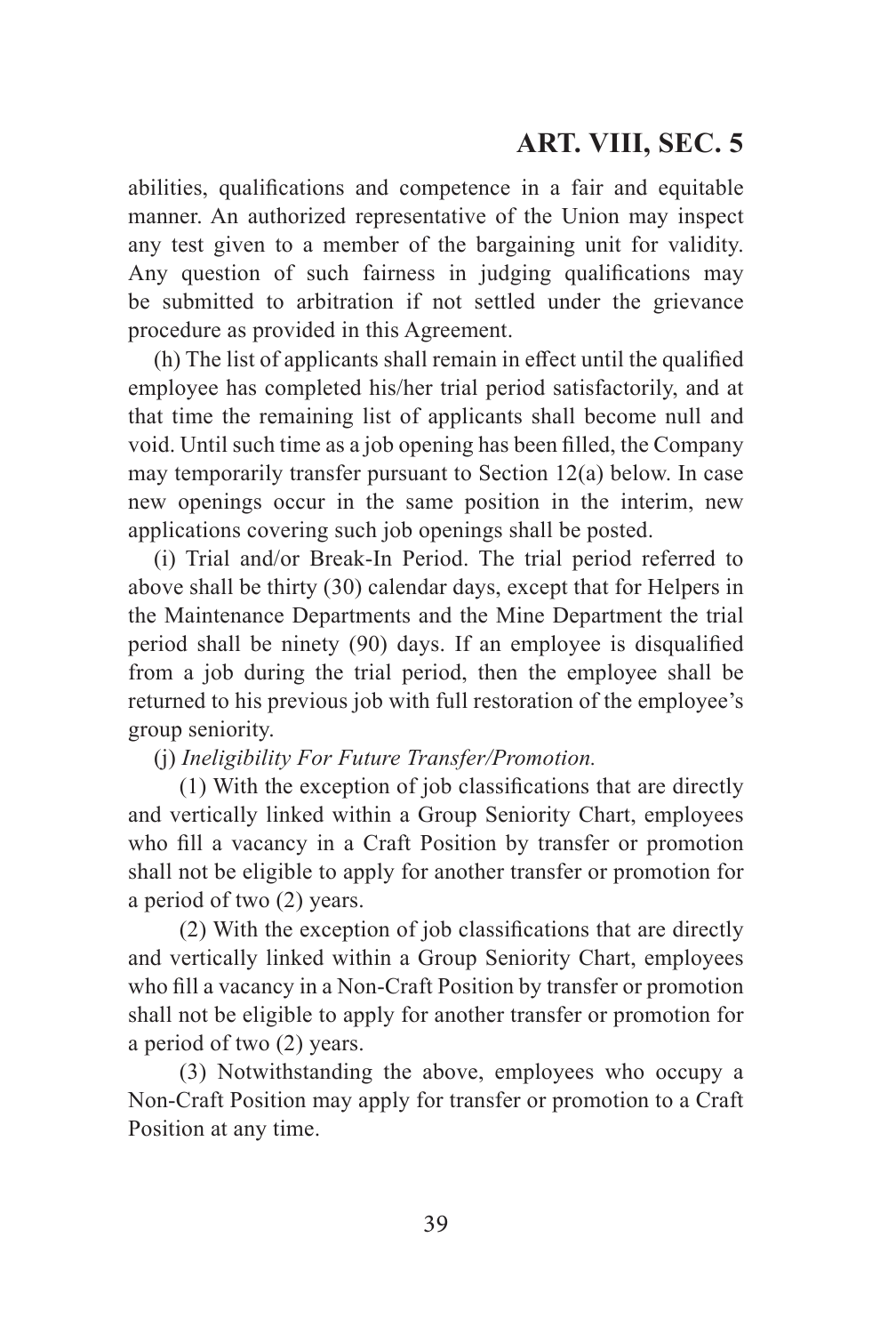abilities, qualifications and competence in a fair and equitable manner. An authorized representative of the Union may inspect any test given to a member of the bargaining unit for validity. Any question of such fairness in judging qualifications may be submitted to arbitration if not settled under the grievance procedure as provided in this Agreement.

(h) The list of applicants shall remain in effect until the qualified employee has completed his/her trial period satisfactorily, and at that time the remaining list of applicants shall become null and void. Until such time as a job opening has been filled, the Company may temporarily transfer pursuant to Section 12(a) below. In case new openings occur in the same position in the interim, new applications covering such job openings shall be posted.

(i) Trial and/or Break-In Period. The trial period referred to above shall be thirty (30) calendar days, except that for Helpers in the Maintenance Departments and the Mine Department the trial period shall be ninety (90) days. If an employee is disqualified from a job during the trial period, then the employee shall be returned to his previous job with full restoration of the employee's group seniority.

(j) *Ineligibility For Future Transfer/Promotion.*

(1) With the exception of job classifications that are directly and vertically linked within a Group Seniority Chart, employees who fill a vacancy in a Craft Position by transfer or promotion shall not be eligible to apply for another transfer or promotion for a period of two (2) years.

(2) With the exception of job classifications that are directly and vertically linked within a Group Seniority Chart, employees who fill a vacancy in a Non-Craft Position by transfer or promotion shall not be eligible to apply for another transfer or promotion for a period of two (2) years.

(3) Notwithstanding the above, employees who occupy a Non-Craft Position may apply for transfer or promotion to a Craft Position at any time.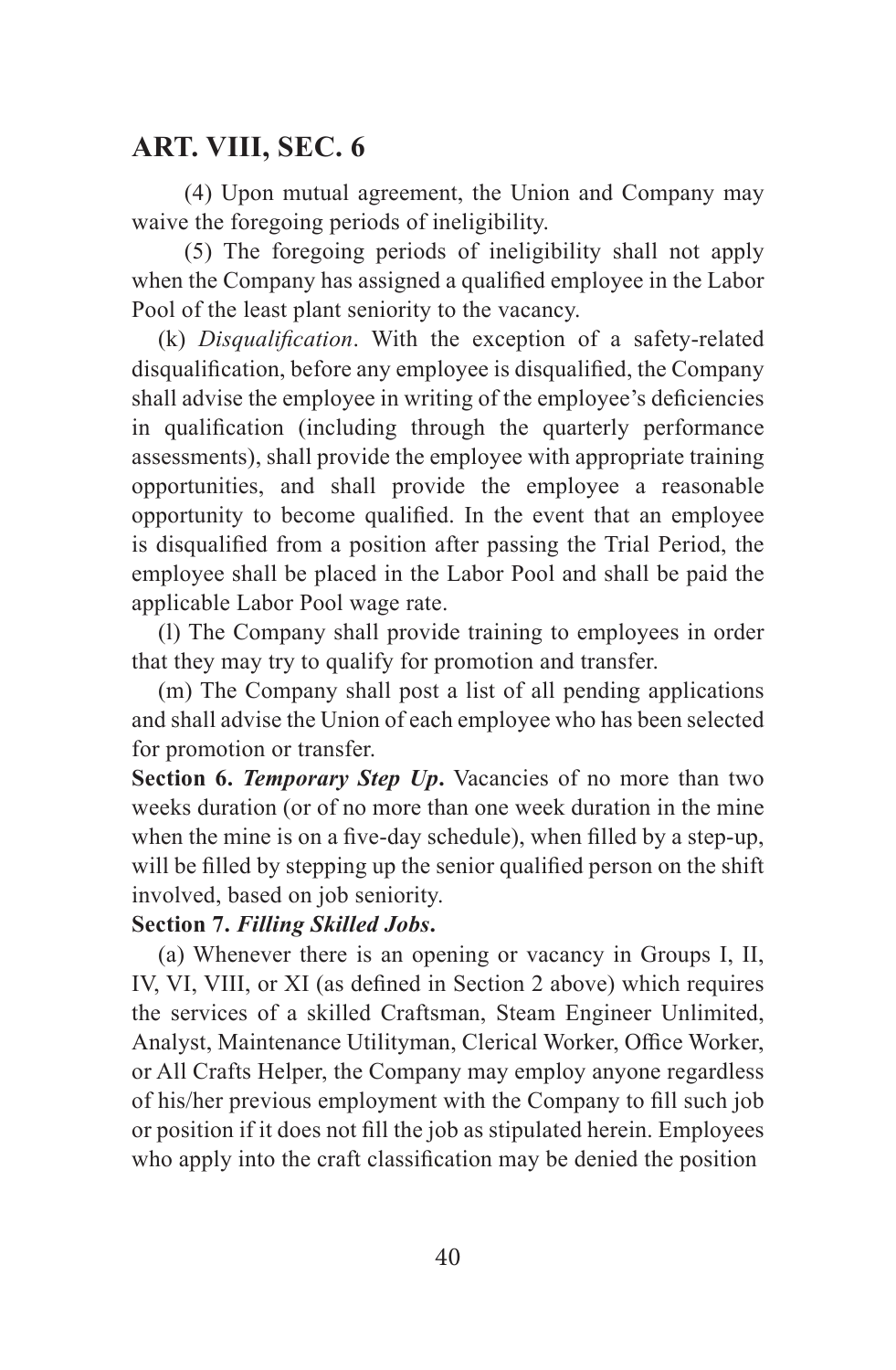(4) Upon mutual agreement, the Union and Company may waive the foregoing periods of ineligibility.

(5) The foregoing periods of ineligibility shall not apply when the Company has assigned a qualified employee in the Labor Pool of the least plant seniority to the vacancy.

(k) *Disqualification*. With the exception of a safety-related disqualification, before any employee is disqualified, the Company shall advise the employee in writing of the employee's deficiencies in qualification (including through the quarterly performance assessments), shall provide the employee with appropriate training opportunities, and shall provide the employee a reasonable opportunity to become qualified. In the event that an employee is disqualified from a position after passing the Trial Period, the employee shall be placed in the Labor Pool and shall be paid the applicable Labor Pool wage rate.

(l) The Company shall provide training to employees in order that they may try to qualify for promotion and transfer.

(m) The Company shall post a list of all pending applications and shall advise the Union of each employee who has been selected for promotion or transfer.

**Section 6.** ***Temporary Step Up*****.** Vacancies of no more than two weeks duration (or of no more than one week duration in the mine when the mine is on a five-day schedule), when filled by a step-up, will be filled by stepping up the senior qualified person on the shift involved, based on job seniority.

**Section 7.** ***Filling Skilled Jobs*****.**

(a) Whenever there is an opening or vacancy in Groups I, II, IV, VI, VIII, or XI (as defined in Section 2 above) which requires the services of a skilled Craftsman, Steam Engineer Unlimited, Analyst, Maintenance Utilityman, Clerical Worker, Office Worker, or All Crafts Helper, the Company may employ anyone regardless of his/her previous employment with the Company to fill such job or position if it does not fill the job as stipulated herein. Employees who apply into the craft classification may be denied the position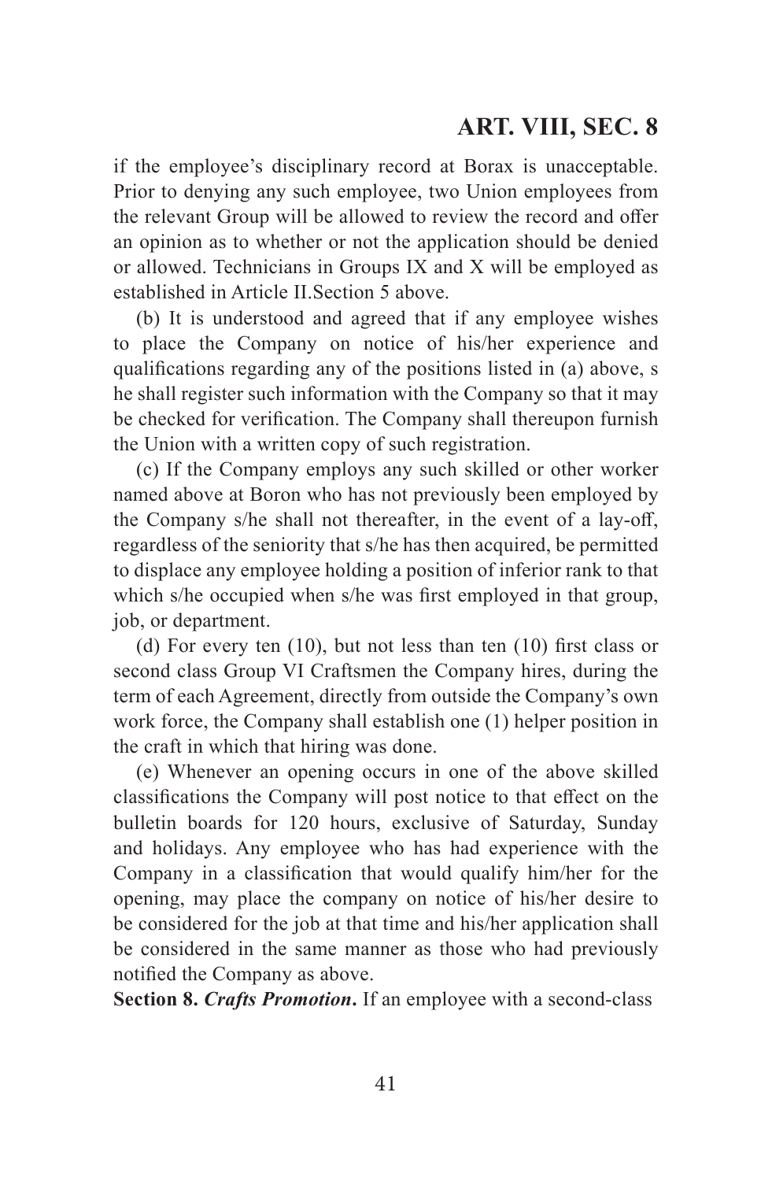if the employee's disciplinary record at Borax is unacceptable. Prior to denying any such employee, two Union employees from the relevant Group will be allowed to review the record and offer an opinion as to whether or not the application should be denied or allowed. Technicians in Groups IX and X will be employed as established in Article II.Section 5 above.

(b) It is understood and agreed that if any employee wishes to place the Company on notice of his/her experience and qualifications regarding any of the positions listed in (a) above, s he shall register such information with the Company so that it may be checked for verification. The Company shall thereupon furnish the Union with a written copy of such registration.

(c) If the Company employs any such skilled or other worker named above at Boron who has not previously been employed by the Company s/he shall not thereafter, in the event of a lay-off, regardless of the seniority that s/he has then acquired, be permitted to displace any employee holding a position of inferior rank to that which s/he occupied when s/he was first employed in that group, job, or department.

(d) For every ten (10), but not less than ten (10) first class or second class Group VI Craftsmen the Company hires, during the term of each Agreement, directly from outside the Company's own work force, the Company shall establish one (1) helper position in the craft in which that hiring was done.

(e) Whenever an opening occurs in one of the above skilled classifications the Company will post notice to that effect on the bulletin boards for 120 hours, exclusive of Saturday, Sunday and holidays. Any employee who has had experience with the Company in a classification that would qualify him/her for the opening, may place the company on notice of his/her desire to be considered for the job at that time and his/her application shall be considered in the same manner as those who had previously notified the Company as above.

**Section 8. *Crafts Promotion*.** If an employee with a second-class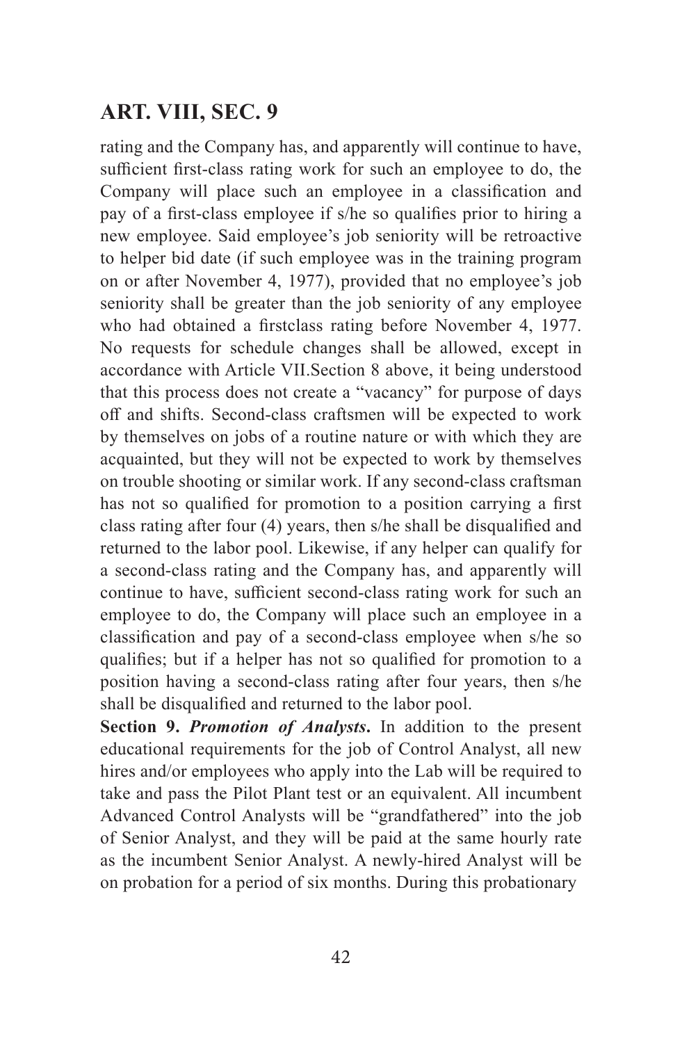rating and the Company has, and apparently will continue to have, sufficient first-class rating work for such an employee to do, the Company will place such an employee in a classification and pay of a first-class employee if s/he so qualifies prior to hiring a new employee. Said employee's job seniority will be retroactive to helper bid date (if such employee was in the training program on or after November 4, 1977), provided that no employee's job seniority shall be greater than the job seniority of any employee who had obtained a firstclass rating before November 4, 1977. No requests for schedule changes shall be allowed, except in accordance with Article VII.Section 8 above, it being understood that this process does not create a "vacancy" for purpose of days off and shifts. Second-class craftsmen will be expected to work by themselves on jobs of a routine nature or with which they are acquainted, but they will not be expected to work by themselves on trouble shooting or similar work. If any second-class craftsman has not so qualified for promotion to a position carrying a first class rating after four (4) years, then s/he shall be disqualified and returned to the labor pool. Likewise, if any helper can qualify for a second-class rating and the Company has, and apparently will continue to have, sufficient second-class rating work for such an employee to do, the Company will place such an employee in a classification and pay of a second-class employee when s/he so qualifies; but if a helper has not so qualified for promotion to a position having a second-class rating after four years, then s/he shall be disqualified and returned to the labor pool.

**Section 9.** ***Promotion of Analysts*****.** In addition to the present educational requirements for the job of Control Analyst, all new hires and/or employees who apply into the Lab will be required to take and pass the Pilot Plant test or an equivalent. All incumbent Advanced Control Analysts will be "grandfathered" into the job of Senior Analyst, and they will be paid at the same hourly rate as the incumbent Senior Analyst. A newly-hired Analyst will be on probation for a period of six months. During this probationary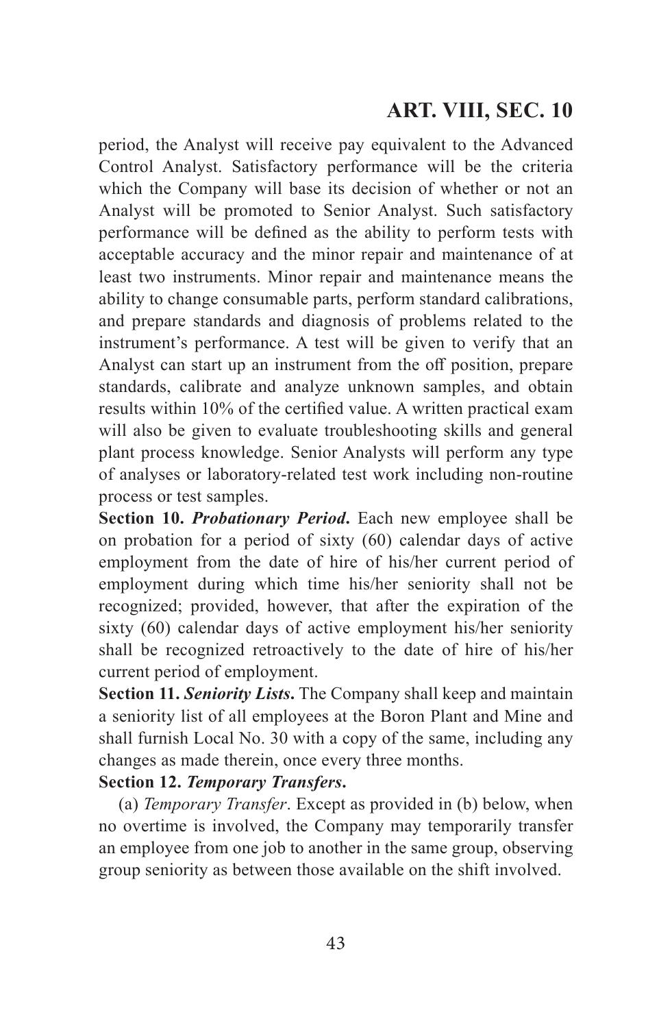period, the Analyst will receive pay equivalent to the Advanced Control Analyst. Satisfactory performance will be the criteria which the Company will base its decision of whether or not an Analyst will be promoted to Senior Analyst. Such satisfactory performance will be defined as the ability to perform tests with acceptable accuracy and the minor repair and maintenance of at least two instruments. Minor repair and maintenance means the ability to change consumable parts, perform standard calibrations, and prepare standards and diagnosis of problems related to the instrument's performance. A test will be given to verify that an Analyst can start up an instrument from the off position, prepare standards, calibrate and analyze unknown samples, and obtain results within 10% of the certified value. A written practical exam will also be given to evaluate troubleshooting skills and general plant process knowledge. Senior Analysts will perform any type of analyses or laboratory-related test work including non-routine process or test samples.

**Section 10.** ***Probationary Period*****.** Each new employee shall be on probation for a period of sixty (60) calendar days of active employment from the date of hire of his/her current period of employment during which time his/her seniority shall not be recognized; provided, however, that after the expiration of the sixty (60) calendar days of active employment his/her seniority shall be recognized retroactively to the date of hire of his/her current period of employment.

**Section 11.** ***Seniority Lists*****.** The Company shall keep and maintain a seniority list of all employees at the Boron Plant and Mine and shall furnish Local No. 30 with a copy of the same, including any changes as made therein, once every three months.

**Section 12.** ***Temporary Transfers*****.**

(a) *Temporary Transfer*. Except as provided in (b) below, when no overtime is involved, the Company may temporarily transfer an employee from one job to another in the same group, observing group seniority as between those available on the shift involved.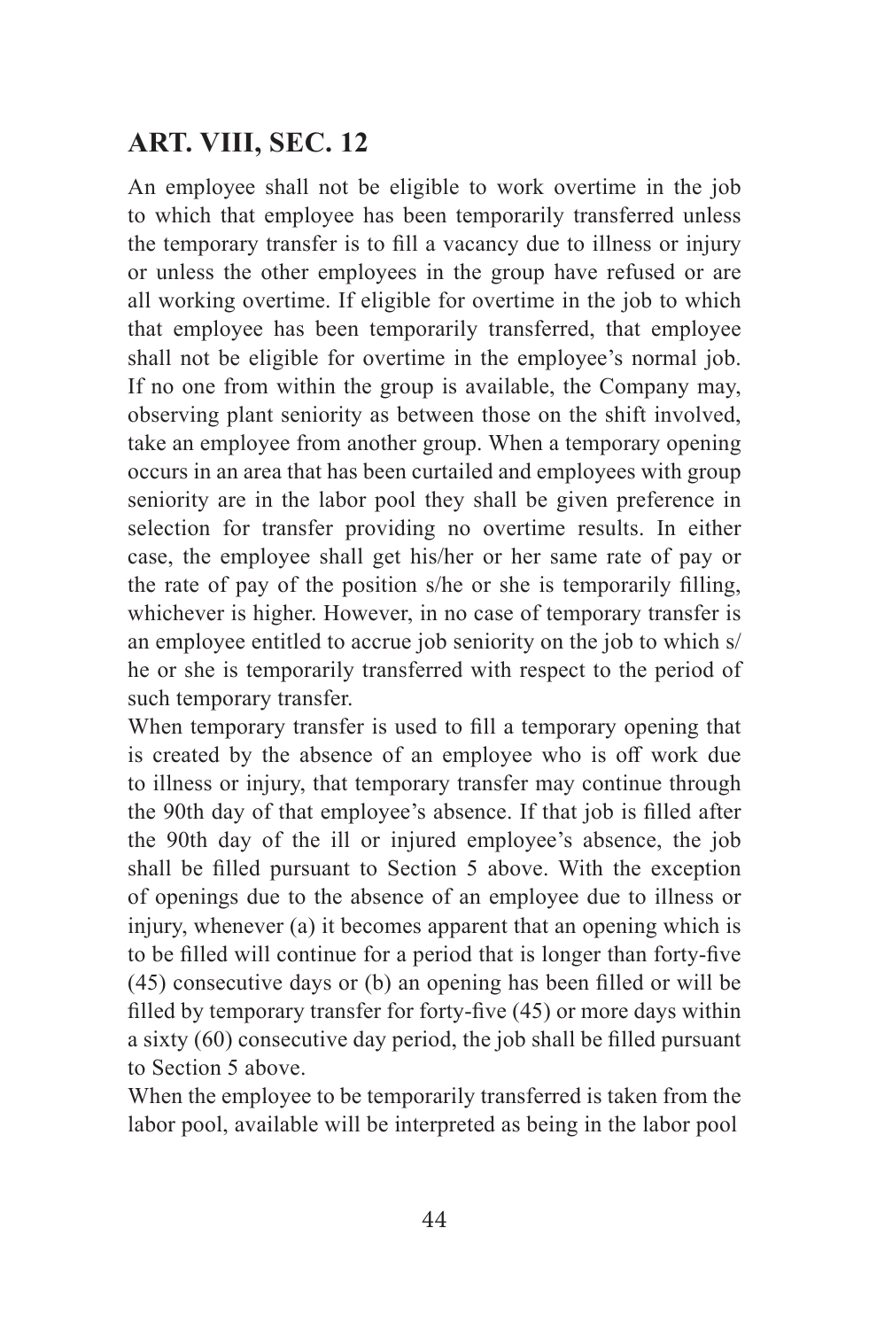## ART. VIII, SEC. 12

An employee shall not be eligible to work overtime in the job to which that employee has been temporarily transferred unless the temporary transfer is to fill a vacancy due to illness or injury or unless the other employees in the group have refused or are all working overtime. If eligible for overtime in the job to which that employee has been temporarily transferred, that employee shall not be eligible for overtime in the employee's normal job. If no one from within the group is available, the Company may, observing plant seniority as between those on the shift involved, take an employee from another group. When a temporary opening occurs in an area that has been curtailed and employees with group seniority are in the labor pool they shall be given preference in selection for transfer providing no overtime results. In either case, the employee shall get his/her or her same rate of pay or the rate of pay of the position s/he or she is temporarily filling, whichever is higher. However, in no case of temporary transfer is an employee entitled to accrue job seniority on the job to which s/he or she is temporarily transferred with respect to the period of such temporary transfer.

When temporary transfer is used to fill a temporary opening that is created by the absence of an employee who is off work due to illness or injury, that temporary transfer may continue through the 90th day of that employee's absence. If that job is filled after the 90th day of the ill or injured employee's absence, the job shall be filled pursuant to Section 5 above. With the exception of openings due to the absence of an employee due to illness or injury, whenever (a) it becomes apparent that an opening which is to be filled will continue for a period that is longer than forty-five (45) consecutive days or (b) an opening has been filled or will be filled by temporary transfer for forty-five (45) or more days within a sixty (60) consecutive day period, the job shall be filled pursuant to Section 5 above.

When the employee to be temporarily transferred is taken from the labor pool, available will be interpreted as being in the labor pool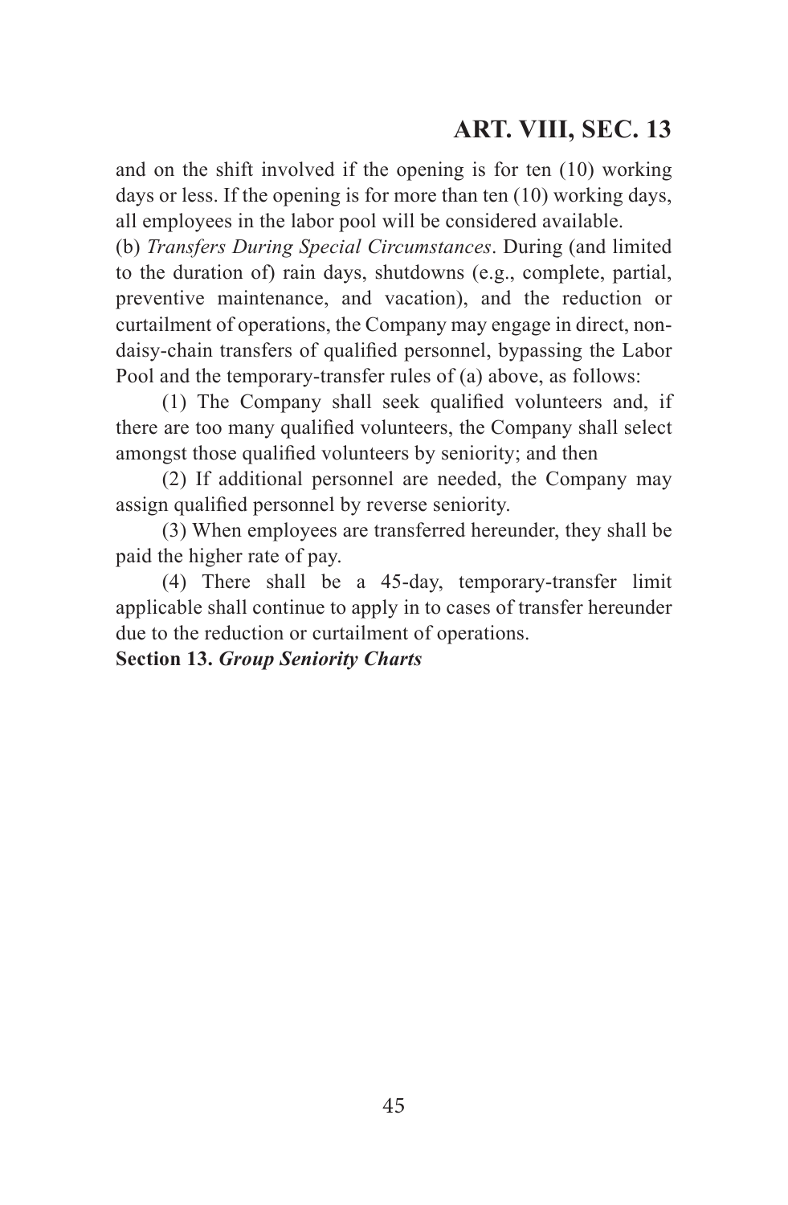and on the shift involved if the opening is for ten (10) working days or less. If the opening is for more than ten (10) working days, all employees in the labor pool will be considered available.

(b) *Transfers During Special Circumstances*. During (and limited to the duration of) rain days, shutdowns (e.g., complete, partial, preventive maintenance, and vacation), and the reduction or curtailment of operations, the Company may engage in direct, non-daisy-chain transfers of qualified personnel, bypassing the Labor Pool and the temporary-transfer rules of (a) above, as follows:

(1) The Company shall seek qualified volunteers and, if there are too many qualified volunteers, the Company shall select amongst those qualified volunteers by seniority; and then

(2) If additional personnel are needed, the Company may assign qualified personnel by reverse seniority.

(3) When employees are transferred hereunder, they shall be paid the higher rate of pay.

(4) There shall be a 45-day, temporary-transfer limit applicable shall continue to apply in to cases of transfer hereunder due to the reduction or curtailment of operations.

**Section 13. *Group Seniority Charts***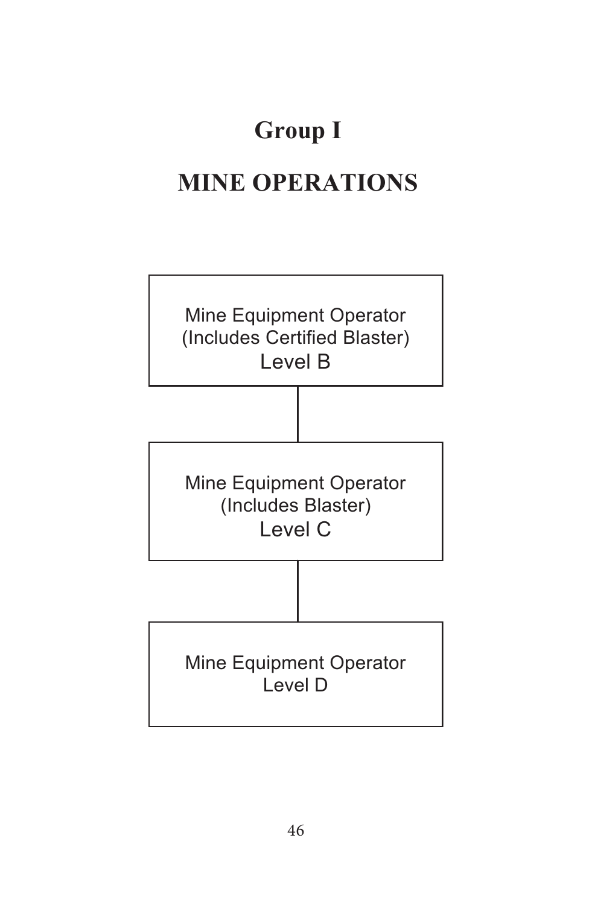# Group I

# MINE OPERATIONS

Mine Equipment Operator
(Includes Certified Blaster)
Level B

Mine Equipment Operator
(Includes Blaster)
Level C

Mine Equipment Operator
Level D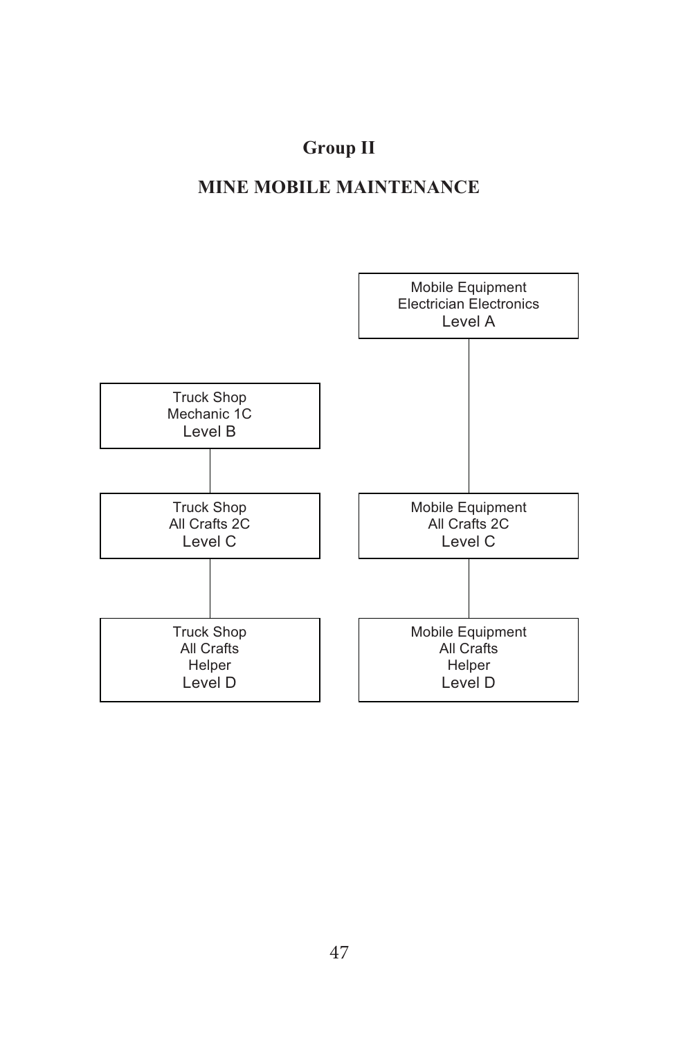## Group II

## MINE MOBILE MAINTENANCE

Mobile Equipment
Electrician Electronics
Level A

Truck Shop
Mechanic 1C
Level B

Truck Shop
All Crafts 2C
Level C

Mobile Equipment
All Crafts 2C
Level C

Truck Shop
All Crafts
Helper
Level D

Mobile Equipment
All Crafts
Helper
Level D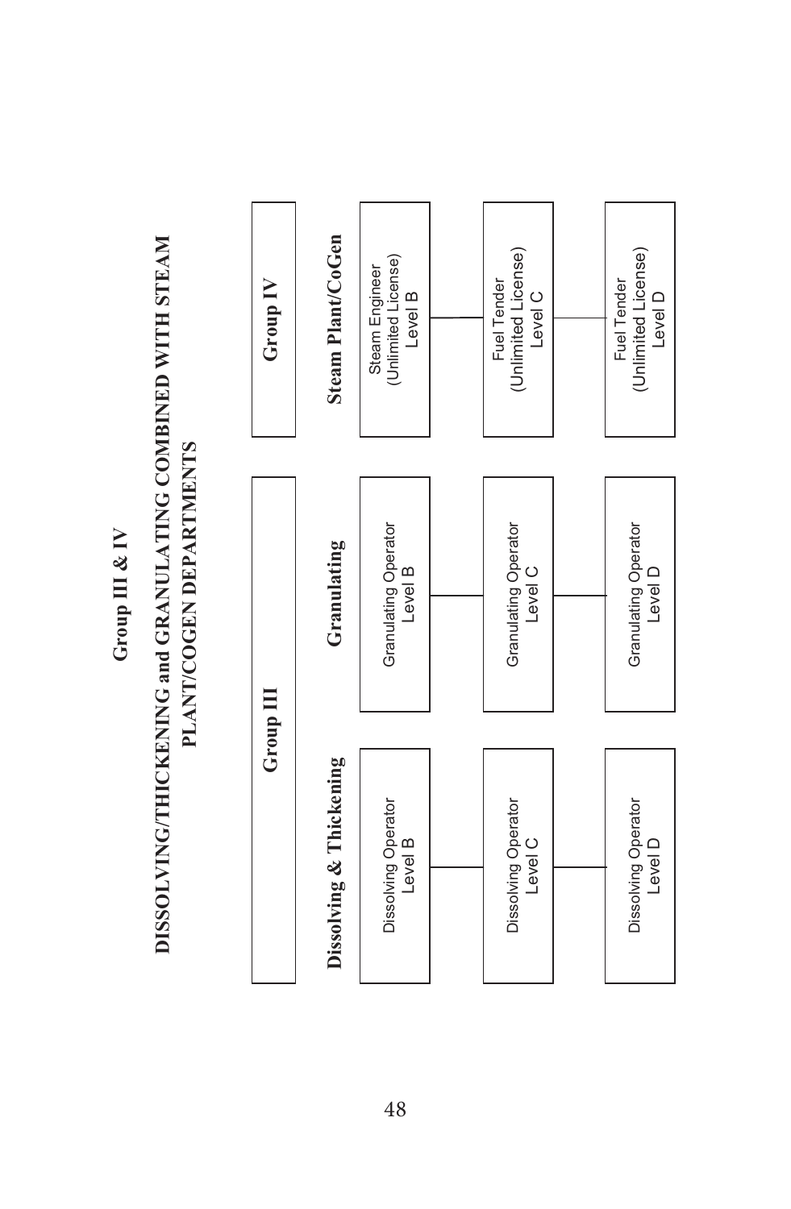# Group III & IV

## DISSOLVING/THICKENING and GRANULATING COMBINED WITH STEAM PLANT/COGEN DEPARTMENTS

| Group III | | Group IV |
|---|---|---|
| **Dissolving & Thickening** | **Granulating** | **Steam Plant/CoGen** |
| Dissolving Operator Level B | Granulating Operator Level B | Steam Engineer (Unlimited License) Level B |
| Dissolving Operator Level C | Granulating Operator Level C | Fuel Tender (Unlimited License) Level C |
| Dissolving Operator Level D | Granulating Operator Level D | Fuel Tender (Unlimited License) Level D |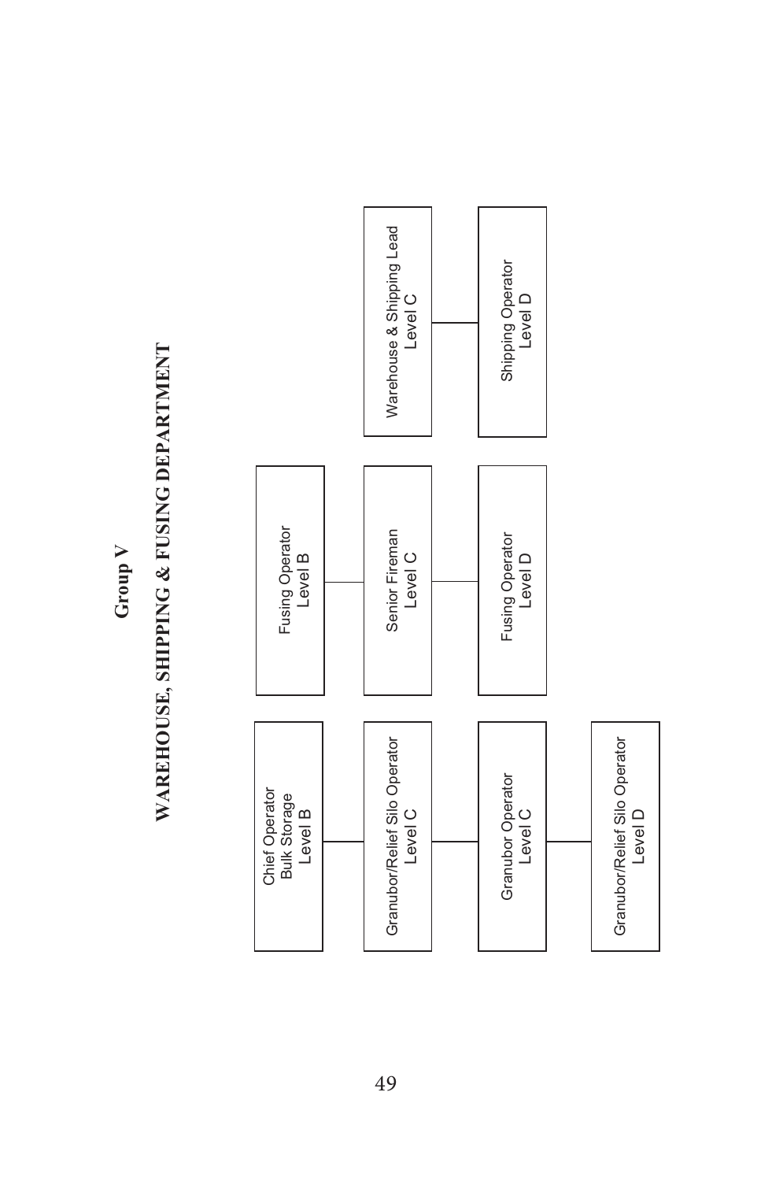## Group V

## WAREHOUSE, SHIPPING & FUSING DEPARTMENT

- Chief Operator Bulk Storage Level B
  - Granubor/Relief Silo Operator Level C
    - Granubor Operator Level C
      - Granubor/Relief Silo Operator Level D

- Fusing Operator Level B
  - Senior Fireman Level C
    - Fusing Operator Level D

- Warehouse & Shipping Lead Level C
  - Shipping Operator Level D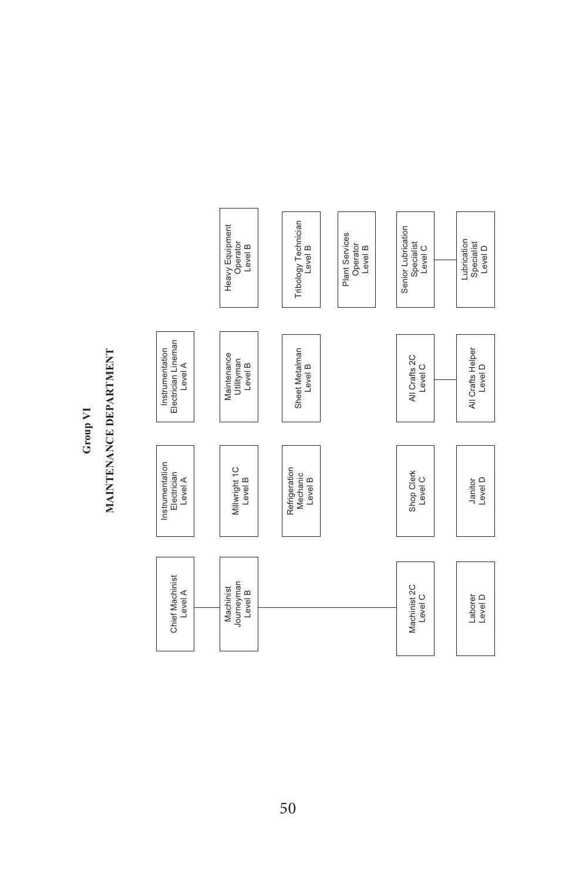## Group VI

## MAINTENANCE DEPARTMENT

| | | | |
|---|---|---|---|
| Chief Machinist Level A | Instrumentation Electrician Level A | Instrumentation Electrician Lineman Level A | |
| Machinist Journeyman Level B | Millwright 1C Level B | Maintenance Utilityman Level B | Heavy Equipment Operator Level B |
| | Refrigeration Mechanic Level B | Sheet Metalman Level B | Tribology Technician Level B |
| | | | Plant Services Operator Level B |
| Machinist 2C Level C | Shop Clerk Level C | All Crafts 2C Level C | Senior Lubrication Specialist Level C |
| Laborer Level D | Janitor Level D | All Crafts Helper Level D | Lubrication Specialist Level D |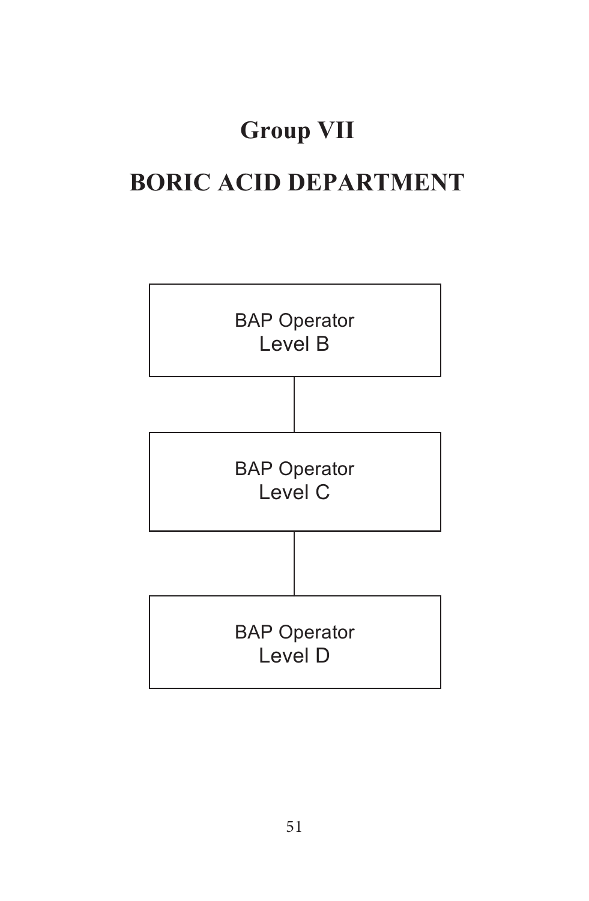# Group VII

# BORIC ACID DEPARTMENT

BAP Operator
Level B

BAP Operator
Level C

BAP Operator
Level D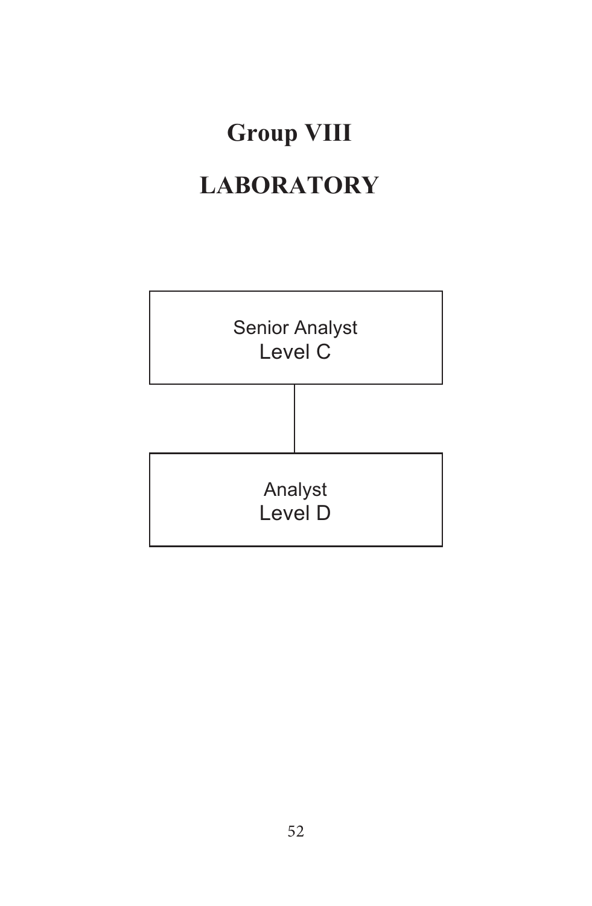# Group VIII

# LABORATORY

Senior Analyst
Level C

Analyst
Level D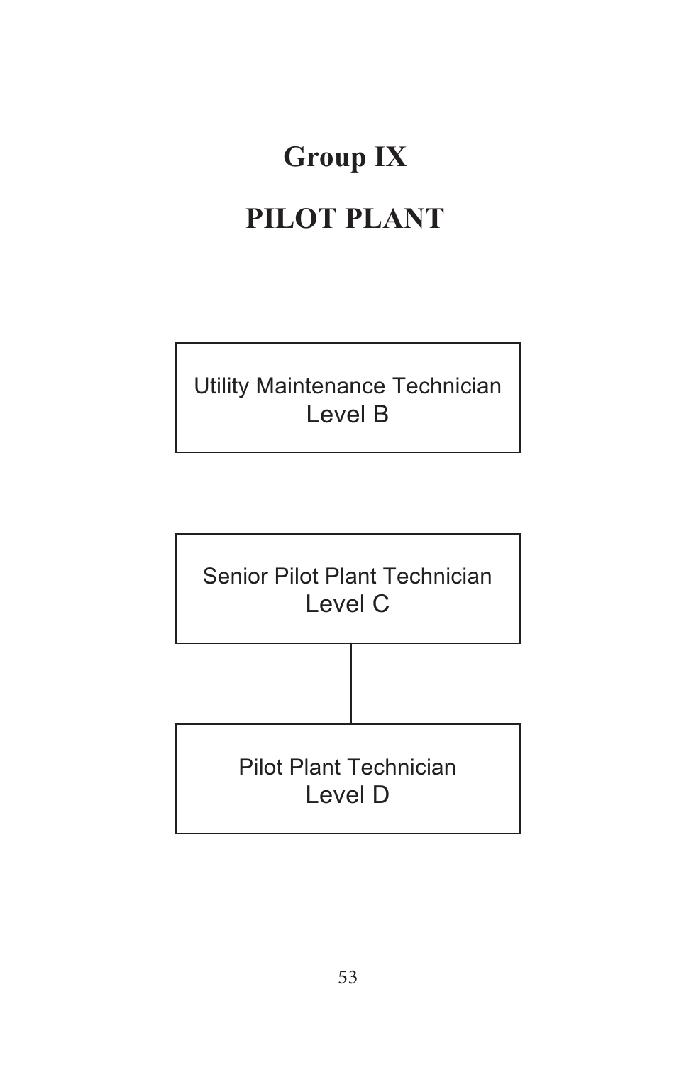# Group IX

# PILOT PLANT

Utility Maintenance Technician
Level B

Senior Pilot Plant Technician
Level C

Pilot Plant Technician
Level D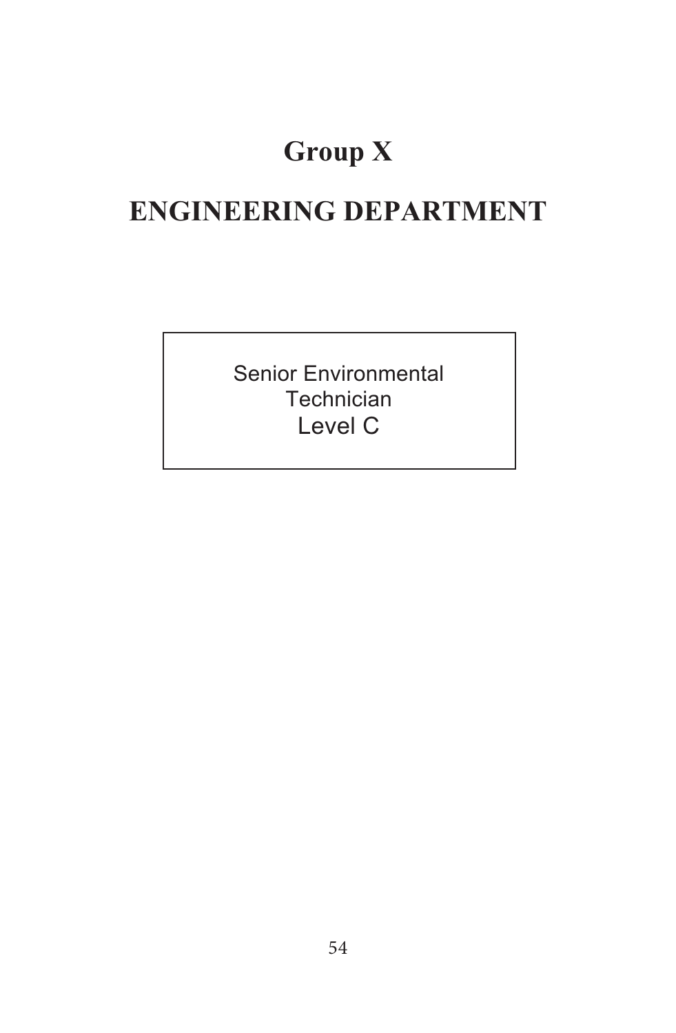# Group X

# ENGINEERING DEPARTMENT

Senior Environmental Technician
Level C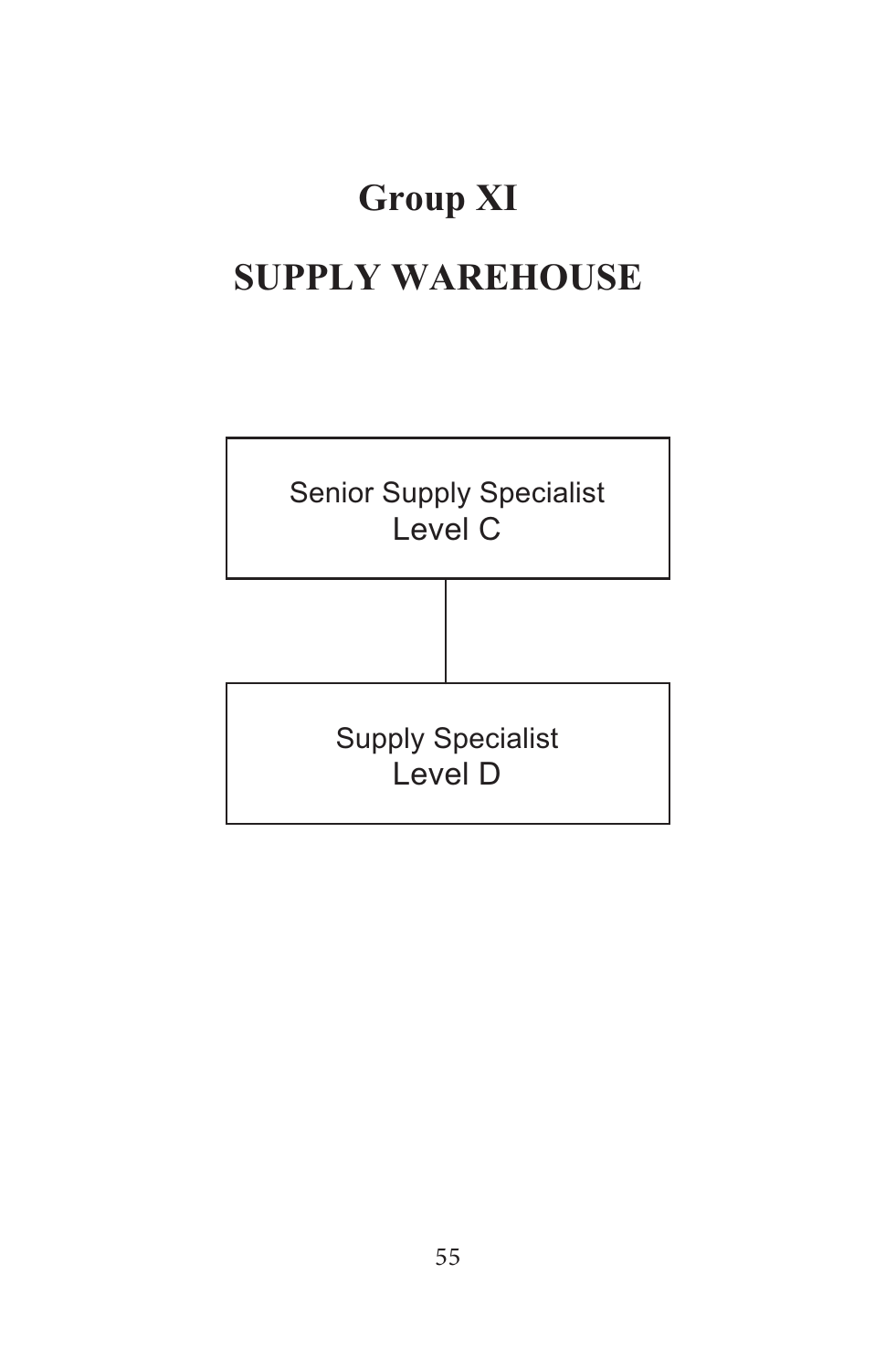# Group XI

## SUPPLY WAREHOUSE

Senior Supply Specialist
Level C

Supply Specialist
Level D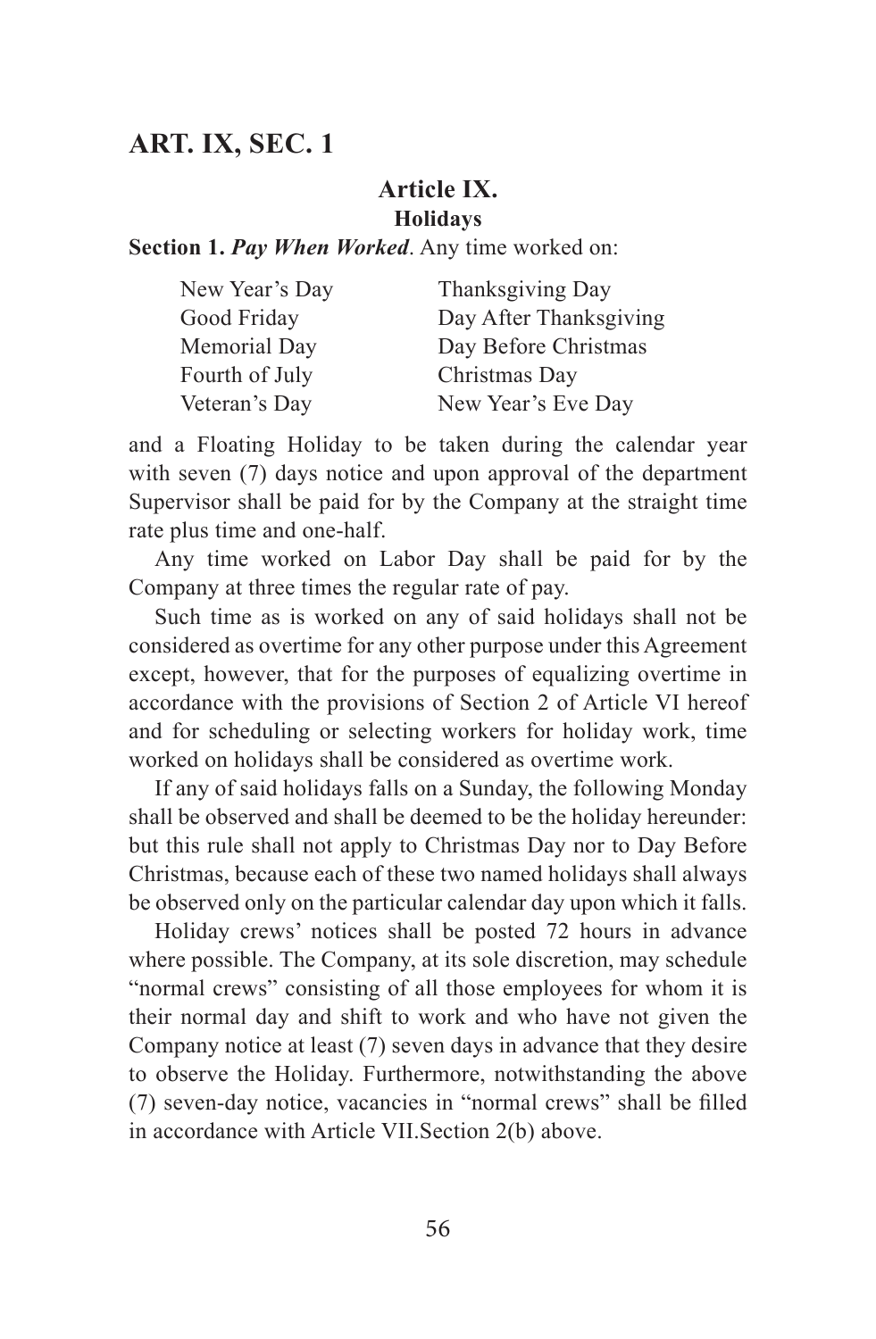## Article IX.

### Holidays

**Section 1.** ***Pay When Worked***. Any time worked on:

| | |
|---|---|
| New Year's Day | Thanksgiving Day |
| Good Friday | Day After Thanksgiving |
| Memorial Day | Day Before Christmas |
| Fourth of July | Christmas Day |
| Veteran's Day | New Year's Eve Day |

and a Floating Holiday to be taken during the calendar year with seven (7) days notice and upon approval of the department Supervisor shall be paid for by the Company at the straight time rate plus time and one-half.

Any time worked on Labor Day shall be paid for by the Company at three times the regular rate of pay.

Such time as is worked on any of said holidays shall not be considered as overtime for any other purpose under this Agreement except, however, that for the purposes of equalizing overtime in accordance with the provisions of Section 2 of Article VI hereof and for scheduling or selecting workers for holiday work, time worked on holidays shall be considered as overtime work.

If any of said holidays falls on a Sunday, the following Monday shall be observed and shall be deemed to be the holiday hereunder: but this rule shall not apply to Christmas Day nor to Day Before Christmas, because each of these two named holidays shall always be observed only on the particular calendar day upon which it falls.

Holiday crews' notices shall be posted 72 hours in advance where possible. The Company, at its sole discretion, may schedule "normal crews" consisting of all those employees for whom it is their normal day and shift to work and who have not given the Company notice at least (7) seven days in advance that they desire to observe the Holiday. Furthermore, notwithstanding the above (7) seven-day notice, vacancies in "normal crews" shall be filled in accordance with Article VII.Section 2(b) above.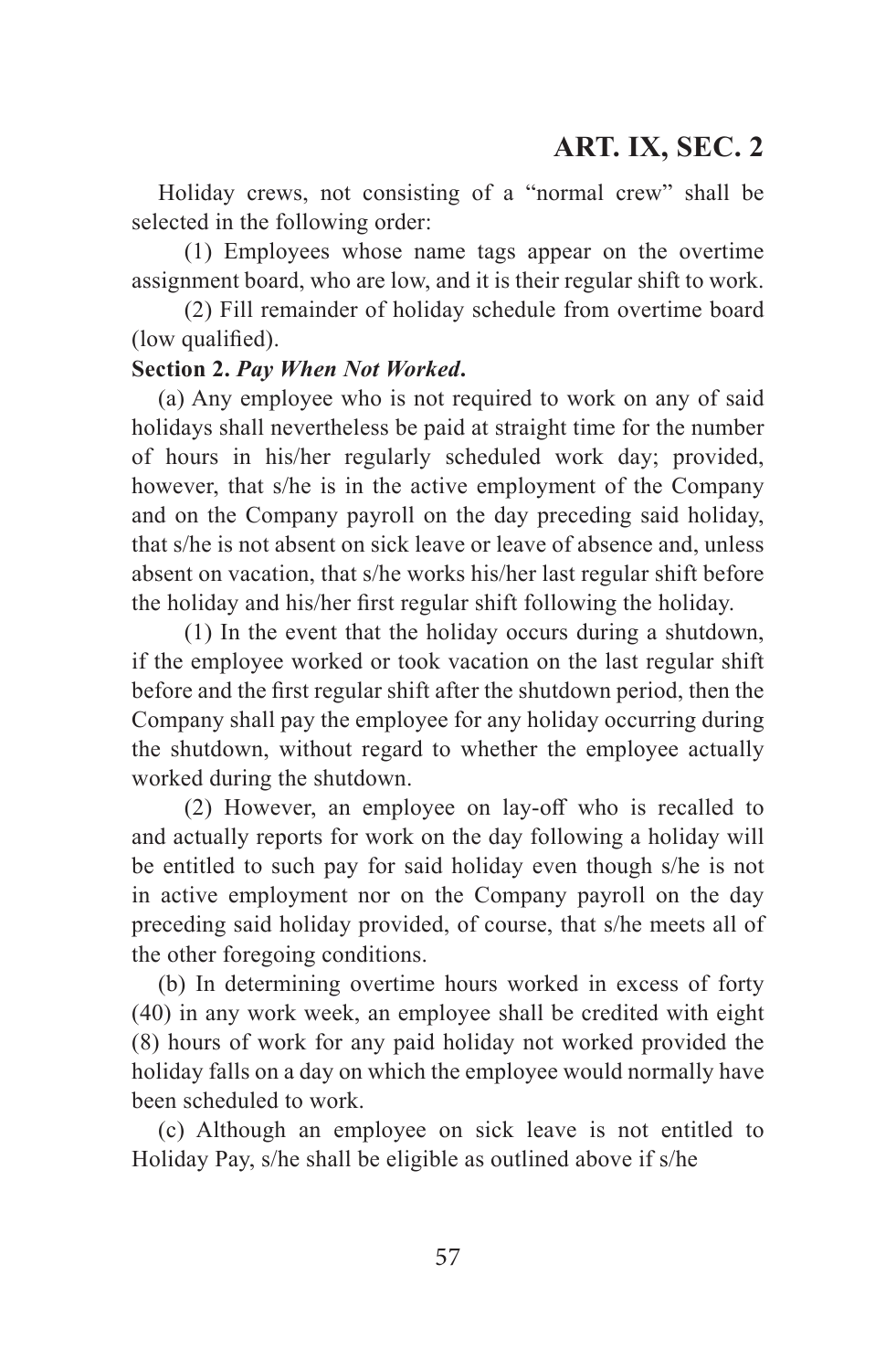Holiday crews, not consisting of a "normal crew" shall be selected in the following order:

(1) Employees whose name tags appear on the overtime assignment board, who are low, and it is their regular shift to work.

(2) Fill remainder of holiday schedule from overtime board (low qualified).

**Section 2.** ***Pay When Not Worked*****.**

(a) Any employee who is not required to work on any of said holidays shall nevertheless be paid at straight time for the number of hours in his/her regularly scheduled work day; provided, however, that s/he is in the active employment of the Company and on the Company payroll on the day preceding said holiday, that s/he is not absent on sick leave or leave of absence and, unless absent on vacation, that s/he works his/her last regular shift before the holiday and his/her first regular shift following the holiday.

(1) In the event that the holiday occurs during a shutdown, if the employee worked or took vacation on the last regular shift before and the first regular shift after the shutdown period, then the Company shall pay the employee for any holiday occurring during the shutdown, without regard to whether the employee actually worked during the shutdown.

(2) However, an employee on lay-off who is recalled to and actually reports for work on the day following a holiday will be entitled to such pay for said holiday even though s/he is not in active employment nor on the Company payroll on the day preceding said holiday provided, of course, that s/he meets all of the other foregoing conditions.

(b) In determining overtime hours worked in excess of forty (40) in any work week, an employee shall be credited with eight (8) hours of work for any paid holiday not worked provided the holiday falls on a day on which the employee would normally have been scheduled to work.

(c) Although an employee on sick leave is not entitled to Holiday Pay, s/he shall be eligible as outlined above if s/he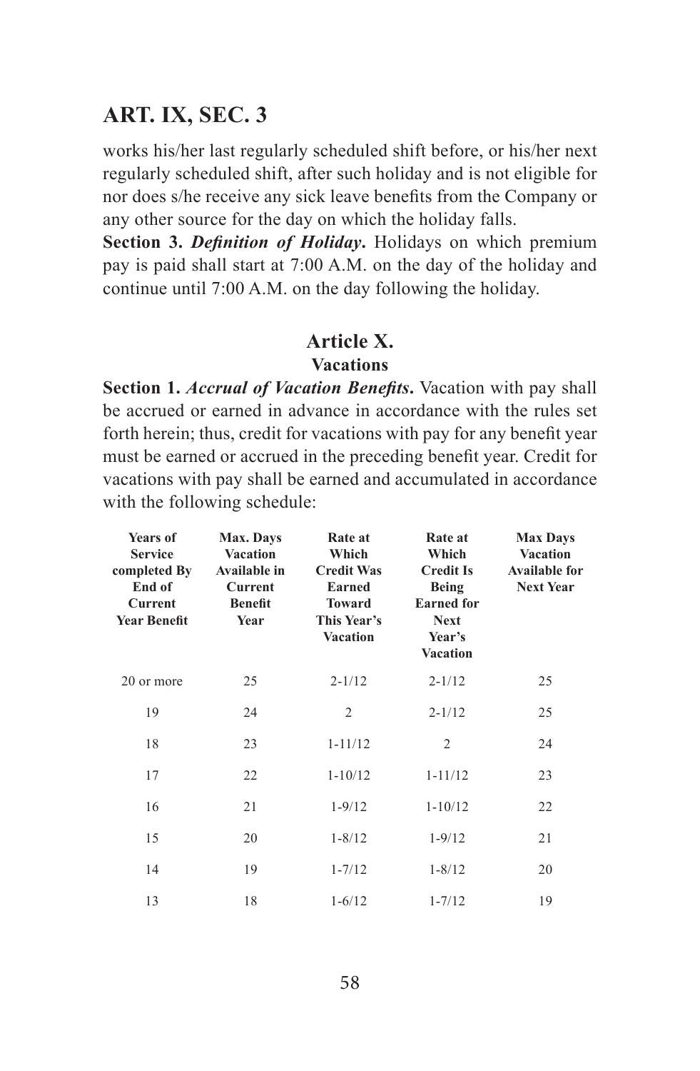works his/her last regularly scheduled shift before, or his/her next regularly scheduled shift, after such holiday and is not eligible for nor does s/he receive any sick leave benefits from the Company or any other source for the day on which the holiday falls.

**Section 3.** ***Definition of Holiday*****.** Holidays on which premium pay is paid shall start at 7:00 A.M. on the day of the holiday and continue until 7:00 A.M. on the day following the holiday.

## Article X.
### Vacations

**Section 1.** ***Accrual of Vacation Benefits*****.** Vacation with pay shall be accrued or earned in advance in accordance with the rules set forth herein; thus, credit for vacations with pay for any benefit year must be earned or accrued in the preceding benefit year. Credit for vacations with pay shall be earned and accumulated in accordance with the following schedule:

| Years of Service completed By End of Current Year Benefit | Max. Days Vacation Available in Current Benefit Year | Rate at Which Credit Was Earned Toward This Year's Vacation | Rate at Which Credit Is Being Earned for Next Year's Vacation | Max Days Vacation Available for Next Year |
|---|---|---|---|---|
| 20 or more | 25 | 2-1/12 | 2-1/12 | 25 |
| 19 | 24 | 2 | 2-1/12 | 25 |
| 18 | 23 | 1-11/12 | 2 | 24 |
| 17 | 22 | 1-10/12 | 1-11/12 | 23 |
| 16 | 21 | 1-9/12 | 1-10/12 | 22 |
| 15 | 20 | 1-8/12 | 1-9/12 | 21 |
| 14 | 19 | 1-7/12 | 1-8/12 | 20 |
| 13 | 18 | 1-6/12 | 1-7/12 | 19 |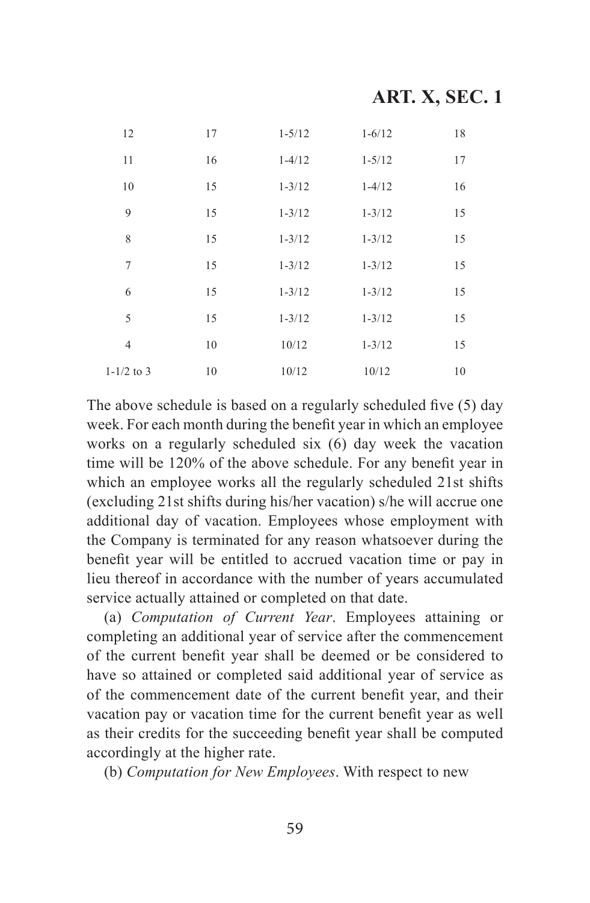# ART. X, SEC. 1

| | | | | |
|---|---|---|---|---|
| 12 | 17 | 1-5/12 | 1-6/12 | 18 |
| 11 | 16 | 1-4/12 | 1-5/12 | 17 |
| 10 | 15 | 1-3/12 | 1-4/12 | 16 |
| 9 | 15 | 1-3/12 | 1-3/12 | 15 |
| 8 | 15 | 1-3/12 | 1-3/12 | 15 |
| 7 | 15 | 1-3/12 | 1-3/12 | 15 |
| 6 | 15 | 1-3/12 | 1-3/12 | 15 |
| 5 | 15 | 1-3/12 | 1-3/12 | 15 |
| 4 | 10 | 10/12 | 1-3/12 | 15 |
| 1-1/2 to 3 | 10 | 10/12 | 10/12 | 10 |

The above schedule is based on a regularly scheduled five (5) day week. For each month during the benefit year in which an employee works on a regularly scheduled six (6) day week the vacation time will be 120% of the above schedule. For any benefit year in which an employee works all the regularly scheduled 21st shifts (excluding 21st shifts during his/her vacation) s/he will accrue one additional day of vacation. Employees whose employment with the Company is terminated for any reason whatsoever during the benefit year will be entitled to accrued vacation time or pay in lieu thereof in accordance with the number of years accumulated service actually attained or completed on that date.

(a) *Computation of Current Year*. Employees attaining or completing an additional year of service after the commencement of the current benefit year shall be deemed or be considered to have so attained or completed said additional year of service as of the commencement date of the current benefit year, and their vacation pay or vacation time for the current benefit year as well as their credits for the succeeding benefit year shall be computed accordingly at the higher rate.

(b) *Computation for New Employees*. With respect to new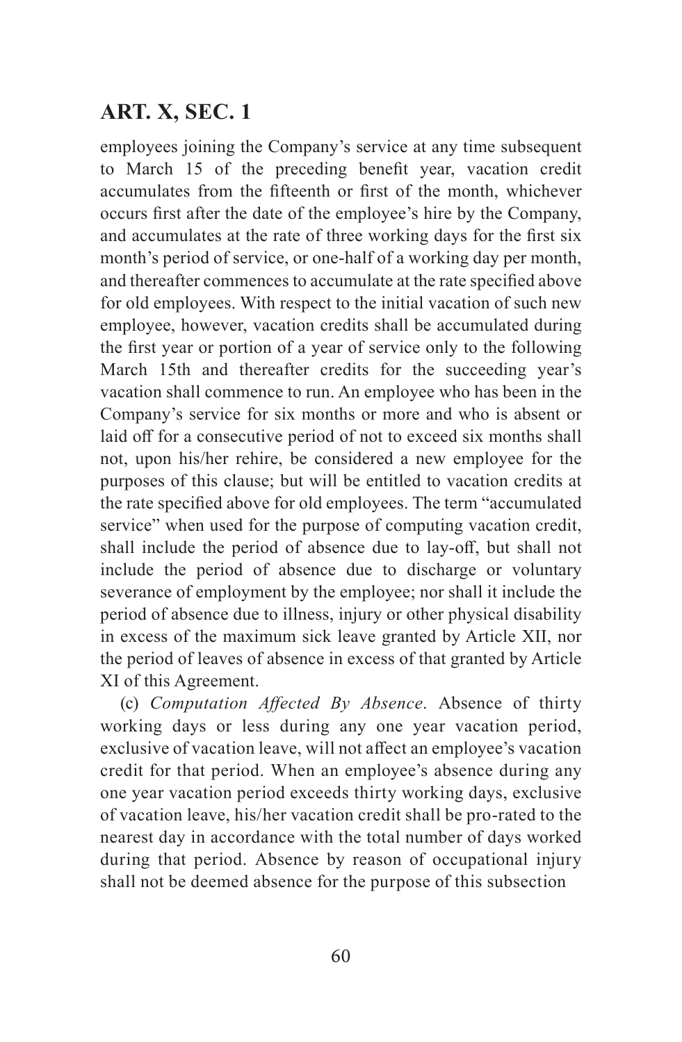employees joining the Company's service at any time subsequent to March 15 of the preceding benefit year, vacation credit accumulates from the fifteenth or first of the month, whichever occurs first after the date of the employee's hire by the Company, and accumulates at the rate of three working days for the first six month's period of service, or one-half of a working day per month, and thereafter commences to accumulate at the rate specified above for old employees. With respect to the initial vacation of such new employee, however, vacation credits shall be accumulated during the first year or portion of a year of service only to the following March 15th and thereafter credits for the succeeding year's vacation shall commence to run. An employee who has been in the Company's service for six months or more and who is absent or laid off for a consecutive period of not to exceed six months shall not, upon his/her rehire, be considered a new employee for the purposes of this clause; but will be entitled to vacation credits at the rate specified above for old employees. The term "accumulated service" when used for the purpose of computing vacation credit, shall include the period of absence due to lay-off, but shall not include the period of absence due to discharge or voluntary severance of employment by the employee; nor shall it include the period of absence due to illness, injury or other physical disability in excess of the maximum sick leave granted by Article XII, nor the period of leaves of absence in excess of that granted by Article XI of this Agreement.

(c) *Computation Affected By Absence.* Absence of thirty working days or less during any one year vacation period, exclusive of vacation leave, will not affect an employee's vacation credit for that period. When an employee's absence during any one year vacation period exceeds thirty working days, exclusive of vacation leave, his/her vacation credit shall be pro-rated to the nearest day in accordance with the total number of days worked during that period. Absence by reason of occupational injury shall not be deemed absence for the purpose of this subsection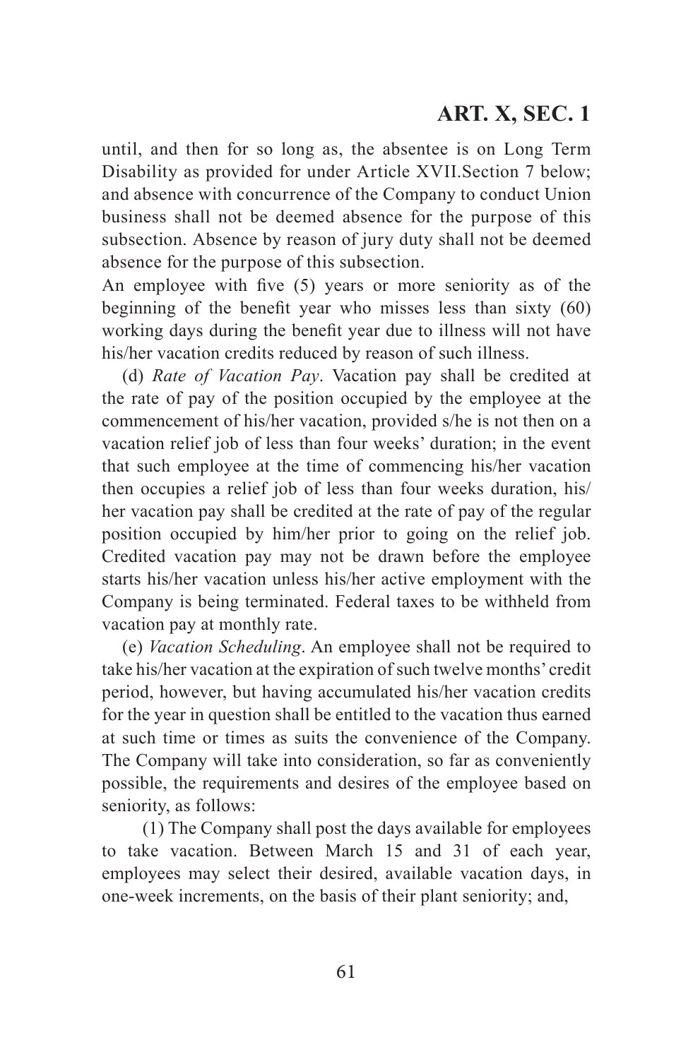until, and then for so long as, the absentee is on Long Term Disability as provided for under Article XVII.Section 7 below; and absence with concurrence of the Company to conduct Union business shall not be deemed absence for the purpose of this subsection. Absence by reason of jury duty shall not be deemed absence for the purpose of this subsection.

An employee with five (5) years or more seniority as of the beginning of the benefit year who misses less than sixty (60) working days during the benefit year due to illness will not have his/her vacation credits reduced by reason of such illness.

(d) *Rate of Vacation Pay*. Vacation pay shall be credited at the rate of pay of the position occupied by the employee at the commencement of his/her vacation, provided s/he is not then on a vacation relief job of less than four weeks' duration; in the event that such employee at the time of commencing his/her vacation then occupies a relief job of less than four weeks duration, his/her vacation pay shall be credited at the rate of pay of the regular position occupied by him/her prior to going on the relief job. Credited vacation pay may not be drawn before the employee starts his/her vacation unless his/her active employment with the Company is being terminated. Federal taxes to be withheld from vacation pay at monthly rate.

(e) *Vacation Scheduling*. An employee shall not be required to take his/her vacation at the expiration of such twelve months' credit period, however, but having accumulated his/her vacation credits for the year in question shall be entitled to the vacation thus earned at such time or times as suits the convenience of the Company. The Company will take into consideration, so far as conveniently possible, the requirements and desires of the employee based on seniority, as follows:

(1) The Company shall post the days available for employees to take vacation. Between March 15 and 31 of each year, employees may select their desired, available vacation days, in one-week increments, on the basis of their plant seniority; and,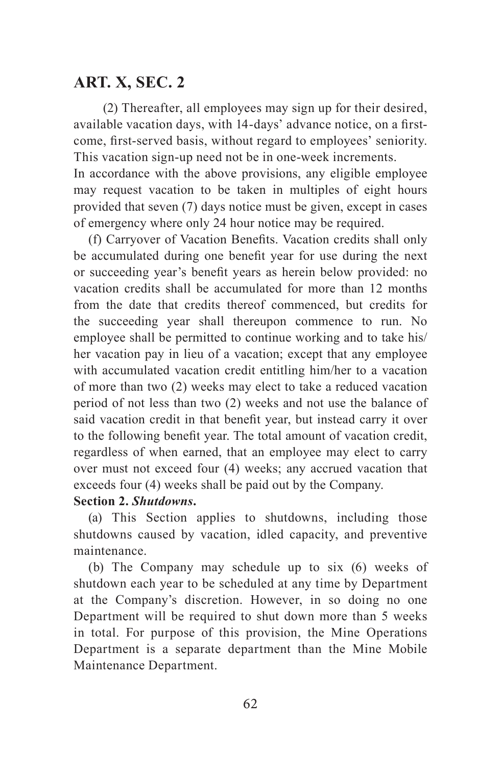# ART. X, SEC. 2

(2) Thereafter, all employees may sign up for their desired, available vacation days, with 14-days' advance notice, on a first-come, first-served basis, without regard to employees' seniority. This vacation sign-up need not be in one-week increments.

In accordance with the above provisions, any eligible employee may request vacation to be taken in multiples of eight hours provided that seven (7) days notice must be given, except in cases of emergency where only 24 hour notice may be required.

(f) Carryover of Vacation Benefits. Vacation credits shall only be accumulated during one benefit year for use during the next or succeeding year's benefit years as herein below provided: no vacation credits shall be accumulated for more than 12 months from the date that credits thereof commenced, but credits for the succeeding year shall thereupon commence to run. No employee shall be permitted to continue working and to take his/her vacation pay in lieu of a vacation; except that any employee with accumulated vacation credit entitling him/her to a vacation of more than two (2) weeks may elect to take a reduced vacation period of not less than two (2) weeks and not use the balance of said vacation credit in that benefit year, but instead carry it over to the following benefit year. The total amount of vacation credit, regardless of when earned, that an employee may elect to carry over must not exceed four (4) weeks; any accrued vacation that exceeds four (4) weeks shall be paid out by the Company.

**Section 2. *Shutdowns*.**

(a) This Section applies to shutdowns, including those shutdowns caused by vacation, idled capacity, and preventive maintenance.

(b) The Company may schedule up to six (6) weeks of shutdown each year to be scheduled at any time by Department at the Company's discretion. However, in so doing no one Department will be required to shut down more than 5 weeks in total. For purpose of this provision, the Mine Operations Department is a separate department than the Mine Mobile Maintenance Department.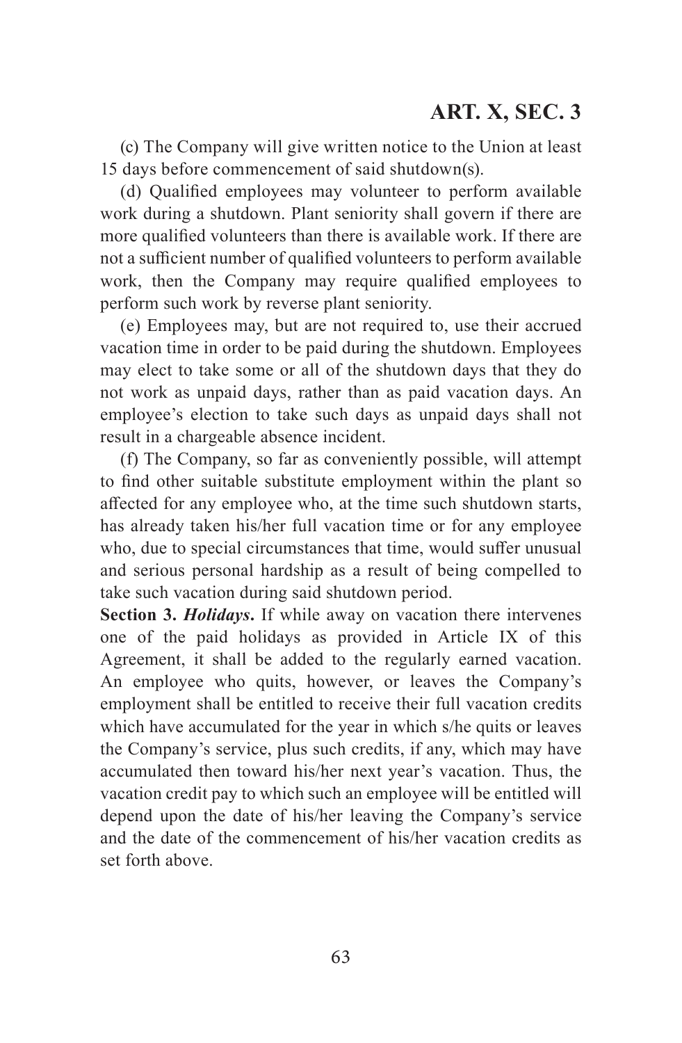(c) The Company will give written notice to the Union at least 15 days before commencement of said shutdown(s).

(d) Qualified employees may volunteer to perform available work during a shutdown. Plant seniority shall govern if there are more qualified volunteers than there is available work. If there are not a sufficient number of qualified volunteers to perform available work, then the Company may require qualified employees to perform such work by reverse plant seniority.

(e) Employees may, but are not required to, use their accrued vacation time in order to be paid during the shutdown. Employees may elect to take some or all of the shutdown days that they do not work as unpaid days, rather than as paid vacation days. An employee's election to take such days as unpaid days shall not result in a chargeable absence incident.

(f) The Company, so far as conveniently possible, will attempt to find other suitable substitute employment within the plant so affected for any employee who, at the time such shutdown starts, has already taken his/her full vacation time or for any employee who, due to special circumstances that time, would suffer unusual and serious personal hardship as a result of being compelled to take such vacation during said shutdown period.

**Section 3. *Holidays*.** If while away on vacation there intervenes one of the paid holidays as provided in Article IX of this Agreement, it shall be added to the regularly earned vacation. An employee who quits, however, or leaves the Company's employment shall be entitled to receive their full vacation credits which have accumulated for the year in which s/he quits or leaves the Company's service, plus such credits, if any, which may have accumulated then toward his/her next year's vacation. Thus, the vacation credit pay to which such an employee will be entitled will depend upon the date of his/her leaving the Company's service and the date of the commencement of his/her vacation credits as set forth above.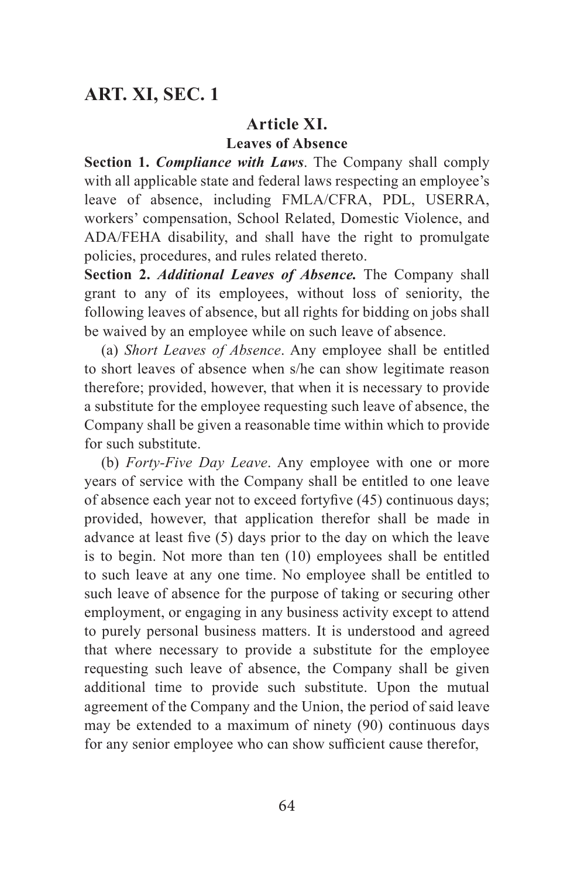## Article XI.
### Leaves of Absence

**Section 1.** ***Compliance with Laws***. The Company shall comply with all applicable state and federal laws respecting an employee's leave of absence, including FMLA/CFRA, PDL, USERRA, workers' compensation, School Related, Domestic Violence, and ADA/FEHA disability, and shall have the right to promulgate policies, procedures, and rules related thereto.

**Section 2.** ***Additional Leaves of Absence.*** The Company shall grant to any of its employees, without loss of seniority, the following leaves of absence, but all rights for bidding on jobs shall be waived by an employee while on such leave of absence.

(a) *Short Leaves of Absence*. Any employee shall be entitled to short leaves of absence when s/he can show legitimate reason therefore; provided, however, that when it is necessary to provide a substitute for the employee requesting such leave of absence, the Company shall be given a reasonable time within which to provide for such substitute.

(b) *Forty-Five Day Leave*. Any employee with one or more years of service with the Company shall be entitled to one leave of absence each year not to exceed fortyfive (45) continuous days; provided, however, that application therefor shall be made in advance at least five (5) days prior to the day on which the leave is to begin. Not more than ten (10) employees shall be entitled to such leave at any one time. No employee shall be entitled to such leave of absence for the purpose of taking or securing other employment, or engaging in any business activity except to attend to purely personal business matters. It is understood and agreed that where necessary to provide a substitute for the employee requesting such leave of absence, the Company shall be given additional time to provide such substitute. Upon the mutual agreement of the Company and the Union, the period of said leave may be extended to a maximum of ninety (90) continuous days for any senior employee who can show sufficient cause therefor,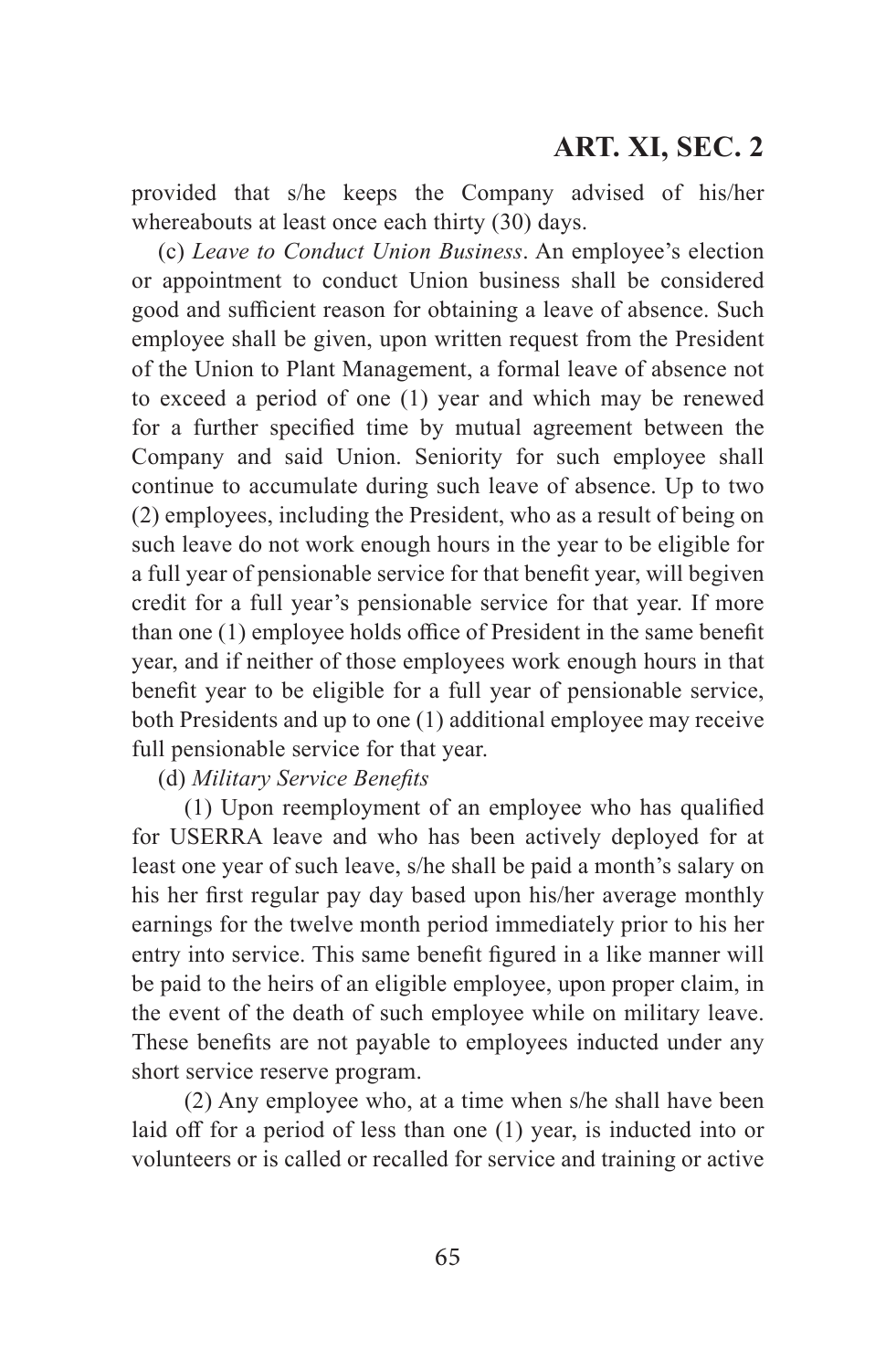provided that s/he keeps the Company advised of his/her whereabouts at least once each thirty (30) days.

(c) *Leave to Conduct Union Business*. An employee's election or appointment to conduct Union business shall be considered good and sufficient reason for obtaining a leave of absence. Such employee shall be given, upon written request from the President of the Union to Plant Management, a formal leave of absence not to exceed a period of one (1) year and which may be renewed for a further specified time by mutual agreement between the Company and said Union. Seniority for such employee shall continue to accumulate during such leave of absence. Up to two (2) employees, including the President, who as a result of being on such leave do not work enough hours in the year to be eligible for a full year of pensionable service for that benefit year, will begiven credit for a full year's pensionable service for that year. If more than one (1) employee holds office of President in the same benefit year, and if neither of those employees work enough hours in that benefit year to be eligible for a full year of pensionable service, both Presidents and up to one (1) additional employee may receive full pensionable service for that year.

(d) *Military Service Benefits*

(1) Upon reemployment of an employee who has qualified for USERRA leave and who has been actively deployed for at least one year of such leave, s/he shall be paid a month's salary on his her first regular pay day based upon his/her average monthly earnings for the twelve month period immediately prior to his her entry into service. This same benefit figured in a like manner will be paid to the heirs of an eligible employee, upon proper claim, in the event of the death of such employee while on military leave. These benefits are not payable to employees inducted under any short service reserve program.

(2) Any employee who, at a time when s/he shall have been laid off for a period of less than one (1) year, is inducted into or volunteers or is called or recalled for service and training or active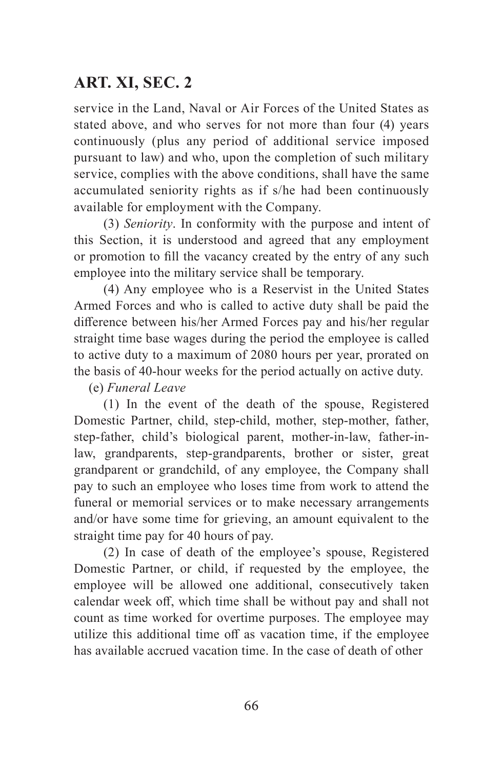service in the Land, Naval or Air Forces of the United States as stated above, and who serves for not more than four (4) years continuously (plus any period of additional service imposed pursuant to law) and who, upon the completion of such military service, complies with the above conditions, shall have the same accumulated seniority rights as if s/he had been continuously available for employment with the Company.

(3) *Seniority*. In conformity with the purpose and intent of this Section, it is understood and agreed that any employment or promotion to fill the vacancy created by the entry of any such employee into the military service shall be temporary.

(4) Any employee who is a Reservist in the United States Armed Forces and who is called to active duty shall be paid the difference between his/her Armed Forces pay and his/her regular straight time base wages during the period the employee is called to active duty to a maximum of 2080 hours per year, prorated on the basis of 40-hour weeks for the period actually on active duty.

(e) *Funeral Leave*

(1) In the event of the death of the spouse, Registered Domestic Partner, child, step-child, mother, step-mother, father, step-father, child's biological parent, mother-in-law, father-in-law, grandparents, step-grandparents, brother or sister, great grandparent or grandchild, of any employee, the Company shall pay to such an employee who loses time from work to attend the funeral or memorial services or to make necessary arrangements and/or have some time for grieving, an amount equivalent to the straight time pay for 40 hours of pay.

(2) In case of death of the employee's spouse, Registered Domestic Partner, or child, if requested by the employee, the employee will be allowed one additional, consecutively taken calendar week off, which time shall be without pay and shall not count as time worked for overtime purposes. The employee may utilize this additional time off as vacation time, if the employee has available accrued vacation time. In the case of death of other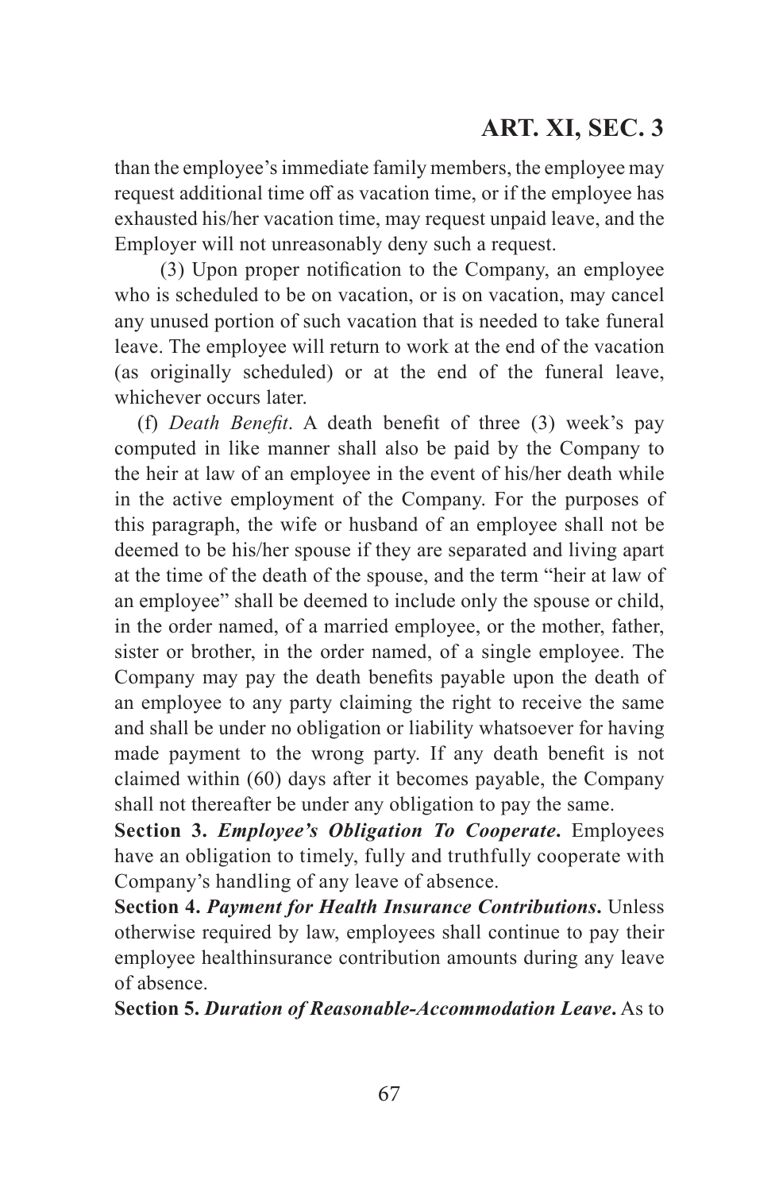than the employee's immediate family members, the employee may request additional time off as vacation time, or if the employee has exhausted his/her vacation time, may request unpaid leave, and the Employer will not unreasonably deny such a request.

(3) Upon proper notification to the Company, an employee who is scheduled to be on vacation, or is on vacation, may cancel any unused portion of such vacation that is needed to take funeral leave. The employee will return to work at the end of the vacation (as originally scheduled) or at the end of the funeral leave, whichever occurs later.

(f) *Death Benefit*. A death benefit of three (3) week's pay computed in like manner shall also be paid by the Company to the heir at law of an employee in the event of his/her death while in the active employment of the Company. For the purposes of this paragraph, the wife or husband of an employee shall not be deemed to be his/her spouse if they are separated and living apart at the time of the death of the spouse, and the term "heir at law of an employee" shall be deemed to include only the spouse or child, in the order named, of a married employee, or the mother, father, sister or brother, in the order named, of a single employee. The Company may pay the death benefits payable upon the death of an employee to any party claiming the right to receive the same and shall be under no obligation or liability whatsoever for having made payment to the wrong party. If any death benefit is not claimed within (60) days after it becomes payable, the Company shall not thereafter be under any obligation to pay the same.

**Section 3.** ***Employee's Obligation To Cooperate*****.** Employees have an obligation to timely, fully and truthfully cooperate with Company's handling of any leave of absence.

**Section 4.** ***Payment for Health Insurance Contributions*****.** Unless otherwise required by law, employees shall continue to pay their employee healthinsurance contribution amounts during any leave of absence.

**Section 5.** ***Duration of Reasonable-Accommodation Leave*****.** As to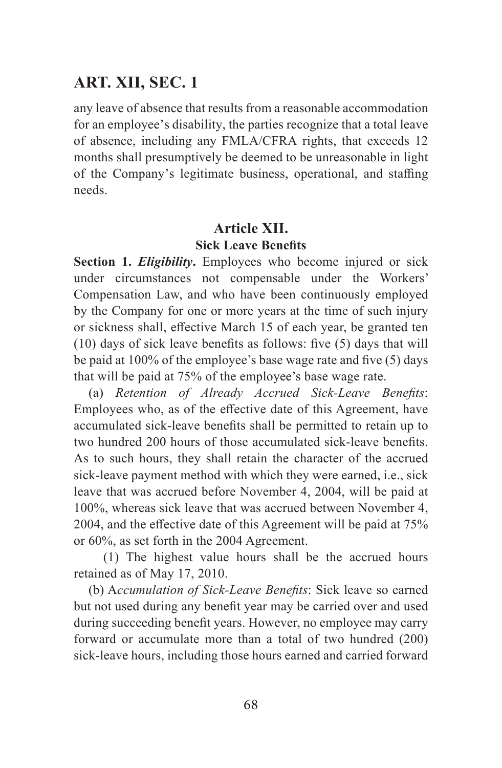any leave of absence that results from a reasonable accommodation for an employee's disability, the parties recognize that a total leave of absence, including any FMLA/CFRA rights, that exceeds 12 months shall presumptively be deemed to be unreasonable in light of the Company's legitimate business, operational, and staffing needs.

## Article XII.
### Sick Leave Benefits

**Section 1.** ***Eligibility*****.** Employees who become injured or sick under circumstances not compensable under the Workers' Compensation Law, and who have been continuously employed by the Company for one or more years at the time of such injury or sickness shall, effective March 15 of each year, be granted ten (10) days of sick leave benefits as follows: five (5) days that will be paid at 100% of the employee's base wage rate and five (5) days that will be paid at 75% of the employee's base wage rate.

(a) *Retention of Already Accrued Sick-Leave Benefits*: Employees who, as of the effective date of this Agreement, have accumulated sick-leave benefits shall be permitted to retain up to two hundred 200 hours of those accumulated sick-leave benefits. As to such hours, they shall retain the character of the accrued sick-leave payment method with which they were earned, i.e., sick leave that was accrued before November 4, 2004, will be paid at 100%, whereas sick leave that was accrued between November 4, 2004, and the effective date of this Agreement will be paid at 75% or 60%, as set forth in the 2004 Agreement.

(1) The highest value hours shall be the accrued hours retained as of May 17, 2010.

(b) A*ccumulation of Sick-Leave Benefits*: Sick leave so earned but not used during any benefit year may be carried over and used during succeeding benefit years. However, no employee may carry forward or accumulate more than a total of two hundred (200) sick-leave hours, including those hours earned and carried forward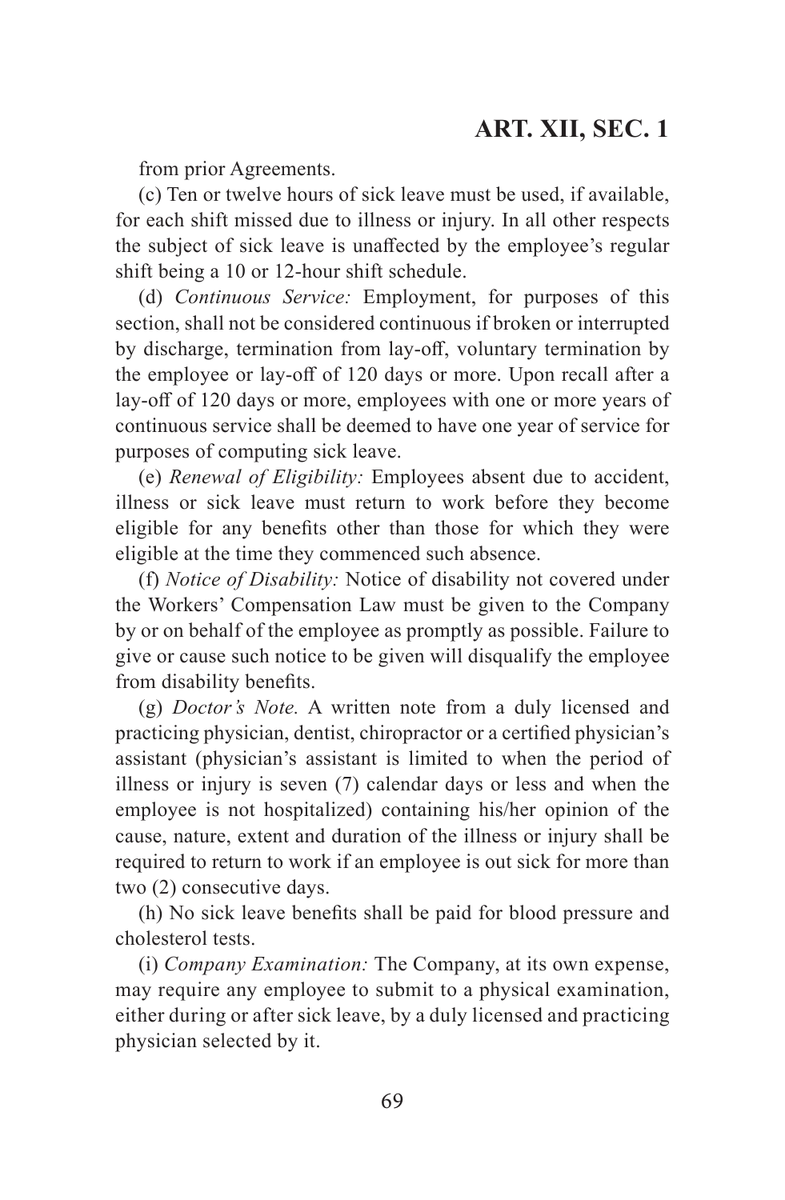from prior Agreements.

(c) Ten or twelve hours of sick leave must be used, if available, for each shift missed due to illness or injury. In all other respects the subject of sick leave is unaffected by the employee's regular shift being a 10 or 12-hour shift schedule.

(d) *Continuous Service:* Employment, for purposes of this section, shall not be considered continuous if broken or interrupted by discharge, termination from lay-off, voluntary termination by the employee or lay-off of 120 days or more. Upon recall after a lay-off of 120 days or more, employees with one or more years of continuous service shall be deemed to have one year of service for purposes of computing sick leave.

(e) *Renewal of Eligibility:* Employees absent due to accident, illness or sick leave must return to work before they become eligible for any benefits other than those for which they were eligible at the time they commenced such absence.

(f) *Notice of Disability:* Notice of disability not covered under the Workers' Compensation Law must be given to the Company by or on behalf of the employee as promptly as possible. Failure to give or cause such notice to be given will disqualify the employee from disability benefits.

(g) *Doctor's Note.* A written note from a duly licensed and practicing physician, dentist, chiropractor or a certified physician's assistant (physician's assistant is limited to when the period of illness or injury is seven (7) calendar days or less and when the employee is not hospitalized) containing his/her opinion of the cause, nature, extent and duration of the illness or injury shall be required to return to work if an employee is out sick for more than two (2) consecutive days.

(h) No sick leave benefits shall be paid for blood pressure and cholesterol tests.

(i) *Company Examination:* The Company, at its own expense, may require any employee to submit to a physical examination, either during or after sick leave, by a duly licensed and practicing physician selected by it.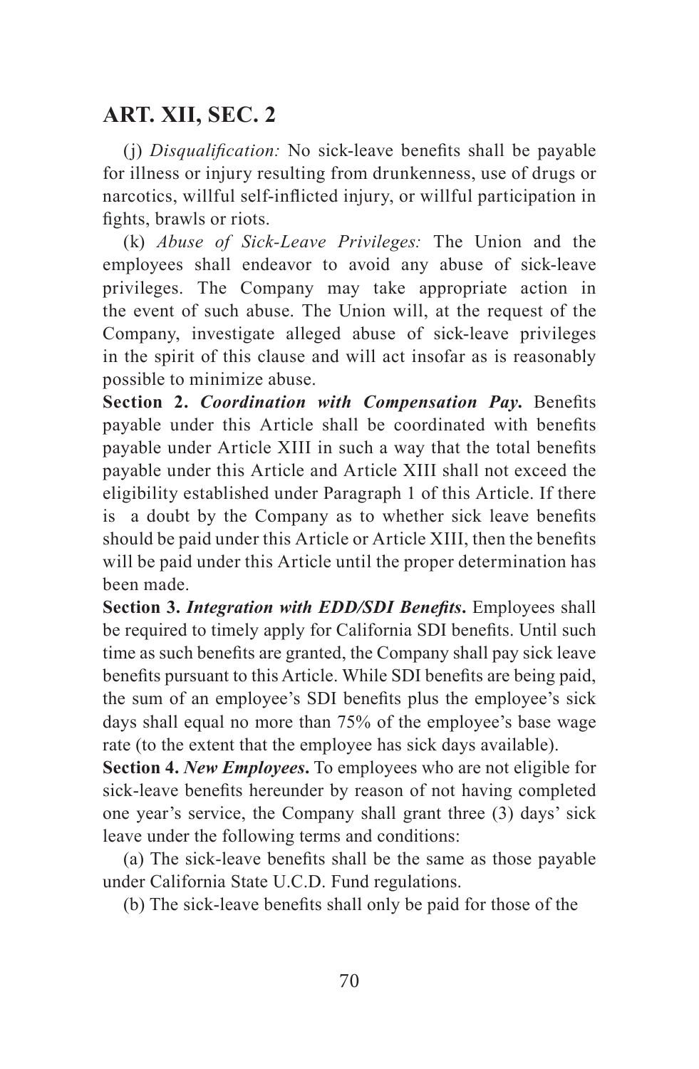(j) *Disqualification:* No sick-leave benefits shall be payable for illness or injury resulting from drunkenness, use of drugs or narcotics, willful self-inflicted injury, or willful participation in fights, brawls or riots.

(k) *Abuse of Sick-Leave Privileges:* The Union and the employees shall endeavor to avoid any abuse of sick-leave privileges. The Company may take appropriate action in the event of such abuse. The Union will, at the request of the Company, investigate alleged abuse of sick-leave privileges in the spirit of this clause and will act insofar as is reasonably possible to minimize abuse.

**Section 2.** ***Coordination with Compensation Pay.*** Benefits payable under this Article shall be coordinated with benefits payable under Article XIII in such a way that the total benefits payable under this Article and Article XIII shall not exceed the eligibility established under Paragraph 1 of this Article. If there is a doubt by the Company as to whether sick leave benefits should be paid under this Article or Article XIII, then the benefits will be paid under this Article until the proper determination has been made.

**Section 3.** ***Integration with EDD/SDI Benefits.*** Employees shall be required to timely apply for California SDI benefits. Until such time as such benefits are granted, the Company shall pay sick leave benefits pursuant to this Article. While SDI benefits are being paid, the sum of an employee's SDI benefits plus the employee's sick days shall equal no more than 75% of the employee's base wage rate (to the extent that the employee has sick days available).

**Section 4.** ***New Employees.*** To employees who are not eligible for sick-leave benefits hereunder by reason of not having completed one year's service, the Company shall grant three (3) days' sick leave under the following terms and conditions:

(a) The sick-leave benefits shall be the same as those payable under California State U.C.D. Fund regulations.

(b) The sick-leave benefits shall only be paid for those of the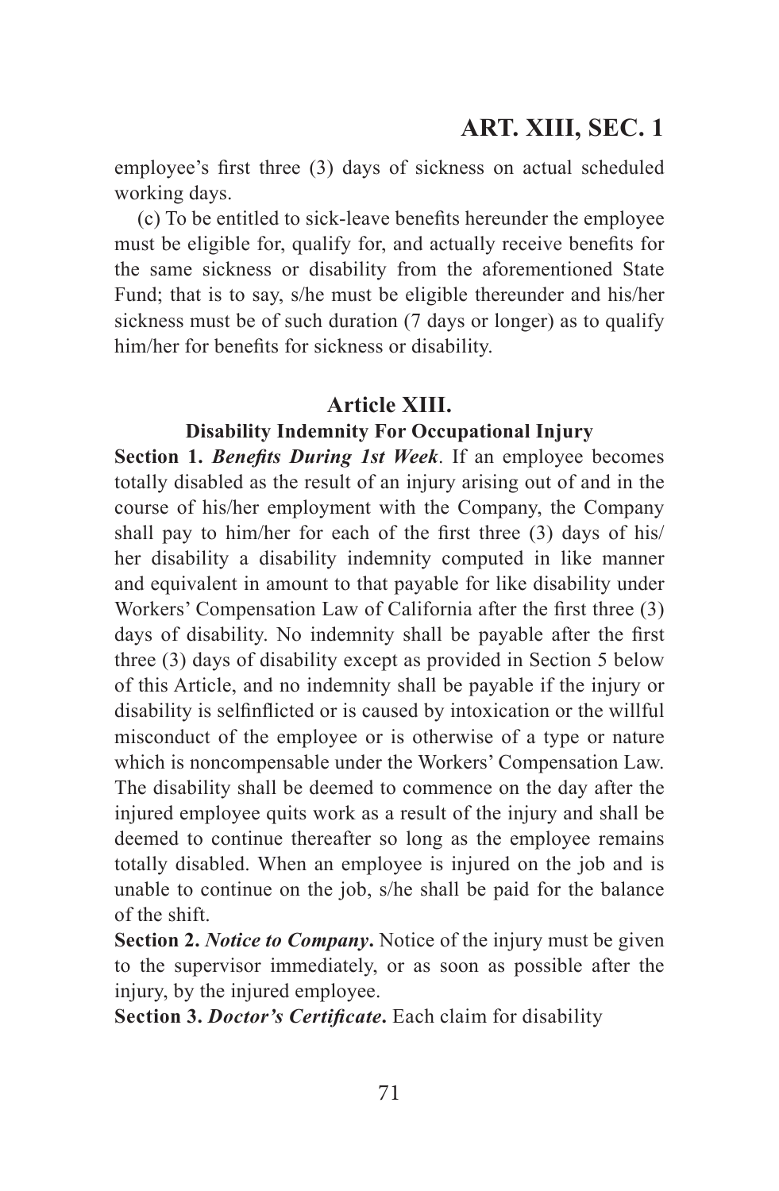employee's first three (3) days of sickness on actual scheduled working days.

(c) To be entitled to sick-leave benefits hereunder the employee must be eligible for, qualify for, and actually receive benefits for the same sickness or disability from the aforementioned State Fund; that is to say, s/he must be eligible thereunder and his/her sickness must be of such duration (7 days or longer) as to qualify him/her for benefits for sickness or disability.

## Article XIII.

### Disability Indemnity For Occupational Injury

**Section 1.** ***Benefits During 1st Week***. If an employee becomes totally disabled as the result of an injury arising out of and in the course of his/her employment with the Company, the Company shall pay to him/her for each of the first three (3) days of his/her disability a disability indemnity computed in like manner and equivalent in amount to that payable for like disability under Workers' Compensation Law of California after the first three (3) days of disability. No indemnity shall be payable after the first three (3) days of disability except as provided in Section 5 below of this Article, and no indemnity shall be payable if the injury or disability is selfinflicted or is caused by intoxication or the willful misconduct of the employee or is otherwise of a type or nature which is noncompensable under the Workers' Compensation Law. The disability shall be deemed to commence on the day after the injured employee quits work as a result of the injury and shall be deemed to continue thereafter so long as the employee remains totally disabled. When an employee is injured on the job and is unable to continue on the job, s/he shall be paid for the balance of the shift.

**Section 2.** ***Notice to Company***. Notice of the injury must be given to the supervisor immediately, or as soon as possible after the injury, by the injured employee.

**Section 3.** ***Doctor's Certificate***. Each claim for disability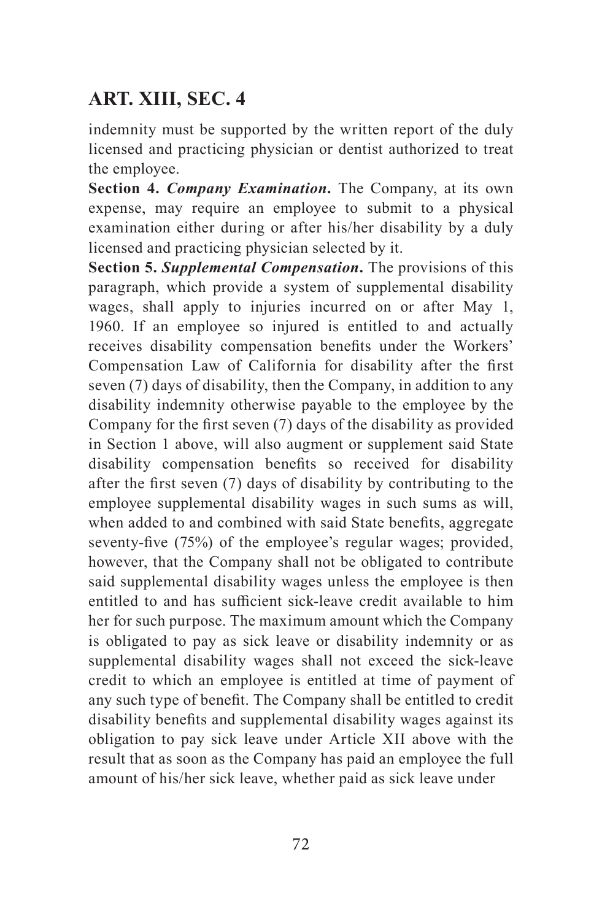indemnity must be supported by the written report of the duly licensed and practicing physician or dentist authorized to treat the employee.

**Section 4.** ***Company Examination*****.** The Company, at its own expense, may require an employee to submit to a physical examination either during or after his/her disability by a duly licensed and practicing physician selected by it.

**Section 5.** ***Supplemental Compensation*****.** The provisions of this paragraph, which provide a system of supplemental disability wages, shall apply to injuries incurred on or after May 1, 1960. If an employee so injured is entitled to and actually receives disability compensation benefits under the Workers' Compensation Law of California for disability after the first seven (7) days of disability, then the Company, in addition to any disability indemnity otherwise payable to the employee by the Company for the first seven (7) days of the disability as provided in Section 1 above, will also augment or supplement said State disability compensation benefits so received for disability after the first seven (7) days of disability by contributing to the employee supplemental disability wages in such sums as will, when added to and combined with said State benefits, aggregate seventy-five (75%) of the employee's regular wages; provided, however, that the Company shall not be obligated to contribute said supplemental disability wages unless the employee is then entitled to and has sufficient sick-leave credit available to him her for such purpose. The maximum amount which the Company is obligated to pay as sick leave or disability indemnity or as supplemental disability wages shall not exceed the sick-leave credit to which an employee is entitled at time of payment of any such type of benefit. The Company shall be entitled to credit disability benefits and supplemental disability wages against its obligation to pay sick leave under Article XII above with the result that as soon as the Company has paid an employee the full amount of his/her sick leave, whether paid as sick leave under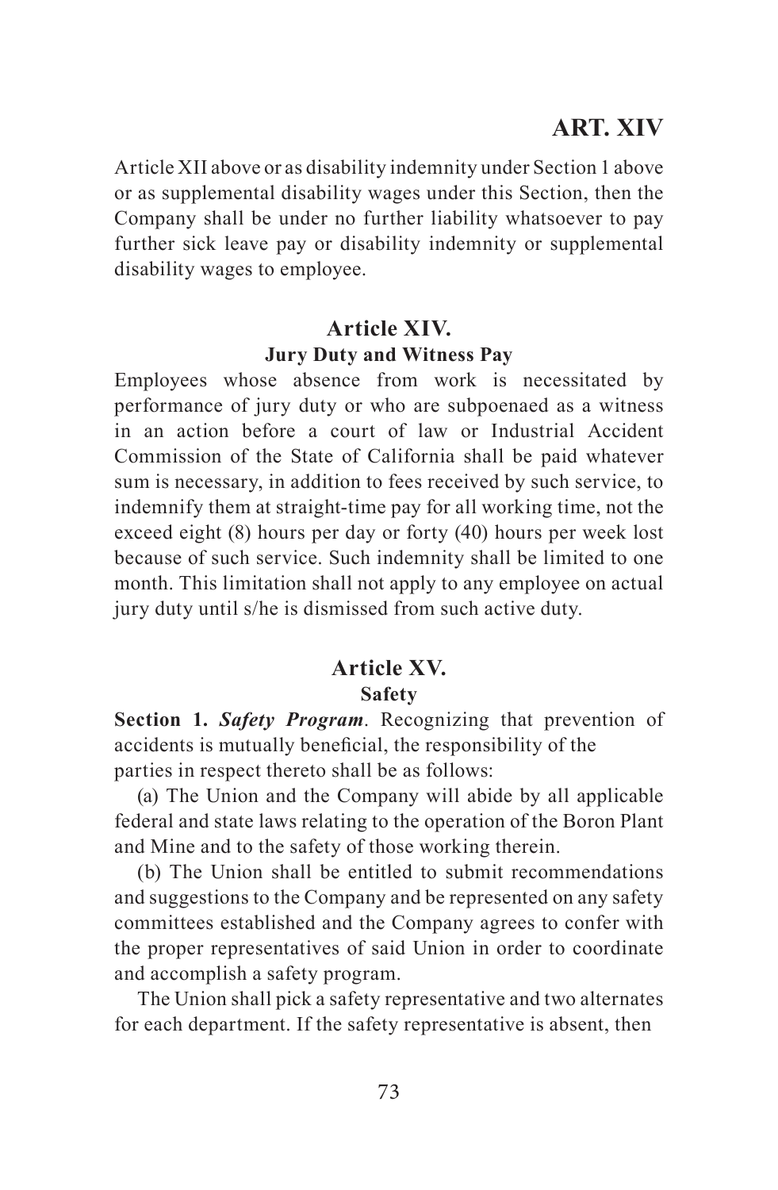Article XII above or as disability indemnity under Section 1 above or as supplemental disability wages under this Section, then the Company shall be under no further liability whatsoever to pay further sick leave pay or disability indemnity or supplemental disability wages to employee.

## Article XIV.

### Jury Duty and Witness Pay

Employees whose absence from work is necessitated by performance of jury duty or who are subpoenaed as a witness in an action before a court of law or Industrial Accident Commission of the State of California shall be paid whatever sum is necessary, in addition to fees received by such service, to indemnify them at straight-time pay for all working time, not the exceed eight (8) hours per day or forty (40) hours per week lost because of such service. Such indemnity shall be limited to one month. This limitation shall not apply to any employee on actual jury duty until s/he is dismissed from such active duty.

## Article XV.

### Safety

**Section 1.** ***Safety Program***. Recognizing that prevention of accidents is mutually beneficial, the responsibility of the parties in respect thereto shall be as follows:

(a) The Union and the Company will abide by all applicable federal and state laws relating to the operation of the Boron Plant and Mine and to the safety of those working therein.

(b) The Union shall be entitled to submit recommendations and suggestions to the Company and be represented on any safety committees established and the Company agrees to confer with the proper representatives of said Union in order to coordinate and accomplish a safety program.

The Union shall pick a safety representative and two alternates for each department. If the safety representative is absent, then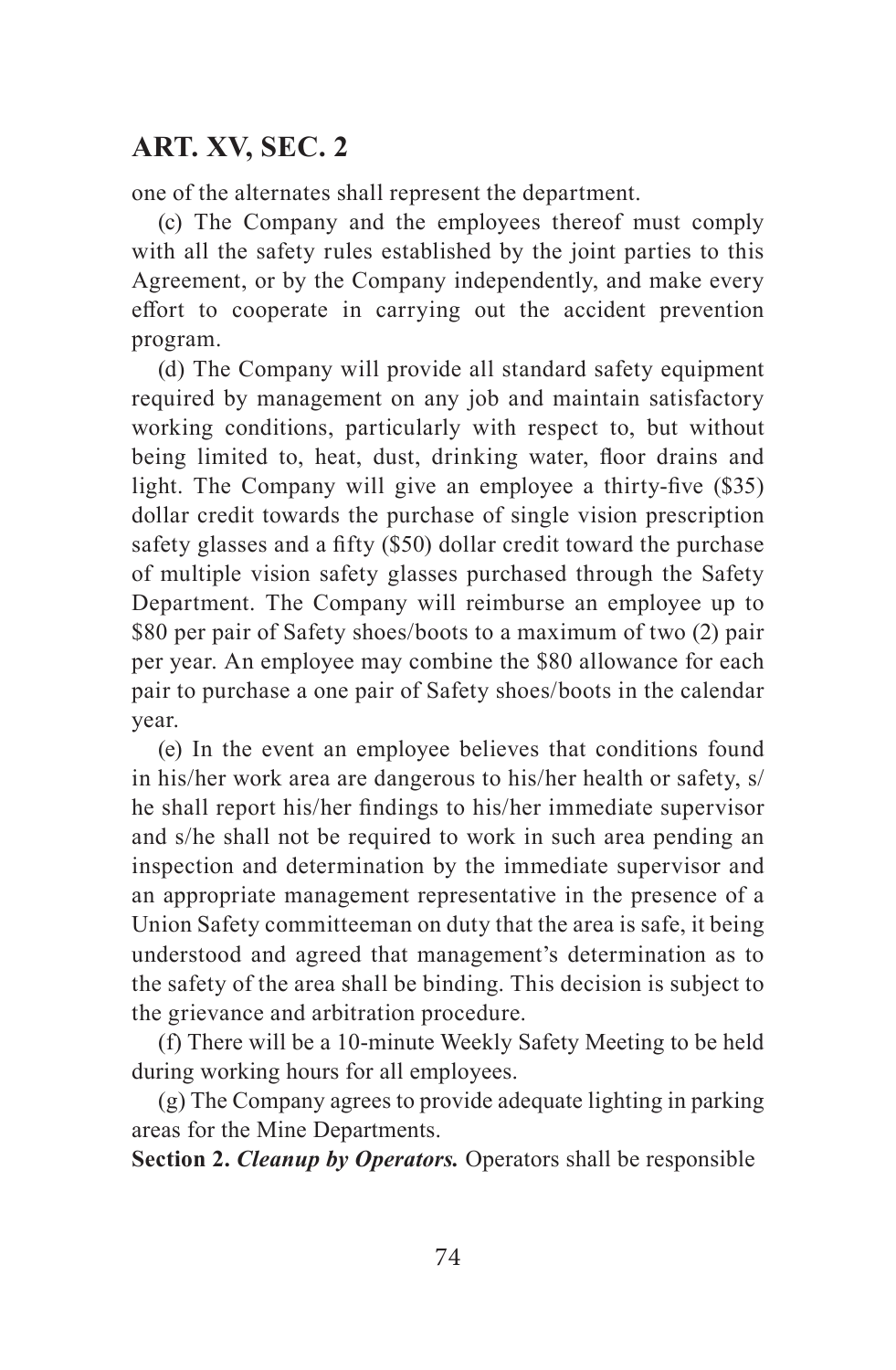one of the alternates shall represent the department.

(c) The Company and the employees thereof must comply with all the safety rules established by the joint parties to this Agreement, or by the Company independently, and make every effort to cooperate in carrying out the accident prevention program.

(d) The Company will provide all standard safety equipment required by management on any job and maintain satisfactory working conditions, particularly with respect to, but without being limited to, heat, dust, drinking water, floor drains and light. The Company will give an employee a thirty-five ($35) dollar credit towards the purchase of single vision prescription safety glasses and a fifty ($50) dollar credit toward the purchase of multiple vision safety glasses purchased through the Safety Department. The Company will reimburse an employee up to $80 per pair of Safety shoes/boots to a maximum of two (2) pair per year. An employee may combine the $80 allowance for each pair to purchase a one pair of Safety shoes/boots in the calendar year.

(e) In the event an employee believes that conditions found in his/her work area are dangerous to his/her health or safety, s/he shall report his/her findings to his/her immediate supervisor and s/he shall not be required to work in such area pending an inspection and determination by the immediate supervisor and an appropriate management representative in the presence of a Union Safety committeeman on duty that the area is safe, it being understood and agreed that management's determination as to the safety of the area shall be binding. This decision is subject to the grievance and arbitration procedure.

(f) There will be a 10-minute Weekly Safety Meeting to be held during working hours for all employees.

(g) The Company agrees to provide adequate lighting in parking areas for the Mine Departments.

**Section 2.** ***Cleanup by Operators.*** Operators shall be responsible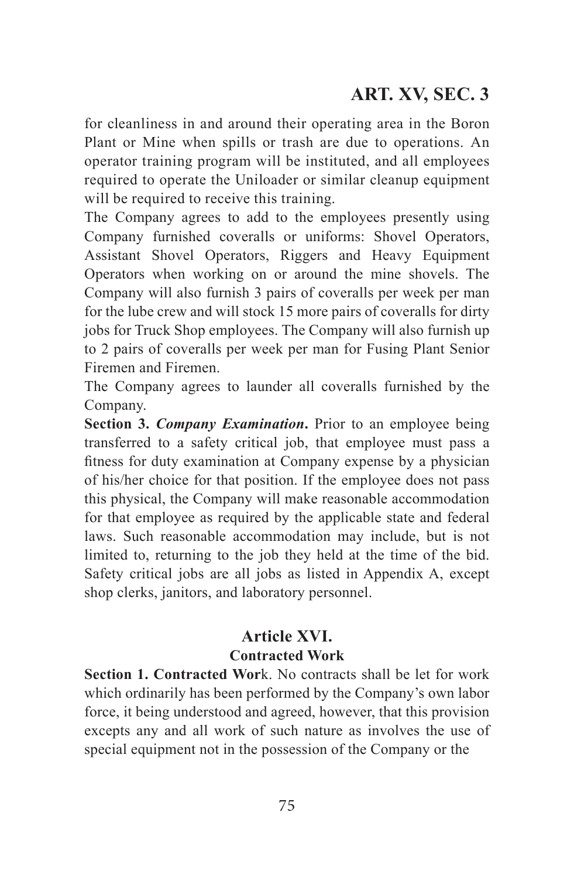for cleanliness in and around their operating area in the Boron Plant or Mine when spills or trash are due to operations. An operator training program will be instituted, and all employees required to operate the Uniloader or similar cleanup equipment will be required to receive this training.

The Company agrees to add to the employees presently using Company furnished coveralls or uniforms: Shovel Operators, Assistant Shovel Operators, Riggers and Heavy Equipment Operators when working on or around the mine shovels. The Company will also furnish 3 pairs of coveralls per week per man for the lube crew and will stock 15 more pairs of coveralls for dirty jobs for Truck Shop employees. The Company will also furnish up to 2 pairs of coveralls per week per man for Fusing Plant Senior Firemen and Firemen.

The Company agrees to launder all coveralls furnished by the Company.

**Section 3. *Company Examination*.** Prior to an employee being transferred to a safety critical job, that employee must pass a fitness for duty examination at Company expense by a physician of his/her choice for that position. If the employee does not pass this physical, the Company will make reasonable accommodation for that employee as required by the applicable state and federal laws. Such reasonable accommodation may include, but is not limited to, returning to the job they held at the time of the bid. Safety critical jobs are all jobs as listed in Appendix A, except shop clerks, janitors, and laboratory personnel.

## Article XVI.
### Contracted Work

**Section 1. Contracted Wor**k. No contracts shall be let for work which ordinarily has been performed by the Company's own labor force, it being understood and agreed, however, that this provision excepts any and all work of such nature as involves the use of special equipment not in the possession of the Company or the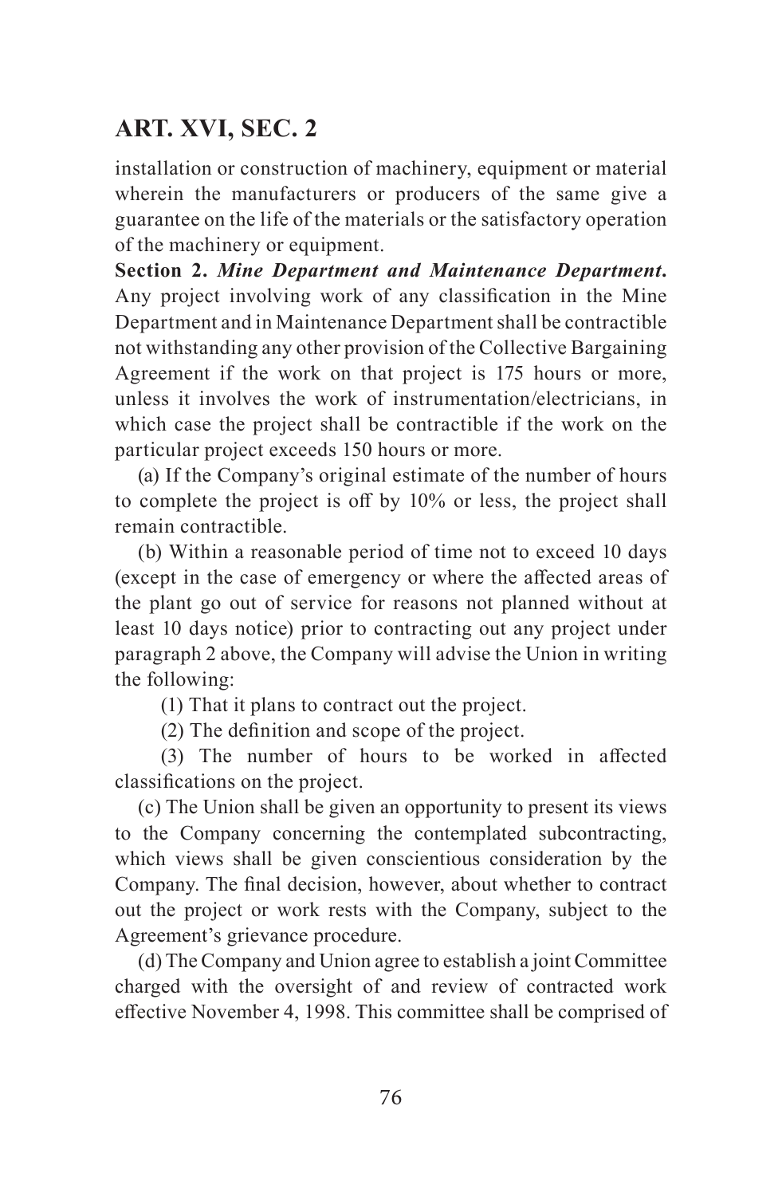installation or construction of machinery, equipment or material wherein the manufacturers or producers of the same give a guarantee on the life of the materials or the satisfactory operation of the machinery or equipment.

**Section 2.** ***Mine Department and Maintenance Department.*** Any project involving work of any classification in the Mine Department and in Maintenance Department shall be contractible not withstanding any other provision of the Collective Bargaining Agreement if the work on that project is 175 hours or more, unless it involves the work of instrumentation/electricians, in which case the project shall be contractible if the work on the particular project exceeds 150 hours or more.

(a) If the Company's original estimate of the number of hours to complete the project is off by 10% or less, the project shall remain contractible.

(b) Within a reasonable period of time not to exceed 10 days (except in the case of emergency or where the affected areas of the plant go out of service for reasons not planned without at least 10 days notice) prior to contracting out any project under paragraph 2 above, the Company will advise the Union in writing the following:

(1) That it plans to contract out the project.

(2) The definition and scope of the project.

(3) The number of hours to be worked in affected classifications on the project.

(c) The Union shall be given an opportunity to present its views to the Company concerning the contemplated subcontracting, which views shall be given conscientious consideration by the Company. The final decision, however, about whether to contract out the project or work rests with the Company, subject to the Agreement's grievance procedure.

(d) The Company and Union agree to establish a joint Committee charged with the oversight of and review of contracted work effective November 4, 1998. This committee shall be comprised of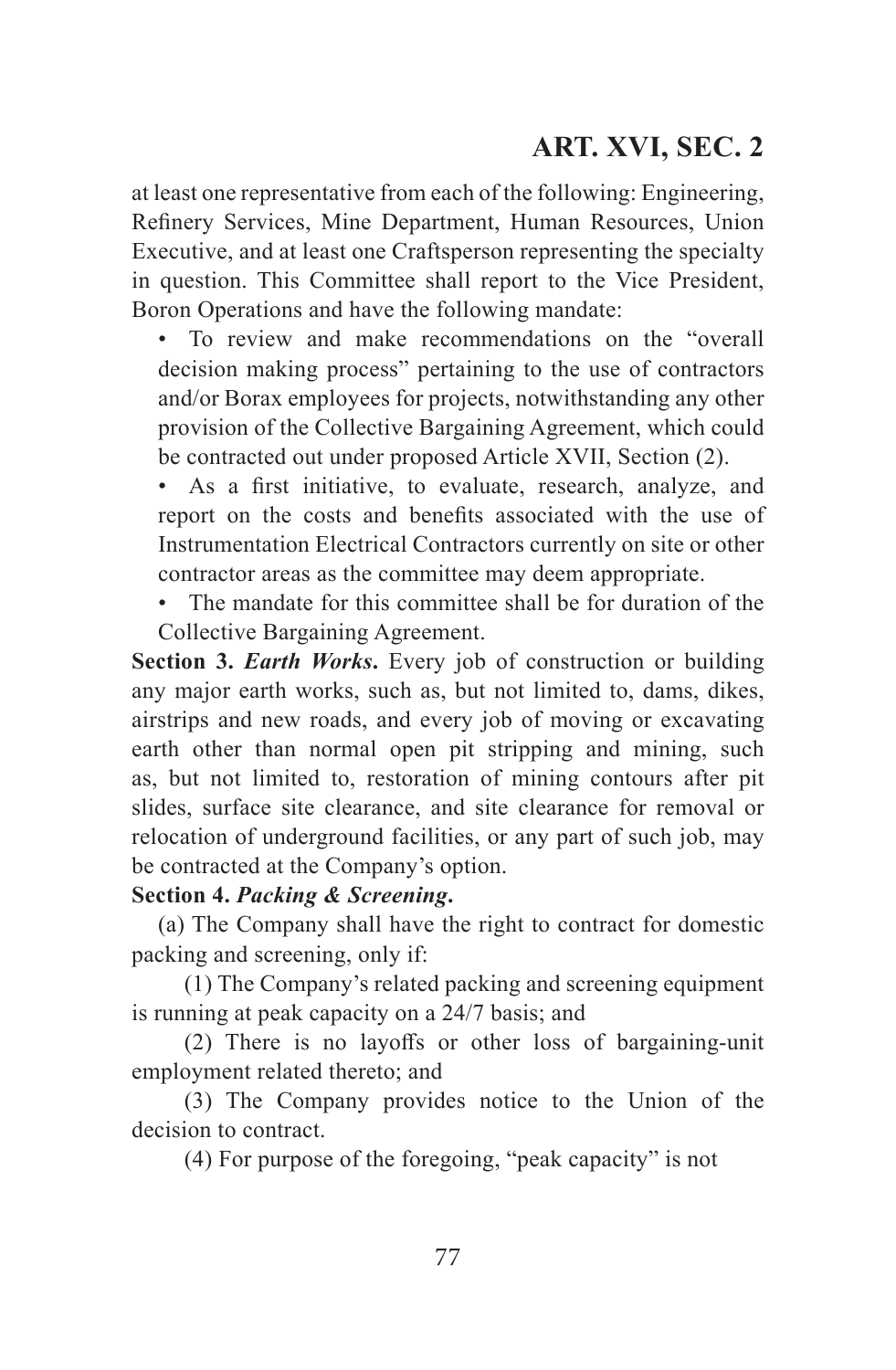at least one representative from each of the following: Engineering, Refinery Services, Mine Department, Human Resources, Union Executive, and at least one Craftsperson representing the specialty in question. This Committee shall report to the Vice President, Boron Operations and have the following mandate:

- To review and make recommendations on the "overall decision making process" pertaining to the use of contractors and/or Borax employees for projects, notwithstanding any other provision of the Collective Bargaining Agreement, which could be contracted out under proposed Article XVII, Section (2).
- As a first initiative, to evaluate, research, analyze, and report on the costs and benefits associated with the use of Instrumentation Electrical Contractors currently on site or other contractor areas as the committee may deem appropriate.
- The mandate for this committee shall be for duration of the Collective Bargaining Agreement.

**Section 3.** ***Earth Works*****.** Every job of construction or building any major earth works, such as, but not limited to, dams, dikes, airstrips and new roads, and every job of moving or excavating earth other than normal open pit stripping and mining, such as, but not limited to, restoration of mining contours after pit slides, surface site clearance, and site clearance for removal or relocation of underground facilities, or any part of such job, may be contracted at the Company's option.

**Section 4.** ***Packing & Screening*****.**

(a) The Company shall have the right to contract for domestic packing and screening, only if:

(1) The Company's related packing and screening equipment is running at peak capacity on a 24/7 basis; and

(2) There is no layoffs or other loss of bargaining-unit employment related thereto; and

(3) The Company provides notice to the Union of the decision to contract.

(4) For purpose of the foregoing, "peak capacity" is not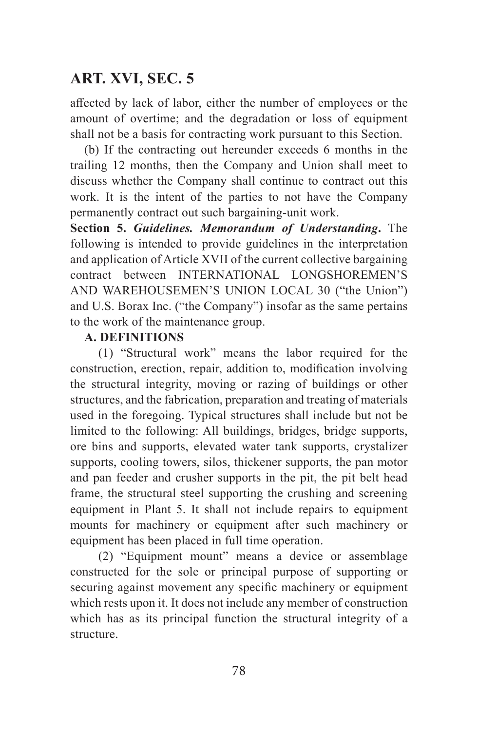affected by lack of labor, either the number of employees or the amount of overtime; and the degradation or loss of equipment shall not be a basis for contracting work pursuant to this Section.

(b) If the contracting out hereunder exceeds 6 months in the trailing 12 months, then the Company and Union shall meet to discuss whether the Company shall continue to contract out this work. It is the intent of the parties to not have the Company permanently contract out such bargaining-unit work.

**Section 5.** ***Guidelines. Memorandum of Understanding*****.** The following is intended to provide guidelines in the interpretation and application of Article XVII of the current collective bargaining contract between INTERNATIONAL LONGSHOREMEN'S AND WAREHOUSEMEN'S UNION LOCAL 30 ("the Union") and U.S. Borax Inc. ("the Company") insofar as the same pertains to the work of the maintenance group.

**A. DEFINITIONS**

(1) "Structural work" means the labor required for the construction, erection, repair, addition to, modification involving the structural integrity, moving or razing of buildings or other structures, and the fabrication, preparation and treating of materials used in the foregoing. Typical structures shall include but not be limited to the following: All buildings, bridges, bridge supports, ore bins and supports, elevated water tank supports, crystalizer supports, cooling towers, silos, thickener supports, the pan motor and pan feeder and crusher supports in the pit, the pit belt head frame, the structural steel supporting the crushing and screening equipment in Plant 5. It shall not include repairs to equipment mounts for machinery or equipment after such machinery or equipment has been placed in full time operation.

(2) "Equipment mount" means a device or assemblage constructed for the sole or principal purpose of supporting or securing against movement any specific machinery or equipment which rests upon it. It does not include any member of construction which has as its principal function the structural integrity of a structure.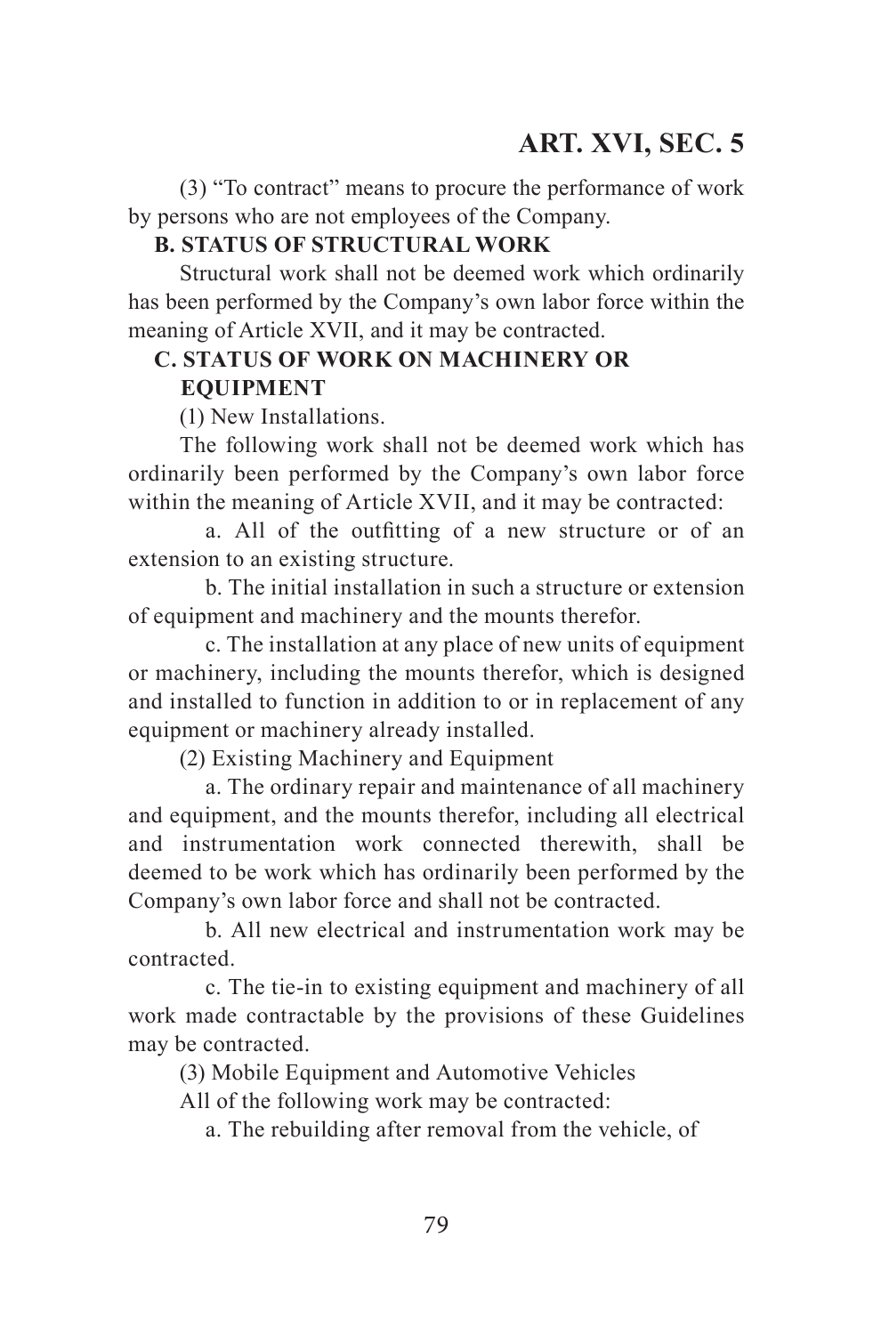(3) "To contract" means to procure the performance of work by persons who are not employees of the Company.

**B. STATUS OF STRUCTURAL WORK**

Structural work shall not be deemed work which ordinarily has been performed by the Company's own labor force within the meaning of Article XVII, and it may be contracted.

**C. STATUS OF WORK ON MACHINERY OR EQUIPMENT**

(1) New Installations.

The following work shall not be deemed work which has ordinarily been performed by the Company's own labor force within the meaning of Article XVII, and it may be contracted:

a. All of the outfitting of a new structure or of an extension to an existing structure.

b. The initial installation in such a structure or extension of equipment and machinery and the mounts therefor.

c. The installation at any place of new units of equipment or machinery, including the mounts therefor, which is designed and installed to function in addition to or in replacement of any equipment or machinery already installed.

(2) Existing Machinery and Equipment

a. The ordinary repair and maintenance of all machinery and equipment, and the mounts therefor, including all electrical and instrumentation work connected therewith, shall be deemed to be work which has ordinarily been performed by the Company's own labor force and shall not be contracted.

b. All new electrical and instrumentation work may be contracted.

c. The tie-in to existing equipment and machinery of all work made contractable by the provisions of these Guidelines may be contracted.

(3) Mobile Equipment and Automotive Vehicles

All of the following work may be contracted:

a. The rebuilding after removal from the vehicle, of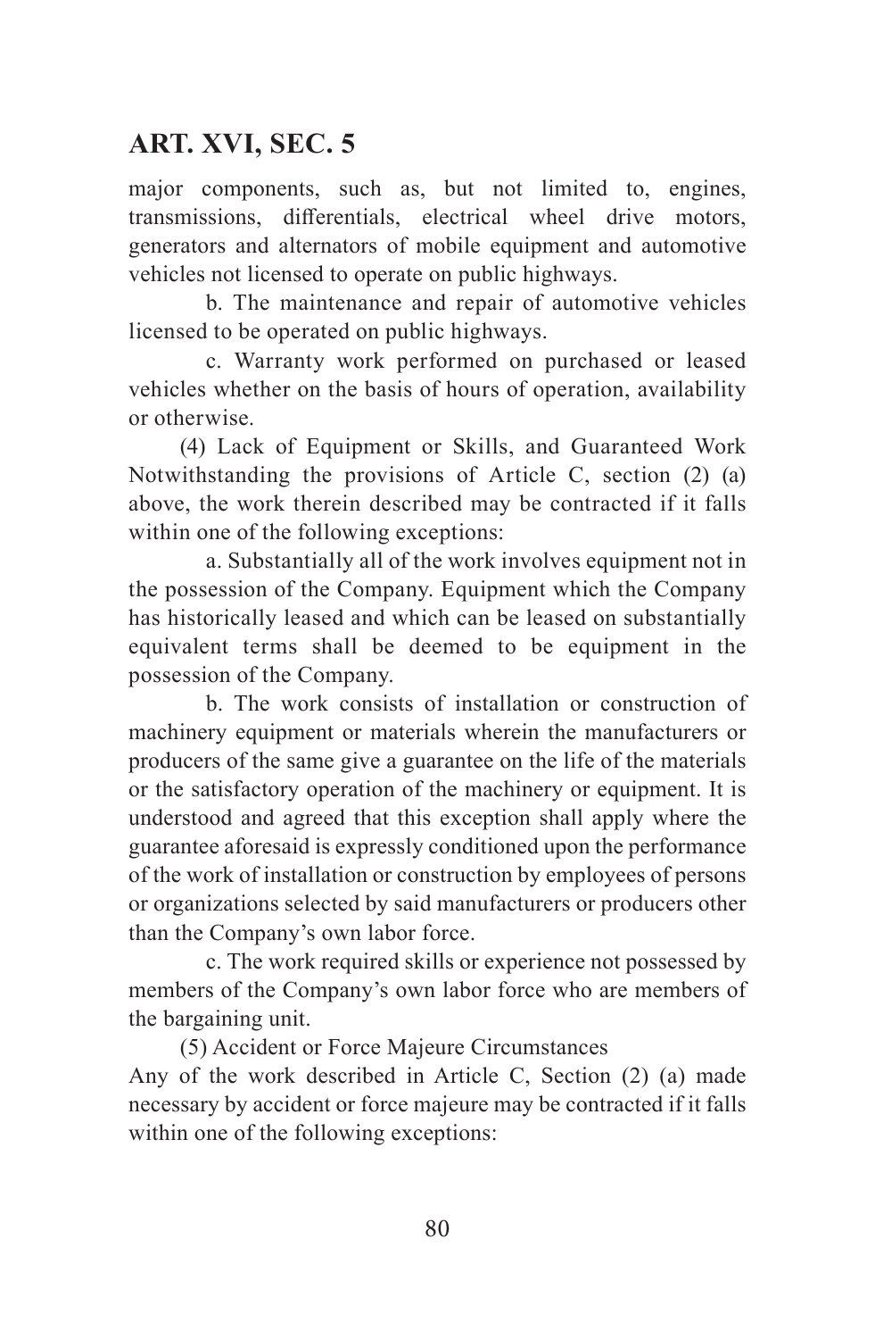major components, such as, but not limited to, engines, transmissions, differentials, electrical wheel drive motors, generators and alternators of mobile equipment and automotive vehicles not licensed to operate on public highways.

b. The maintenance and repair of automotive vehicles licensed to be operated on public highways.

c. Warranty work performed on purchased or leased vehicles whether on the basis of hours of operation, availability or otherwise.

(4) Lack of Equipment or Skills, and Guaranteed Work Notwithstanding the provisions of Article C, section (2) (a) above, the work therein described may be contracted if it falls within one of the following exceptions:

a. Substantially all of the work involves equipment not in the possession of the Company. Equipment which the Company has historically leased and which can be leased on substantially equivalent terms shall be deemed to be equipment in the possession of the Company.

b. The work consists of installation or construction of machinery equipment or materials wherein the manufacturers or producers of the same give a guarantee on the life of the materials or the satisfactory operation of the machinery or equipment. It is understood and agreed that this exception shall apply where the guarantee aforesaid is expressly conditioned upon the performance of the work of installation or construction by employees of persons or organizations selected by said manufacturers or producers other than the Company's own labor force.

c. The work required skills or experience not possessed by members of the Company's own labor force who are members of the bargaining unit.

(5) Accident or Force Majeure Circumstances

Any of the work described in Article C, Section (2) (a) made necessary by accident or force majeure may be contracted if it falls within one of the following exceptions: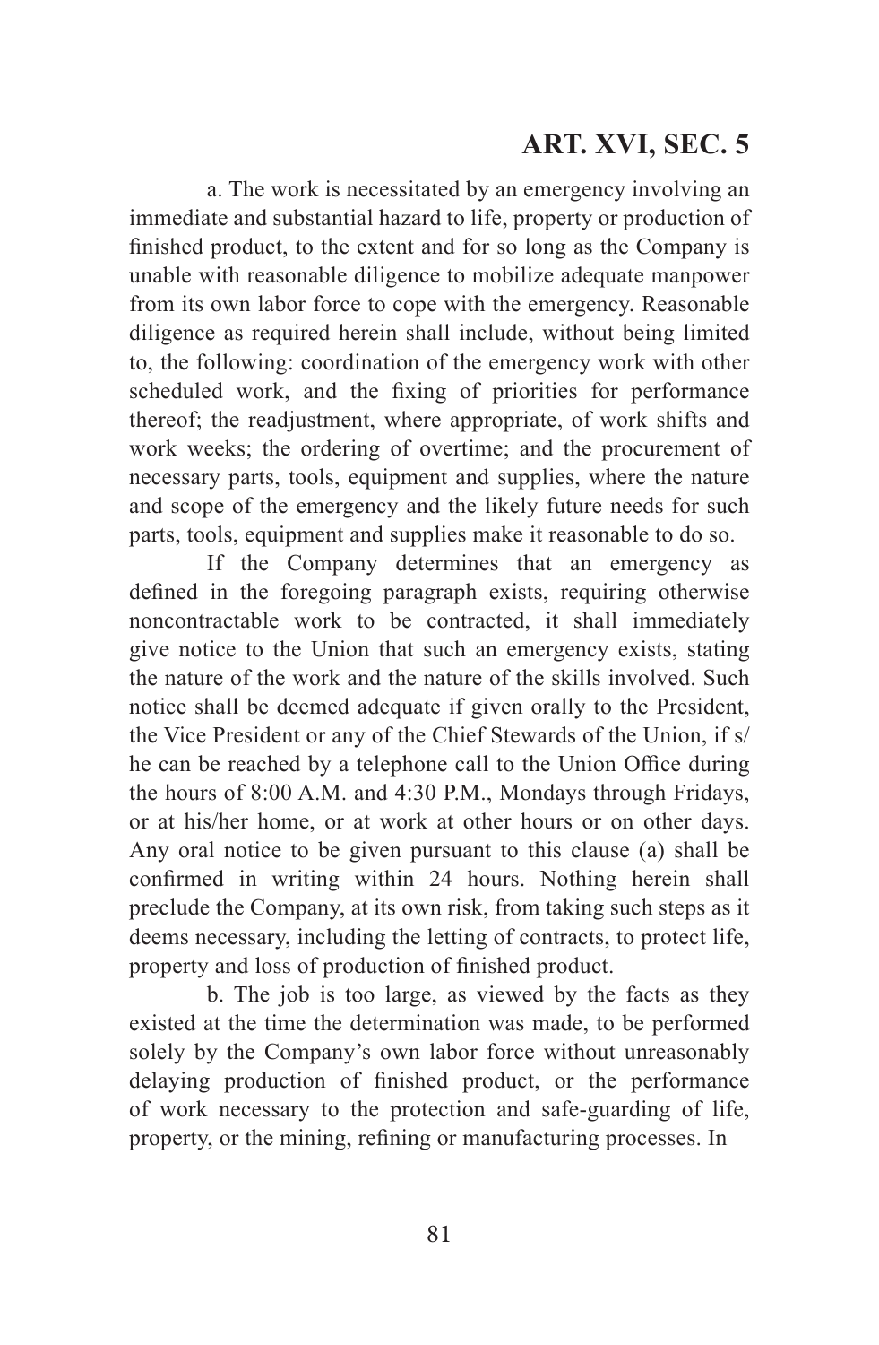a. The work is necessitated by an emergency involving an immediate and substantial hazard to life, property or production of finished product, to the extent and for so long as the Company is unable with reasonable diligence to mobilize adequate manpower from its own labor force to cope with the emergency. Reasonable diligence as required herein shall include, without being limited to, the following: coordination of the emergency work with other scheduled work, and the fixing of priorities for performance thereof; the readjustment, where appropriate, of work shifts and work weeks; the ordering of overtime; and the procurement of necessary parts, tools, equipment and supplies, where the nature and scope of the emergency and the likely future needs for such parts, tools, equipment and supplies make it reasonable to do so.

If the Company determines that an emergency as defined in the foregoing paragraph exists, requiring otherwise noncontractable work to be contracted, it shall immediately give notice to the Union that such an emergency exists, stating the nature of the work and the nature of the skills involved. Such notice shall be deemed adequate if given orally to the President, the Vice President or any of the Chief Stewards of the Union, if s/he can be reached by a telephone call to the Union Office during the hours of 8:00 A.M. and 4:30 P.M., Mondays through Fridays, or at his/her home, or at work at other hours or on other days. Any oral notice to be given pursuant to this clause (a) shall be confirmed in writing within 24 hours. Nothing herein shall preclude the Company, at its own risk, from taking such steps as it deems necessary, including the letting of contracts, to protect life, property and loss of production of finished product.

b. The job is too large, as viewed by the facts as they existed at the time the determination was made, to be performed solely by the Company's own labor force without unreasonably delaying production of finished product, or the performance of work necessary to the protection and safe-guarding of life, property, or the mining, refining or manufacturing processes. In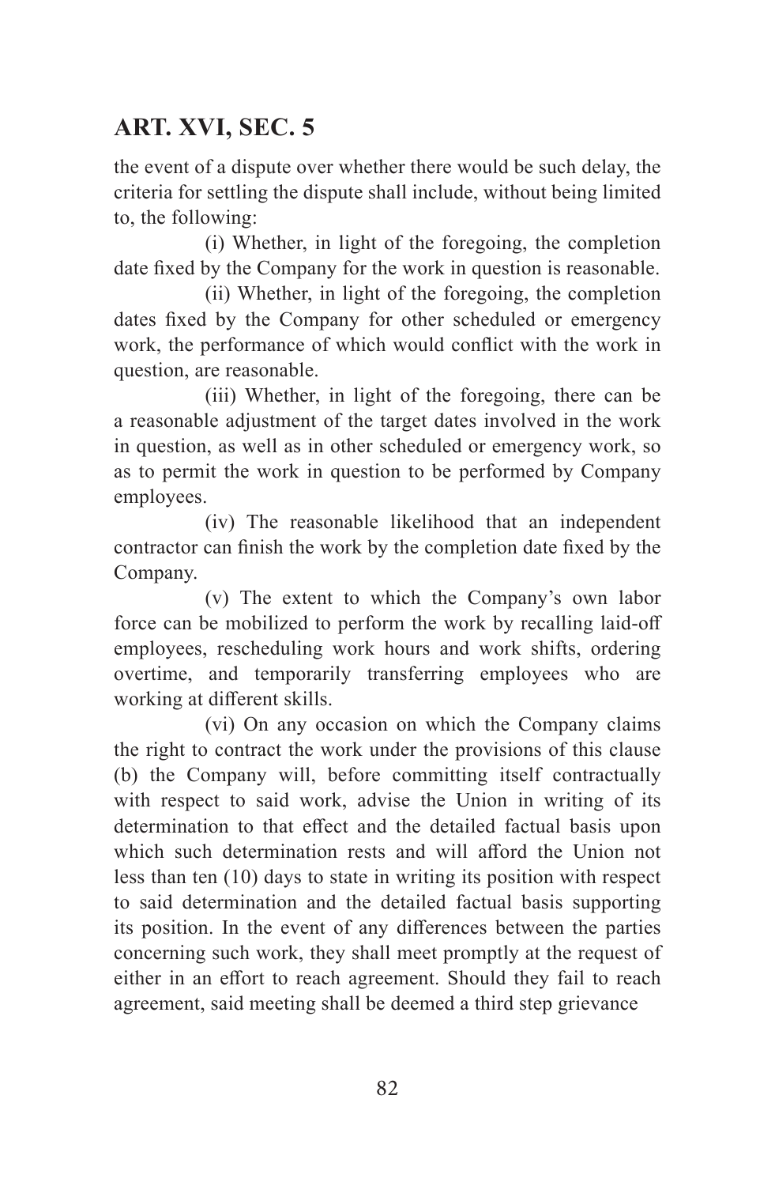the event of a dispute over whether there would be such delay, the criteria for settling the dispute shall include, without being limited to, the following:

(i) Whether, in light of the foregoing, the completion date fixed by the Company for the work in question is reasonable.

(ii) Whether, in light of the foregoing, the completion dates fixed by the Company for other scheduled or emergency work, the performance of which would conflict with the work in question, are reasonable.

(iii) Whether, in light of the foregoing, there can be a reasonable adjustment of the target dates involved in the work in question, as well as in other scheduled or emergency work, so as to permit the work in question to be performed by Company employees.

(iv) The reasonable likelihood that an independent contractor can finish the work by the completion date fixed by the Company.

(v) The extent to which the Company's own labor force can be mobilized to perform the work by recalling laid-off employees, rescheduling work hours and work shifts, ordering overtime, and temporarily transferring employees who are working at different skills.

(vi) On any occasion on which the Company claims the right to contract the work under the provisions of this clause (b) the Company will, before committing itself contractually with respect to said work, advise the Union in writing of its determination to that effect and the detailed factual basis upon which such determination rests and will afford the Union not less than ten (10) days to state in writing its position with respect to said determination and the detailed factual basis supporting its position. In the event of any differences between the parties concerning such work, they shall meet promptly at the request of either in an effort to reach agreement. Should they fail to reach agreement, said meeting shall be deemed a third step grievance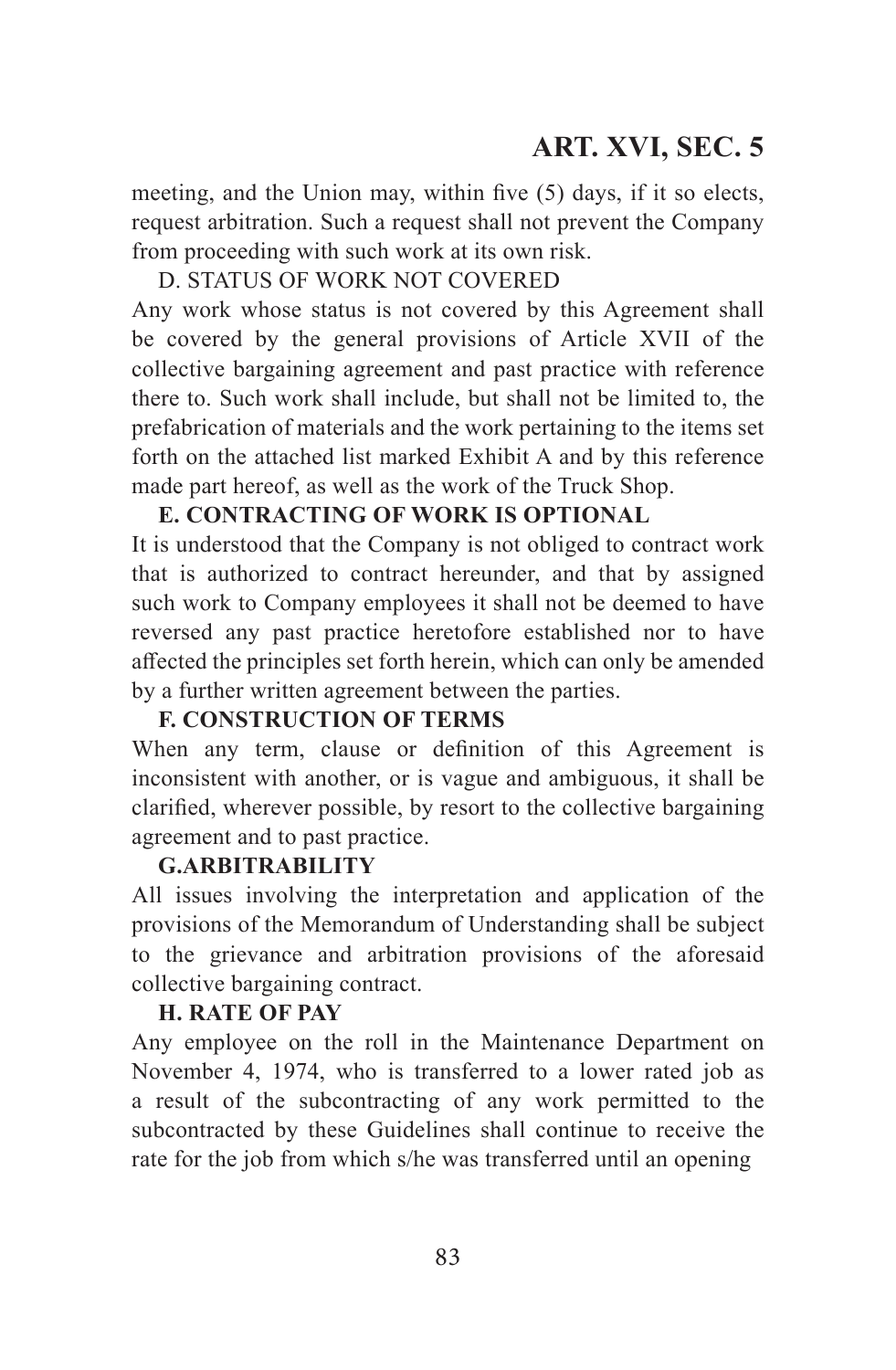meeting, and the Union may, within five (5) days, if it so elects, request arbitration. Such a request shall not prevent the Company from proceeding with such work at its own risk.

D. STATUS OF WORK NOT COVERED

Any work whose status is not covered by this Agreement shall be covered by the general provisions of Article XVII of the collective bargaining agreement and past practice with reference there to. Such work shall include, but shall not be limited to, the prefabrication of materials and the work pertaining to the items set forth on the attached list marked Exhibit A and by this reference made part hereof, as well as the work of the Truck Shop.

**E. CONTRACTING OF WORK IS OPTIONAL**

It is understood that the Company is not obliged to contract work that is authorized to contract hereunder, and that by assigned such work to Company employees it shall not be deemed to have reversed any past practice heretofore established nor to have affected the principles set forth herein, which can only be amended by a further written agreement between the parties.

**F. CONSTRUCTION OF TERMS**

When any term, clause or definition of this Agreement is inconsistent with another, or is vague and ambiguous, it shall be clarified, wherever possible, by resort to the collective bargaining agreement and to past practice.

**G.ARBITRABILITY**

All issues involving the interpretation and application of the provisions of the Memorandum of Understanding shall be subject to the grievance and arbitration provisions of the aforesaid collective bargaining contract.

**H. RATE OF PAY**

Any employee on the roll in the Maintenance Department on November 4, 1974, who is transferred to a lower rated job as a result of the subcontracting of any work permitted to the subcontracted by these Guidelines shall continue to receive the rate for the job from which s/he was transferred until an opening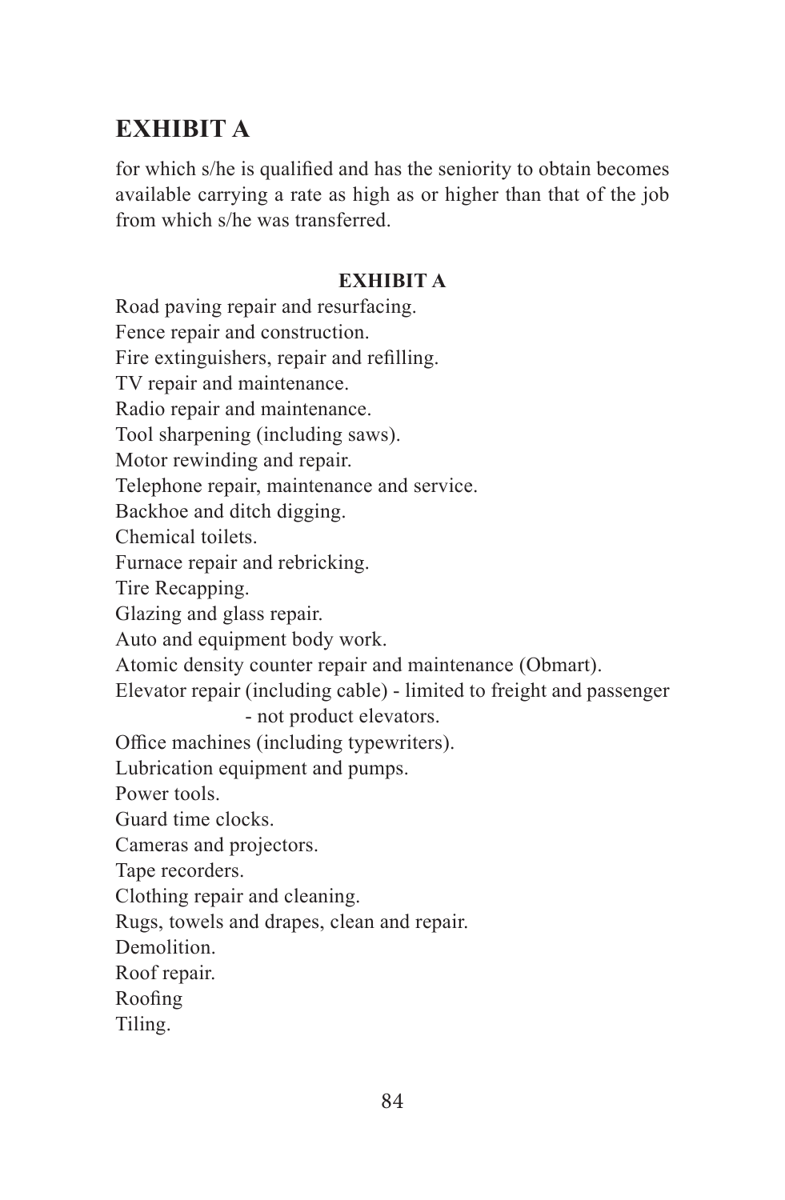for which s/he is qualified and has the seniority to obtain becomes available carrying a rate as high as or higher than that of the job from which s/he was transferred.

## EXHIBIT A

Road paving repair and resurfacing.
Fence repair and construction.
Fire extinguishers, repair and refilling.
TV repair and maintenance.
Radio repair and maintenance.
Tool sharpening (including saws).
Motor rewinding and repair.
Telephone repair, maintenance and service.
Backhoe and ditch digging.
Chemical toilets.
Furnace repair and rebricking.
Tire Recapping.
Glazing and glass repair.
Auto and equipment body work.
Atomic density counter repair and maintenance (Obmart).
Elevator repair (including cable) - limited to freight and passenger - not product elevators.
Office machines (including typewriters).
Lubrication equipment and pumps.
Power tools.
Guard time clocks.
Cameras and projectors.
Tape recorders.
Clothing repair and cleaning.
Rugs, towels and drapes, clean and repair.
Demolition.
Roof repair.
Roofing
Tiling.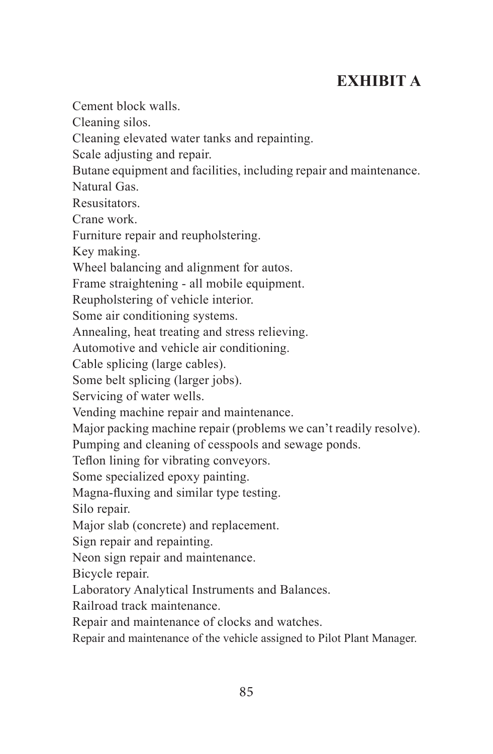# EXHIBIT A

Cement block walls.
Cleaning silos.
Cleaning elevated water tanks and repainting.
Scale adjusting and repair.
Butane equipment and facilities, including repair and maintenance.
Natural Gas.
Resusitators.
Crane work.
Furniture repair and reupholstering.
Key making.
Wheel balancing and alignment for autos.
Frame straightening - all mobile equipment.
Reupholstering of vehicle interior.
Some air conditioning systems.
Annealing, heat treating and stress relieving.
Automotive and vehicle air conditioning.
Cable splicing (large cables).
Some belt splicing (larger jobs).
Servicing of water wells.
Vending machine repair and maintenance.
Major packing machine repair (problems we can't readily resolve).
Pumping and cleaning of cesspools and sewage ponds.
Teflon lining for vibrating conveyors.
Some specialized epoxy painting.
Magna-fluxing and similar type testing.
Silo repair.
Major slab (concrete) and replacement.
Sign repair and repainting.
Neon sign repair and maintenance.
Bicycle repair.
Laboratory Analytical Instruments and Balances.
Railroad track maintenance.
Repair and maintenance of clocks and watches.
Repair and maintenance of the vehicle assigned to Pilot Plant Manager.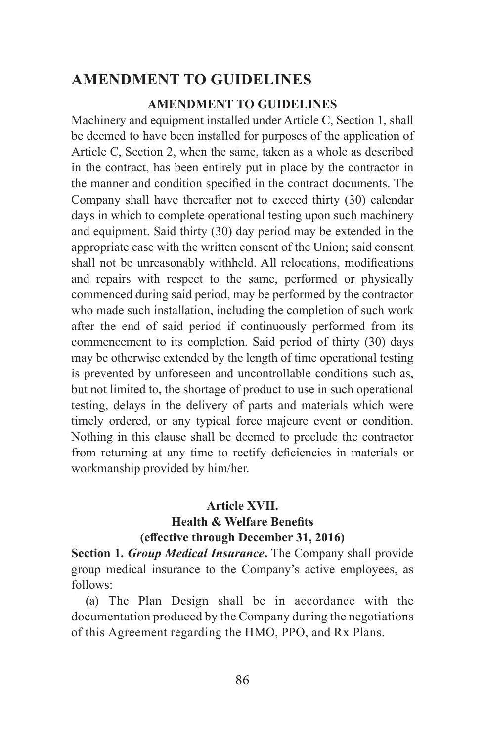# AMENDMENT TO GUIDELINES

### AMENDMENT TO GUIDELINES

Machinery and equipment installed under Article C, Section 1, shall be deemed to have been installed for purposes of the application of Article C, Section 2, when the same, taken as a whole as described in the contract, has been entirely put in place by the contractor in the manner and condition specified in the contract documents. The Company shall have thereafter not to exceed thirty (30) calendar days in which to complete operational testing upon such machinery and equipment. Said thirty (30) day period may be extended in the appropriate case with the written consent of the Union; said consent shall not be unreasonably withheld. All relocations, modifications and repairs with respect to the same, performed or physically commenced during said period, may be performed by the contractor who made such installation, including the completion of such work after the end of said period if continuously performed from its commencement to its completion. Said period of thirty (30) days may be otherwise extended by the length of time operational testing is prevented by unforeseen and uncontrollable conditions such as, but not limited to, the shortage of product to use in such operational testing, delays in the delivery of parts and materials which were timely ordered, or any typical force majeure event or condition. Nothing in this clause shall be deemed to preclude the contractor from returning at any time to rectify deficiencies in materials or workmanship provided by him/her.

### Article XVII.
### Health & Welfare Benefits
### (effective through December 31, 2016)

**Section 1.** ***Group Medical Insurance*****.** The Company shall provide group medical insurance to the Company's active employees, as follows:

(a) The Plan Design shall be in accordance with the documentation produced by the Company during the negotiations of this Agreement regarding the HMO, PPO, and Rx Plans.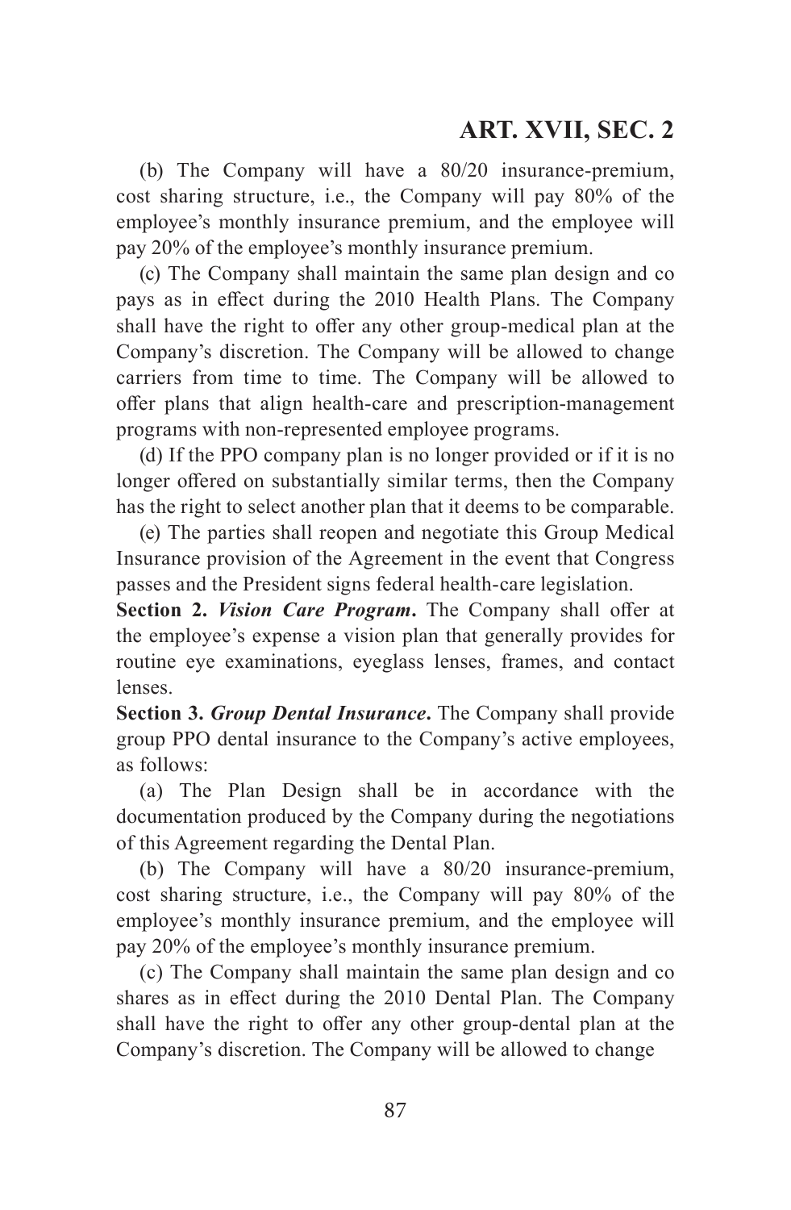(b) The Company will have a 80/20 insurance-premium, cost sharing structure, i.e., the Company will pay 80% of the employee's monthly insurance premium, and the employee will pay 20% of the employee's monthly insurance premium.

(c) The Company shall maintain the same plan design and co pays as in effect during the 2010 Health Plans. The Company shall have the right to offer any other group-medical plan at the Company's discretion. The Company will be allowed to change carriers from time to time. The Company will be allowed to offer plans that align health-care and prescription-management programs with non-represented employee programs.

(d) If the PPO company plan is no longer provided or if it is no longer offered on substantially similar terms, then the Company has the right to select another plan that it deems to be comparable.

(e) The parties shall reopen and negotiate this Group Medical Insurance provision of the Agreement in the event that Congress passes and the President signs federal health-care legislation.

**Section 2.** ***Vision Care Program*.** The Company shall offer at the employee's expense a vision plan that generally provides for routine eye examinations, eyeglass lenses, frames, and contact lenses.

**Section 3.** ***Group Dental Insurance*.** The Company shall provide group PPO dental insurance to the Company's active employees, as follows:

(a) The Plan Design shall be in accordance with the documentation produced by the Company during the negotiations of this Agreement regarding the Dental Plan.

(b) The Company will have a 80/20 insurance-premium, cost sharing structure, i.e., the Company will pay 80% of the employee's monthly insurance premium, and the employee will pay 20% of the employee's monthly insurance premium.

(c) The Company shall maintain the same plan design and co shares as in effect during the 2010 Dental Plan. The Company shall have the right to offer any other group-dental plan at the Company's discretion. The Company will be allowed to change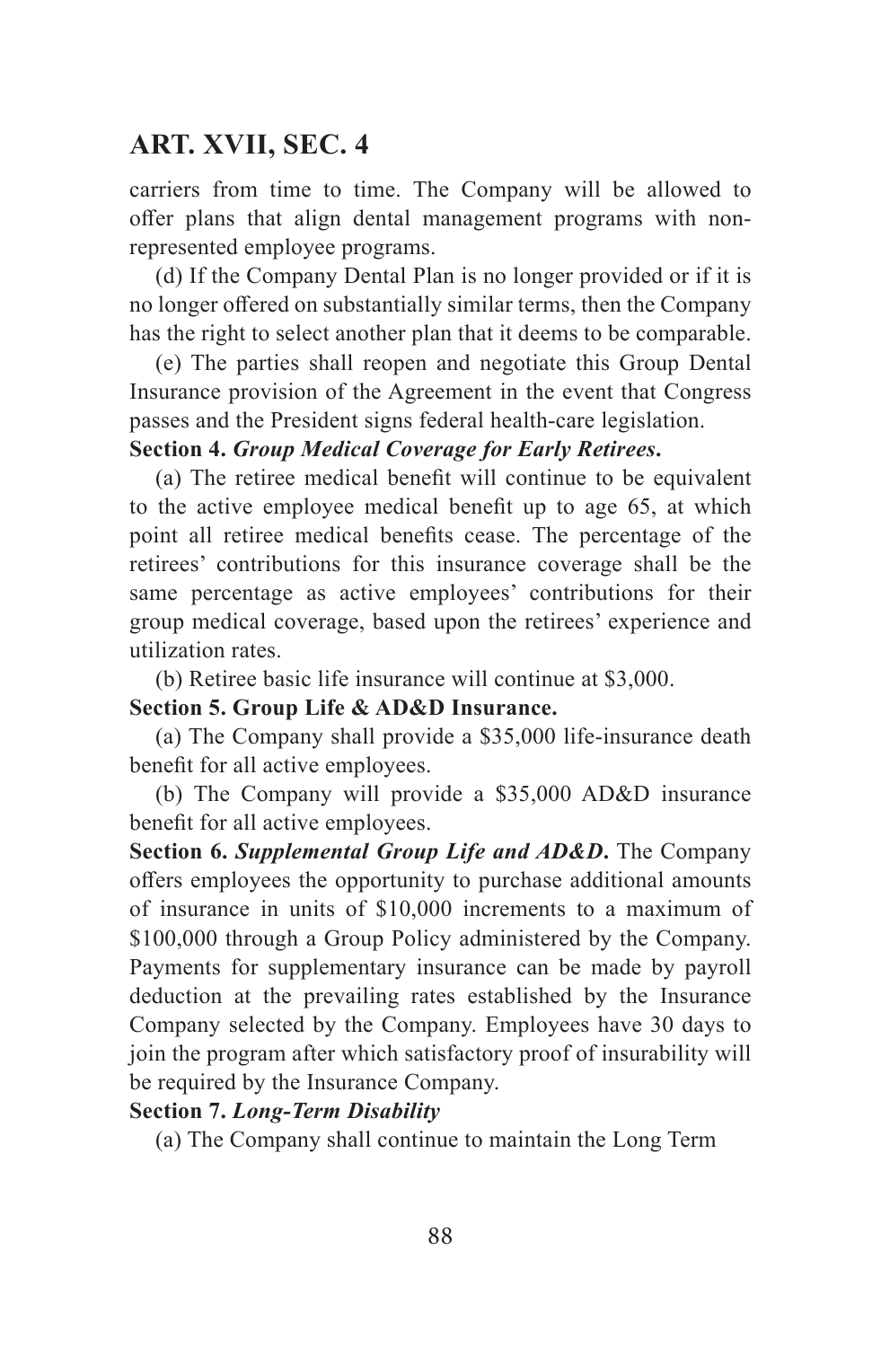carriers from time to time. The Company will be allowed to offer plans that align dental management programs with non-represented employee programs.

(d) If the Company Dental Plan is no longer provided or if it is no longer offered on substantially similar terms, then the Company has the right to select another plan that it deems to be comparable.

(e) The parties shall reopen and negotiate this Group Dental Insurance provision of the Agreement in the event that Congress passes and the President signs federal health-care legislation.

**Section 4.** ***Group Medical Coverage for Early Retirees*****.**

(a) The retiree medical benefit will continue to be equivalent to the active employee medical benefit up to age 65, at which point all retiree medical benefits cease. The percentage of the retirees' contributions for this insurance coverage shall be the same percentage as active employees' contributions for their group medical coverage, based upon the retirees' experience and utilization rates.

(b) Retiree basic life insurance will continue at $3,000.

**Section 5. Group Life & AD&D Insurance.**

(a) The Company shall provide a $35,000 life-insurance death benefit for all active employees.

(b) The Company will provide a $35,000 AD&D insurance benefit for all active employees.

**Section 6.** ***Supplemental Group Life and AD&D*****.** The Company offers employees the opportunity to purchase additional amounts of insurance in units of $10,000 increments to a maximum of $100,000 through a Group Policy administered by the Company. Payments for supplementary insurance can be made by payroll deduction at the prevailing rates established by the Insurance Company selected by the Company. Employees have 30 days to join the program after which satisfactory proof of insurability will be required by the Insurance Company.

**Section 7.** ***Long-Term Disability***

(a) The Company shall continue to maintain the Long Term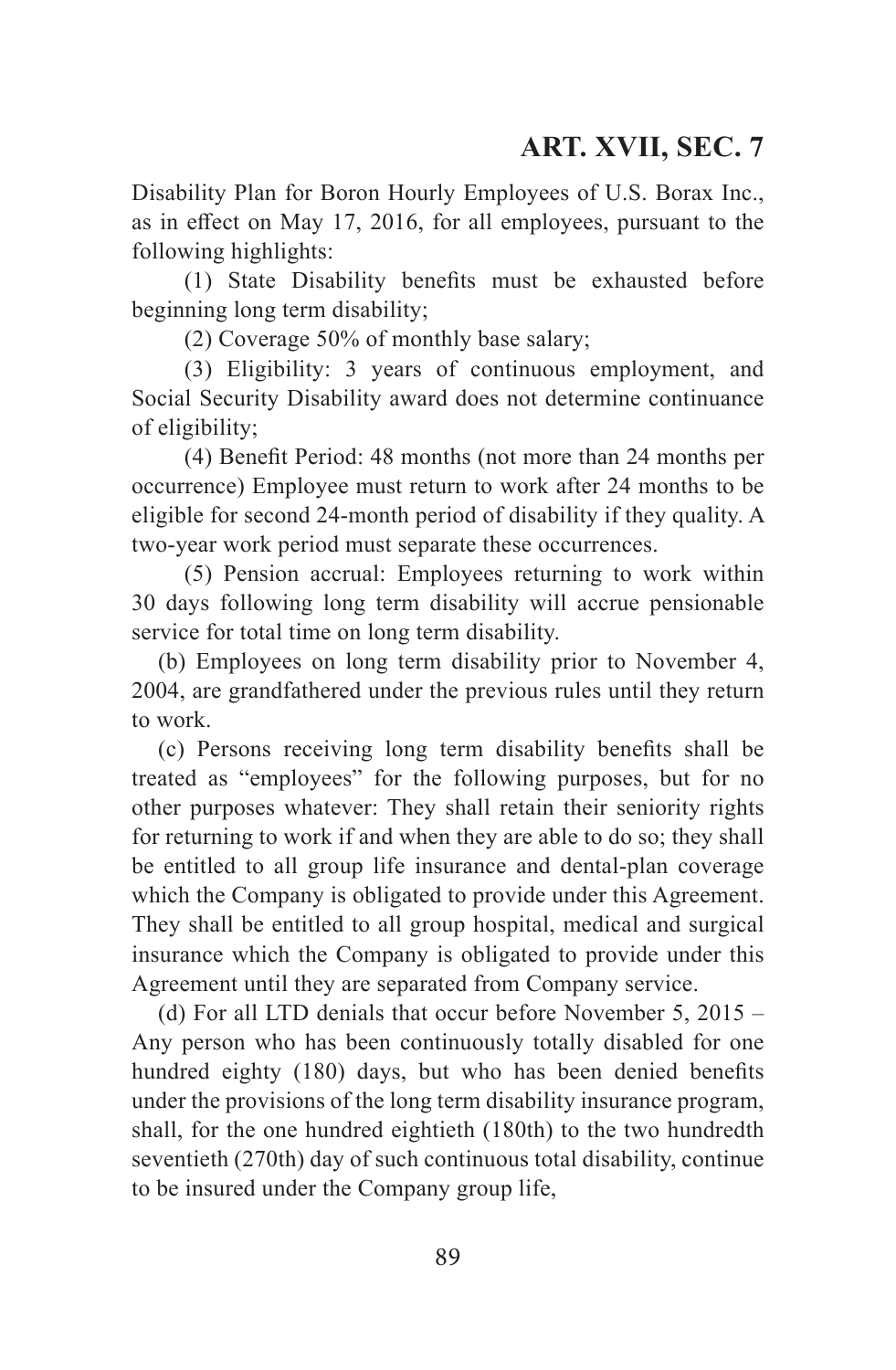Disability Plan for Boron Hourly Employees of U.S. Borax Inc., as in effect on May 17, 2016, for all employees, pursuant to the following highlights:

(1) State Disability benefits must be exhausted before beginning long term disability;

(2) Coverage 50% of monthly base salary;

(3) Eligibility: 3 years of continuous employment, and Social Security Disability award does not determine continuance of eligibility;

(4) Benefit Period: 48 months (not more than 24 months per occurrence) Employee must return to work after 24 months to be eligible for second 24-month period of disability if they quality. A two-year work period must separate these occurrences.

(5) Pension accrual: Employees returning to work within 30 days following long term disability will accrue pensionable service for total time on long term disability.

(b) Employees on long term disability prior to November 4, 2004, are grandfathered under the previous rules until they return to work.

(c) Persons receiving long term disability benefits shall be treated as "employees" for the following purposes, but for no other purposes whatever: They shall retain their seniority rights for returning to work if and when they are able to do so; they shall be entitled to all group life insurance and dental-plan coverage which the Company is obligated to provide under this Agreement. They shall be entitled to all group hospital, medical and surgical insurance which the Company is obligated to provide under this Agreement until they are separated from Company service.

(d) For all LTD denials that occur before November 5, 2015 – Any person who has been continuously totally disabled for one hundred eighty (180) days, but who has been denied benefits under the provisions of the long term disability insurance program, shall, for the one hundred eightieth (180th) to the two hundredth seventieth (270th) day of such continuous total disability, continue to be insured under the Company group life,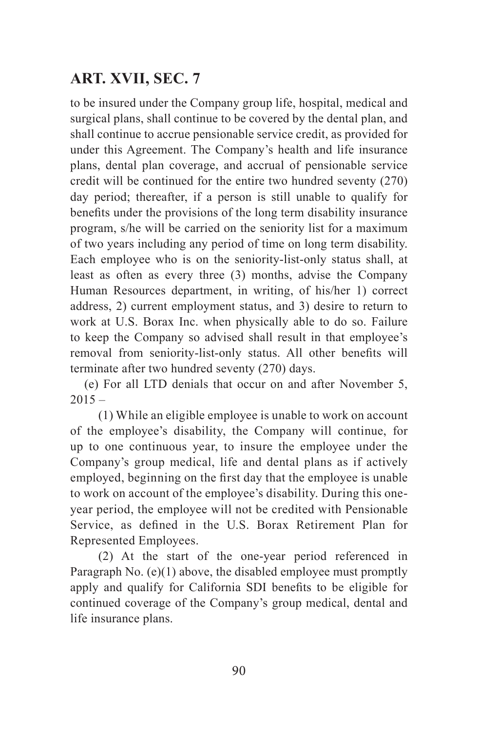to be insured under the Company group life, hospital, medical and surgical plans, shall continue to be covered by the dental plan, and shall continue to accrue pensionable service credit, as provided for under this Agreement. The Company's health and life insurance plans, dental plan coverage, and accrual of pensionable service credit will be continued for the entire two hundred seventy (270) day period; thereafter, if a person is still unable to qualify for benefits under the provisions of the long term disability insurance program, s/he will be carried on the seniority list for a maximum of two years including any period of time on long term disability. Each employee who is on the seniority-list-only status shall, at least as often as every three (3) months, advise the Company Human Resources department, in writing, of his/her 1) correct address, 2) current employment status, and 3) desire to return to work at U.S. Borax Inc. when physically able to do so. Failure to keep the Company so advised shall result in that employee's removal from seniority-list-only status. All other benefits will terminate after two hundred seventy (270) days.

(e) For all LTD denials that occur on and after November 5, 2015 –

(1) While an eligible employee is unable to work on account of the employee's disability, the Company will continue, for up to one continuous year, to insure the employee under the Company's group medical, life and dental plans as if actively employed, beginning on the first day that the employee is unable to work on account of the employee's disability. During this one-year period, the employee will not be credited with Pensionable Service, as defined in the U.S. Borax Retirement Plan for Represented Employees.

(2) At the start of the one-year period referenced in Paragraph No. (e)(1) above, the disabled employee must promptly apply and qualify for California SDI benefits to be eligible for continued coverage of the Company's group medical, dental and life insurance plans.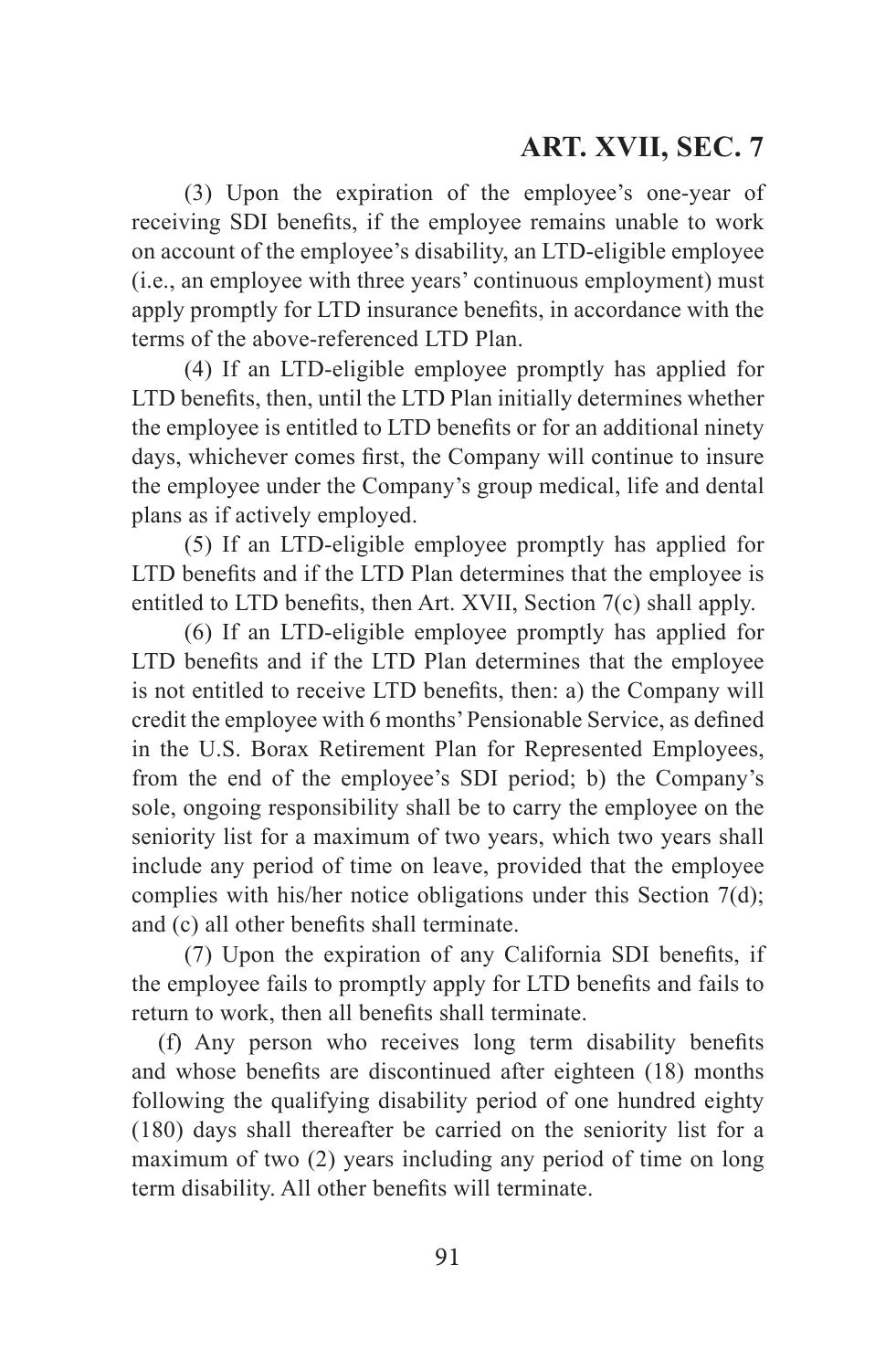(3) Upon the expiration of the employee's one-year of receiving SDI benefits, if the employee remains unable to work on account of the employee's disability, an LTD-eligible employee (i.e., an employee with three years' continuous employment) must apply promptly for LTD insurance benefits, in accordance with the terms of the above-referenced LTD Plan.

(4) If an LTD-eligible employee promptly has applied for LTD benefits, then, until the LTD Plan initially determines whether the employee is entitled to LTD benefits or for an additional ninety days, whichever comes first, the Company will continue to insure the employee under the Company's group medical, life and dental plans as if actively employed.

(5) If an LTD-eligible employee promptly has applied for LTD benefits and if the LTD Plan determines that the employee is entitled to LTD benefits, then Art. XVII, Section 7(c) shall apply.

(6) If an LTD-eligible employee promptly has applied for LTD benefits and if the LTD Plan determines that the employee is not entitled to receive LTD benefits, then: a) the Company will credit the employee with 6 months' Pensionable Service, as defined in the U.S. Borax Retirement Plan for Represented Employees, from the end of the employee's SDI period; b) the Company's sole, ongoing responsibility shall be to carry the employee on the seniority list for a maximum of two years, which two years shall include any period of time on leave, provided that the employee complies with his/her notice obligations under this Section 7(d); and (c) all other benefits shall terminate.

(7) Upon the expiration of any California SDI benefits, if the employee fails to promptly apply for LTD benefits and fails to return to work, then all benefits shall terminate.

(f) Any person who receives long term disability benefits and whose benefits are discontinued after eighteen (18) months following the qualifying disability period of one hundred eighty (180) days shall thereafter be carried on the seniority list for a maximum of two (2) years including any period of time on long term disability. All other benefits will terminate.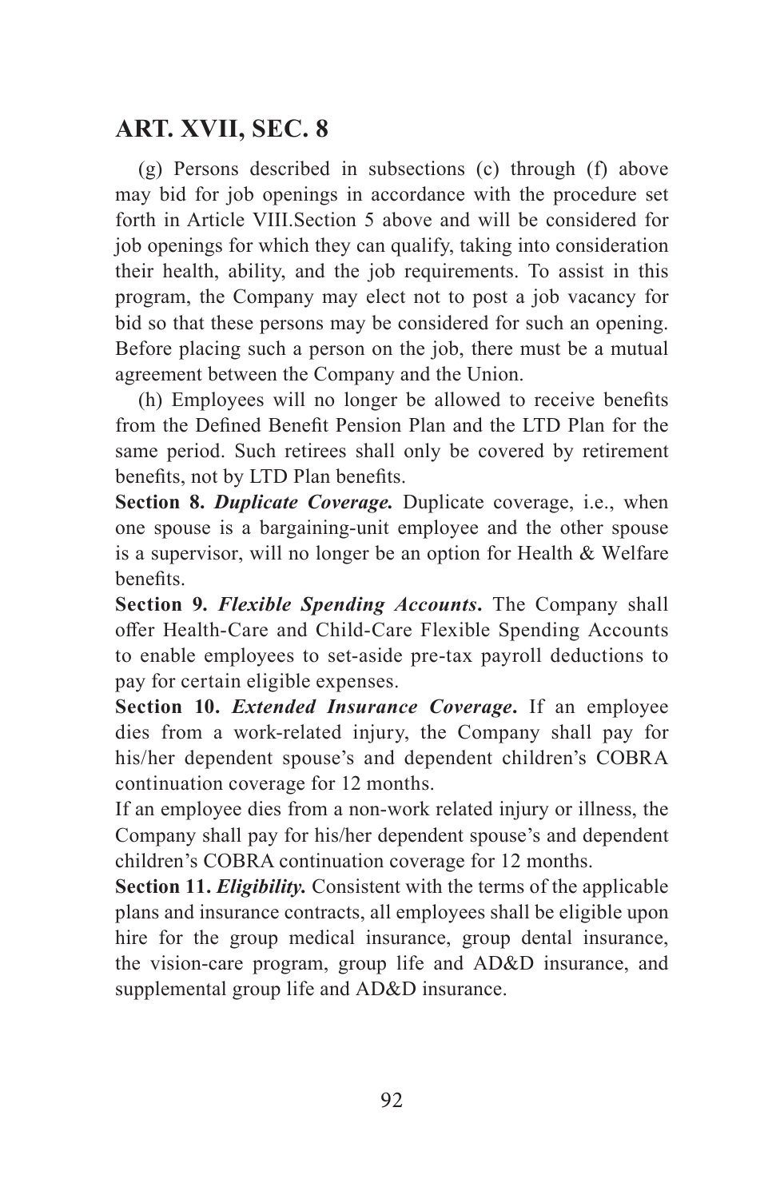(g) Persons described in subsections (c) through (f) above may bid for job openings in accordance with the procedure set forth in Article VIII.Section 5 above and will be considered for job openings for which they can qualify, taking into consideration their health, ability, and the job requirements. To assist in this program, the Company may elect not to post a job vacancy for bid so that these persons may be considered for such an opening. Before placing such a person on the job, there must be a mutual agreement between the Company and the Union.

(h) Employees will no longer be allowed to receive benefits from the Defined Benefit Pension Plan and the LTD Plan for the same period. Such retirees shall only be covered by retirement benefits, not by LTD Plan benefits.

**Section 8.** ***Duplicate Coverage.*** Duplicate coverage, i.e., when one spouse is a bargaining-unit employee and the other spouse is a supervisor, will no longer be an option for Health & Welfare benefits.

**Section 9.** ***Flexible Spending Accounts*****.** The Company shall offer Health-Care and Child-Care Flexible Spending Accounts to enable employees to set-aside pre-tax payroll deductions to pay for certain eligible expenses.

**Section 10.** ***Extended Insurance Coverage*****.** If an employee dies from a work-related injury, the Company shall pay for his/her dependent spouse's and dependent children's COBRA continuation coverage for 12 months.

If an employee dies from a non-work related injury or illness, the Company shall pay for his/her dependent spouse's and dependent children's COBRA continuation coverage for 12 months.

**Section 11.** ***Eligibility.*** Consistent with the terms of the applicable plans and insurance contracts, all employees shall be eligible upon hire for the group medical insurance, group dental insurance, the vision-care program, group life and AD&D insurance, and supplemental group life and AD&D insurance.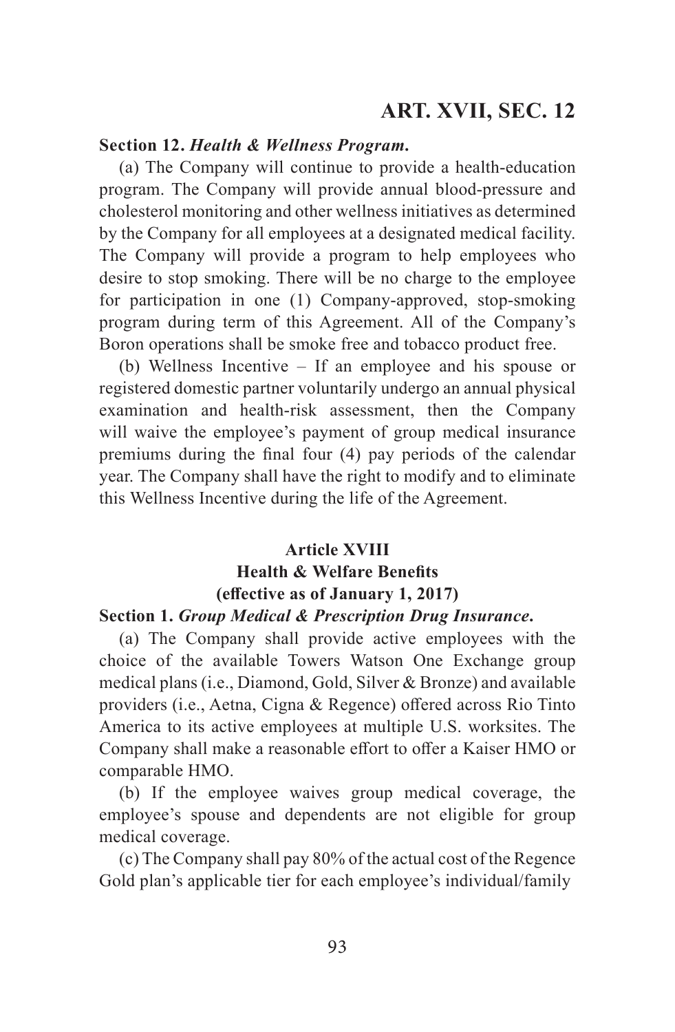**Section 12.** ***Health & Wellness Program.***

(a) The Company will continue to provide a health-education program. The Company will provide annual blood-pressure and cholesterol monitoring and other wellness initiatives as determined by the Company for all employees at a designated medical facility. The Company will provide a program to help employees who desire to stop smoking. There will be no charge to the employee for participation in one (1) Company-approved, stop-smoking program during term of this Agreement. All of the Company's Boron operations shall be smoke free and tobacco product free.

(b) Wellness Incentive – If an employee and his spouse or registered domestic partner voluntarily undergo an annual physical examination and health-risk assessment, then the Company will waive the employee's payment of group medical insurance premiums during the final four (4) pay periods of the calendar year. The Company shall have the right to modify and to eliminate this Wellness Incentive during the life of the Agreement.

## Article XVIII
## Health & Welfare Benefits
## (effective as of January 1, 2017)

**Section 1.** ***Group Medical & Prescription Drug Insurance.***

(a) The Company shall provide active employees with the choice of the available Towers Watson One Exchange group medical plans (i.e., Diamond, Gold, Silver & Bronze) and available providers (i.e., Aetna, Cigna & Regence) offered across Rio Tinto America to its active employees at multiple U.S. worksites. The Company shall make a reasonable effort to offer a Kaiser HMO or comparable HMO.

(b) If the employee waives group medical coverage, the employee's spouse and dependents are not eligible for group medical coverage.

(c) The Company shall pay 80% of the actual cost of the Regence Gold plan's applicable tier for each employee's individual/family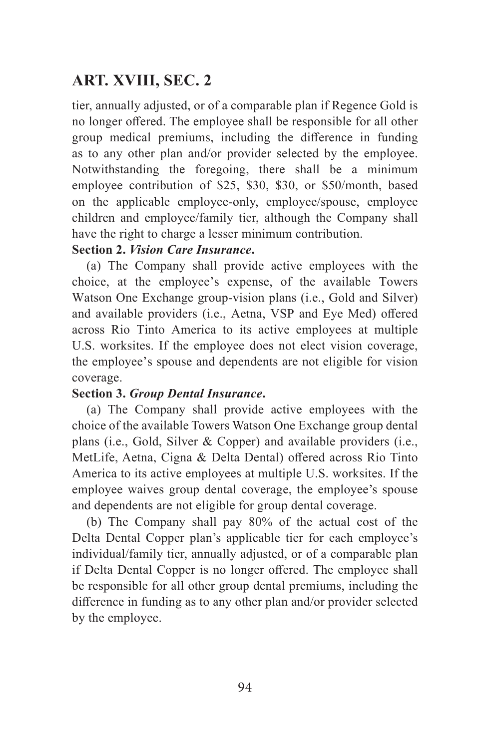tier, annually adjusted, or of a comparable plan if Regence Gold is no longer offered. The employee shall be responsible for all other group medical premiums, including the difference in funding as to any other plan and/or provider selected by the employee. Notwithstanding the foregoing, there shall be a minimum employee contribution of $25, $30, $30, or $50/month, based on the applicable employee-only, employee/spouse, employee children and employee/family tier, although the Company shall have the right to charge a lesser minimum contribution.

**Section 2.** ***Vision Care Insurance*****.**

(a) The Company shall provide active employees with the choice, at the employee's expense, of the available Towers Watson One Exchange group-vision plans (i.e., Gold and Silver) and available providers (i.e., Aetna, VSP and Eye Med) offered across Rio Tinto America to its active employees at multiple U.S. worksites. If the employee does not elect vision coverage, the employee's spouse and dependents are not eligible for vision coverage.

**Section 3.** ***Group Dental Insurance*****.**

(a) The Company shall provide active employees with the choice of the available Towers Watson One Exchange group dental plans (i.e., Gold, Silver & Copper) and available providers (i.e., MetLife, Aetna, Cigna & Delta Dental) offered across Rio Tinto America to its active employees at multiple U.S. worksites. If the employee waives group dental coverage, the employee's spouse and dependents are not eligible for group dental coverage.

(b) The Company shall pay 80% of the actual cost of the Delta Dental Copper plan's applicable tier for each employee's individual/family tier, annually adjusted, or of a comparable plan if Delta Dental Copper is no longer offered. The employee shall be responsible for all other group dental premiums, including the difference in funding as to any other plan and/or provider selected by the employee.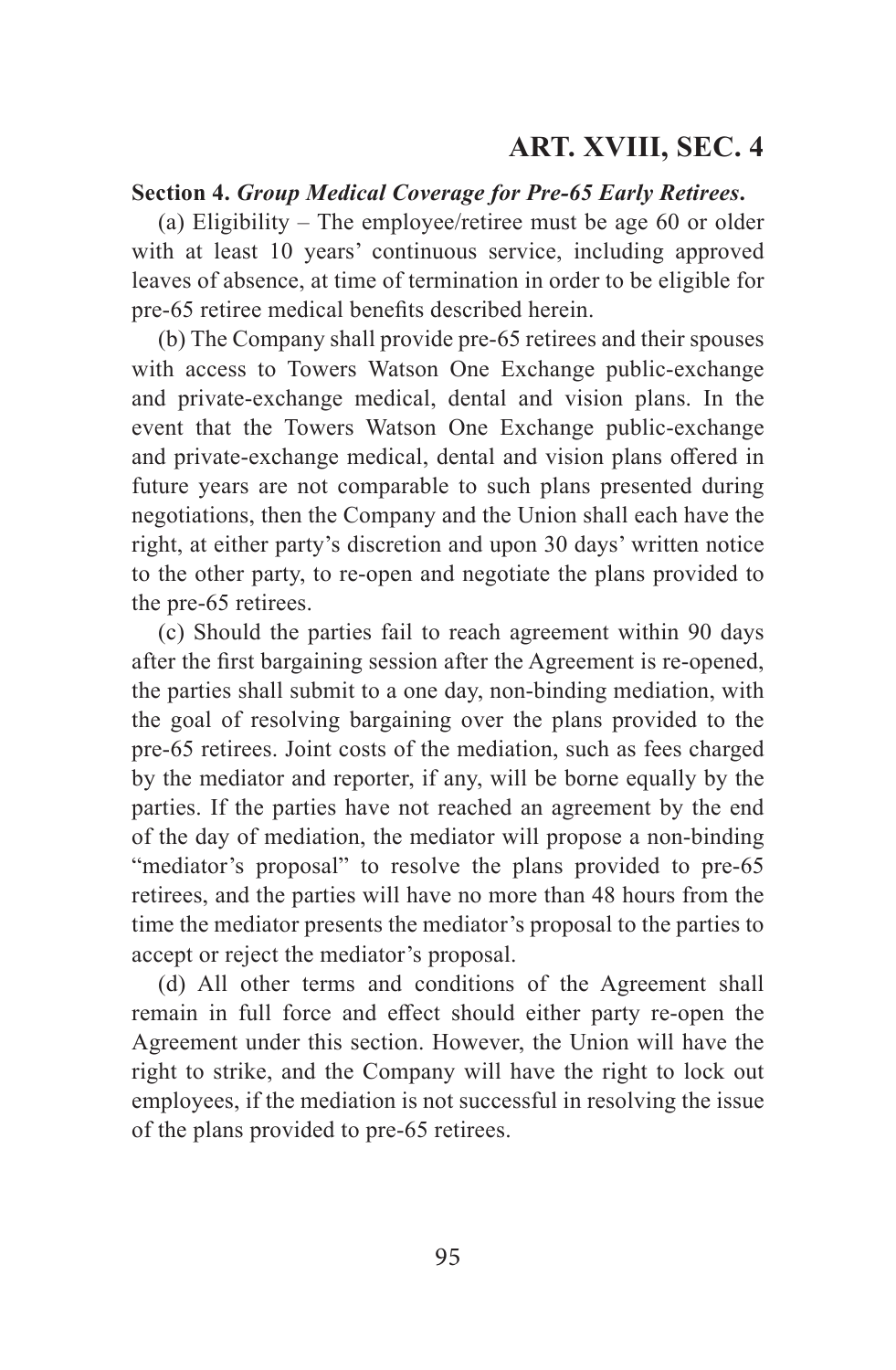**Section 4.** ***Group Medical Coverage for Pre-65 Early Retirees*****.**

(a) Eligibility – The employee/retiree must be age 60 or older with at least 10 years' continuous service, including approved leaves of absence, at time of termination in order to be eligible for pre-65 retiree medical benefits described herein.

(b) The Company shall provide pre-65 retirees and their spouses with access to Towers Watson One Exchange public-exchange and private-exchange medical, dental and vision plans. In the event that the Towers Watson One Exchange public-exchange and private-exchange medical, dental and vision plans offered in future years are not comparable to such plans presented during negotiations, then the Company and the Union shall each have the right, at either party's discretion and upon 30 days' written notice to the other party, to re-open and negotiate the plans provided to the pre-65 retirees.

(c) Should the parties fail to reach agreement within 90 days after the first bargaining session after the Agreement is re-opened, the parties shall submit to a one day, non-binding mediation, with the goal of resolving bargaining over the plans provided to the pre-65 retirees. Joint costs of the mediation, such as fees charged by the mediator and reporter, if any, will be borne equally by the parties. If the parties have not reached an agreement by the end of the day of mediation, the mediator will propose a non-binding "mediator's proposal" to resolve the plans provided to pre-65 retirees, and the parties will have no more than 48 hours from the time the mediator presents the mediator's proposal to the parties to accept or reject the mediator's proposal.

(d) All other terms and conditions of the Agreement shall remain in full force and effect should either party re-open the Agreement under this section. However, the Union will have the right to strike, and the Company will have the right to lock out employees, if the mediation is not successful in resolving the issue of the plans provided to pre-65 retirees.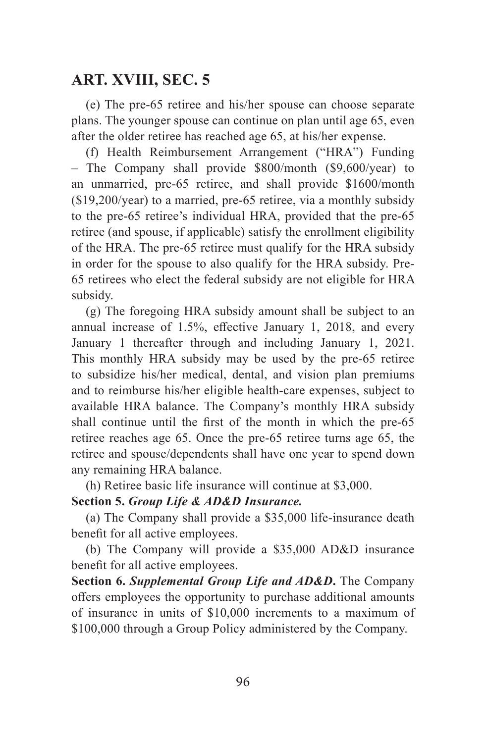(e) The pre-65 retiree and his/her spouse can choose separate plans. The younger spouse can continue on plan until age 65, even after the older retiree has reached age 65, at his/her expense.

(f) Health Reimbursement Arrangement ("HRA") Funding – The Company shall provide $800/month ($9,600/year) to an unmarried, pre-65 retiree, and shall provide $1600/month ($19,200/year) to a married, pre-65 retiree, via a monthly subsidy to the pre-65 retiree's individual HRA, provided that the pre-65 retiree (and spouse, if applicable) satisfy the enrollment eligibility of the HRA. The pre-65 retiree must qualify for the HRA subsidy in order for the spouse to also qualify for the HRA subsidy. Pre-65 retirees who elect the federal subsidy are not eligible for HRA subsidy.

(g) The foregoing HRA subsidy amount shall be subject to an annual increase of 1.5%, effective January 1, 2018, and every January 1 thereafter through and including January 1, 2021. This monthly HRA subsidy may be used by the pre-65 retiree to subsidize his/her medical, dental, and vision plan premiums and to reimburse his/her eligible health-care expenses, subject to available HRA balance. The Company's monthly HRA subsidy shall continue until the first of the month in which the pre-65 retiree reaches age 65. Once the pre-65 retiree turns age 65, the retiree and spouse/dependents shall have one year to spend down any remaining HRA balance.

(h) Retiree basic life insurance will continue at $3,000.

**Section 5.** ***Group Life & AD&D Insurance.***

(a) The Company shall provide a $35,000 life-insurance death benefit for all active employees.

(b) The Company will provide a $35,000 AD&D insurance benefit for all active employees.

**Section 6.** ***Supplemental Group Life and AD&D*****.** The Company offers employees the opportunity to purchase additional amounts of insurance in units of $10,000 increments to a maximum of $100,000 through a Group Policy administered by the Company.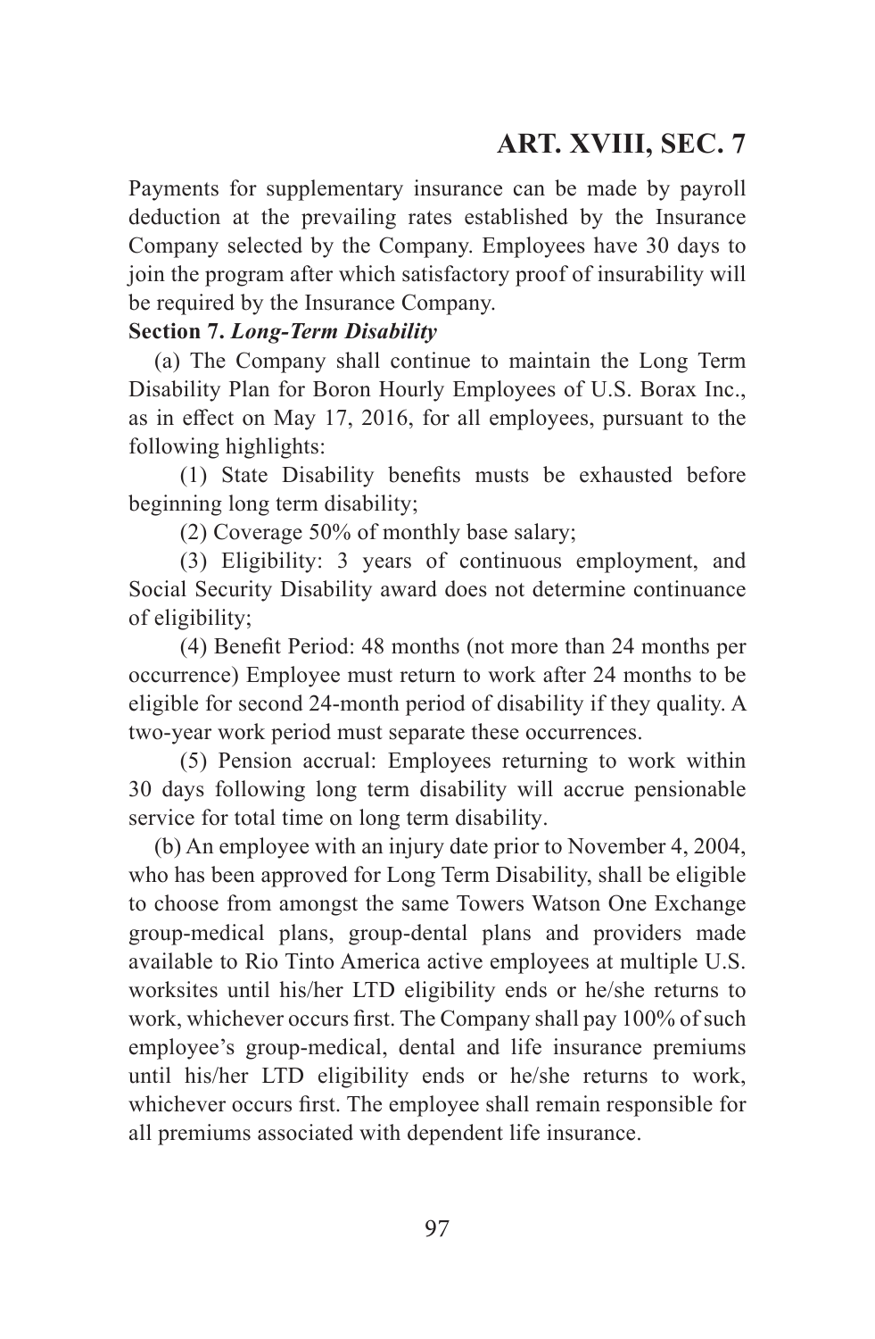Payments for supplementary insurance can be made by payroll deduction at the prevailing rates established by the Insurance Company selected by the Company. Employees have 30 days to join the program after which satisfactory proof of insurability will be required by the Insurance Company.

**Section 7.** ***Long-Term Disability***

(a) The Company shall continue to maintain the Long Term Disability Plan for Boron Hourly Employees of U.S. Borax Inc., as in effect on May 17, 2016, for all employees, pursuant to the following highlights:

(1) State Disability benefits musts be exhausted before beginning long term disability;

(2) Coverage 50% of monthly base salary;

(3) Eligibility: 3 years of continuous employment, and Social Security Disability award does not determine continuance of eligibility;

(4) Benefit Period: 48 months (not more than 24 months per occurrence) Employee must return to work after 24 months to be eligible for second 24-month period of disability if they quality. A two-year work period must separate these occurrences.

(5) Pension accrual: Employees returning to work within 30 days following long term disability will accrue pensionable service for total time on long term disability.

(b) An employee with an injury date prior to November 4, 2004, who has been approved for Long Term Disability, shall be eligible to choose from amongst the same Towers Watson One Exchange group-medical plans, group-dental plans and providers made available to Rio Tinto America active employees at multiple U.S. worksites until his/her LTD eligibility ends or he/she returns to work, whichever occurs first. The Company shall pay 100% of such employee's group-medical, dental and life insurance premiums until his/her LTD eligibility ends or he/she returns to work, whichever occurs first. The employee shall remain responsible for all premiums associated with dependent life insurance.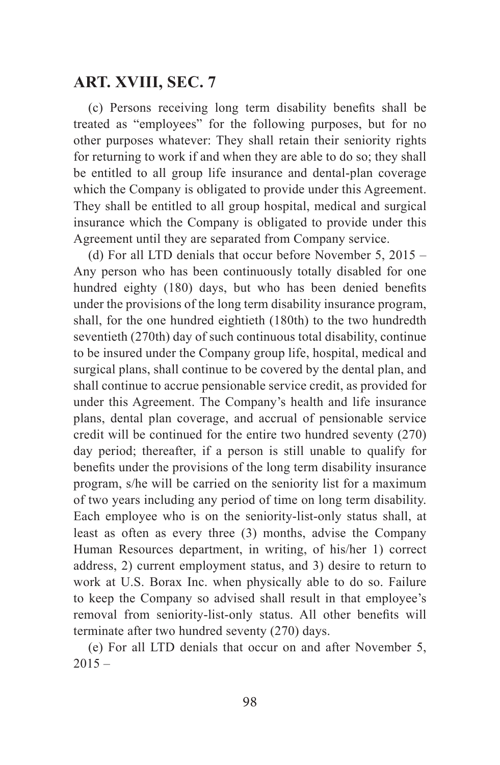## ART. XVIII, SEC. 7

(c) Persons receiving long term disability benefits shall be treated as "employees" for the following purposes, but for no other purposes whatever: They shall retain their seniority rights for returning to work if and when they are able to do so; they shall be entitled to all group life insurance and dental-plan coverage which the Company is obligated to provide under this Agreement. They shall be entitled to all group hospital, medical and surgical insurance which the Company is obligated to provide under this Agreement until they are separated from Company service.

(d) For all LTD denials that occur before November 5, 2015 – Any person who has been continuously totally disabled for one hundred eighty (180) days, but who has been denied benefits under the provisions of the long term disability insurance program, shall, for the one hundred eightieth (180th) to the two hundredth seventieth (270th) day of such continuous total disability, continue to be insured under the Company group life, hospital, medical and surgical plans, shall continue to be covered by the dental plan, and shall continue to accrue pensionable service credit, as provided for under this Agreement. The Company's health and life insurance plans, dental plan coverage, and accrual of pensionable service credit will be continued for the entire two hundred seventy (270) day period; thereafter, if a person is still unable to qualify for benefits under the provisions of the long term disability insurance program, s/he will be carried on the seniority list for a maximum of two years including any period of time on long term disability. Each employee who is on the seniority-list-only status shall, at least as often as every three (3) months, advise the Company Human Resources department, in writing, of his/her 1) correct address, 2) current employment status, and 3) desire to return to work at U.S. Borax Inc. when physically able to do so. Failure to keep the Company so advised shall result in that employee's removal from seniority-list-only status. All other benefits will terminate after two hundred seventy (270) days.

(e) For all LTD denials that occur on and after November 5, 2015 –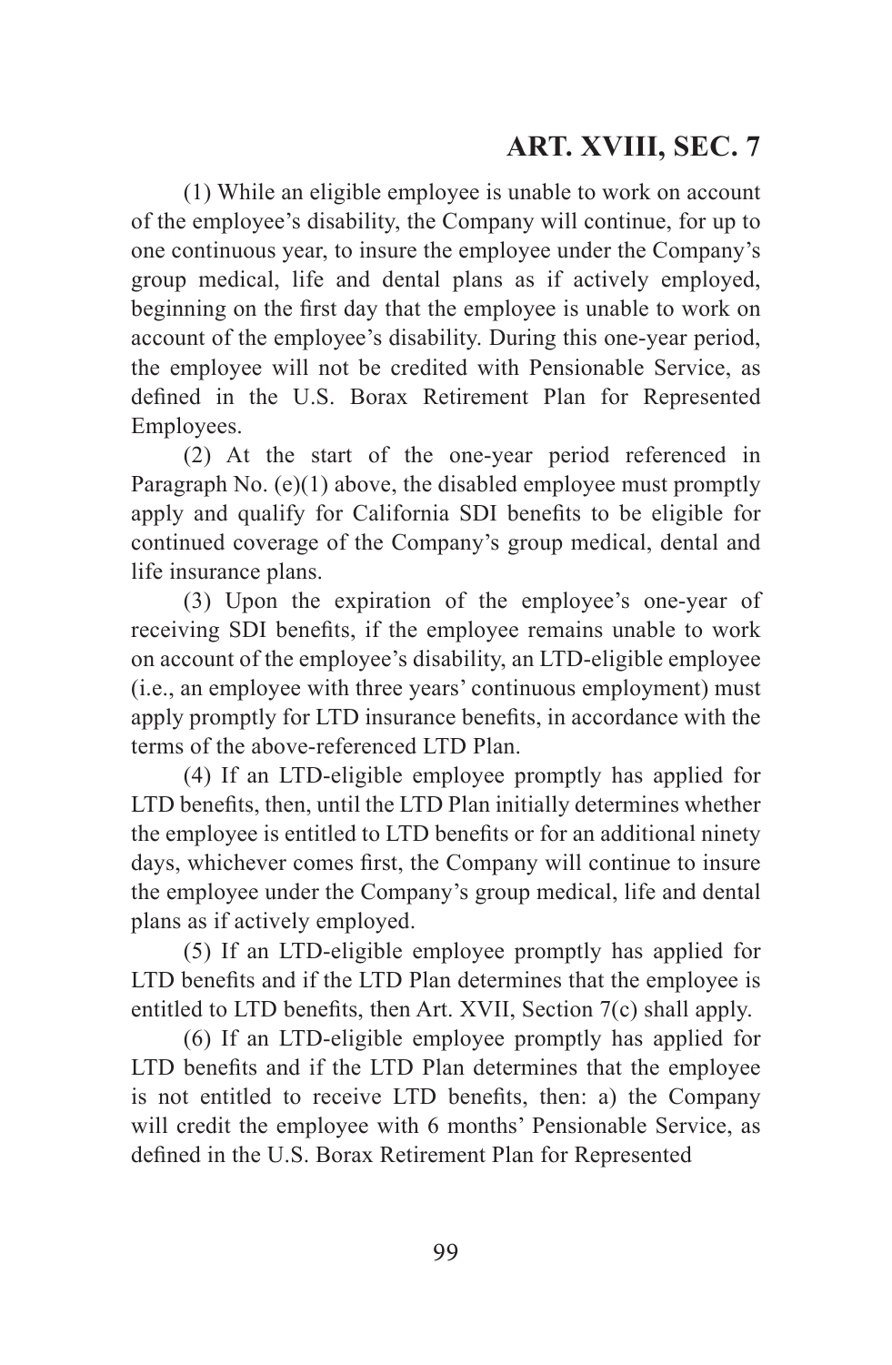(1) While an eligible employee is unable to work on account of the employee's disability, the Company will continue, for up to one continuous year, to insure the employee under the Company's group medical, life and dental plans as if actively employed, beginning on the first day that the employee is unable to work on account of the employee's disability. During this one-year period, the employee will not be credited with Pensionable Service, as defined in the U.S. Borax Retirement Plan for Represented Employees.

(2) At the start of the one-year period referenced in Paragraph No. (e)(1) above, the disabled employee must promptly apply and qualify for California SDI benefits to be eligible for continued coverage of the Company's group medical, dental and life insurance plans.

(3) Upon the expiration of the employee's one-year of receiving SDI benefits, if the employee remains unable to work on account of the employee's disability, an LTD-eligible employee (i.e., an employee with three years' continuous employment) must apply promptly for LTD insurance benefits, in accordance with the terms of the above-referenced LTD Plan.

(4) If an LTD-eligible employee promptly has applied for LTD benefits, then, until the LTD Plan initially determines whether the employee is entitled to LTD benefits or for an additional ninety days, whichever comes first, the Company will continue to insure the employee under the Company's group medical, life and dental plans as if actively employed.

(5) If an LTD-eligible employee promptly has applied for LTD benefits and if the LTD Plan determines that the employee is entitled to LTD benefits, then Art. XVII, Section 7(c) shall apply.

(6) If an LTD-eligible employee promptly has applied for LTD benefits and if the LTD Plan determines that the employee is not entitled to receive LTD benefits, then: a) the Company will credit the employee with 6 months' Pensionable Service, as defined in the U.S. Borax Retirement Plan for Represented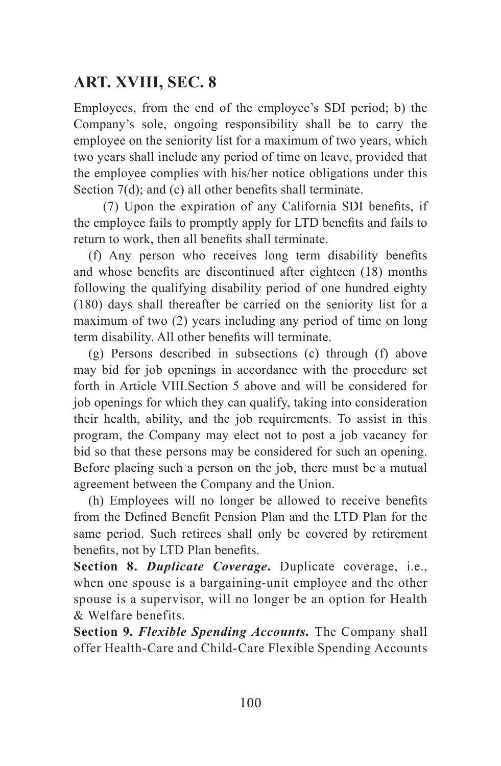Employees, from the end of the employee's SDI period; b) the Company's sole, ongoing responsibility shall be to carry the employee on the seniority list for a maximum of two years, which two years shall include any period of time on leave, provided that the employee complies with his/her notice obligations under this Section 7(d); and (c) all other benefits shall terminate.

(7) Upon the expiration of any California SDI benefits, if the employee fails to promptly apply for LTD benefits and fails to return to work, then all benefits shall terminate.

(f) Any person who receives long term disability benefits and whose benefits are discontinued after eighteen (18) months following the qualifying disability period of one hundred eighty (180) days shall thereafter be carried on the seniority list for a maximum of two (2) years including any period of time on long term disability. All other benefits will terminate.

(g) Persons described in subsections (c) through (f) above may bid for job openings in accordance with the procedure set forth in Article VIII.Section 5 above and will be considered for job openings for which they can qualify, taking into consideration their health, ability, and the job requirements. To assist in this program, the Company may elect not to post a job vacancy for bid so that these persons may be considered for such an opening. Before placing such a person on the job, there must be a mutual agreement between the Company and the Union.

(h) Employees will no longer be allowed to receive benefits from the Defined Benefit Pension Plan and the LTD Plan for the same period. Such retirees shall only be covered by retirement benefits, not by LTD Plan benefits.

**Section 8. *Duplicate Coverage.*** Duplicate coverage, i.e., when one spouse is a bargaining-unit employee and the other spouse is a supervisor, will no longer be an option for Health & Welfare benefits.

**Section 9. *Flexible Spending Accounts.*** The Company shall offer Health-Care and Child-Care Flexible Spending Accounts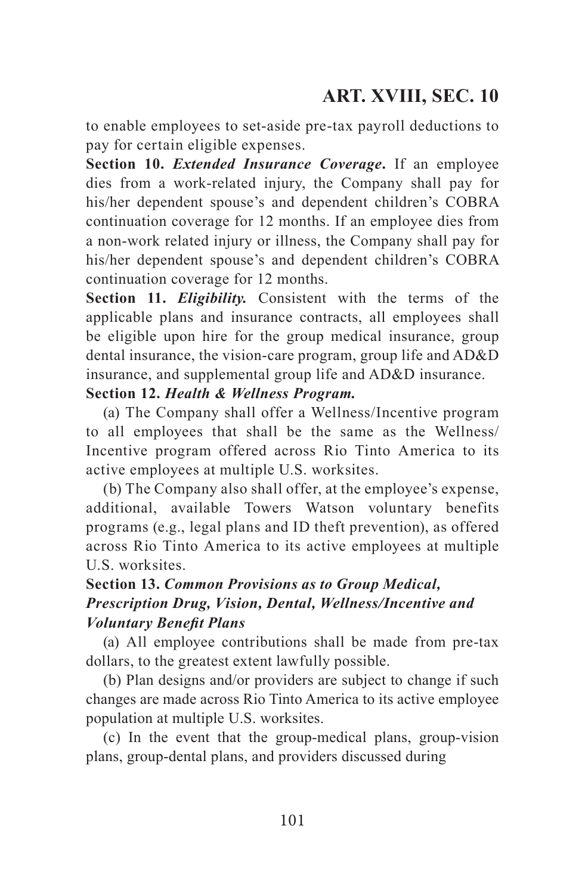to enable employees to set-aside pre-tax payroll deductions to pay for certain eligible expenses.

**Section 10.** ***Extended Insurance Coverage*****.** If an employee dies from a work-related injury, the Company shall pay for his/her dependent spouse's and dependent children's COBRA continuation coverage for 12 months. If an employee dies from a non-work related injury or illness, the Company shall pay for his/her dependent spouse's and dependent children's COBRA continuation coverage for 12 months.

**Section 11.** ***Eligibility.*** Consistent with the terms of the applicable plans and insurance contracts, all employees shall be eligible upon hire for the group medical insurance, group dental insurance, the vision-care program, group life and AD&D insurance, and supplemental group life and AD&D insurance.

**Section 12.** ***Health & Wellness Program.***

(a) The Company shall offer a Wellness/Incentive program to all employees that shall be the same as the Wellness/Incentive program offered across Rio Tinto America to its active employees at multiple U.S. worksites.

(b) The Company also shall offer, at the employee's expense, additional, available Towers Watson voluntary benefits programs (e.g., legal plans and ID theft prevention), as offered across Rio Tinto America to its active employees at multiple U.S. worksites.

**Section 13.** ***Common Provisions as to Group Medical, Prescription Drug, Vision, Dental, Wellness/Incentive and Voluntary Benefit Plans***

(a) All employee contributions shall be made from pre-tax dollars, to the greatest extent lawfully possible.

(b) Plan designs and/or providers are subject to change if such changes are made across Rio Tinto America to its active employee population at multiple U.S. worksites.

(c) In the event that the group-medical plans, group-vision plans, group-dental plans, and providers discussed during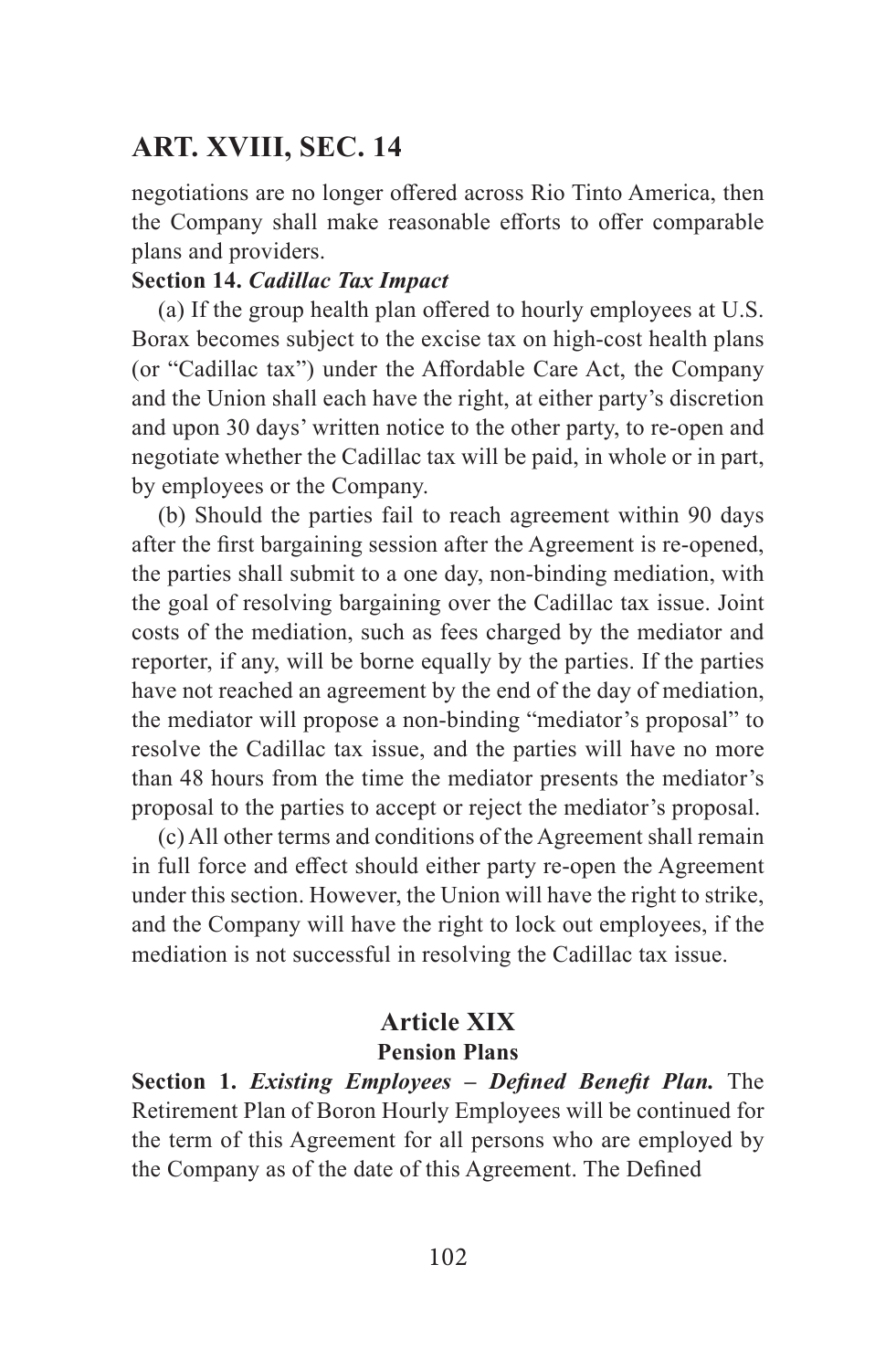negotiations are no longer offered across Rio Tinto America, then the Company shall make reasonable efforts to offer comparable plans and providers.

**Section 14.** ***Cadillac Tax Impact***

(a) If the group health plan offered to hourly employees at U.S. Borax becomes subject to the excise tax on high-cost health plans (or "Cadillac tax") under the Affordable Care Act, the Company and the Union shall each have the right, at either party's discretion and upon 30 days' written notice to the other party, to re-open and negotiate whether the Cadillac tax will be paid, in whole or in part, by employees or the Company.

(b) Should the parties fail to reach agreement within 90 days after the first bargaining session after the Agreement is re-opened, the parties shall submit to a one day, non-binding mediation, with the goal of resolving bargaining over the Cadillac tax issue. Joint costs of the mediation, such as fees charged by the mediator and reporter, if any, will be borne equally by the parties. If the parties have not reached an agreement by the end of the day of mediation, the mediator will propose a non-binding "mediator's proposal" to resolve the Cadillac tax issue, and the parties will have no more than 48 hours from the time the mediator presents the mediator's proposal to the parties to accept or reject the mediator's proposal.

(c) All other terms and conditions of the Agreement shall remain in full force and effect should either party re-open the Agreement under this section. However, the Union will have the right to strike, and the Company will have the right to lock out employees, if the mediation is not successful in resolving the Cadillac tax issue.

## Article XIX
### Pension Plans

**Section 1.** ***Existing Employees – Defined Benefit Plan.*** The Retirement Plan of Boron Hourly Employees will be continued for the term of this Agreement for all persons who are employed by the Company as of the date of this Agreement. The Defined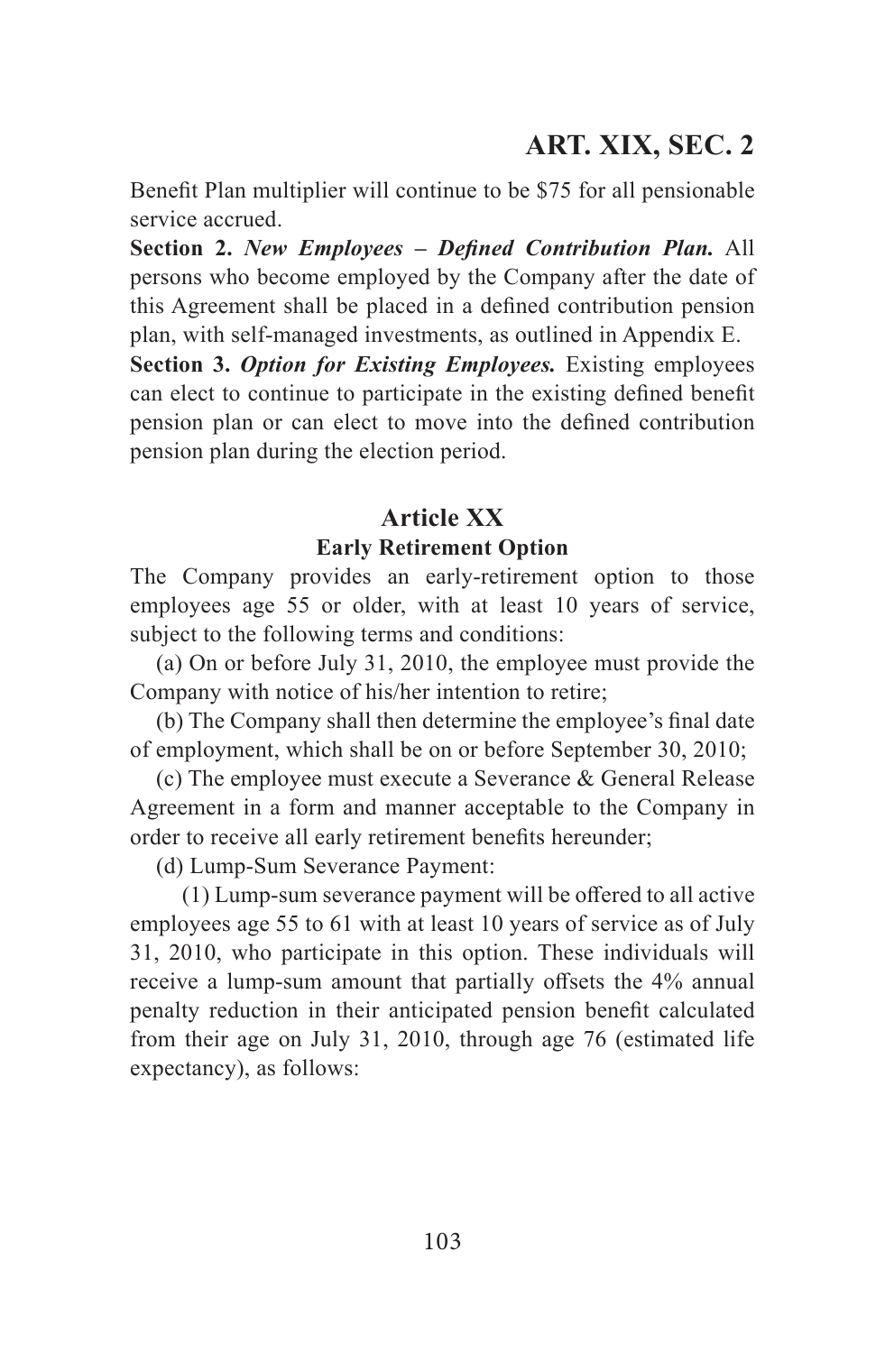Benefit Plan multiplier will continue to be $75 for all pensionable service accrued.

**Section 2.** ***New Employees – Defined Contribution Plan.*** All persons who become employed by the Company after the date of this Agreement shall be placed in a defined contribution pension plan, with self-managed investments, as outlined in Appendix E.

**Section 3.** ***Option for Existing Employees.*** Existing employees can elect to continue to participate in the existing defined benefit pension plan or can elect to move into the defined contribution pension plan during the election period.

## Article XX

### Early Retirement Option

The Company provides an early-retirement option to those employees age 55 or older, with at least 10 years of service, subject to the following terms and conditions:

(a) On or before July 31, 2010, the employee must provide the Company with notice of his/her intention to retire;

(b) The Company shall then determine the employee's final date of employment, which shall be on or before September 30, 2010;

(c) The employee must execute a Severance & General Release Agreement in a form and manner acceptable to the Company in order to receive all early retirement benefits hereunder;

(d) Lump-Sum Severance Payment:

(1) Lump-sum severance payment will be offered to all active employees age 55 to 61 with at least 10 years of service as of July 31, 2010, who participate in this option. These individuals will receive a lump-sum amount that partially offsets the 4% annual penalty reduction in their anticipated pension benefit calculated from their age on July 31, 2010, through age 76 (estimated life expectancy), as follows: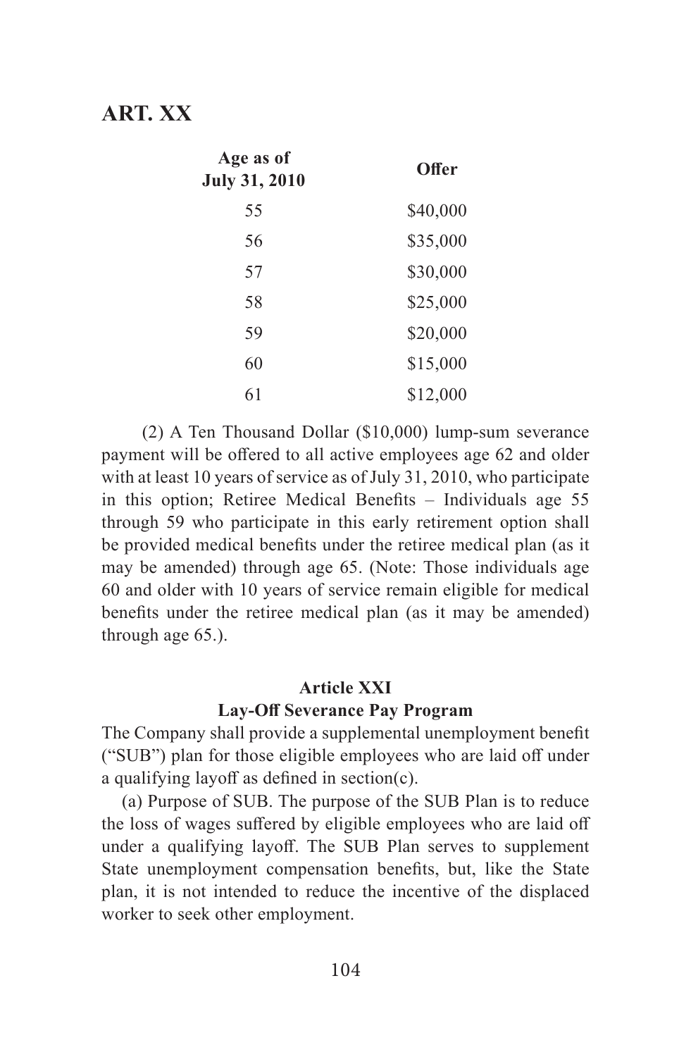| Age as of July 31, 2010 | Offer |
|---|---|
| 55 | $40,000 |
| 56 | $35,000 |
| 57 | $30,000 |
| 58 | $25,000 |
| 59 | $20,000 |
| 60 | $15,000 |
| 61 | $12,000 |

(2) A Ten Thousand Dollar ($10,000) lump-sum severance payment will be offered to all active employees age 62 and older with at least 10 years of service as of July 31, 2010, who participate in this option; Retiree Medical Benefits – Individuals age 55 through 59 who participate in this early retirement option shall be provided medical benefits under the retiree medical plan (as it may be amended) through age 65. (Note: Those individuals age 60 and older with 10 years of service remain eligible for medical benefits under the retiree medical plan (as it may be amended) through age 65.).

## Article XXI
## Lay-Off Severance Pay Program

The Company shall provide a supplemental unemployment benefit ("SUB") plan for those eligible employees who are laid off under a qualifying layoff as defined in section(c).

(a) Purpose of SUB. The purpose of the SUB Plan is to reduce the loss of wages suffered by eligible employees who are laid off under a qualifying layoff. The SUB Plan serves to supplement State unemployment compensation benefits, but, like the State plan, it is not intended to reduce the incentive of the displaced worker to seek other employment.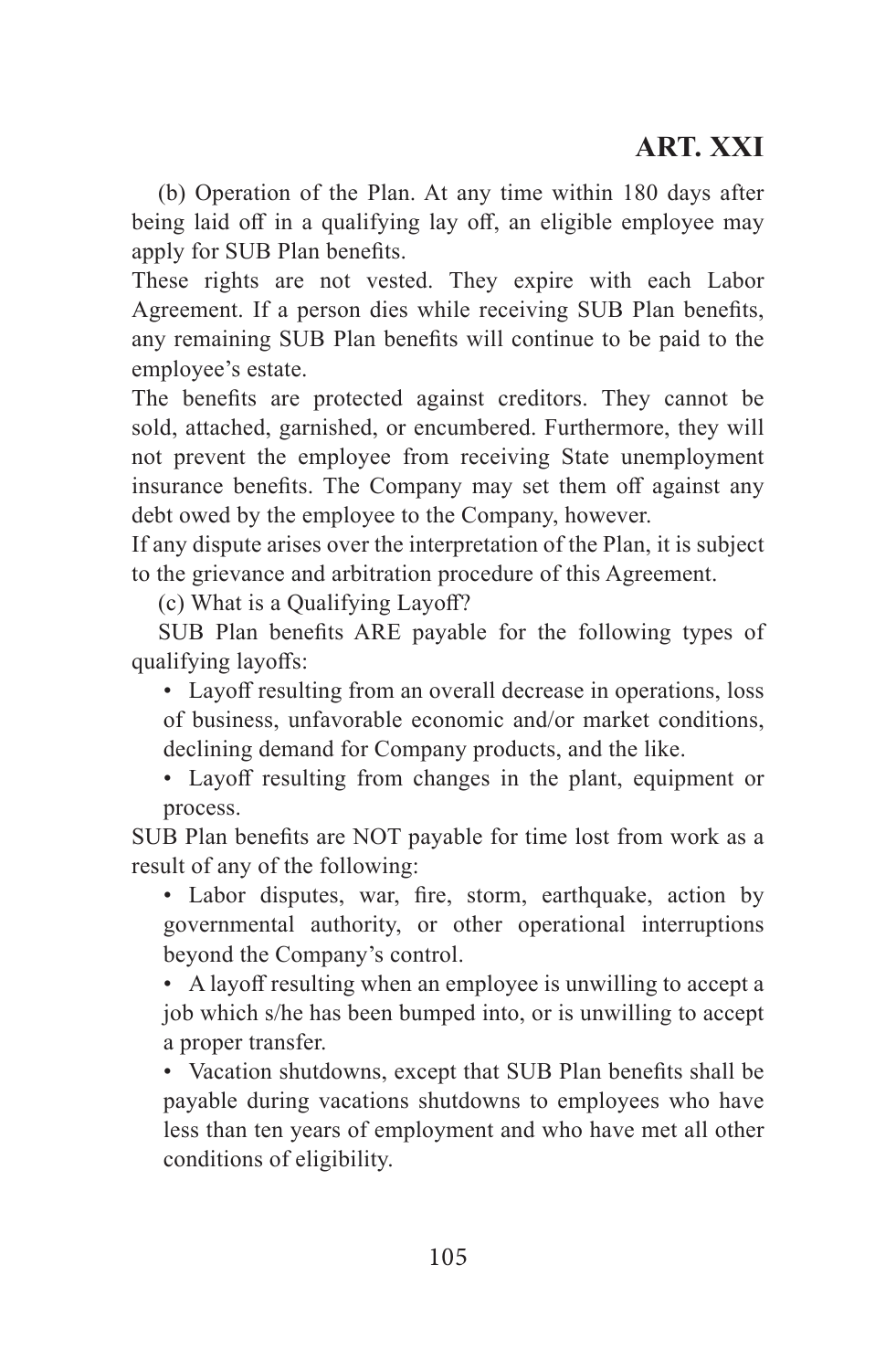(b) Operation of the Plan. At any time within 180 days after being laid off in a qualifying lay off, an eligible employee may apply for SUB Plan benefits.

These rights are not vested. They expire with each Labor Agreement. If a person dies while receiving SUB Plan benefits, any remaining SUB Plan benefits will continue to be paid to the employee's estate.

The benefits are protected against creditors. They cannot be sold, attached, garnished, or encumbered. Furthermore, they will not prevent the employee from receiving State unemployment insurance benefits. The Company may set them off against any debt owed by the employee to the Company, however.

If any dispute arises over the interpretation of the Plan, it is subject to the grievance and arbitration procedure of this Agreement.

(c) What is a Qualifying Layoff?

SUB Plan benefits ARE payable for the following types of qualifying layoffs:

- Layoff resulting from an overall decrease in operations, loss of business, unfavorable economic and/or market conditions, declining demand for Company products, and the like.
- Layoff resulting from changes in the plant, equipment or process.

SUB Plan benefits are NOT payable for time lost from work as a result of any of the following:

- Labor disputes, war, fire, storm, earthquake, action by governmental authority, or other operational interruptions beyond the Company's control.
- A layoff resulting when an employee is unwilling to accept a job which s/he has been bumped into, or is unwilling to accept a proper transfer.
- Vacation shutdowns, except that SUB Plan benefits shall be payable during vacations shutdowns to employees who have less than ten years of employment and who have met all other conditions of eligibility.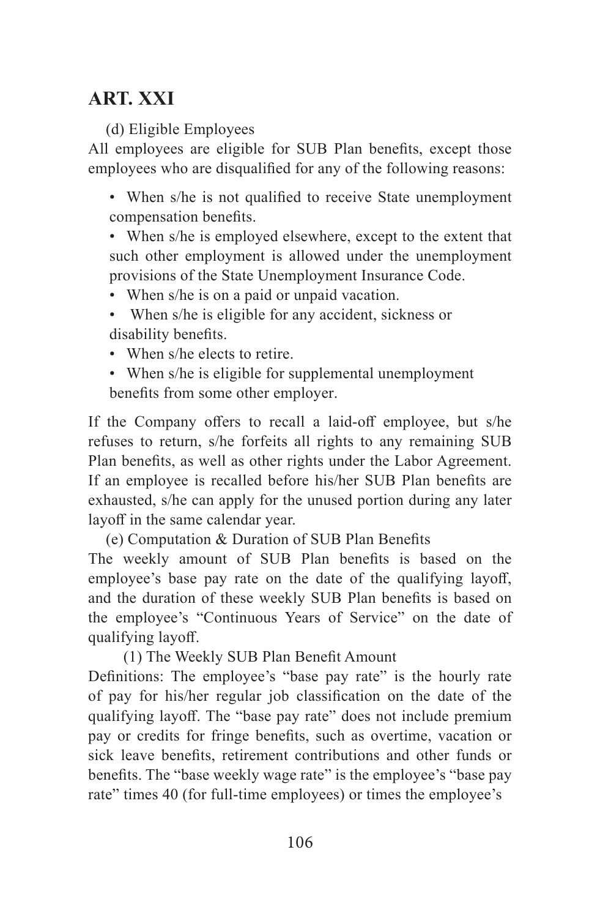## ART. XXI

(d) Eligible Employees

All employees are eligible for SUB Plan benefits, except those employees who are disqualified for any of the following reasons:

- When s/he is not qualified to receive State unemployment compensation benefits.
- When s/he is employed elsewhere, except to the extent that such other employment is allowed under the unemployment provisions of the State Unemployment Insurance Code.
- When s/he is on a paid or unpaid vacation.
- When s/he is eligible for any accident, sickness or disability benefits.
- When s/he elects to retire.
- When s/he is eligible for supplemental unemployment benefits from some other employer.

If the Company offers to recall a laid-off employee, but s/he refuses to return, s/he forfeits all rights to any remaining SUB Plan benefits, as well as other rights under the Labor Agreement. If an employee is recalled before his/her SUB Plan benefits are exhausted, s/he can apply for the unused portion during any later layoff in the same calendar year.

(e) Computation & Duration of SUB Plan Benefits

The weekly amount of SUB Plan benefits is based on the employee's base pay rate on the date of the qualifying layoff, and the duration of these weekly SUB Plan benefits is based on the employee's "Continuous Years of Service" on the date of qualifying layoff.

(1) The Weekly SUB Plan Benefit Amount

Definitions: The employee's "base pay rate" is the hourly rate of pay for his/her regular job classification on the date of the qualifying layoff. The "base pay rate" does not include premium pay or credits for fringe benefits, such as overtime, vacation or sick leave benefits, retirement contributions and other funds or benefits. The "base weekly wage rate" is the employee's "base pay rate" times 40 (for full-time employees) or times the employee's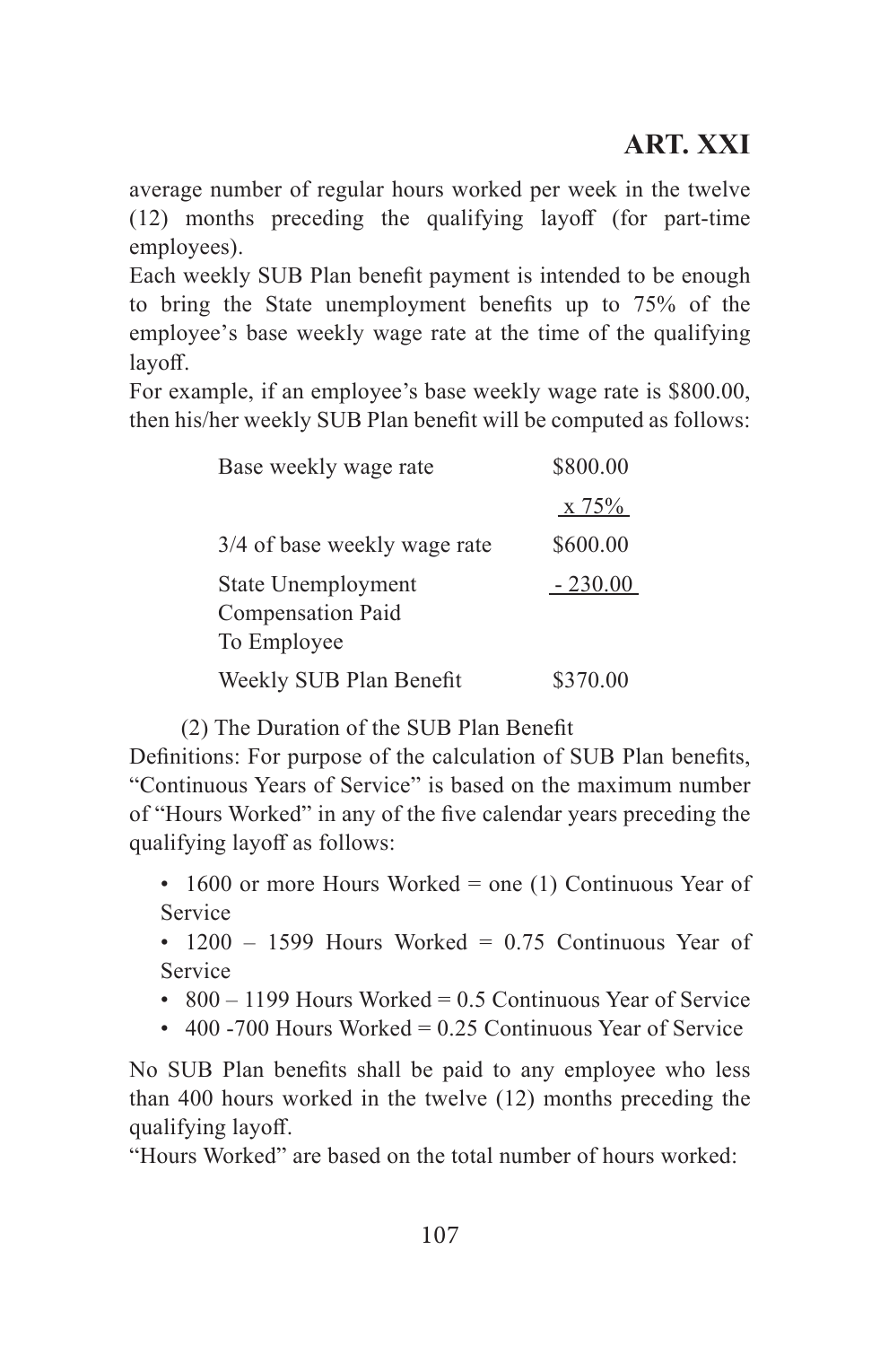average number of regular hours worked per week in the twelve (12) months preceding the qualifying layoff (for part-time employees).

Each weekly SUB Plan benefit payment is intended to be enough to bring the State unemployment benefits up to 75% of the employee's base weekly wage rate at the time of the qualifying layoff.

For example, if an employee's base weekly wage rate is $800.00, then his/her weekly SUB Plan benefit will be computed as follows:

| | |
|---|---|
| Base weekly wage rate | $800.00 |
| | x 75% |
| 3/4 of base weekly wage rate | $600.00 |
| State Unemployment Compensation Paid To Employee | - 230.00 |
| Weekly SUB Plan Benefit | $370.00 |

(2) The Duration of the SUB Plan Benefit

Definitions: For purpose of the calculation of SUB Plan benefits, "Continuous Years of Service" is based on the maximum number of "Hours Worked" in any of the five calendar years preceding the qualifying layoff as follows:

- 1600 or more Hours Worked = one (1) Continuous Year of Service
- 1200 – 1599 Hours Worked = 0.75 Continuous Year of Service
- 800 – 1199 Hours Worked = 0.5 Continuous Year of Service
- 400 -700 Hours Worked = 0.25 Continuous Year of Service

No SUB Plan benefits shall be paid to any employee who less than 400 hours worked in the twelve (12) months preceding the qualifying layoff.

"Hours Worked" are based on the total number of hours worked: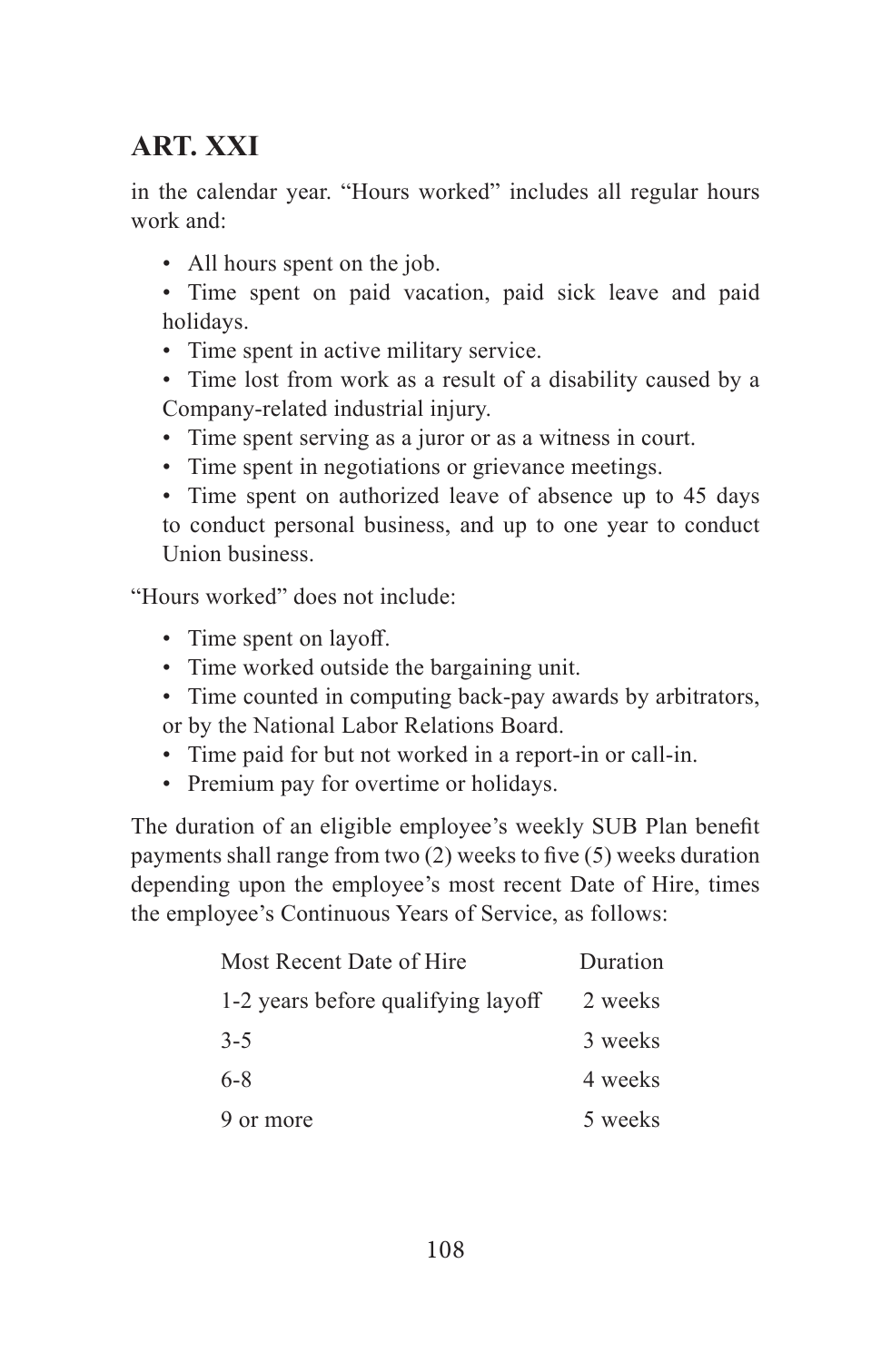## ART. XXI

in the calendar year. "Hours worked" includes all regular hours work and:

- All hours spent on the job.
- Time spent on paid vacation, paid sick leave and paid holidays.
- Time spent in active military service.
- Time lost from work as a result of a disability caused by a Company-related industrial injury.
- Time spent serving as a juror or as a witness in court.
- Time spent in negotiations or grievance meetings.
- Time spent on authorized leave of absence up to 45 days to conduct personal business, and up to one year to conduct Union business.

"Hours worked" does not include:

- Time spent on layoff.
- Time worked outside the bargaining unit.
- Time counted in computing back-pay awards by arbitrators, or by the National Labor Relations Board.
- Time paid for but not worked in a report-in or call-in.
- Premium pay for overtime or holidays.

The duration of an eligible employee's weekly SUB Plan benefit payments shall range from two (2) weeks to five (5) weeks duration depending upon the employee's most recent Date of Hire, times the employee's Continuous Years of Service, as follows:

| Most Recent Date of Hire | Duration |
|---|---|
| 1-2 years before qualifying layoff | 2 weeks |
| 3-5 | 3 weeks |
| 6-8 | 4 weeks |
| 9 or more | 5 weeks |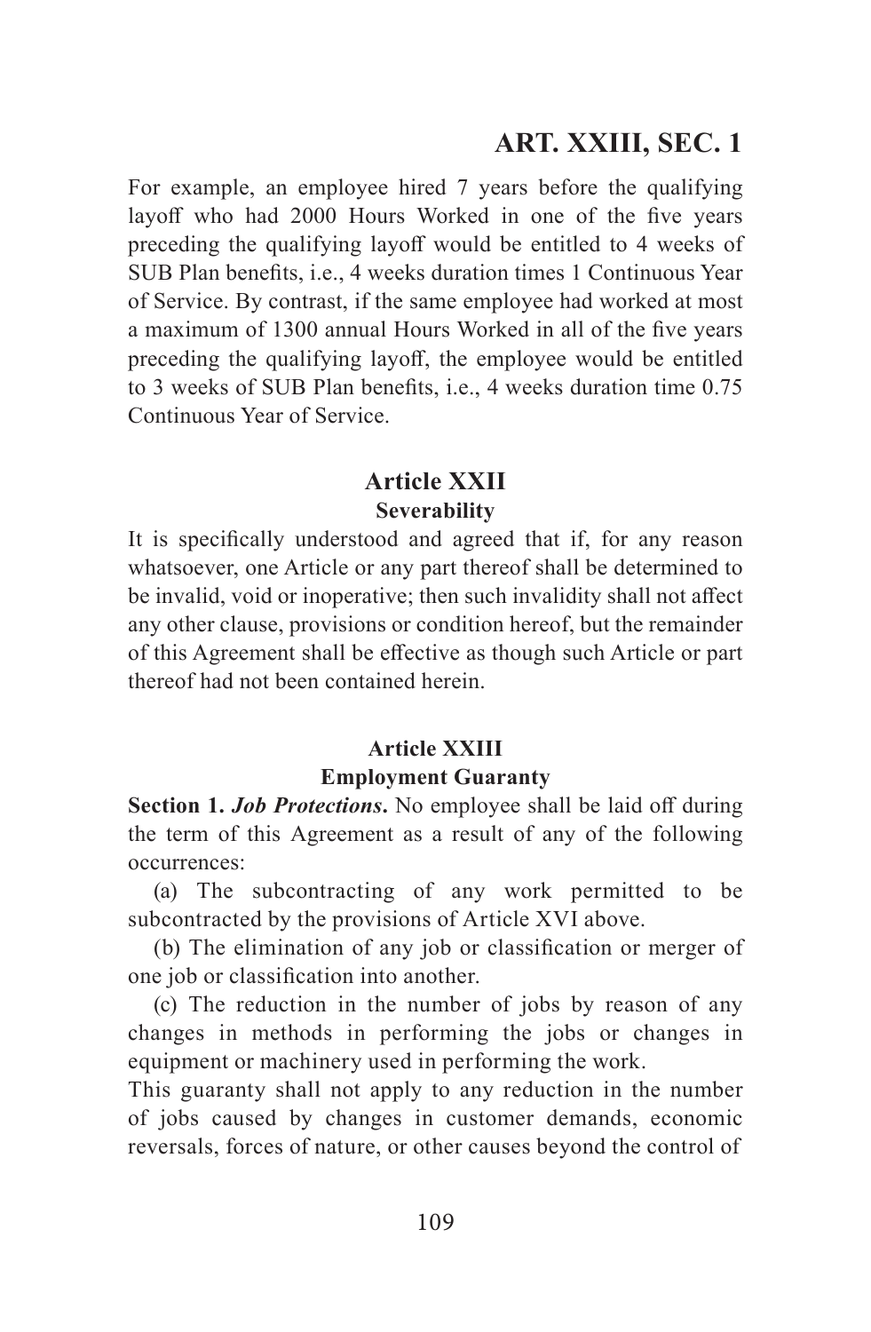For example, an employee hired 7 years before the qualifying layoff who had 2000 Hours Worked in one of the five years preceding the qualifying layoff would be entitled to 4 weeks of SUB Plan benefits, i.e., 4 weeks duration times 1 Continuous Year of Service. By contrast, if the same employee had worked at most a maximum of 1300 annual Hours Worked in all of the five years preceding the qualifying layoff, the employee would be entitled to 3 weeks of SUB Plan benefits, i.e., 4 weeks duration time 0.75 Continuous Year of Service.

## Article XXII
### Severability

It is specifically understood and agreed that if, for any reason whatsoever, one Article or any part thereof shall be determined to be invalid, void or inoperative; then such invalidity shall not affect any other clause, provisions or condition hereof, but the remainder of this Agreement shall be effective as though such Article or part thereof had not been contained herein.

## Article XXIII
### Employment Guaranty

**Section 1.** ***Job Protections*****.** No employee shall be laid off during the term of this Agreement as a result of any of the following occurrences:

(a) The subcontracting of any work permitted to be subcontracted by the provisions of Article XVI above.

(b) The elimination of any job or classification or merger of one job or classification into another.

(c) The reduction in the number of jobs by reason of any changes in methods in performing the jobs or changes in equipment or machinery used in performing the work.

This guaranty shall not apply to any reduction in the number of jobs caused by changes in customer demands, economic reversals, forces of nature, or other causes beyond the control of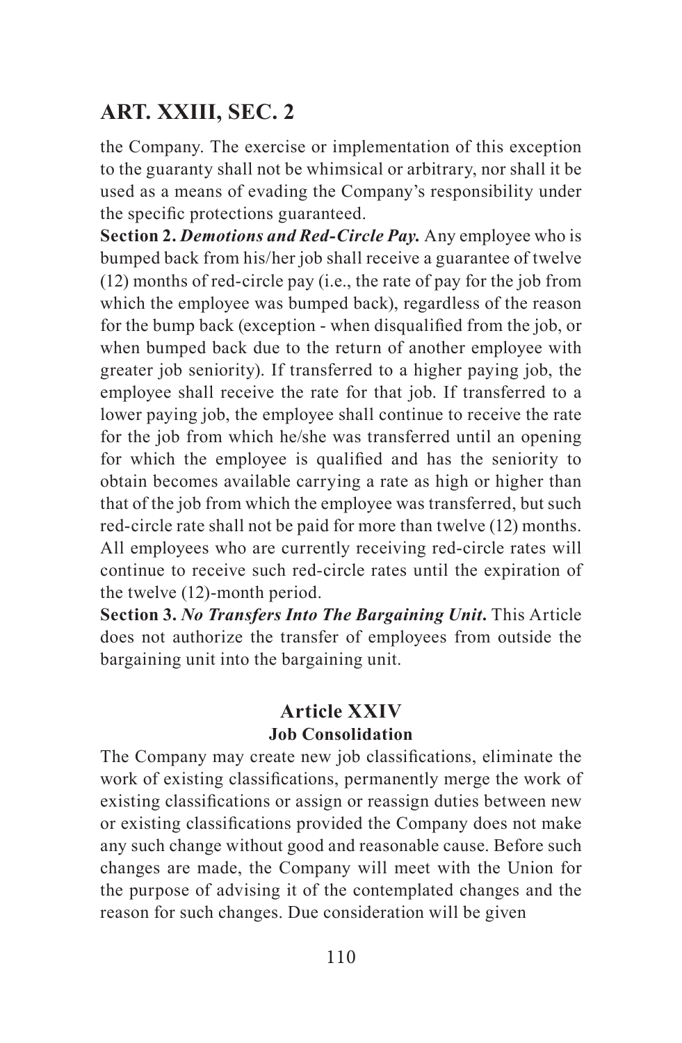the Company. The exercise or implementation of this exception to the guaranty shall not be whimsical or arbitrary, nor shall it be used as a means of evading the Company's responsibility under the specific protections guaranteed.

**Section 2.** ***Demotions and Red-Circle Pay.*** Any employee who is bumped back from his/her job shall receive a guarantee of twelve (12) months of red-circle pay (i.e., the rate of pay for the job from which the employee was bumped back), regardless of the reason for the bump back (exception - when disqualified from the job, or when bumped back due to the return of another employee with greater job seniority). If transferred to a higher paying job, the employee shall receive the rate for that job. If transferred to a lower paying job, the employee shall continue to receive the rate for the job from which he/she was transferred until an opening for which the employee is qualified and has the seniority to obtain becomes available carrying a rate as high or higher than that of the job from which the employee was transferred, but such red-circle rate shall not be paid for more than twelve (12) months. All employees who are currently receiving red-circle rates will continue to receive such red-circle rates until the expiration of the twelve (12)-month period.

**Section 3.** ***No Transfers Into The Bargaining Unit.*** This Article does not authorize the transfer of employees from outside the bargaining unit into the bargaining unit.

## Article XXIV
### Job Consolidation

The Company may create new job classifications, eliminate the work of existing classifications, permanently merge the work of existing classifications or assign or reassign duties between new or existing classifications provided the Company does not make any such change without good and reasonable cause. Before such changes are made, the Company will meet with the Union for the purpose of advising it of the contemplated changes and the reason for such changes. Due consideration will be given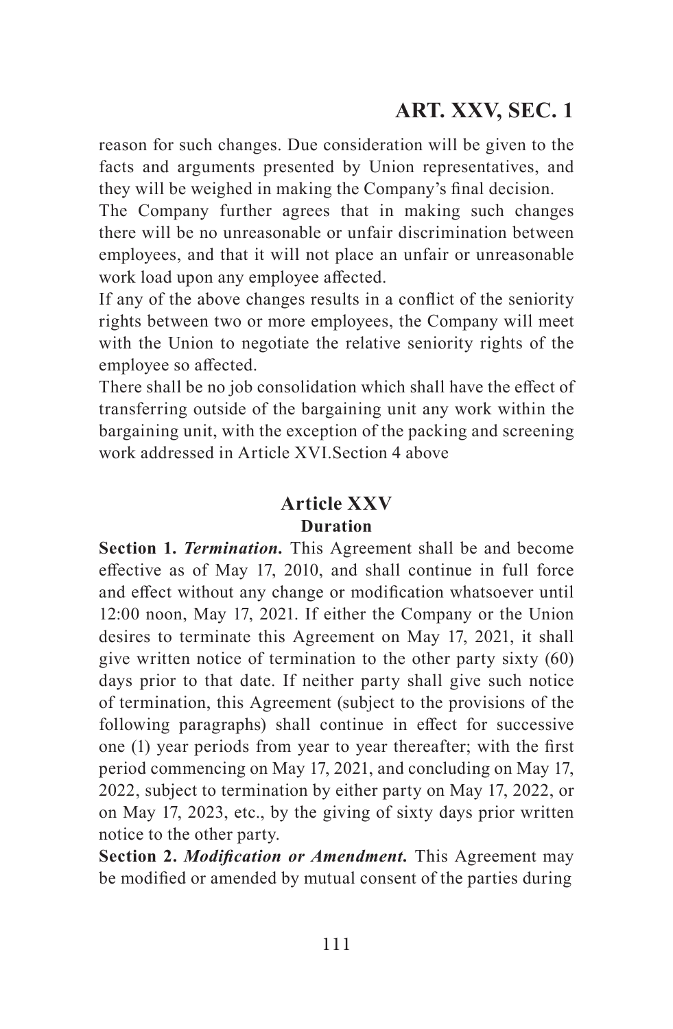reason for such changes. Due consideration will be given to the facts and arguments presented by Union representatives, and they will be weighed in making the Company's final decision.

The Company further agrees that in making such changes there will be no unreasonable or unfair discrimination between employees, and that it will not place an unfair or unreasonable work load upon any employee affected.

If any of the above changes results in a conflict of the seniority rights between two or more employees, the Company will meet with the Union to negotiate the relative seniority rights of the employee so affected.

There shall be no job consolidation which shall have the effect of transferring outside of the bargaining unit any work within the bargaining unit, with the exception of the packing and screening work addressed in Article XVI.Section 4 above

## Article XXV

### Duration

**Section 1.** ***Termination.*** This Agreement shall be and become effective as of May 17, 2010, and shall continue in full force and effect without any change or modification whatsoever until 12:00 noon, May 17, 2021. If either the Company or the Union desires to terminate this Agreement on May 17, 2021, it shall give written notice of termination to the other party sixty (60) days prior to that date. If neither party shall give such notice of termination, this Agreement (subject to the provisions of the following paragraphs) shall continue in effect for successive one (1) year periods from year to year thereafter; with the first period commencing on May 17, 2021, and concluding on May 17, 2022, subject to termination by either party on May 17, 2022, or on May 17, 2023, etc., by the giving of sixty days prior written notice to the other party.

**Section 2.** ***Modification or Amendment.*** This Agreement may be modified or amended by mutual consent of the parties during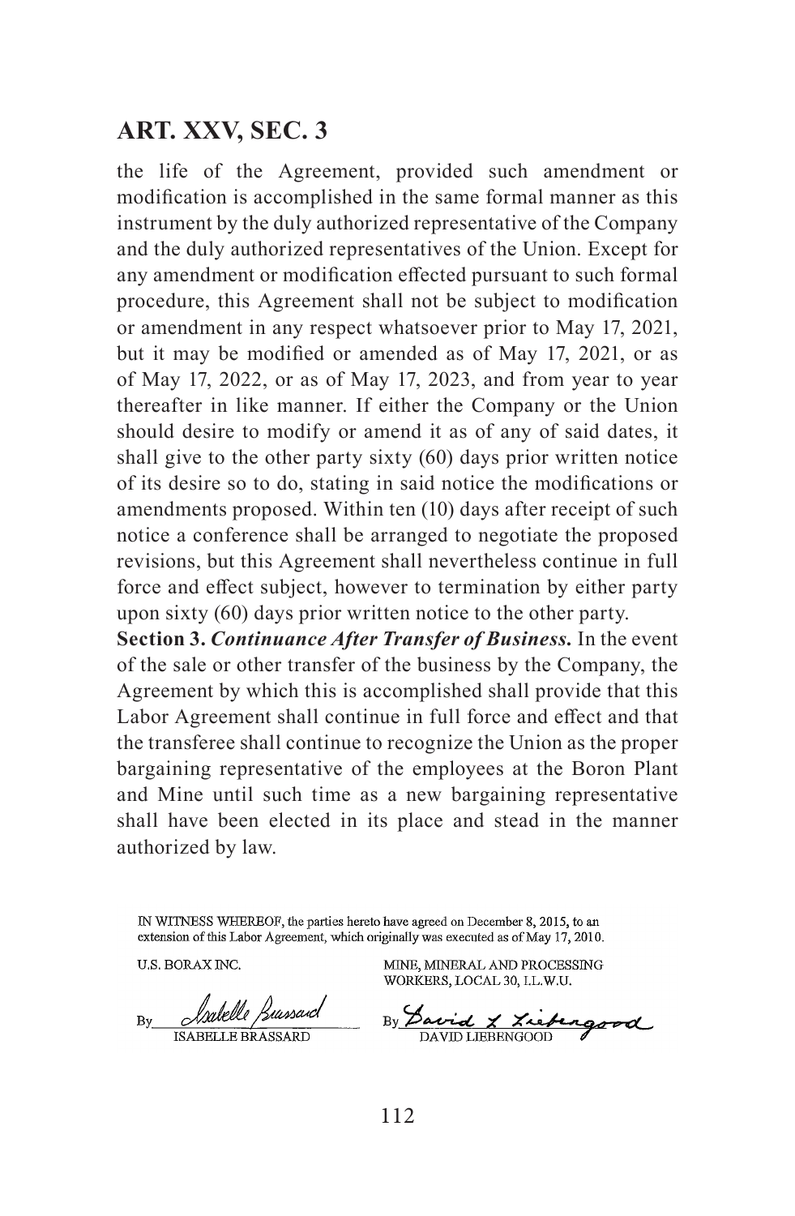the life of the Agreement, provided such amendment or modification is accomplished in the same formal manner as this instrument by the duly authorized representative of the Company and the duly authorized representatives of the Union. Except for any amendment or modification effected pursuant to such formal procedure, this Agreement shall not be subject to modification or amendment in any respect whatsoever prior to May 17, 2021, but it may be modified or amended as of May 17, 2021, or as of May 17, 2022, or as of May 17, 2023, and from year to year thereafter in like manner. If either the Company or the Union should desire to modify or amend it as of any of said dates, it shall give to the other party sixty (60) days prior written notice of its desire so to do, stating in said notice the modifications or amendments proposed. Within ten (10) days after receipt of such notice a conference shall be arranged to negotiate the proposed revisions, but this Agreement shall nevertheless continue in full force and effect subject, however to termination by either party upon sixty (60) days prior written notice to the other party.

**Section 3.** ***Continuance After Transfer of Business.*** In the event of the sale or other transfer of the business by the Company, the Agreement by which this is accomplished shall provide that this Labor Agreement shall continue in full force and effect and that the transferee shall continue to recognize the Union as the proper bargaining representative of the employees at the Boron Plant and Mine until such time as a new bargaining representative shall have been elected in its place and stead in the manner authorized by law.

IN WITNESS WHEREOF, the parties hereto have agreed on December 8, 2015, to an extension of this Labor Agreement, which originally was executed as of May 17, 2010.

| U.S. BORAX INC. | MINE, MINERAL AND PROCESSING WORKERS, LOCAL 30, I.L.W.U. |
|---|---|
| By *Isabelle Brassard* | By *David L. Liebengood* |
| ISABELLE BRASSARD | DAVID LIEBENGOOD |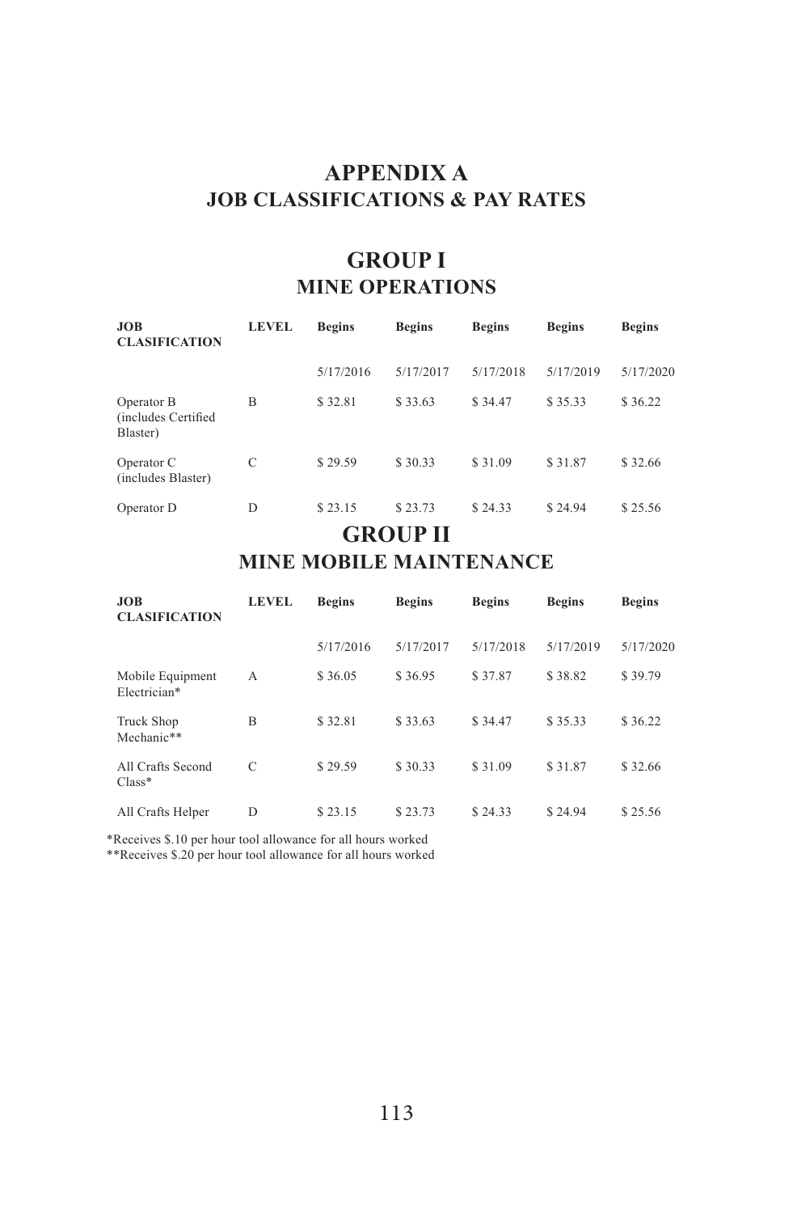# APPENDIX A
## JOB CLASSIFICATIONS & PAY RATES

## GROUP I
### MINE OPERATIONS

| JOB CLASIFICATION | LEVEL | Begins | Begins | Begins | Begins | Begins |
|---|---|---|---|---|---|---|
| | | 5/17/2016 | 5/17/2017 | 5/17/2018 | 5/17/2019 | 5/17/2020 |
| Operator B (includes Certified Blaster) | B | $ 32.81 | $ 33.63 | $ 34.47 | $ 35.33 | $ 36.22 |
| Operator C (includes Blaster) | C | $ 29.59 | $ 30.33 | $ 31.09 | $ 31.87 | $ 32.66 |
| Operator D | D | $ 23.15 | $ 23.73 | $ 24.33 | $ 24.94 | $ 25.56 |

## GROUP II
### MINE MOBILE MAINTENANCE

| JOB CLASIFICATION | LEVEL | Begins | Begins | Begins | Begins | Begins |
|---|---|---|---|---|---|---|
| | | 5/17/2016 | 5/17/2017 | 5/17/2018 | 5/17/2019 | 5/17/2020 |
| Mobile Equipment Electrician* | A | $ 36.05 | $ 36.95 | $ 37.87 | $ 38.82 | $ 39.79 |
| Truck Shop Mechanic** | B | $ 32.81 | $ 33.63 | $ 34.47 | $ 35.33 | $ 36.22 |
| All Crafts Second Class* | C | $ 29.59 | $ 30.33 | $ 31.09 | $ 31.87 | $ 32.66 |
| All Crafts Helper | D | $ 23.15 | $ 23.73 | $ 24.33 | $ 24.94 | $ 25.56 |

*Receives $.10 per hour tool allowance for all hours worked
**Receives $.20 per hour tool allowance for all hours worked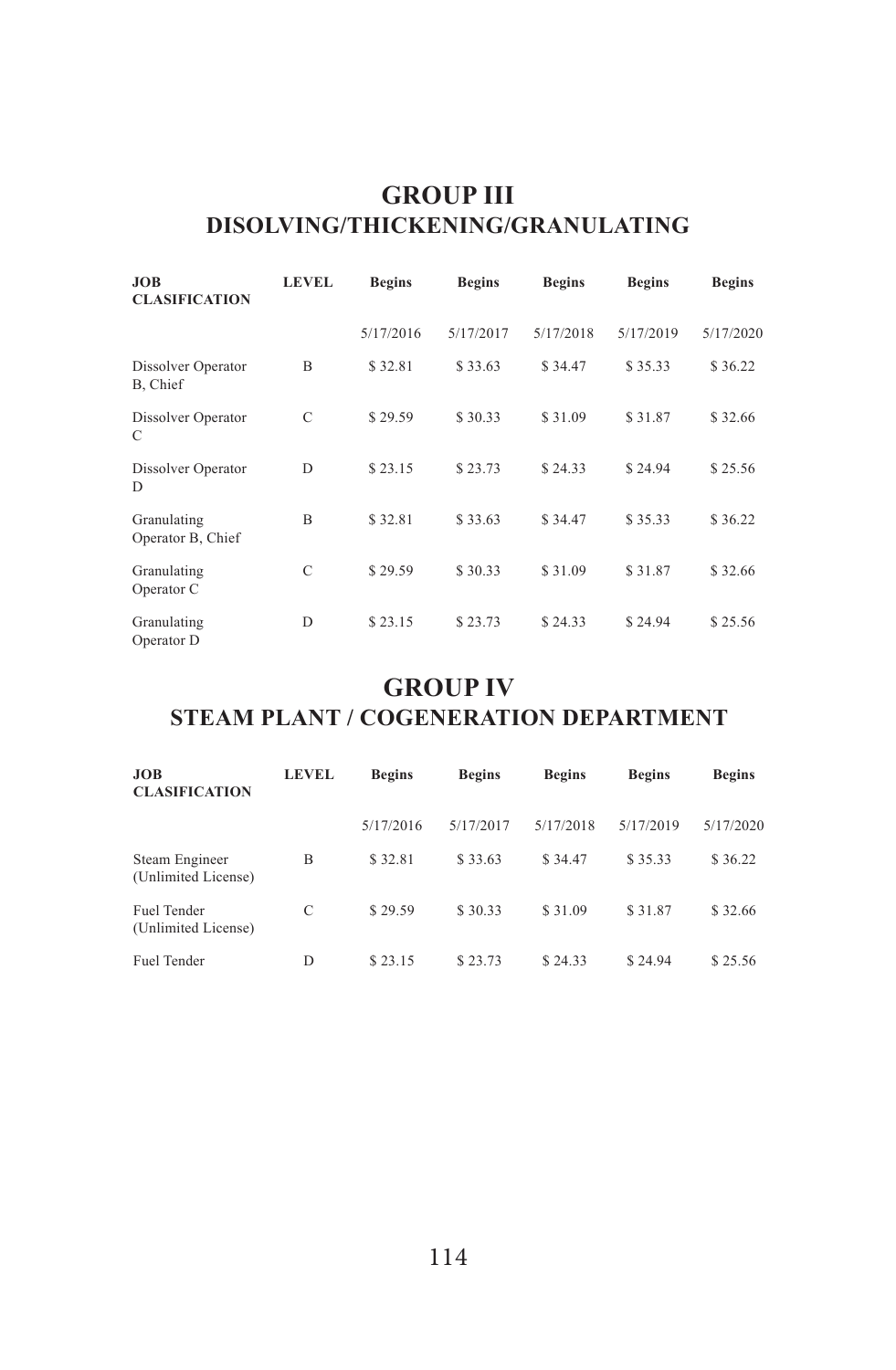## GROUP III
## DISOLVING/THICKENING/GRANULATING

| JOB CLASIFICATION | LEVEL | Begins | Begins | Begins | Begins | Begins |
|---|---|---|---|---|---|---|
| | | 5/17/2016 | 5/17/2017 | 5/17/2018 | 5/17/2019 | 5/17/2020 |
| Dissolver Operator B, Chief | B | $ 32.81 | $ 33.63 | $ 34.47 | $ 35.33 | $ 36.22 |
| Dissolver Operator C | C | $ 29.59 | $ 30.33 | $ 31.09 | $ 31.87 | $ 32.66 |
| Dissolver Operator D | D | $ 23.15 | $ 23.73 | $ 24.33 | $ 24.94 | $ 25.56 |
| Granulating Operator B, Chief | B | $ 32.81 | $ 33.63 | $ 34.47 | $ 35.33 | $ 36.22 |
| Granulating Operator C | C | $ 29.59 | $ 30.33 | $ 31.09 | $ 31.87 | $ 32.66 |
| Granulating Operator D | D | $ 23.15 | $ 23.73 | $ 24.33 | $ 24.94 | $ 25.56 |

## GROUP IV
## STEAM PLANT / COGENERATION DEPARTMENT

| JOB CLASIFICATION | LEVEL | Begins | Begins | Begins | Begins | Begins |
|---|---|---|---|---|---|---|
| | | 5/17/2016 | 5/17/2017 | 5/17/2018 | 5/17/2019 | 5/17/2020 |
| Steam Engineer (Unlimited License) | B | $ 32.81 | $ 33.63 | $ 34.47 | $ 35.33 | $ 36.22 |
| Fuel Tender (Unlimited License) | C | $ 29.59 | $ 30.33 | $ 31.09 | $ 31.87 | $ 32.66 |
| Fuel Tender | D | $ 23.15 | $ 23.73 | $ 24.33 | $ 24.94 | $ 25.56 |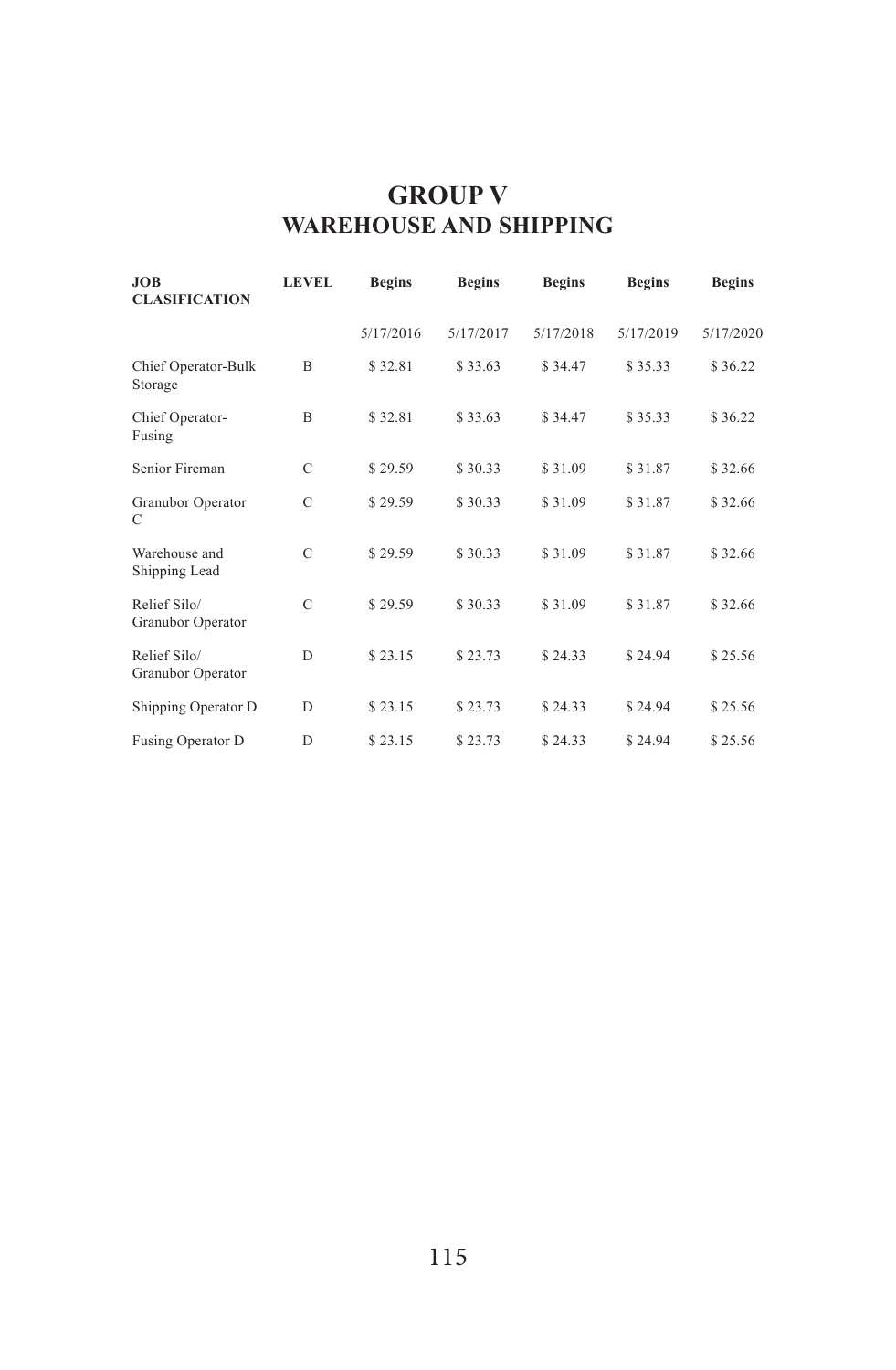# GROUP V
## WAREHOUSE AND SHIPPING

| JOB CLASIFICATION | LEVEL | Begins | Begins | Begins | Begins | Begins |
|---|---|---|---|---|---|---|
| | | 5/17/2016 | 5/17/2017 | 5/17/2018 | 5/17/2019 | 5/17/2020 |
| Chief Operator-Bulk Storage | B | $ 32.81 | $ 33.63 | $ 34.47 | $ 35.33 | $ 36.22 |
| Chief Operator-Fusing | B | $ 32.81 | $ 33.63 | $ 34.47 | $ 35.33 | $ 36.22 |
| Senior Fireman | C | $ 29.59 | $ 30.33 | $ 31.09 | $ 31.87 | $ 32.66 |
| Granubor Operator C | C | $ 29.59 | $ 30.33 | $ 31.09 | $ 31.87 | $ 32.66 |
| Warehouse and Shipping Lead | C | $ 29.59 | $ 30.33 | $ 31.09 | $ 31.87 | $ 32.66 |
| Relief Silo/ Granubor Operator | C | $ 29.59 | $ 30.33 | $ 31.09 | $ 31.87 | $ 32.66 |
| Relief Silo/ Granubor Operator | D | $ 23.15 | $ 23.73 | $ 24.33 | $ 24.94 | $ 25.56 |
| Shipping Operator D | D | $ 23.15 | $ 23.73 | $ 24.33 | $ 24.94 | $ 25.56 |
| Fusing Operator D | D | $ 23.15 | $ 23.73 | $ 24.33 | $ 24.94 | $ 25.56 |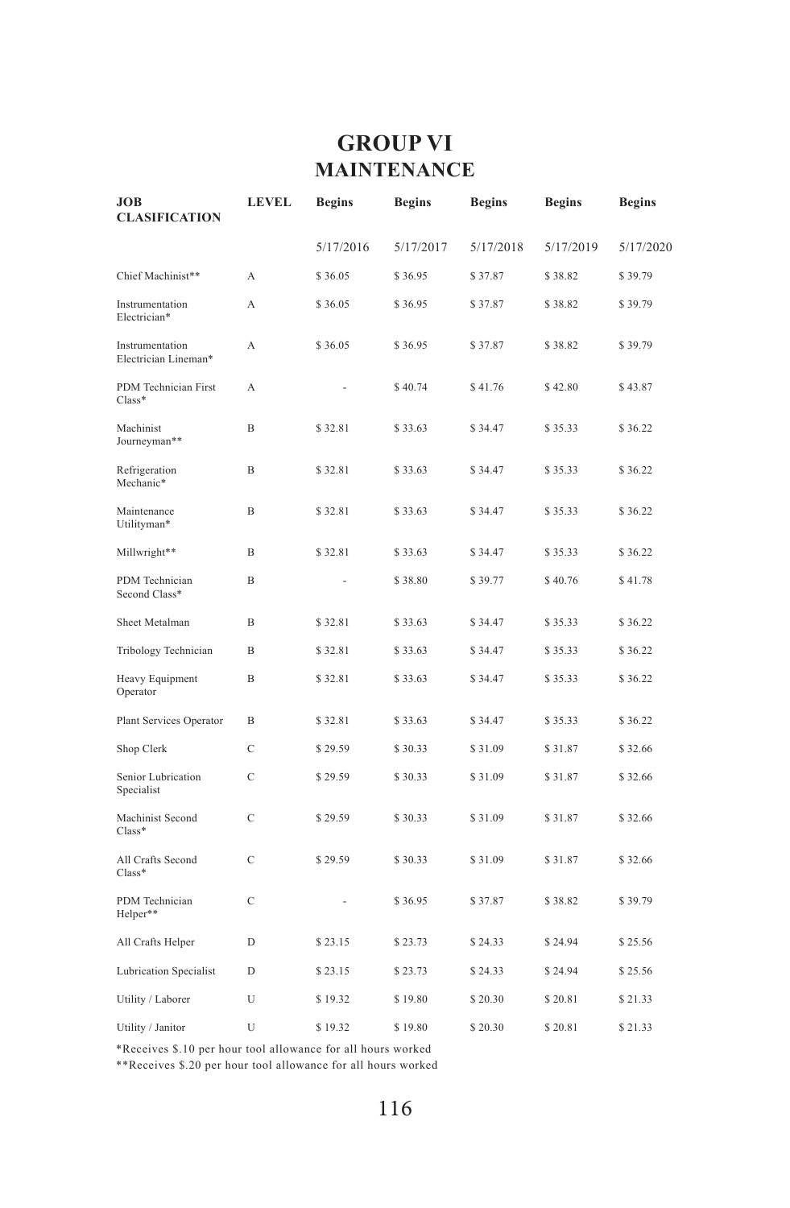# GROUP VI
## MAINTENANCE

| JOB CLASIFICATION | LEVEL | Begins | Begins | Begins | Begins | Begins |
|---|---|---|---|---|---|---|
| | | 5/17/2016 | 5/17/2017 | 5/17/2018 | 5/17/2019 | 5/17/2020 |
| Chief Machinist** | A | $ 36.05 | $ 36.95 | $ 37.87 | $ 38.82 | $ 39.79 |
| Instrumentation Electrician* | A | $ 36.05 | $ 36.95 | $ 37.87 | $ 38.82 | $ 39.79 |
| Instrumentation Electrician Lineman* | A | $ 36.05 | $ 36.95 | $ 37.87 | $ 38.82 | $ 39.79 |
| PDM Technician First Class* | A | - | $ 40.74 | $ 41.76 | $ 42.80 | $ 43.87 |
| Machinist Journeyman** | B | $ 32.81 | $ 33.63 | $ 34.47 | $ 35.33 | $ 36.22 |
| Refrigeration Mechanic* | B | $ 32.81 | $ 33.63 | $ 34.47 | $ 35.33 | $ 36.22 |
| Maintenance Utilityman* | B | $ 32.81 | $ 33.63 | $ 34.47 | $ 35.33 | $ 36.22 |
| Millwright** | B | $ 32.81 | $ 33.63 | $ 34.47 | $ 35.33 | $ 36.22 |
| PDM Technician Second Class* | B | - | $ 38.80 | $ 39.77 | $ 40.76 | $ 41.78 |
| Sheet Metalman | B | $ 32.81 | $ 33.63 | $ 34.47 | $ 35.33 | $ 36.22 |
| Tribology Technician | B | $ 32.81 | $ 33.63 | $ 34.47 | $ 35.33 | $ 36.22 |
| Heavy Equipment Operator | B | $ 32.81 | $ 33.63 | $ 34.47 | $ 35.33 | $ 36.22 |
| Plant Services Operator | B | $ 32.81 | $ 33.63 | $ 34.47 | $ 35.33 | $ 36.22 |
| Shop Clerk | C | $ 29.59 | $ 30.33 | $ 31.09 | $ 31.87 | $ 32.66 |
| Senior Lubrication Specialist | C | $ 29.59 | $ 30.33 | $ 31.09 | $ 31.87 | $ 32.66 |
| Machinist Second Class* | C | $ 29.59 | $ 30.33 | $ 31.09 | $ 31.87 | $ 32.66 |
| All Crafts Second Class* | C | $ 29.59 | $ 30.33 | $ 31.09 | $ 31.87 | $ 32.66 |
| PDM Technician Helper** | C | - | $ 36.95 | $ 37.87 | $ 38.82 | $ 39.79 |
| All Crafts Helper | D | $ 23.15 | $ 23.73 | $ 24.33 | $ 24.94 | $ 25.56 |
| Lubrication Specialist | D | $ 23.15 | $ 23.73 | $ 24.33 | $ 24.94 | $ 25.56 |
| Utility / Laborer | U | $ 19.32 | $ 19.80 | $ 20.30 | $ 20.81 | $ 21.33 |
| Utility / Janitor | U | $ 19.32 | $ 19.80 | $ 20.30 | $ 20.81 | $ 21.33 |

*Receives $.10 per hour tool allowance for all hours worked

**Receives $.20 per hour tool allowance for all hours worked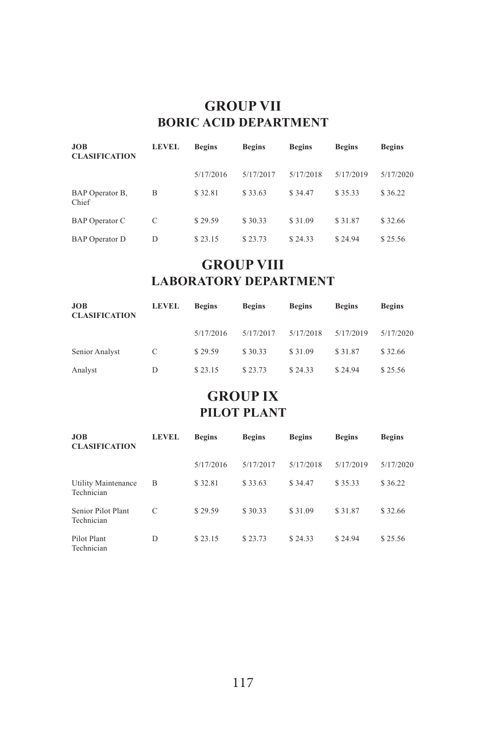# GROUP VII
## BORIC ACID DEPARTMENT

| JOB CLASIFICATION | LEVEL | Begins | Begins | Begins | Begins | Begins |
|---|---|---|---|---|---|---|
| | | 5/17/2016 | 5/17/2017 | 5/17/2018 | 5/17/2019 | 5/17/2020 |
| BAP Operator B, Chief | B | $ 32.81 | $ 33.63 | $ 34.47 | $ 35.33 | $ 36.22 |
| BAP Operator C | C | $ 29.59 | $ 30.33 | $ 31.09 | $ 31.87 | $ 32.66 |
| BAP Operator D | D | $ 23.15 | $ 23.73 | $ 24.33 | $ 24.94 | $ 25.56 |

# GROUP VIII
## LABORATORY DEPARTMENT

| JOB CLASIFICATION | LEVEL | Begins | Begins | Begins | Begins | Begins |
|---|---|---|---|---|---|---|
| | | 5/17/2016 | 5/17/2017 | 5/17/2018 | 5/17/2019 | 5/17/2020 |
| Senior Analyst | C | $ 29.59 | $ 30.33 | $ 31.09 | $ 31.87 | $ 32.66 |
| Analyst | D | $ 23.15 | $ 23.73 | $ 24.33 | $ 24.94 | $ 25.56 |

# GROUP IX
## PILOT PLANT

| JOB CLASIFICATION | LEVEL | Begins | Begins | Begins | Begins | Begins |
|---|---|---|---|---|---|---|
| | | 5/17/2016 | 5/17/2017 | 5/17/2018 | 5/17/2019 | 5/17/2020 |
| Utility Maintenance Technician | B | $ 32.81 | $ 33.63 | $ 34.47 | $ 35.33 | $ 36.22 |
| Senior Pilot Plant Technician | C | $ 29.59 | $ 30.33 | $ 31.09 | $ 31.87 | $ 32.66 |
| Pilot Plant Technician | D | $ 23.15 | $ 23.73 | $ 24.33 | $ 24.94 | $ 25.56 |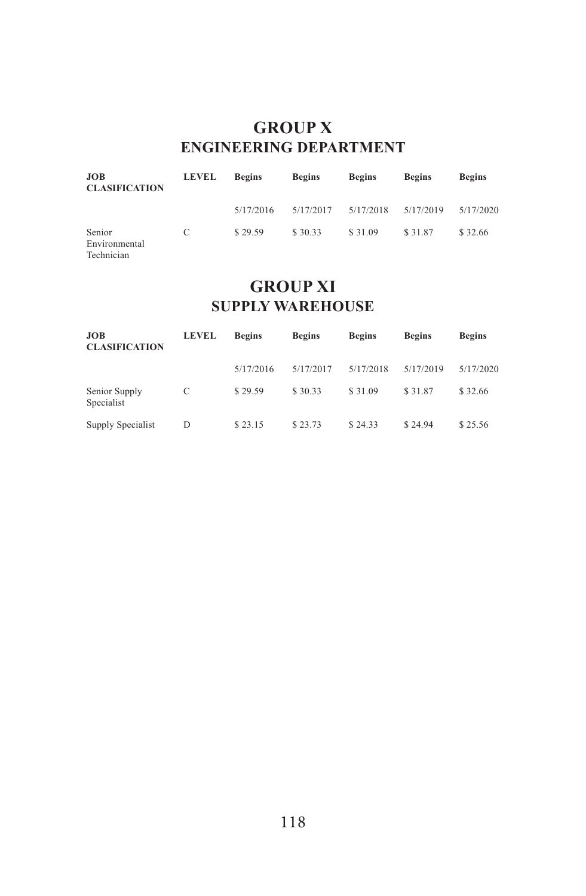# GROUP X
## ENGINEERING DEPARTMENT

| JOB CLASIFICATION | LEVEL | Begins | Begins | Begins | Begins | Begins |
|---|---|---|---|---|---|---|
| | | 5/17/2016 | 5/17/2017 | 5/17/2018 | 5/17/2019 | 5/17/2020 |
| Senior Environmental Technician | C | $ 29.59 | $ 30.33 | $ 31.09 | $ 31.87 | $ 32.66 |

# GROUP XI
## SUPPLY WAREHOUSE

| JOB CLASIFICATION | LEVEL | Begins | Begins | Begins | Begins | Begins |
|---|---|---|---|---|---|---|
| | | 5/17/2016 | 5/17/2017 | 5/17/2018 | 5/17/2019 | 5/17/2020 |
| Senior Supply Specialist | C | $ 29.59 | $ 30.33 | $ 31.09 | $ 31.87 | $ 32.66 |
| Supply Specialist | D | $ 23.15 | $ 23.73 | $ 24.33 | $ 24.94 | $ 25.56 |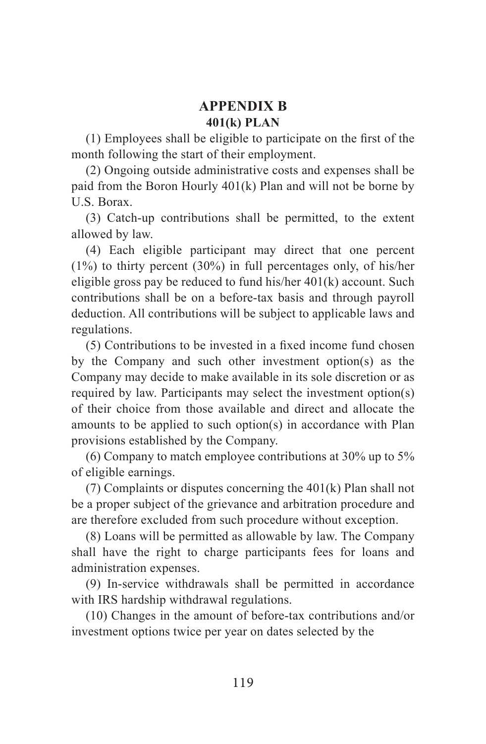# APPENDIX B

## 401(k) PLAN

(1) Employees shall be eligible to participate on the first of the month following the start of their employment.

(2) Ongoing outside administrative costs and expenses shall be paid from the Boron Hourly 401(k) Plan and will not be borne by U.S. Borax.

(3) Catch-up contributions shall be permitted, to the extent allowed by law.

(4) Each eligible participant may direct that one percent (1%) to thirty percent (30%) in full percentages only, of his/her eligible gross pay be reduced to fund his/her 401(k) account. Such contributions shall be on a before-tax basis and through payroll deduction. All contributions will be subject to applicable laws and regulations.

(5) Contributions to be invested in a fixed income fund chosen by the Company and such other investment option(s) as the Company may decide to make available in its sole discretion or as required by law. Participants may select the investment option(s) of their choice from those available and direct and allocate the amounts to be applied to such option(s) in accordance with Plan provisions established by the Company.

(6) Company to match employee contributions at 30% up to 5% of eligible earnings.

(7) Complaints or disputes concerning the 401(k) Plan shall not be a proper subject of the grievance and arbitration procedure and are therefore excluded from such procedure without exception.

(8) Loans will be permitted as allowable by law. The Company shall have the right to charge participants fees for loans and administration expenses.

(9) In-service withdrawals shall be permitted in accordance with IRS hardship withdrawal regulations.

(10) Changes in the amount of before-tax contributions and/or investment options twice per year on dates selected by the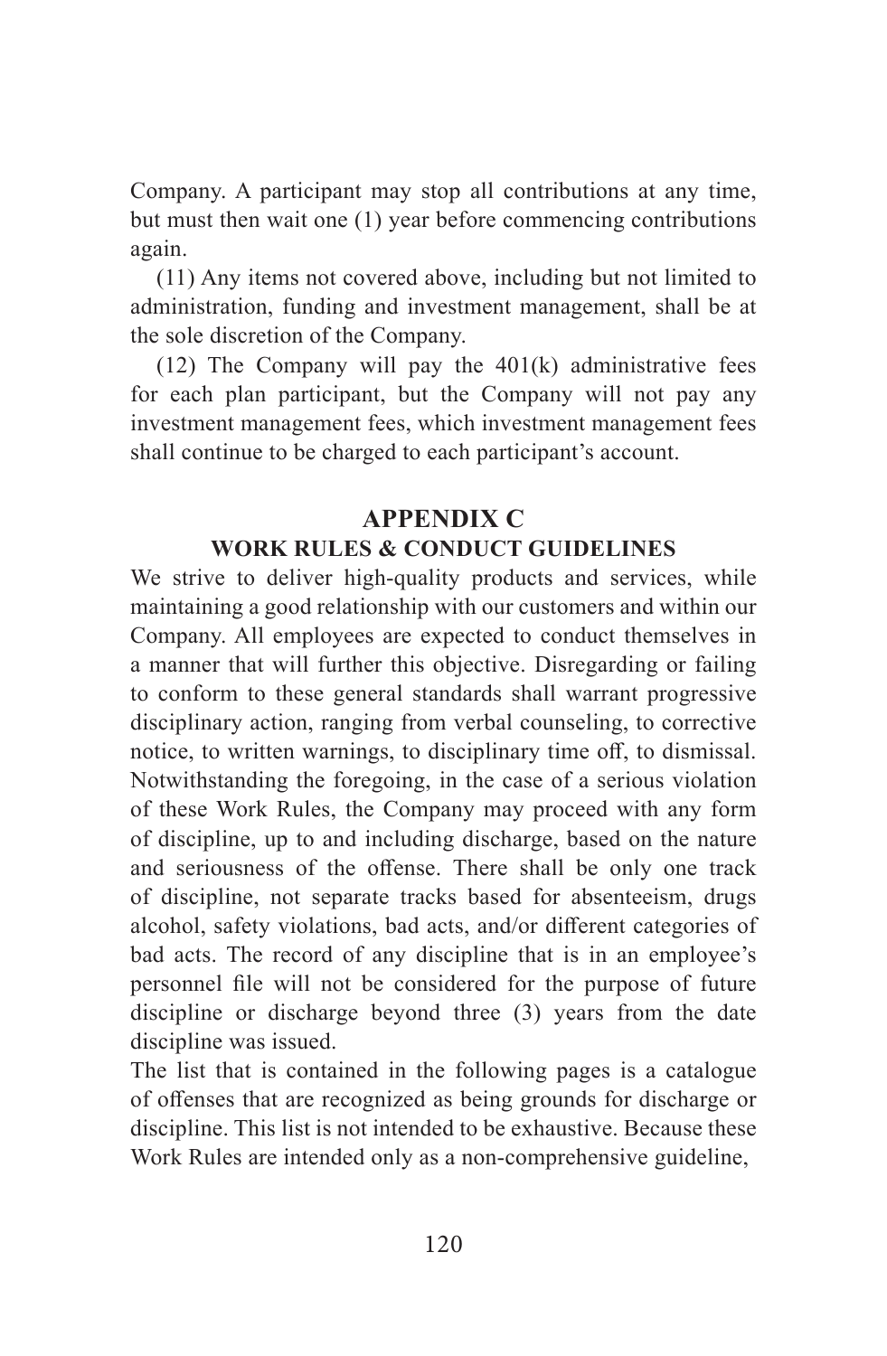Company. A participant may stop all contributions at any time, but must then wait one (1) year before commencing contributions again.

(11) Any items not covered above, including but not limited to administration, funding and investment management, shall be at the sole discretion of the Company.

(12) The Company will pay the 401(k) administrative fees for each plan participant, but the Company will not pay any investment management fees, which investment management fees shall continue to be charged to each participant's account.

## APPENDIX C

### WORK RULES & CONDUCT GUIDELINES

We strive to deliver high-quality products and services, while maintaining a good relationship with our customers and within our Company. All employees are expected to conduct themselves in a manner that will further this objective. Disregarding or failing to conform to these general standards shall warrant progressive disciplinary action, ranging from verbal counseling, to corrective notice, to written warnings, to disciplinary time off, to dismissal. Notwithstanding the foregoing, in the case of a serious violation of these Work Rules, the Company may proceed with any form of discipline, up to and including discharge, based on the nature and seriousness of the offense. There shall be only one track of discipline, not separate tracks based for absenteeism, drugs alcohol, safety violations, bad acts, and/or different categories of bad acts. The record of any discipline that is in an employee's personnel file will not be considered for the purpose of future discipline or discharge beyond three (3) years from the date discipline was issued.

The list that is contained in the following pages is a catalogue of offenses that are recognized as being grounds for discharge or discipline. This list is not intended to be exhaustive. Because these Work Rules are intended only as a non-comprehensive guideline,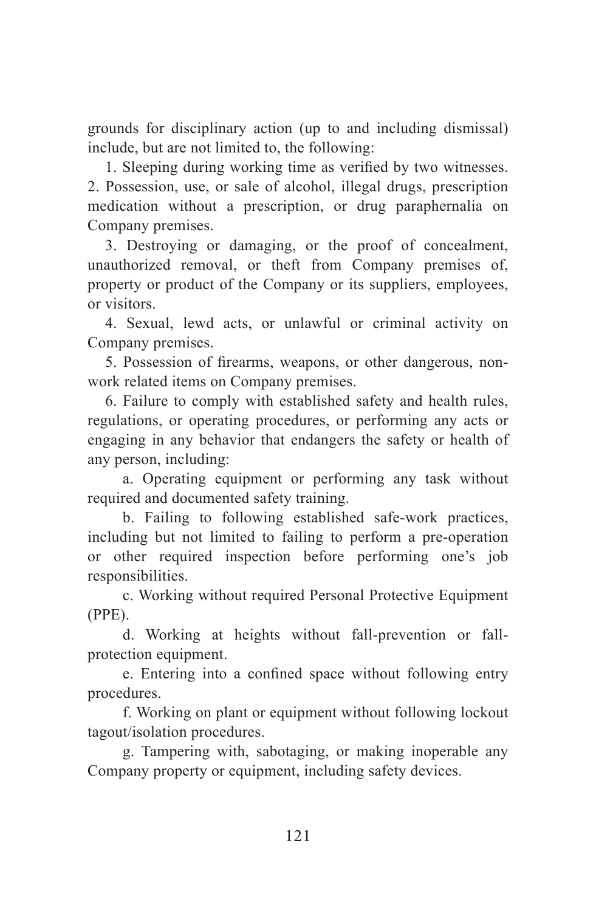grounds for disciplinary action (up to and including dismissal) include, but are not limited to, the following:

1. Sleeping during working time as verified by two witnesses.
2. Possession, use, or sale of alcohol, illegal drugs, prescription medication without a prescription, or drug paraphernalia on Company premises.
3. Destroying or damaging, or the proof of concealment, unauthorized removal, or theft from Company premises of, property or product of the Company or its suppliers, employees, or visitors.
4. Sexual, lewd acts, or unlawful or criminal activity on Company premises.
5. Possession of firearms, weapons, or other dangerous, non-work related items on Company premises.
6. Failure to comply with established safety and health rules, regulations, or operating procedures, or performing any acts or engaging in any behavior that endangers the safety or health of any person, including:
    a. Operating equipment or performing any task without required and documented safety training.
    b. Failing to following established safe-work practices, including but not limited to failing to perform a pre-operation or other required inspection before performing one's job responsibilities.
    c. Working without required Personal Protective Equipment (PPE).
    d. Working at heights without fall-prevention or fall-protection equipment.
    e. Entering into a confined space without following entry procedures.
    f. Working on plant or equipment without following lockout tagout/isolation procedures.
    g. Tampering with, sabotaging, or making inoperable any Company property or equipment, including safety devices.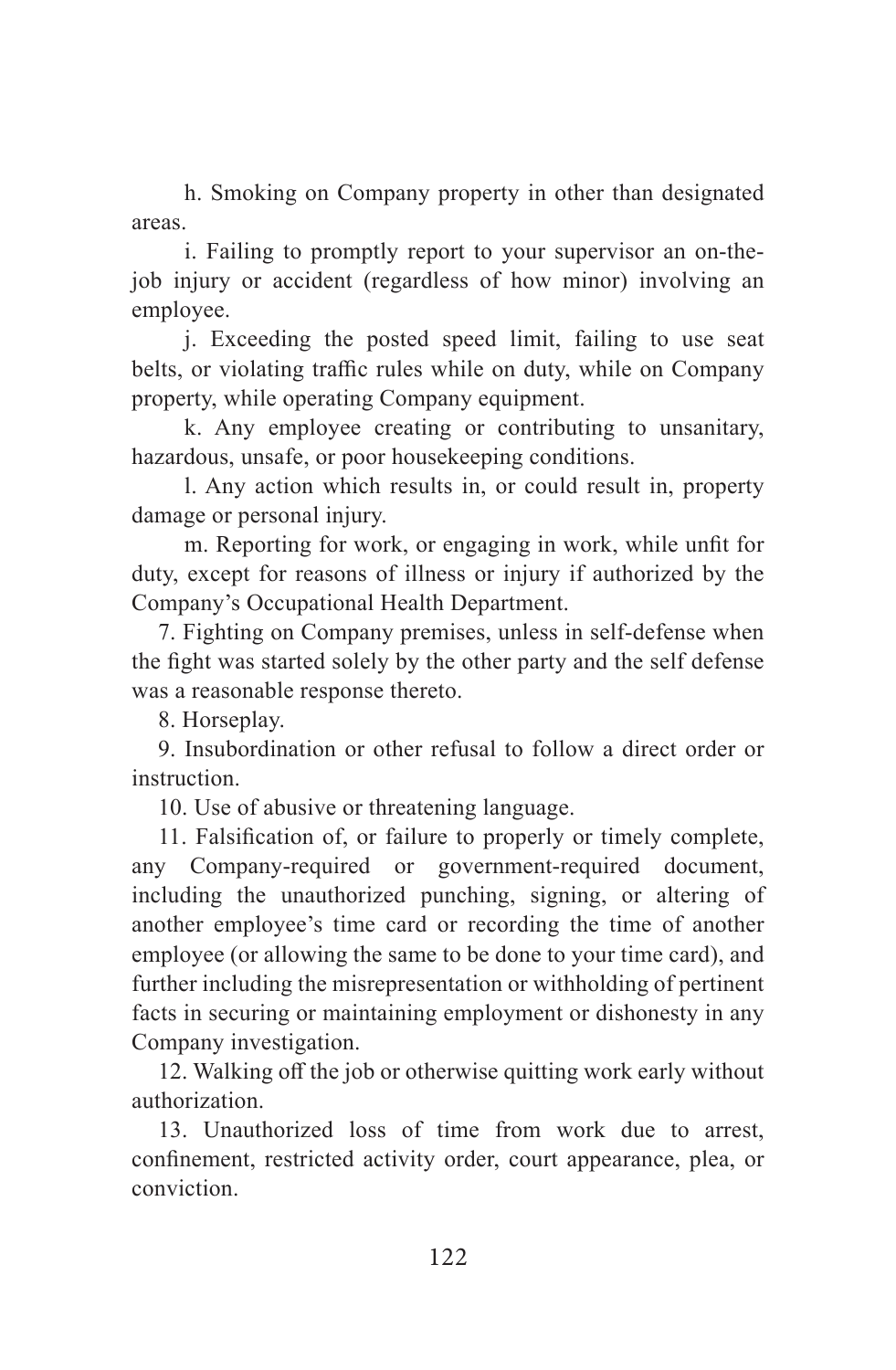h. Smoking on Company property in other than designated areas.

i. Failing to promptly report to your supervisor an on-the-job injury or accident (regardless of how minor) involving an employee.

j. Exceeding the posted speed limit, failing to use seat belts, or violating traffic rules while on duty, while on Company property, while operating Company equipment.

k. Any employee creating or contributing to unsanitary, hazardous, unsafe, or poor housekeeping conditions.

l. Any action which results in, or could result in, property damage or personal injury.

m. Reporting for work, or engaging in work, while unfit for duty, except for reasons of illness or injury if authorized by the Company's Occupational Health Department.

7. Fighting on Company premises, unless in self-defense when the fight was started solely by the other party and the self defense was a reasonable response thereto.

8. Horseplay.

9. Insubordination or other refusal to follow a direct order or instruction.

10. Use of abusive or threatening language.

11. Falsification of, or failure to properly or timely complete, any Company-required or government-required document, including the unauthorized punching, signing, or altering of another employee's time card or recording the time of another employee (or allowing the same to be done to your time card), and further including the misrepresentation or withholding of pertinent facts in securing or maintaining employment or dishonesty in any Company investigation.

12. Walking off the job or otherwise quitting work early without authorization.

13. Unauthorized loss of time from work due to arrest, confinement, restricted activity order, court appearance, plea, or conviction.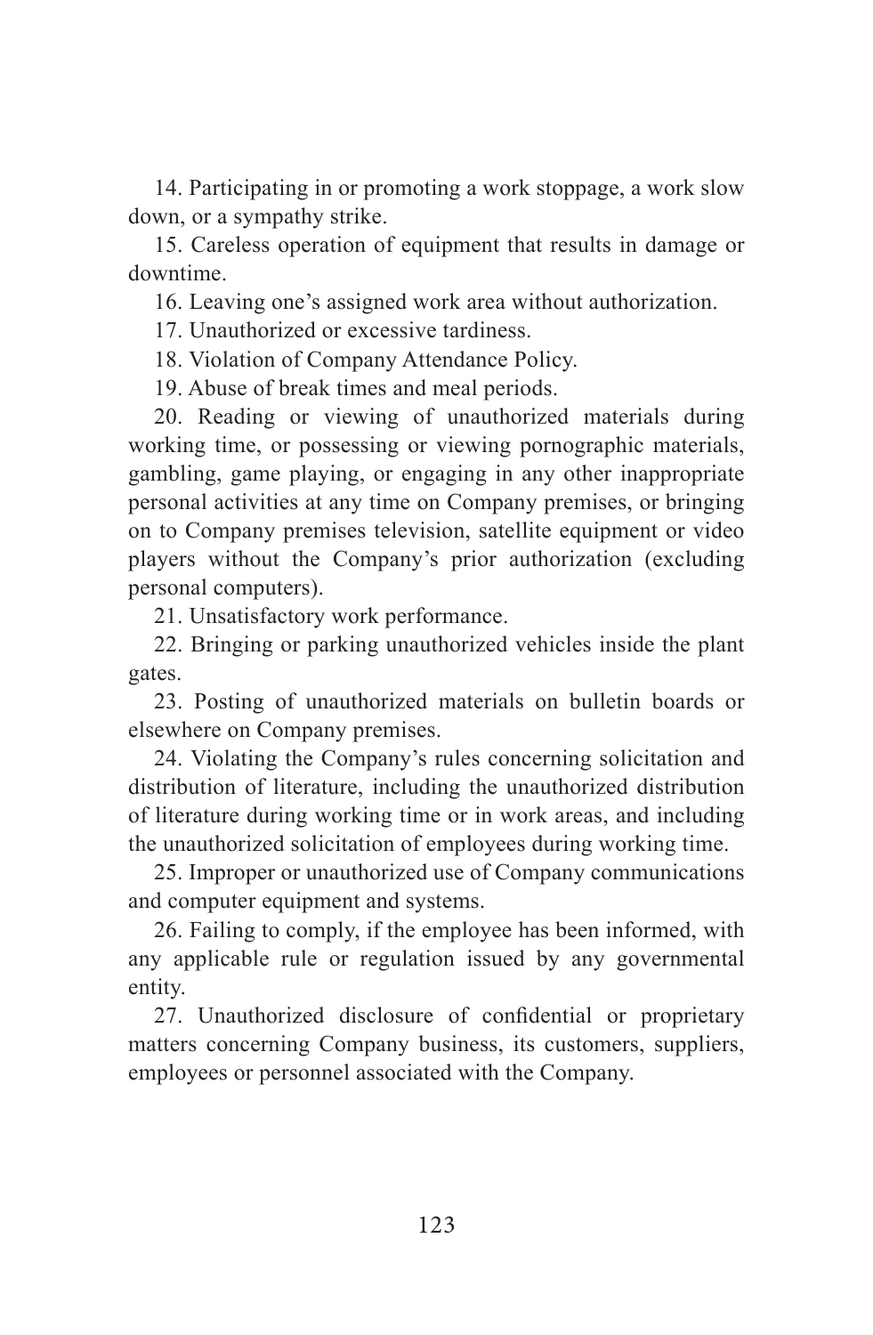14. Participating in or promoting a work stoppage, a work slow down, or a sympathy strike.

15. Careless operation of equipment that results in damage or downtime.

16. Leaving one's assigned work area without authorization.

17. Unauthorized or excessive tardiness.

18. Violation of Company Attendance Policy.

19. Abuse of break times and meal periods.

20. Reading or viewing of unauthorized materials during working time, or possessing or viewing pornographic materials, gambling, game playing, or engaging in any other inappropriate personal activities at any time on Company premises, or bringing on to Company premises television, satellite equipment or video players without the Company's prior authorization (excluding personal computers).

21. Unsatisfactory work performance.

22. Bringing or parking unauthorized vehicles inside the plant gates.

23. Posting of unauthorized materials on bulletin boards or elsewhere on Company premises.

24. Violating the Company's rules concerning solicitation and distribution of literature, including the unauthorized distribution of literature during working time or in work areas, and including the unauthorized solicitation of employees during working time.

25. Improper or unauthorized use of Company communications and computer equipment and systems.

26. Failing to comply, if the employee has been informed, with any applicable rule or regulation issued by any governmental entity.

27. Unauthorized disclosure of confidential or proprietary matters concerning Company business, its customers, suppliers, employees or personnel associated with the Company.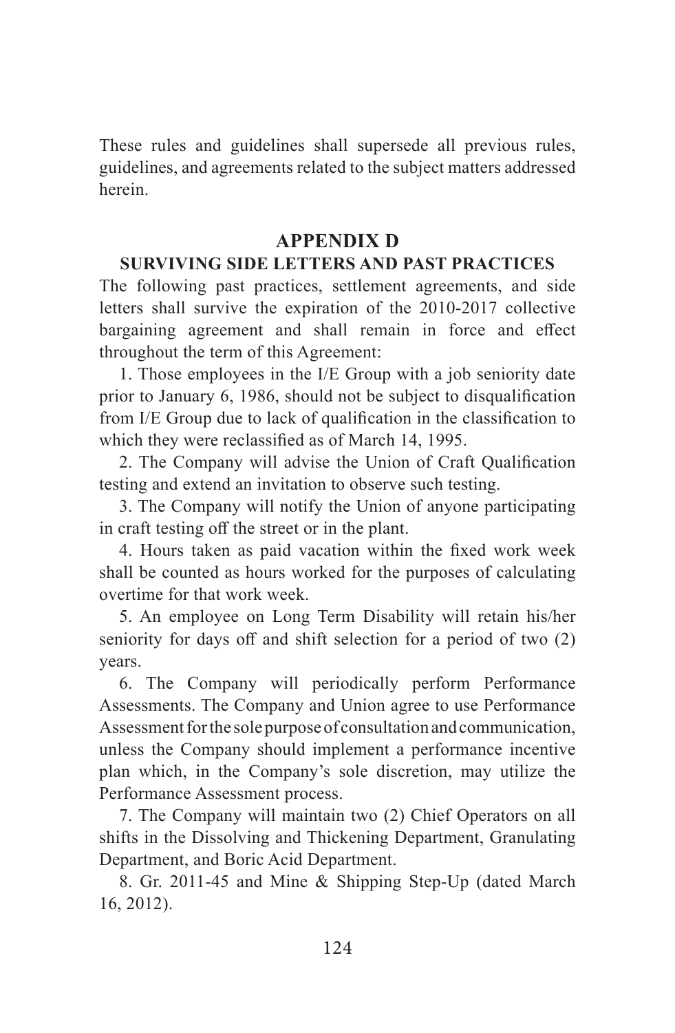These rules and guidelines shall supersede all previous rules, guidelines, and agreements related to the subject matters addressed herein.

## APPENDIX D

### SURVIVING SIDE LETTERS AND PAST PRACTICES

The following past practices, settlement agreements, and side letters shall survive the expiration of the 2010-2017 collective bargaining agreement and shall remain in force and effect throughout the term of this Agreement:

1. Those employees in the I/E Group with a job seniority date prior to January 6, 1986, should not be subject to disqualification from I/E Group due to lack of qualification in the classification to which they were reclassified as of March 14, 1995.

2. The Company will advise the Union of Craft Qualification testing and extend an invitation to observe such testing.

3. The Company will notify the Union of anyone participating in craft testing off the street or in the plant.

4. Hours taken as paid vacation within the fixed work week shall be counted as hours worked for the purposes of calculating overtime for that work week.

5. An employee on Long Term Disability will retain his/her seniority for days off and shift selection for a period of two (2) years.

6. The Company will periodically perform Performance Assessments. The Company and Union agree to use Performance Assessment for the sole purpose of consultation and communication, unless the Company should implement a performance incentive plan which, in the Company's sole discretion, may utilize the Performance Assessment process.

7. The Company will maintain two (2) Chief Operators on all shifts in the Dissolving and Thickening Department, Granulating Department, and Boric Acid Department.

8. Gr. 2011-45 and Mine & Shipping Step-Up (dated March 16, 2012).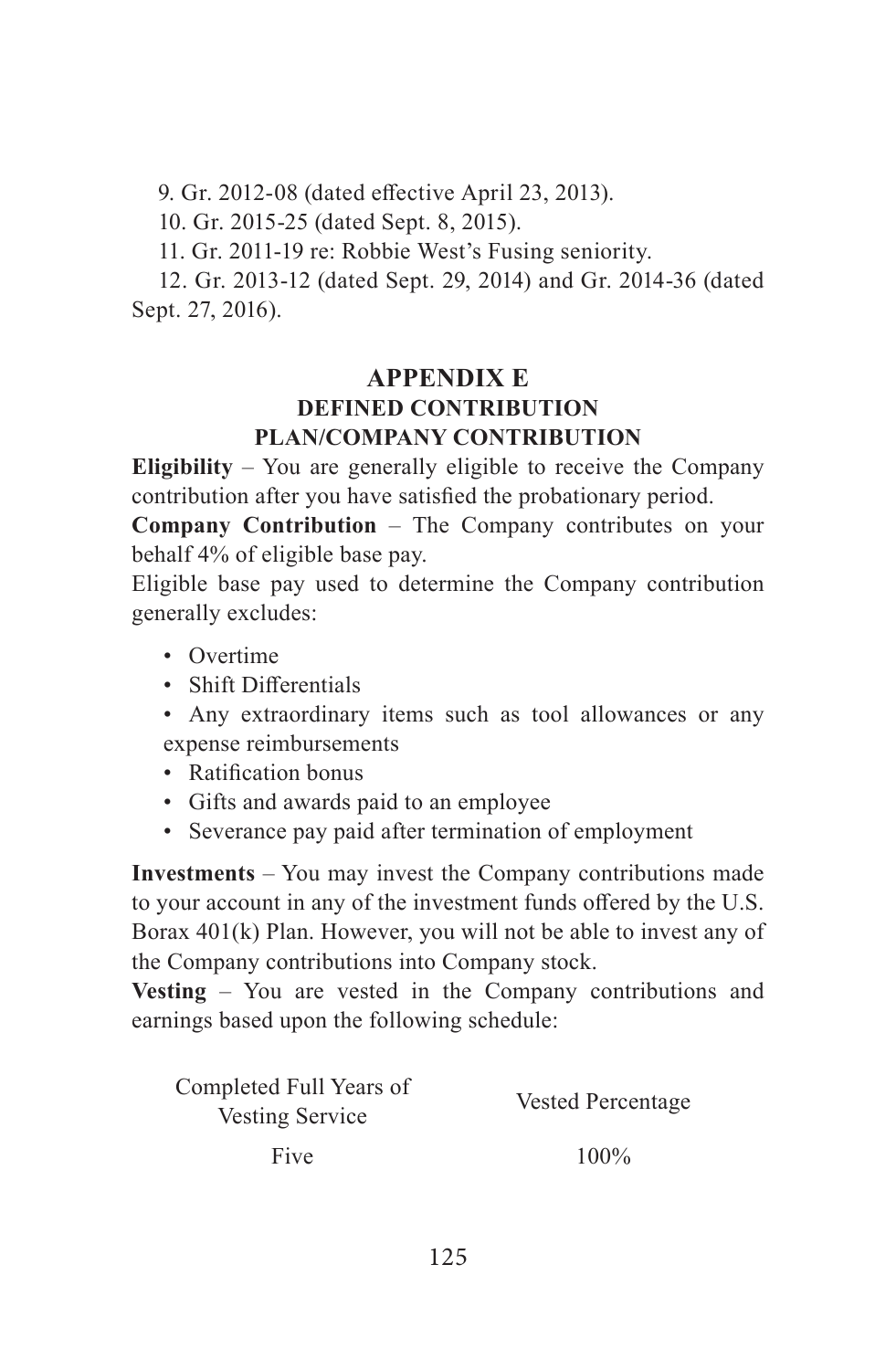9. Gr. 2012-08 (dated effective April 23, 2013).

10. Gr. 2015-25 (dated Sept. 8, 2015).

11. Gr. 2011-19 re: Robbie West's Fusing seniority.

12. Gr. 2013-12 (dated Sept. 29, 2014) and Gr. 2014-36 (dated Sept. 27, 2016).

# APPENDIX E

## DEFINED CONTRIBUTION PLAN/COMPANY CONTRIBUTION

**Eligibility** – You are generally eligible to receive the Company contribution after you have satisfied the probationary period.

**Company Contribution** – The Company contributes on your behalf 4% of eligible base pay.

Eligible base pay used to determine the Company contribution generally excludes:

- Overtime
- Shift Differentials
- Any extraordinary items such as tool allowances or any expense reimbursements
- Ratification bonus
- Gifts and awards paid to an employee
- Severance pay paid after termination of employment

**Investments** – You may invest the Company contributions made to your account in any of the investment funds offered by the U.S. Borax 401(k) Plan. However, you will not be able to invest any of the Company contributions into Company stock.

**Vesting** – You are vested in the Company contributions and earnings based upon the following schedule:

| Completed Full Years of Vesting Service | Vested Percentage |
| --- | --- |
| Five | 100% |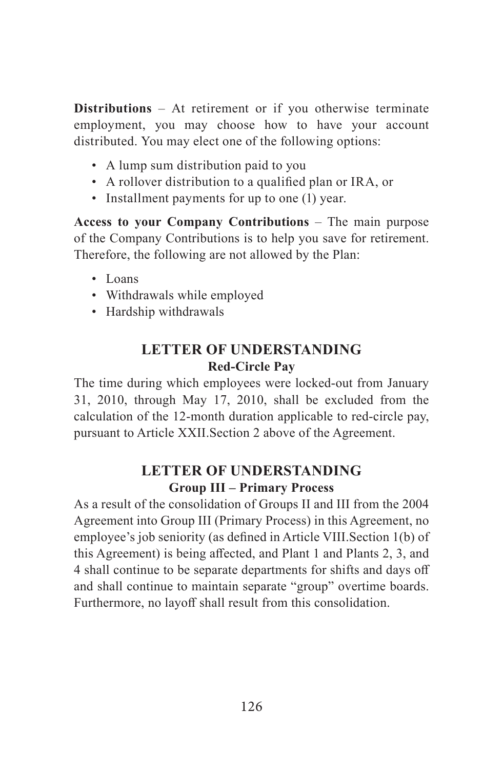**Distributions** – At retirement or if you otherwise terminate employment, you may choose how to have your account distributed. You may elect one of the following options:

- A lump sum distribution paid to you
- A rollover distribution to a qualified plan or IRA, or
- Installment payments for up to one (1) year.

**Access to your Company Contributions** – The main purpose of the Company Contributions is to help you save for retirement. Therefore, the following are not allowed by the Plan:

- Loans
- Withdrawals while employed
- Hardship withdrawals

## LETTER OF UNDERSTANDING

### Red-Circle Pay

The time during which employees were locked-out from January 31, 2010, through May 17, 2010, shall be excluded from the calculation of the 12-month duration applicable to red-circle pay, pursuant to Article XXII.Section 2 above of the Agreement.

## LETTER OF UNDERSTANDING

### Group III – Primary Process

As a result of the consolidation of Groups II and III from the 2004 Agreement into Group III (Primary Process) in this Agreement, no employee's job seniority (as defined in Article VIII.Section 1(b) of this Agreement) is being affected, and Plant 1 and Plants 2, 3, and 4 shall continue to be separate departments for shifts and days off and shall continue to maintain separate "group" overtime boards. Furthermore, no layoff shall result from this consolidation.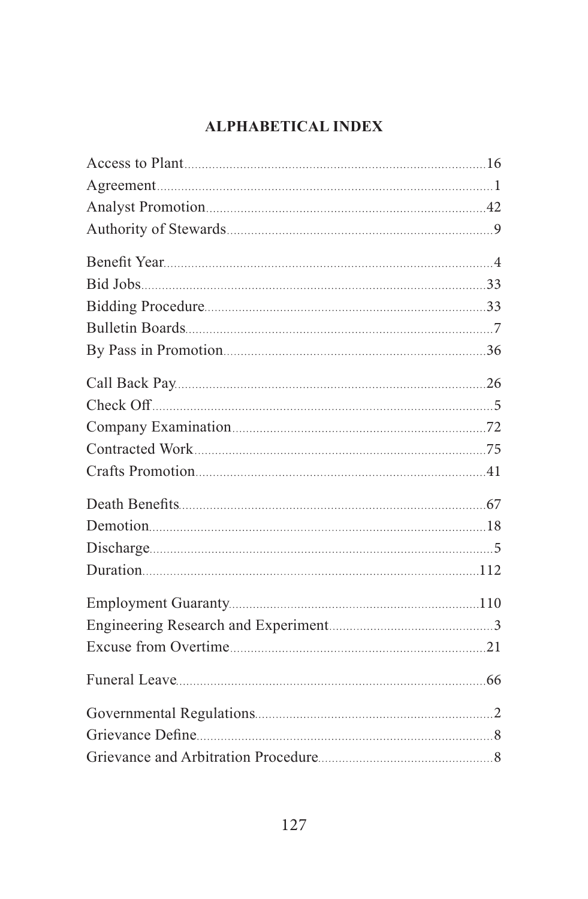## ALPHABETICAL INDEX

| | |
|---|---|
| Access to Plant | 16 |
| Agreement | 1 |
| Analyst Promotion | 42 |
| Authority of Stewards | 9 |
| Benefit Year | 4 |
| Bid Jobs | 33 |
| Bidding Procedure | 33 |
| Bulletin Boards | 7 |
| By Pass in Promotion | 36 |
| Call Back Pay | 26 |
| Check Off | 5 |
| Company Examination | 72 |
| Contracted Work | 75 |
| Crafts Promotion | 41 |
| Death Benefits | 67 |
| Demotion | 18 |
| Discharge | 5 |
| Duration | 112 |
| Employment Guaranty | 110 |
| Engineering Research and Experiment | 3 |
| Excuse from Overtime | 21 |
| Funeral Leave | 66 |
| Governmental Regulations | 2 |
| Grievance Define | 8 |
| Grievance and Arbitration Procedure | 8 |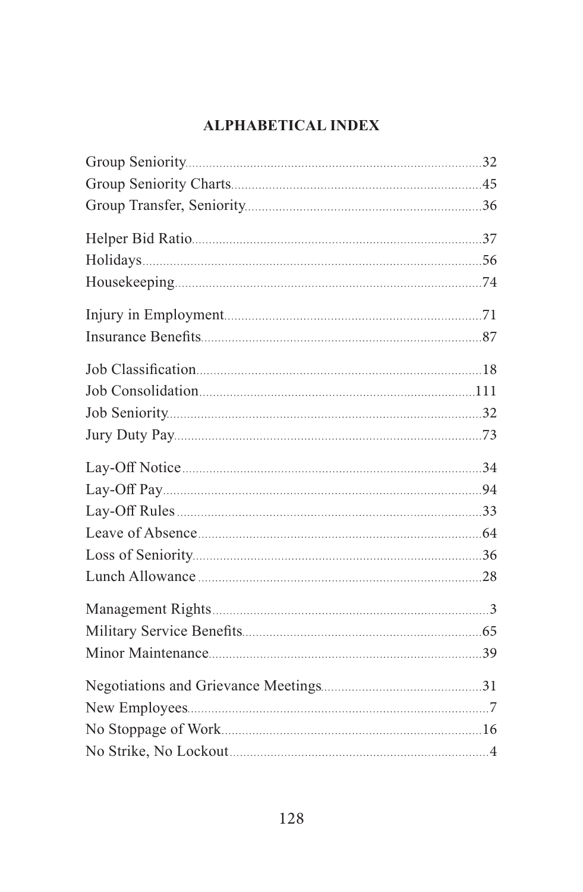## ALPHABETICAL INDEX

| | |
|---|---|
| Group Seniority | 32 |
| Group Seniority Charts | 45 |
| Group Transfer, Seniority | 36 |
| Helper Bid Ratio | 37 |
| Holidays | 56 |
| Housekeeping | 74 |
| Injury in Employment | 71 |
| Insurance Benefits | 87 |
| Job Classification | 18 |
| Job Consolidation | 111 |
| Job Seniority | 32 |
| Jury Duty Pay | 73 |
| Lay-Off Notice | 34 |
| Lay-Off Pay | 94 |
| Lay-Off Rules | 33 |
| Leave of Absence | 64 |
| Loss of Seniority | 36 |
| Lunch Allowance | 28 |
| Management Rights | 3 |
| Military Service Benefits | 65 |
| Minor Maintenance | 39 |
| Negotiations and Grievance Meetings | 31 |
| New Employees | 7 |
| No Stoppage of Work | 16 |
| No Strike, No Lockout | 4 |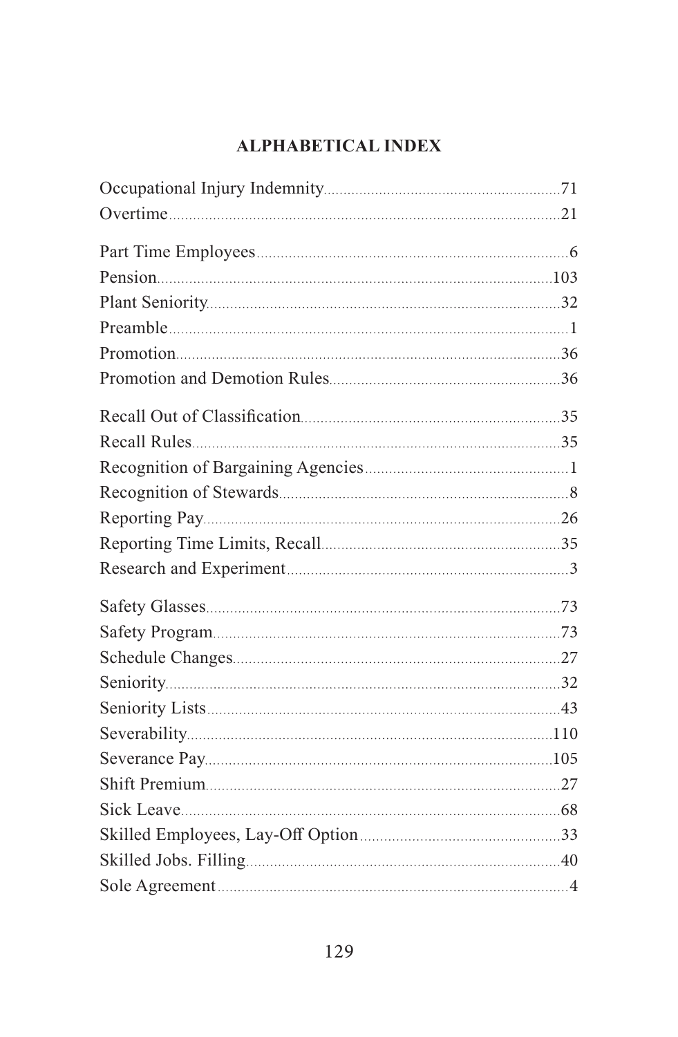## ALPHABETICAL INDEX

Occupational Injury Indemnity....71
Overtime....21

Part Time Employees....6
Pension....103
Plant Seniority....32
Preamble....1
Promotion....36
Promotion and Demotion Rules....36

Recall Out of Classification....35
Recall Rules....35
Recognition of Bargaining Agencies....1
Recognition of Stewards....8
Reporting Pay....26
Reporting Time Limits, Recall....35
Research and Experiment....3

Safety Glasses....73
Safety Program....73
Schedule Changes....27
Seniority....32
Seniority Lists....43
Severability....110
Severance Pay....105
Shift Premium....27
Sick Leave....68
Skilled Employees, Lay-Off Option....33
Skilled Jobs. Filling....40
Sole Agreement....4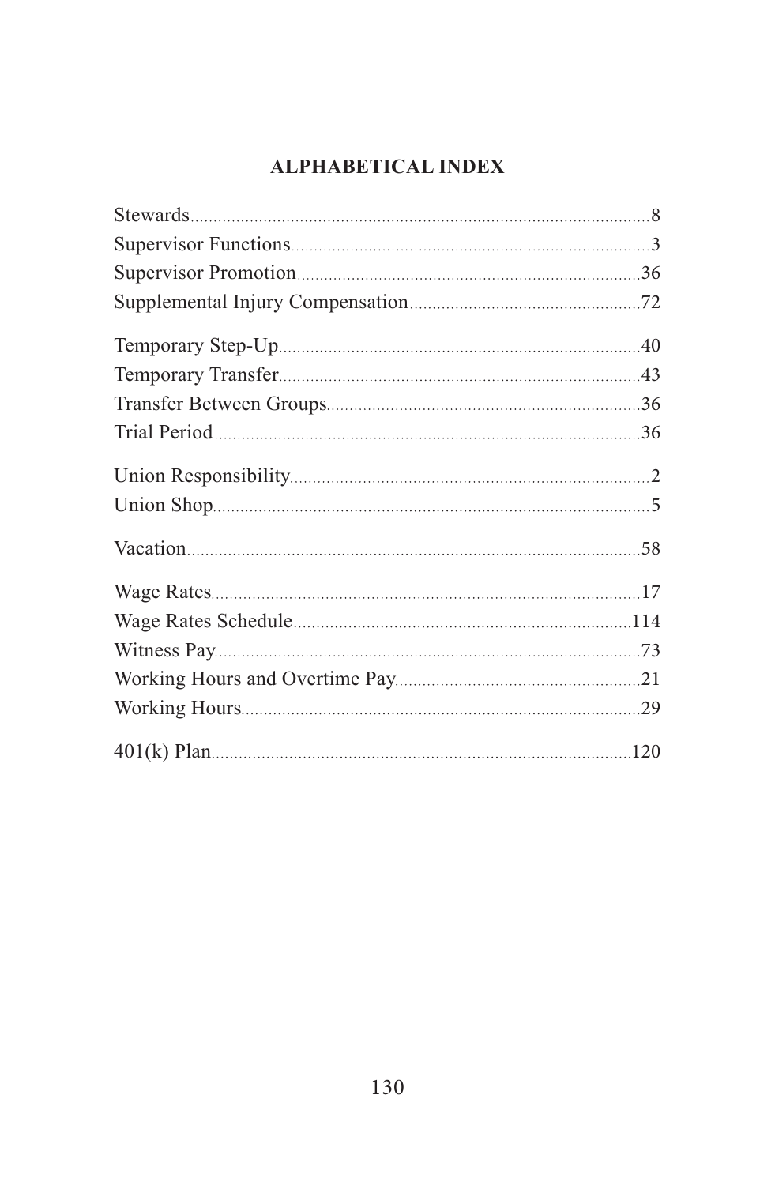## ALPHABETICAL INDEX

Stewards....8
Supervisor Functions....3
Supervisor Promotion....36
Supplemental Injury Compensation....72

Temporary Step-Up....40
Temporary Transfer....43
Transfer Between Groups....36
Trial Period....36

Union Responsibility....2
Union Shop....5

Vacation....58

Wage Rates....17
Wage Rates Schedule....114
Witness Pay....73
Working Hours and Overtime Pay....21
Working Hours....29

401(k) Plan....120